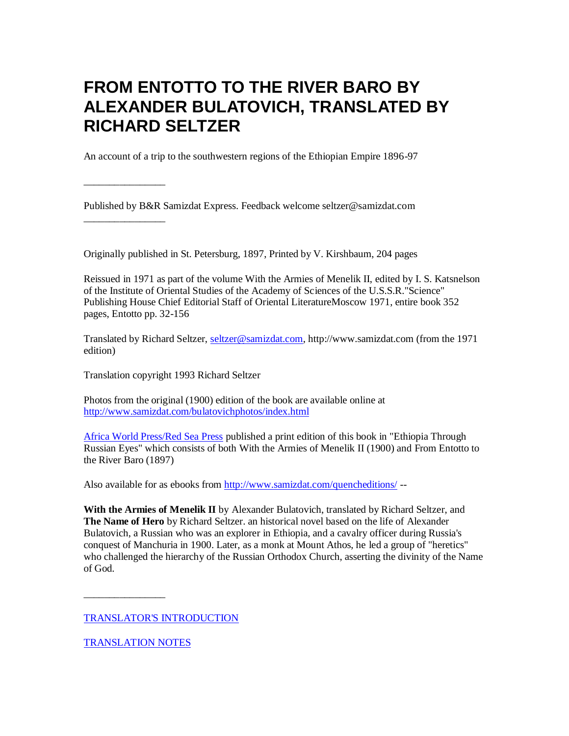# FROM ENTOTTO TO THE RIVER BARO BY ALEXANDER BULATOVICH, TRANSLATED BY RICHARD SELTZER

An account of a trip to the southwestern regions of the Ethiopian Empire 1896-97

---

Published by B&R Samizdat Express. Feedback welcome seltzer@samizdat.com

---

Originally published in St. Petersburg, 1897, Printed by V. Kirshbaum, 204 pages

Reissued in 1971 as part of the volume With the Armies of Menelik II, edited by I. S. Katsnelson of the Institute of Oriental Studies of the Academy of Sciences of the U.S.S.R."Science" Publishing House Chief Editorial Staff of Oriental LiteratureMoscow 1971, entire book 352 pages, Entotto pp. 32-156

Translated by Richard Seltzer, [seltzer@samizdat.com](mailto:seltzer@samizdat.com), http://www.samizdat.com (from the 1971 edition)

Translation copyright 1993 Richard Seltzer

Photos from the original (1900) edition of the book are available online at [http://www.samizdat.com/bulatovichphotos/index.html](http://www.samizdat.com/bulatovichphotos/index.html)

[Africa World Press/Red Sea Press](#) published a print edition of this book in "Ethiopia Through Russian Eyes" which consists of both With the Armies of Menelik II (1900) and From Entotto to the River Baro (1897)

Also available for as ebooks from [http://www.samizdat.com/quencheditions/](http://www.samizdat.com/quencheditions/) --

**With the Armies of Menelik II** by Alexander Bulatovich, translated by Richard Seltzer, and **The Name of Hero** by Richard Seltzer. an historical novel based on the life of Alexander Bulatovich, a Russian who was an explorer in Ethiopia, and a cavalry officer during Russia's conquest of Manchuria in 1900. Later, as a monk at Mount Athos, he led a group of "heretics" who challenged the hierarchy of the Russian Orthodox Church, asserting the divinity of the Name of God.

---

[TRANSLATOR'S INTRODUCTION](#)

[TRANSLATION NOTES](#)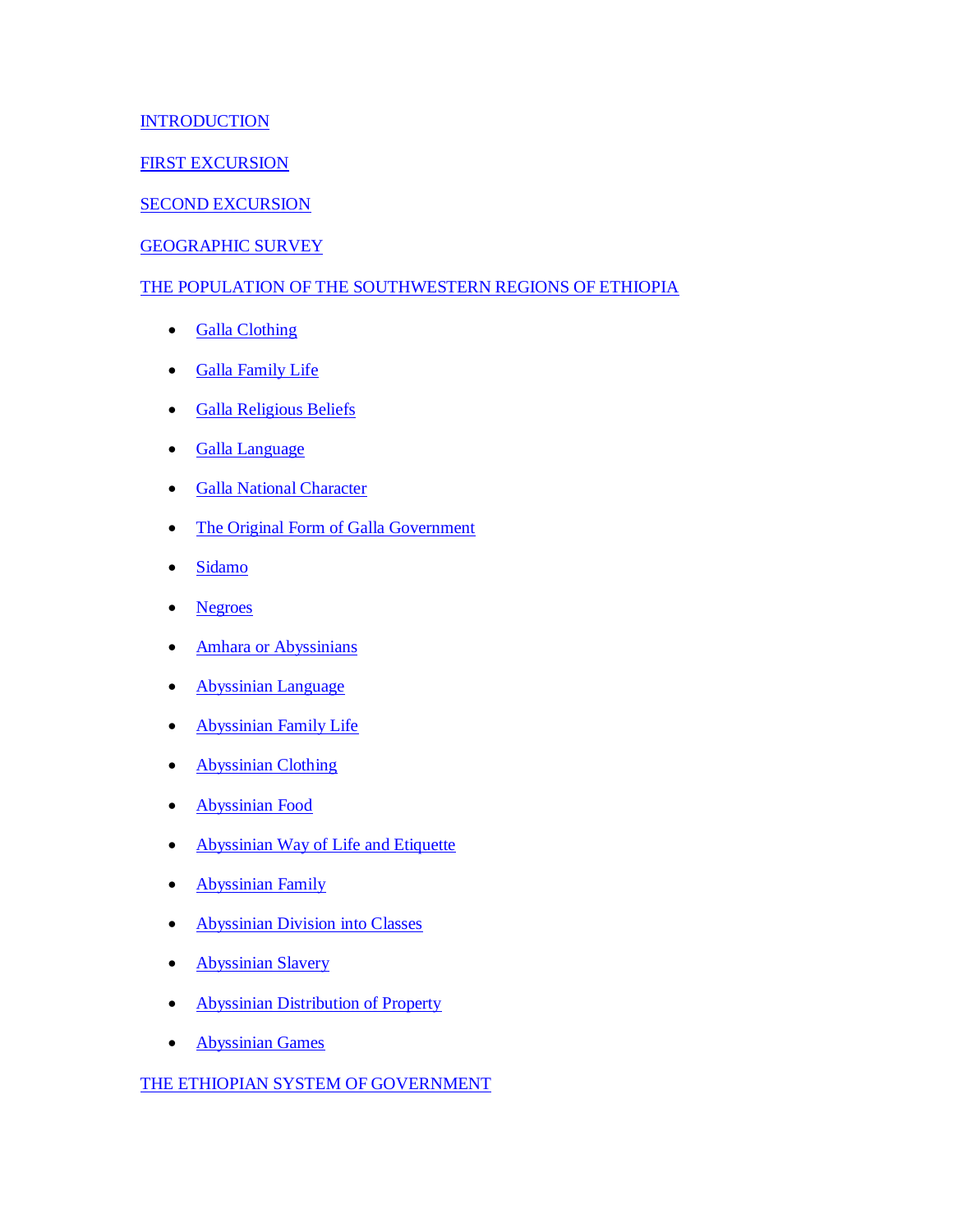INTRODUCTION

FIRST EXCURSION

SECOND EXCURSION

GEOGRAPHIC SURVEY

THE POPULATION OF THE SOUTHWESTERN REGIONS OF ETHIOPIA

- Galla Clothing
- Galla Family Life
- Galla Religious Beliefs
- Galla Language
- Galla National Character
- The Original Form of Galla Government
- Sidamo
- Negroes
- Amhara or Abyssinians
- Abyssinian Language
- Abyssinian Family Life
- Abyssinian Clothing
- Abyssinian Food
- Abyssinian Way of Life and Etiquette
- Abyssinian Family
- Abyssinian Division into Classes
- Abyssinian Slavery
- Abyssinian Distribution of Property
- Abyssinian Games

THE ETHIOPIAN SYSTEM OF GOVERNMENT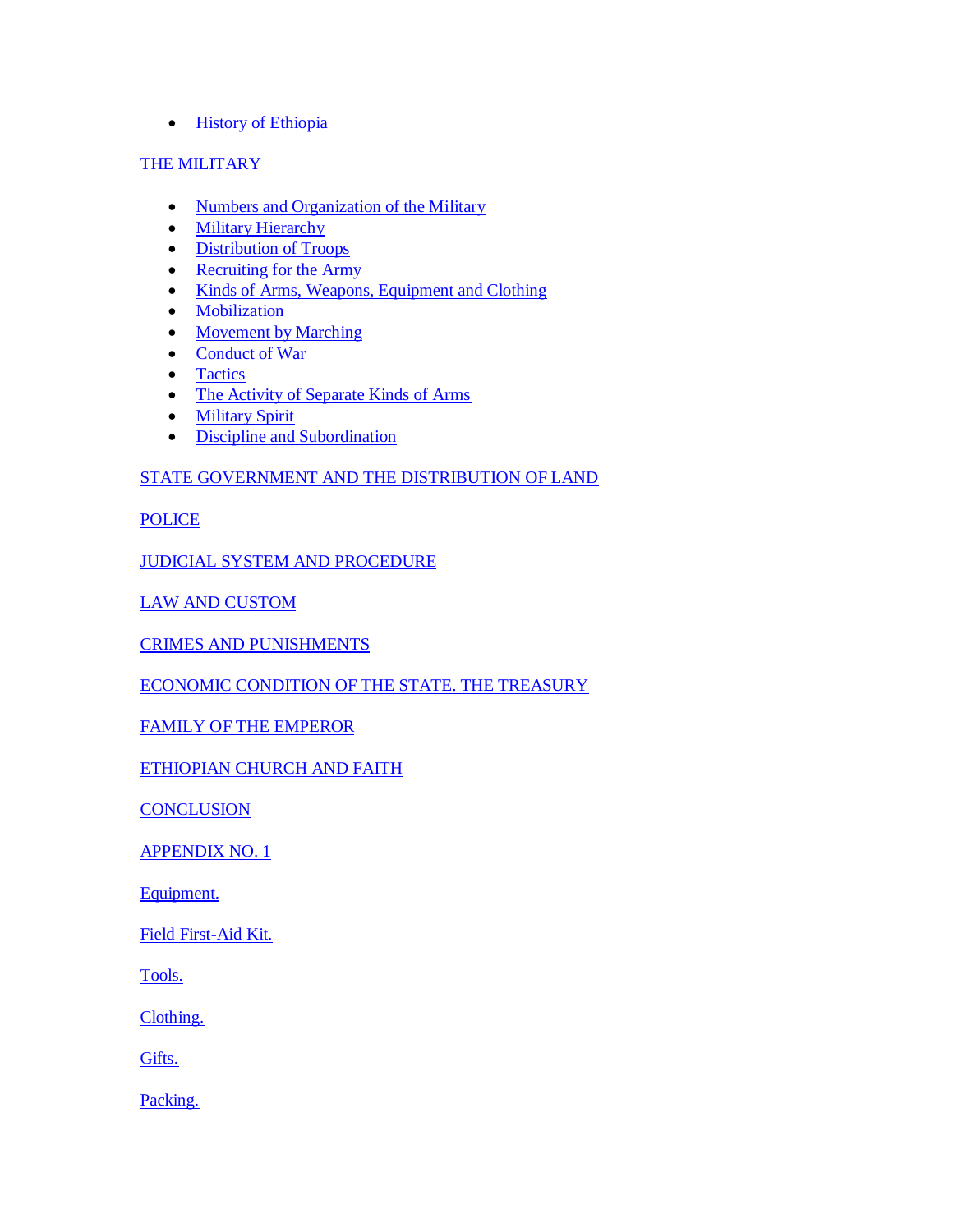- History of Ethiopia

THE MILITARY

- Numbers and Organization of the Military
- Military Hierarchy
- Distribution of Troops
- Recruiting for the Army
- Kinds of Arms, Weapons, Equipment and Clothing
- Mobilization
- Movement by Marching
- Conduct of War
- Tactics
- The Activity of Separate Kinds of Arms
- Military Spirit
- Discipline and Subordination

STATE GOVERNMENT AND THE DISTRIBUTION OF LAND

POLICE

JUDICIAL SYSTEM AND PROCEDURE

LAW AND CUSTOM

CRIMES AND PUNISHMENTS

ECONOMIC CONDITION OF THE STATE. THE TREASURY

FAMILY OF THE EMPEROR

ETHIOPIAN CHURCH AND FAITH

CONCLUSION

APPENDIX NO. 1

Equipment.

Field First-Aid Kit.

Tools.

Clothing.

Gifts.

Packing.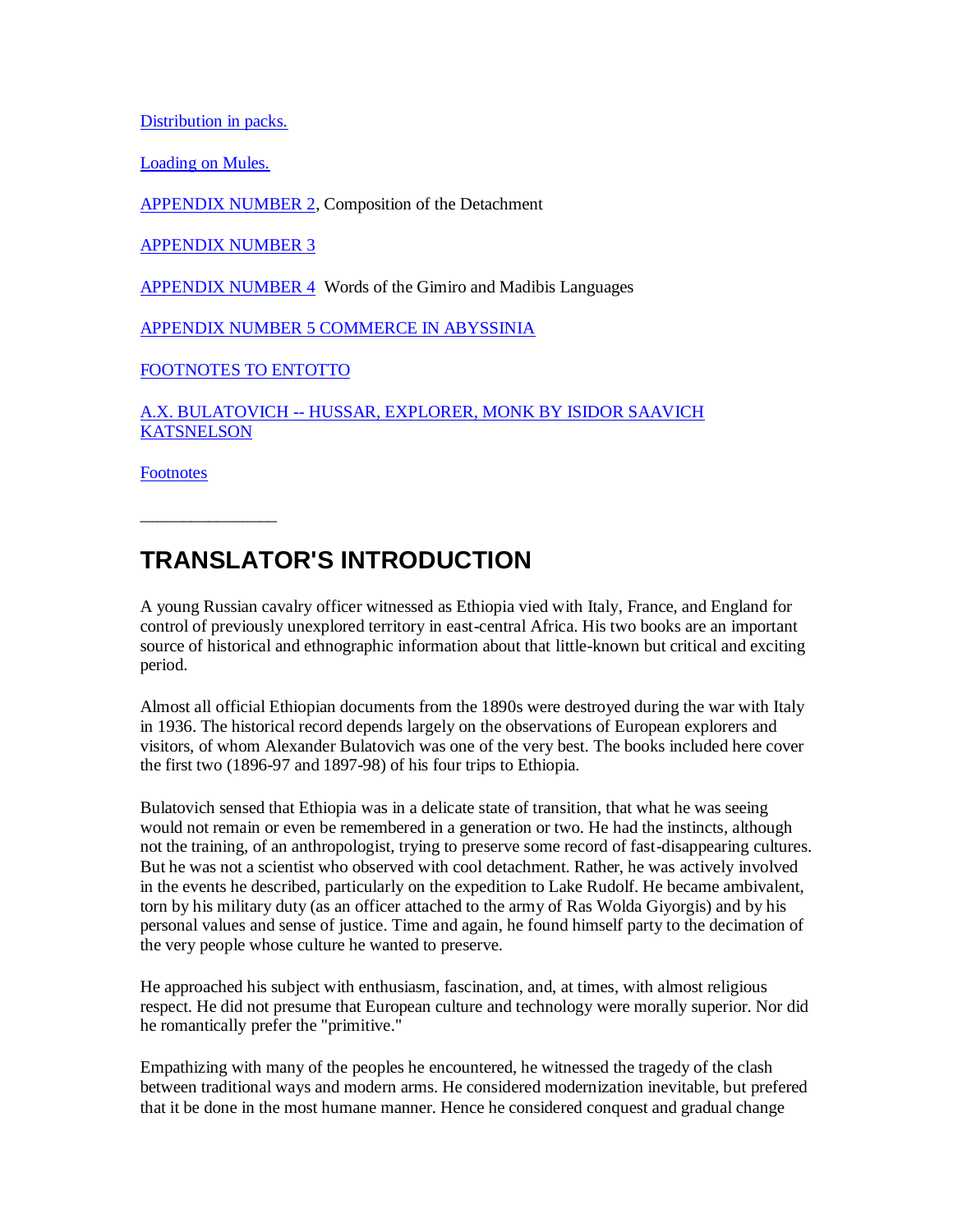Distribution in packs.

Loading on Mules.

APPENDIX NUMBER 2, Composition of the Detachment

APPENDIX NUMBER 3

APPENDIX NUMBER 4  Words of the Gimiro and Madibis Languages

APPENDIX NUMBER 5 COMMERCE IN ABYSSINIA

FOOTNOTES TO ENTOTTO

A.X. BULATOVICH -- HUSSAR, EXPLORER, MONK BY ISIDOR SAAVICH KATSNELSON

Footnotes

_______________

## TRANSLATOR'S INTRODUCTION

A young Russian cavalry officer witnessed as Ethiopia vied with Italy, France, and England for control of previously unexplored territory in east-central Africa. His two books are an important source of historical and ethnographic information about that little-known but critical and exciting period.

Almost all official Ethiopian documents from the 1890s were destroyed during the war with Italy in 1936. The historical record depends largely on the observations of European explorers and visitors, of whom Alexander Bulatovich was one of the very best. The books included here cover the first two (1896-97 and 1897-98) of his four trips to Ethiopia.

Bulatovich sensed that Ethiopia was in a delicate state of transition, that what he was seeing would not remain or even be remembered in a generation or two. He had the instincts, although not the training, of an anthropologist, trying to preserve some record of fast-disappearing cultures. But he was not a scientist who observed with cool detachment. Rather, he was actively involved in the events he described, particularly on the expedition to Lake Rudolf. He became ambivalent, torn by his military duty (as an officer attached to the army of Ras Wolda Giyorgis) and by his personal values and sense of justice. Time and again, he found himself party to the decimation of the very people whose culture he wanted to preserve.

He approached his subject with enthusiasm, fascination, and, at times, with almost religious respect. He did not presume that European culture and technology were morally superior. Nor did he romantically prefer the "primitive."

Empathizing with many of the peoples he encountered, he witnessed the tragedy of the clash between traditional ways and modern arms. He considered modernization inevitable, but prefered that it be done in the most humane manner. Hence he considered conquest and gradual change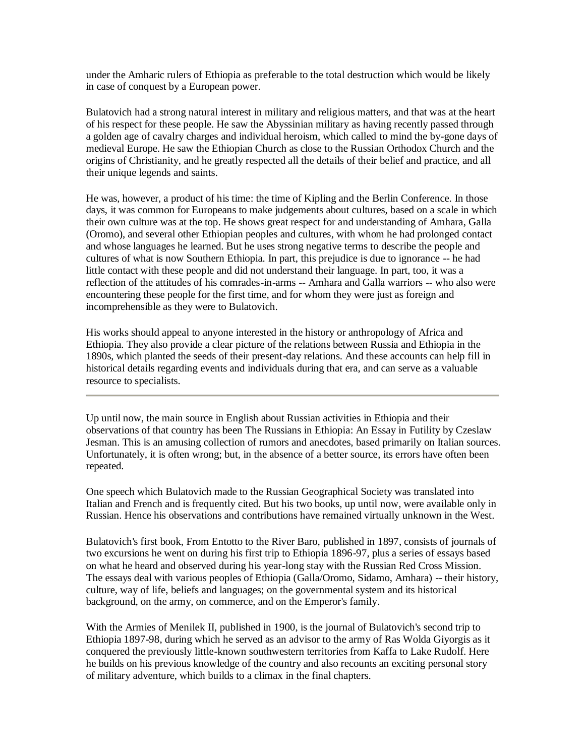under the Amharic rulers of Ethiopia as preferable to the total destruction which would be likely in case of conquest by a European power.

Bulatovich had a strong natural interest in military and religious matters, and that was at the heart of his respect for these people. He saw the Abyssinian military as having recently passed through a golden age of cavalry charges and individual heroism, which called to mind the by-gone days of medieval Europe. He saw the Ethiopian Church as close to the Russian Orthodox Church and the origins of Christianity, and he greatly respected all the details of their belief and practice, and all their unique legends and saints.

He was, however, a product of his time: the time of Kipling and the Berlin Conference. In those days, it was common for Europeans to make judgements about cultures, based on a scale in which their own culture was at the top. He shows great respect for and understanding of Amhara, Galla (Oromo), and several other Ethiopian peoples and cultures, with whom he had prolonged contact and whose languages he learned. But he uses strong negative terms to describe the people and cultures of what is now Southern Ethiopia. In part, this prejudice is due to ignorance -- he had little contact with these people and did not understand their language. In part, too, it was a reflection of the attitudes of his comrades-in-arms -- Amhara and Galla warriors -- who also were encountering these people for the first time, and for whom they were just as foreign and incomprehensible as they were to Bulatovich.

His works should appeal to anyone interested in the history or anthropology of Africa and Ethiopia. They also provide a clear picture of the relations between Russia and Ethiopia in the 1890s, which planted the seeds of their present-day relations. And these accounts can help fill in historical details regarding events and individuals during that era, and can serve as a valuable resource to specialists.

---

Up until now, the main source in English about Russian activities in Ethiopia and their observations of that country has been The Russians in Ethiopia: An Essay in Futility by Czeslaw Jesman. This is an amusing collection of rumors and anecdotes, based primarily on Italian sources. Unfortunately, it is often wrong; but, in the absence of a better source, its errors have often been repeated.

One speech which Bulatovich made to the Russian Geographical Society was translated into Italian and French and is frequently cited. But his two books, up until now, were available only in Russian. Hence his observations and contributions have remained virtually unknown in the West.

Bulatovich's first book, From Entotto to the River Baro, published in 1897, consists of journals of two excursions he went on during his first trip to Ethiopia 1896-97, plus a series of essays based on what he heard and observed during his year-long stay with the Russian Red Cross Mission. The essays deal with various peoples of Ethiopia (Galla/Oromo, Sidamo, Amhara) -- their history, culture, way of life, beliefs and languages; on the governmental system and its historical background, on the army, on commerce, and on the Emperor's family.

With the Armies of Menilek II, published in 1900, is the journal of Bulatovich's second trip to Ethiopia 1897-98, during which he served as an advisor to the army of Ras Wolda Giyorgis as it conquered the previously little-known southwestern territories from Kaffa to Lake Rudolf. Here he builds on his previous knowledge of the country and also recounts an exciting personal story of military adventure, which builds to a climax in the final chapters.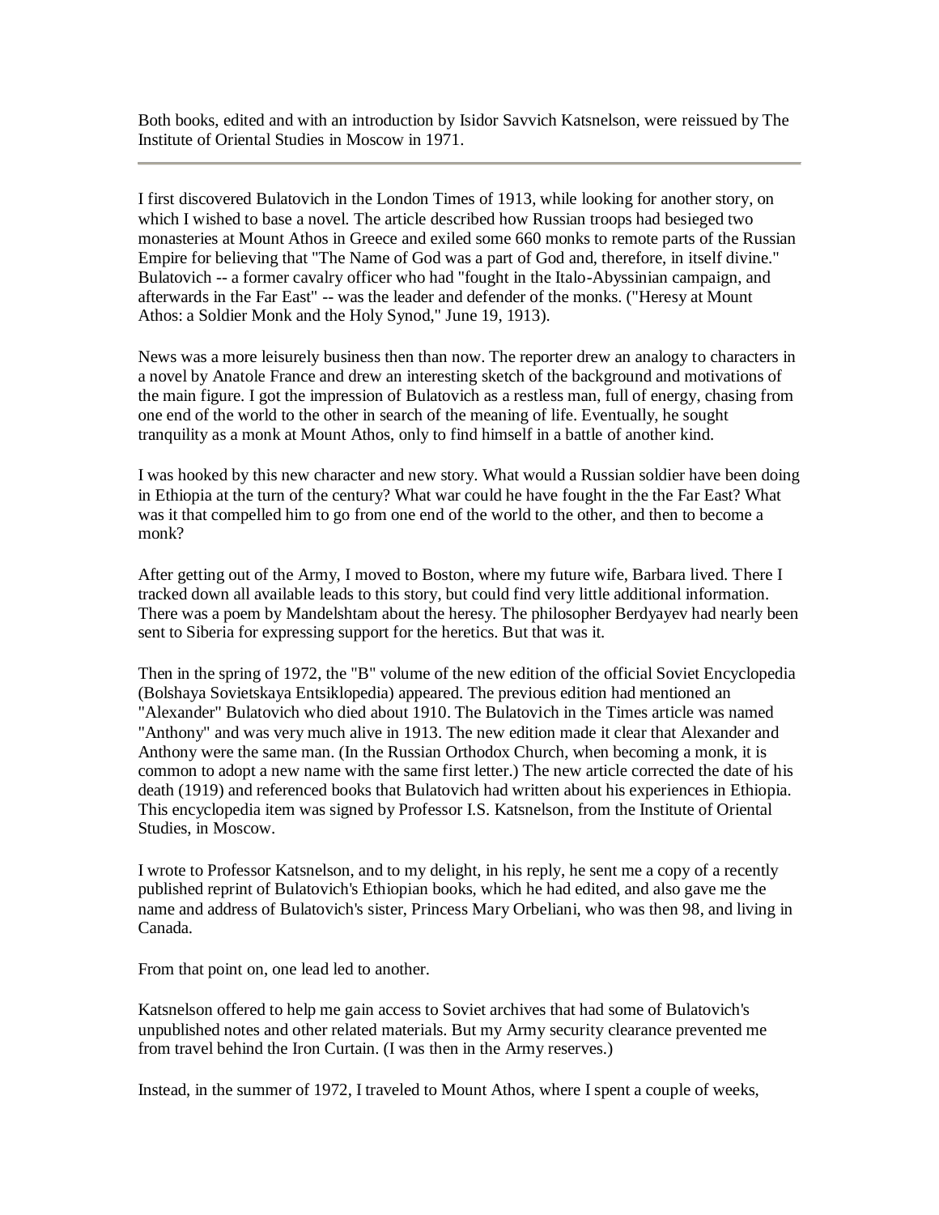Both books, edited and with an introduction by Isidor Savvich Katsnelson, were reissued by The Institute of Oriental Studies in Moscow in 1971.

---

I first discovered Bulatovich in the London Times of 1913, while looking for another story, on which I wished to base a novel. The article described how Russian troops had besieged two monasteries at Mount Athos in Greece and exiled some 660 monks to remote parts of the Russian Empire for believing that "The Name of God was a part of God and, therefore, in itself divine." Bulatovich -- a former cavalry officer who had "fought in the Italo-Abyssinian campaign, and afterwards in the Far East" -- was the leader and defender of the monks. ("Heresy at Mount Athos: a Soldier Monk and the Holy Synod," June 19, 1913).

News was a more leisurely business then than now. The reporter drew an analogy to characters in a novel by Anatole France and drew an interesting sketch of the background and motivations of the main figure. I got the impression of Bulatovich as a restless man, full of energy, chasing from one end of the world to the other in search of the meaning of life. Eventually, he sought tranquility as a monk at Mount Athos, only to find himself in a battle of another kind.

I was hooked by this new character and new story. What would a Russian soldier have been doing in Ethiopia at the turn of the century? What war could he have fought in the the Far East? What was it that compelled him to go from one end of the world to the other, and then to become a monk?

After getting out of the Army, I moved to Boston, where my future wife, Barbara lived. There I tracked down all available leads to this story, but could find very little additional information. There was a poem by Mandelshtam about the heresy. The philosopher Berdyayev had nearly been sent to Siberia for expressing support for the heretics. But that was it.

Then in the spring of 1972, the "B" volume of the new edition of the official Soviet Encyclopedia (Bolshaya Sovietskaya Entsiklopedia) appeared. The previous edition had mentioned an "Alexander" Bulatovich who died about 1910. The Bulatovich in the Times article was named "Anthony" and was very much alive in 1913. The new edition made it clear that Alexander and Anthony were the same man. (In the Russian Orthodox Church, when becoming a monk, it is common to adopt a new name with the same first letter.) The new article corrected the date of his death (1919) and referenced books that Bulatovich had written about his experiences in Ethiopia. This encyclopedia item was signed by Professor I.S. Katsnelson, from the Institute of Oriental Studies, in Moscow.

I wrote to Professor Katsnelson, and to my delight, in his reply, he sent me a copy of a recently published reprint of Bulatovich's Ethiopian books, which he had edited, and also gave me the name and address of Bulatovich's sister, Princess Mary Orbeliani, who was then 98, and living in Canada.

From that point on, one lead led to another.

Katsnelson offered to help me gain access to Soviet archives that had some of Bulatovich's unpublished notes and other related materials. But my Army security clearance prevented me from travel behind the Iron Curtain. (I was then in the Army reserves.)

Instead, in the summer of 1972, I traveled to Mount Athos, where I spent a couple of weeks,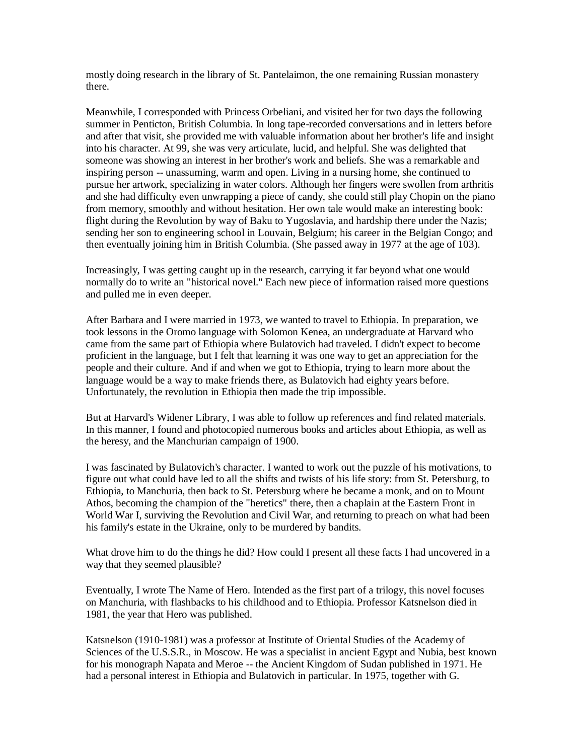mostly doing research in the library of St. Pantelaimon, the one remaining Russian monastery there.

Meanwhile, I corresponded with Princess Orbeliani, and visited her for two days the following summer in Penticton, British Columbia. In long tape-recorded conversations and in letters before and after that visit, she provided me with valuable information about her brother's life and insight into his character. At 99, she was very articulate, lucid, and helpful. She was delighted that someone was showing an interest in her brother's work and beliefs. She was a remarkable and inspiring person -- unassuming, warm and open. Living in a nursing home, she continued to pursue her artwork, specializing in water colors. Although her fingers were swollen from arthritis and she had difficulty even unwrapping a piece of candy, she could still play Chopin on the piano from memory, smoothly and without hesitation. Her own tale would make an interesting book: flight during the Revolution by way of Baku to Yugoslavia, and hardship there under the Nazis; sending her son to engineering school in Louvain, Belgium; his career in the Belgian Congo; and then eventually joining him in British Columbia. (She passed away in 1977 at the age of 103).

Increasingly, I was getting caught up in the research, carrying it far beyond what one would normally do to write an "historical novel." Each new piece of information raised more questions and pulled me in even deeper.

After Barbara and I were married in 1973, we wanted to travel to Ethiopia. In preparation, we took lessons in the Oromo language with Solomon Kenea, an undergraduate at Harvard who came from the same part of Ethiopia where Bulatovich had traveled. I didn't expect to become proficient in the language, but I felt that learning it was one way to get an appreciation for the people and their culture. And if and when we got to Ethiopia, trying to learn more about the language would be a way to make friends there, as Bulatovich had eighty years before. Unfortunately, the revolution in Ethiopia then made the trip impossible.

But at Harvard's Widener Library, I was able to follow up references and find related materials. In this manner, I found and photocopied numerous books and articles about Ethiopia, as well as the heresy, and the Manchurian campaign of 1900.

I was fascinated by Bulatovich's character. I wanted to work out the puzzle of his motivations, to figure out what could have led to all the shifts and twists of his life story: from St. Petersburg, to Ethiopia, to Manchuria, then back to St. Petersburg where he became a monk, and on to Mount Athos, becoming the champion of the "heretics" there, then a chaplain at the Eastern Front in World War I, surviving the Revolution and Civil War, and returning to preach on what had been his family's estate in the Ukraine, only to be murdered by bandits.

What drove him to do the things he did? How could I present all these facts I had uncovered in a way that they seemed plausible?

Eventually, I wrote The Name of Hero. Intended as the first part of a trilogy, this novel focuses on Manchuria, with flashbacks to his childhood and to Ethiopia. Professor Katsnelson died in 1981, the year that Hero was published.

Katsnelson (1910-1981) was a professor at Institute of Oriental Studies of the Academy of Sciences of the U.S.S.R., in Moscow. He was a specialist in ancient Egypt and Nubia, best known for his monograph Napata and Meroe -- the Ancient Kingdom of Sudan published in 1971. He had a personal interest in Ethiopia and Bulatovich in particular. In 1975, together with G.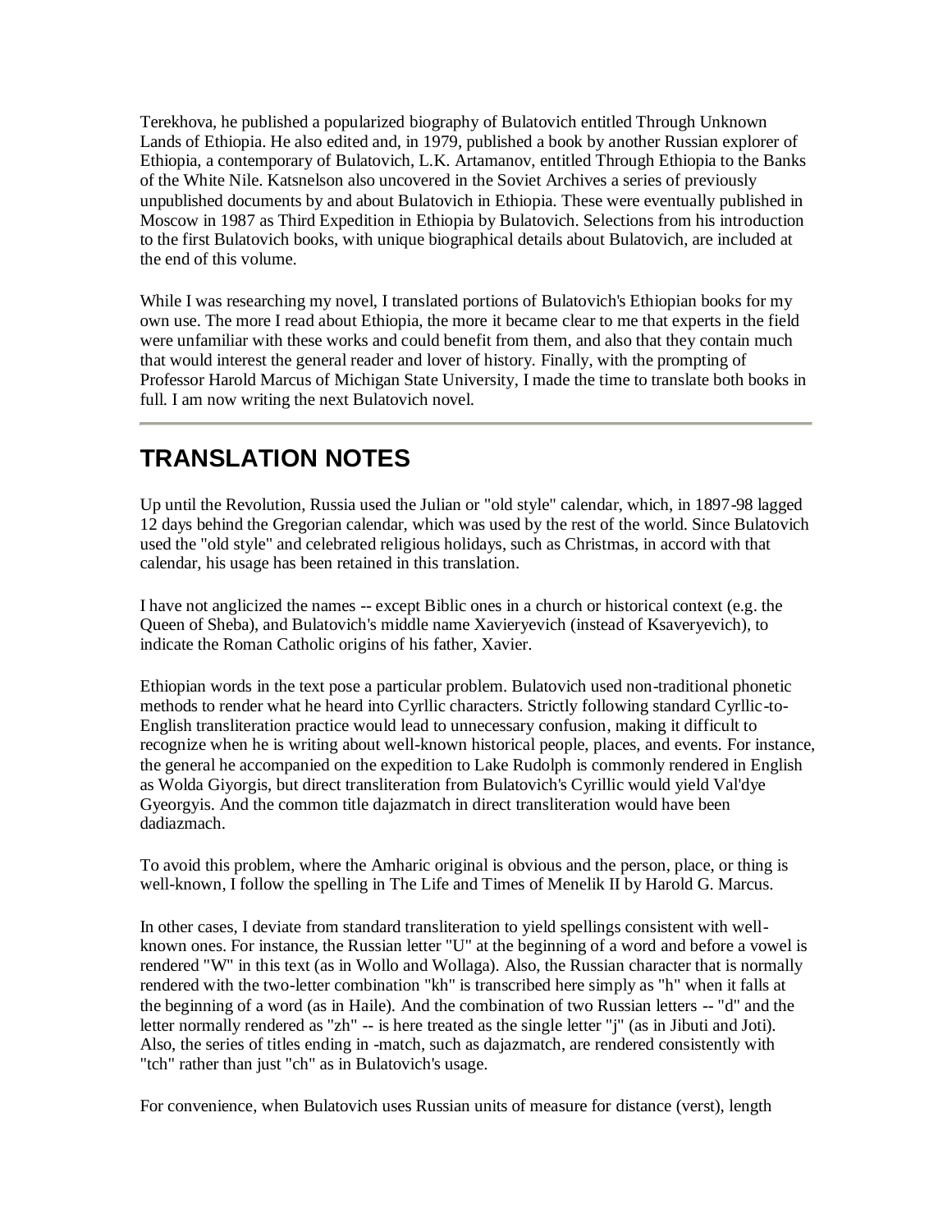Terekhova, he published a popularized biography of Bulatovich entitled Through Unknown Lands of Ethiopia. He also edited and, in 1979, published a book by another Russian explorer of Ethiopia, a contemporary of Bulatovich, L.K. Artamanov, entitled Through Ethiopia to the Banks of the White Nile. Katsnelson also uncovered in the Soviet Archives a series of previously unpublished documents by and about Bulatovich in Ethiopia. These were eventually published in Moscow in 1987 as Third Expedition in Ethiopia by Bulatovich. Selections from his introduction to the first Bulatovich books, with unique biographical details about Bulatovich, are included at the end of this volume.

While I was researching my novel, I translated portions of Bulatovich's Ethiopian books for my own use. The more I read about Ethiopia, the more it became clear to me that experts in the field were unfamiliar with these works and could benefit from them, and also that they contain much that would interest the general reader and lover of history. Finally, with the prompting of Professor Harold Marcus of Michigan State University, I made the time to translate both books in full. I am now writing the next Bulatovich novel.

---

## TRANSLATION NOTES

Up until the Revolution, Russia used the Julian or "old style" calendar, which, in 1897-98 lagged 12 days behind the Gregorian calendar, which was used by the rest of the world. Since Bulatovich used the "old style" and celebrated religious holidays, such as Christmas, in accord with that calendar, his usage has been retained in this translation.

I have not anglicized the names -- except Biblic ones in a church or historical context (e.g. the Queen of Sheba), and Bulatovich's middle name Xavieryevich (instead of Ksaveryevich), to indicate the Roman Catholic origins of his father, Xavier.

Ethiopian words in the text pose a particular problem. Bulatovich used non-traditional phonetic methods to render what he heard into Cyrllic characters. Strictly following standard Cyrllic-to-English transliteration practice would lead to unnecessary confusion, making it difficult to recognize when he is writing about well-known historical people, places, and events. For instance, the general he accompanied on the expedition to Lake Rudolph is commonly rendered in English as Wolda Giyorgis, but direct transliteration from Bulatovich's Cyrillic would yield Val'dye Gyeorgyis. And the common title dajazmatch in direct transliteration would have been dadiazmach.

To avoid this problem, where the Amharic original is obvious and the person, place, or thing is well-known, I follow the spelling in The Life and Times of Menelik II by Harold G. Marcus.

In other cases, I deviate from standard transliteration to yield spellings consistent with well-known ones. For instance, the Russian letter "U" at the beginning of a word and before a vowel is rendered "W" in this text (as in Wollo and Wollaga). Also, the Russian character that is normally rendered with the two-letter combination "kh" is transcribed here simply as "h" when it falls at the beginning of a word (as in Haile). And the combination of two Russian letters -- "d" and the letter normally rendered as "zh" -- is here treated as the single letter "j" (as in Jibuti and Joti). Also, the series of titles ending in -match, such as dajazmatch, are rendered consistently with "tch" rather than just "ch" as in Bulatovich's usage.

For convenience, when Bulatovich uses Russian units of measure for distance (verst), length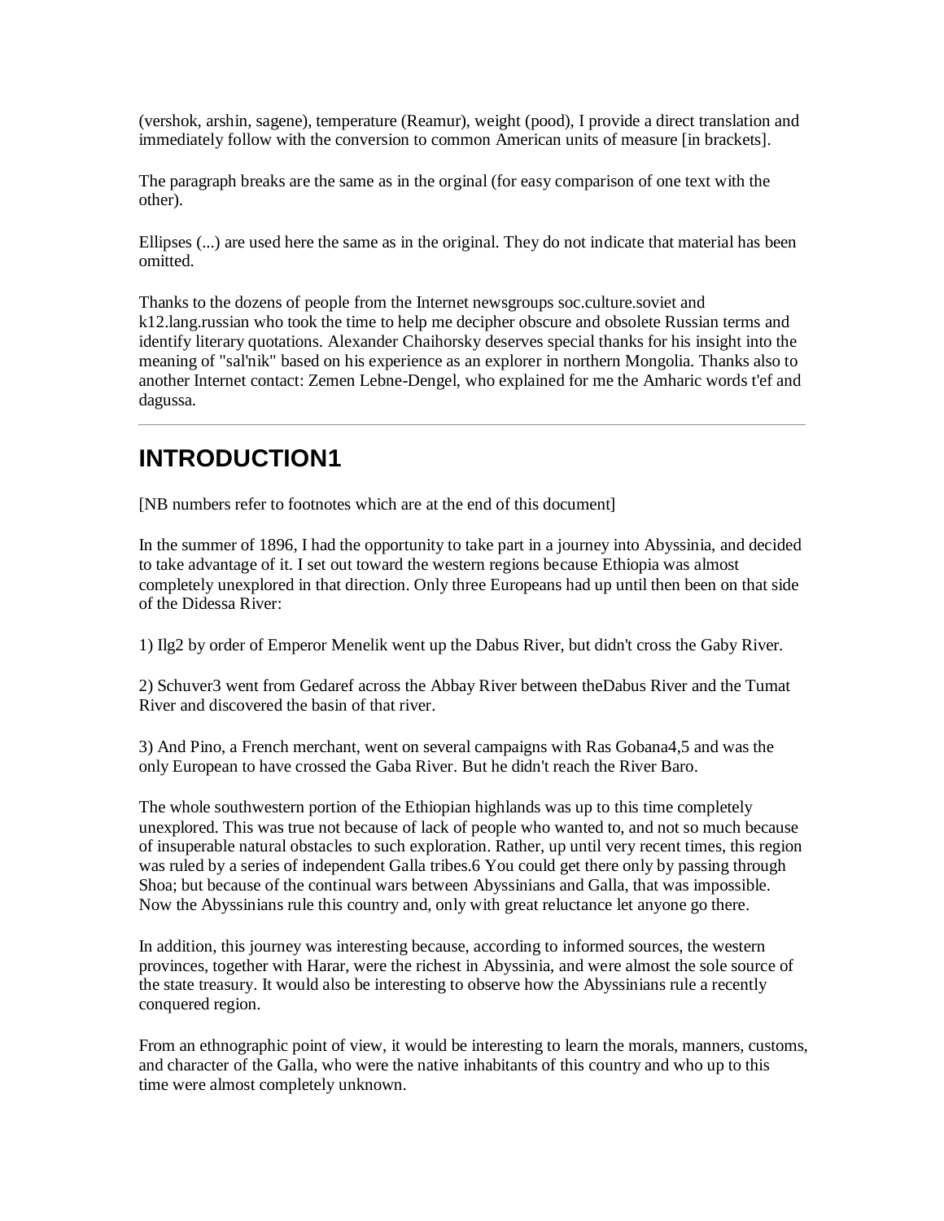(vershok, arshin, sagene), temperature (Reamur), weight (pood), I provide a direct translation and immediately follow with the conversion to common American units of measure [in brackets].

The paragraph breaks are the same as in the orginal (for easy comparison of one text with the other).

Ellipses (...) are used here the same as in the original. They do not indicate that material has been omitted.

Thanks to the dozens of people from the Internet newsgroups soc.culture.soviet and k12.lang.russian who took the time to help me decipher obscure and obsolete Russian terms and identify literary quotations. Alexander Chaihorsky deserves special thanks for his insight into the meaning of "sal'nik" based on his experience as an explorer in northern Mongolia. Thanks also to another Internet contact: Zemen Lebne-Dengel, who explained for me the Amharic words t'ef and dagussa.

---

# INTRODUCTION[1]

[NB numbers refer to footnotes which are at the end of this document]

In the summer of 1896, I had the opportunity to take part in a journey into Abyssinia, and decided to take advantage of it. I set out toward the western regions because Ethiopia was almost completely unexplored in that direction. Only three Europeans had up until then been on that side of the Didessa River:

1) Ilg[2] by order of Emperor Menelik went up the Dabus River, but didn't cross the Gaby River.

2) Schuver[3] went from Gedaref across the Abbay River between theDabus River and the Tumat River and discovered the basin of that river.

3) And Pino, a French merchant, went on several campaigns with Ras Gobana[4,5] and was the only European to have crossed the Gaba River. But he didn't reach the River Baro.

The whole southwestern portion of the Ethiopian highlands was up to this time completely unexplored. This was true not because of lack of people who wanted to, and not so much because of insuperable natural obstacles to such exploration. Rather, up until very recent times, this region was ruled by a series of independent Galla tribes.[6] You could get there only by passing through Shoa; but because of the continual wars between Abyssinians and Galla, that was impossible. Now the Abyssinians rule this country and, only with great reluctance let anyone go there.

In addition, this journey was interesting because, according to informed sources, the western provinces, together with Harar, were the richest in Abyssinia, and were almost the sole source of the state treasury. It would also be interesting to observe how the Abyssinians rule a recently conquered region.

From an ethnographic point of view, it would be interesting to learn the morals, manners, customs, and character of the Galla, who were the native inhabitants of this country and who up to this time were almost completely unknown.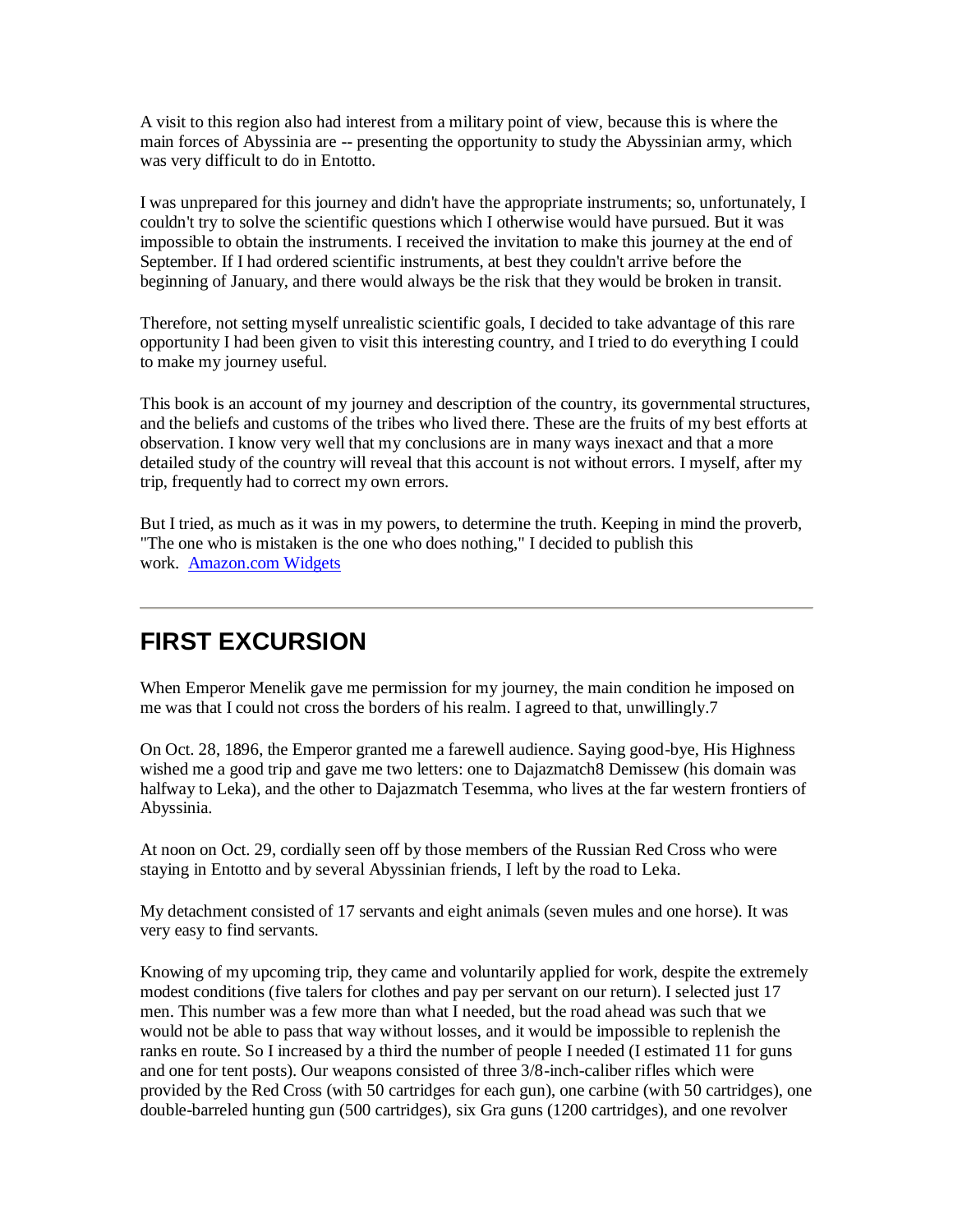A visit to this region also had interest from a military point of view, because this is where the main forces of Abyssinia are -- presenting the opportunity to study the Abyssinian army, which was very difficult to do in Entotto.

I was unprepared for this journey and didn't have the appropriate instruments; so, unfortunately, I couldn't try to solve the scientific questions which I otherwise would have pursued. But it was impossible to obtain the instruments. I received the invitation to make this journey at the end of September. If I had ordered scientific instruments, at best they couldn't arrive before the beginning of January, and there would always be the risk that they would be broken in transit.

Therefore, not setting myself unrealistic scientific goals, I decided to take advantage of this rare opportunity I had been given to visit this interesting country, and I tried to do everything I could to make my journey useful.

This book is an account of my journey and description of the country, its governmental structures, and the beliefs and customs of the tribes who lived there. These are the fruits of my best efforts at observation. I know very well that my conclusions are in many ways inexact and that a more detailed study of the country will reveal that this account is not without errors. I myself, after my trip, frequently had to correct my own errors.

But I tried, as much as it was in my powers, to determine the truth. Keeping in mind the proverb, "The one who is mistaken is the one who does nothing," I decided to publish this work. Amazon.com Widgets

---

## FIRST EXCURSION

When Emperor Menelik gave me permission for my journey, the main condition he imposed on me was that I could not cross the borders of his realm. I agreed to that, unwillingly.[7]

On Oct. 28, 1896, the Emperor granted me a farewell audience. Saying good-bye, His Highness wished me a good trip and gave me two letters: one to Dajazmatch[8] Demissew (his domain was halfway to Leka), and the other to Dajazmatch Tesemma, who lives at the far western frontiers of Abyssinia.

At noon on Oct. 29, cordially seen off by those members of the Russian Red Cross who were staying in Entotto and by several Abyssinian friends, I left by the road to Leka.

My detachment consisted of 17 servants and eight animals (seven mules and one horse). It was very easy to find servants.

Knowing of my upcoming trip, they came and voluntarily applied for work, despite the extremely modest conditions (five talers for clothes and pay per servant on our return). I selected just 17 men. This number was a few more than what I needed, but the road ahead was such that we would not be able to pass that way without losses, and it would be impossible to replenish the ranks en route. So I increased by a third the number of people I needed (I estimated 11 for guns and one for tent posts). Our weapons consisted of three 3/8-inch-caliber rifles which were provided by the Red Cross (with 50 cartridges for each gun), one carbine (with 50 cartridges), one double-barreled hunting gun (500 cartridges), six Gra guns (1200 cartridges), and one revolver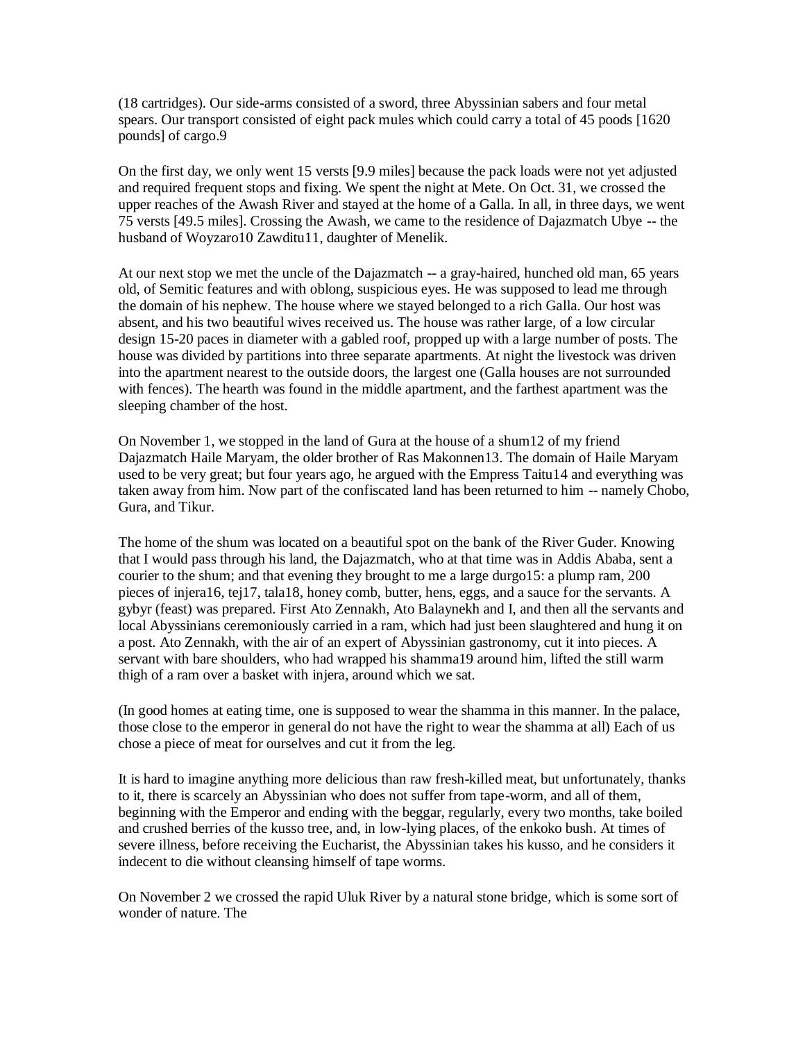(18 cartridges). Our side-arms consisted of a sword, three Abyssinian sabers and four metal spears. Our transport consisted of eight pack mules which could carry a total of 45 poods [1620 pounds] of cargo.[9]

On the first day, we only went 15 versts [9.9 miles] because the pack loads were not yet adjusted and required frequent stops and fixing. We spent the night at Mete. On Oct. 31, we crossed the upper reaches of the Awash River and stayed at the home of a Galla. In all, in three days, we went 75 versts [49.5 miles]. Crossing the Awash, we came to the residence of Dajazmatch Ubye -- the husband of Woyzaro[10] Zawditu[11], daughter of Menelik.

At our next stop we met the uncle of the Dajazmatch -- a gray-haired, hunched old man, 65 years old, of Semitic features and with oblong, suspicious eyes. He was supposed to lead me through the domain of his nephew. The house where we stayed belonged to a rich Galla. Our host was absent, and his two beautiful wives received us. The house was rather large, of a low circular design 15-20 paces in diameter with a gabled roof, propped up with a large number of posts. The house was divided by partitions into three separate apartments. At night the livestock was driven into the apartment nearest to the outside doors, the largest one (Galla houses are not surrounded with fences). The hearth was found in the middle apartment, and the farthest apartment was the sleeping chamber of the host.

On November 1, we stopped in the land of Gura at the house of a shum[12] of my friend Dajazmatch Haile Maryam, the older brother of Ras Makonnen[13]. The domain of Haile Maryam used to be very great; but four years ago, he argued with the Empress Taitu[14] and everything was taken away from him. Now part of the confiscated land has been returned to him -- namely Chobo, Gura, and Tikur.

The home of the shum was located on a beautiful spot on the bank of the River Guder. Knowing that I would pass through his land, the Dajazmatch, who at that time was in Addis Ababa, sent a courier to the shum; and that evening they brought to me a large durgo[15]: a plump ram, 200 pieces of injera[16], tej[17], tala[18], honey comb, butter, hens, eggs, and a sauce for the servants. A gybyr (feast) was prepared. First Ato Zennakh, Ato Balaynekh and I, and then all the servants and local Abyssinians ceremoniously carried in a ram, which had just been slaughtered and hung it on a post. Ato Zennakh, with the air of an expert of Abyssinian gastronomy, cut it into pieces. A servant with bare shoulders, who had wrapped his shamma[19] around him, lifted the still warm thigh of a ram over a basket with injera, around which we sat.

(In good homes at eating time, one is supposed to wear the shamma in this manner. In the palace, those close to the emperor in general do not have the right to wear the shamma at all) Each of us chose a piece of meat for ourselves and cut it from the leg.

It is hard to imagine anything more delicious than raw fresh-killed meat, but unfortunately, thanks to it, there is scarcely an Abyssinian who does not suffer from tape-worm, and all of them, beginning with the Emperor and ending with the beggar, regularly, every two months, take boiled and crushed berries of the kusso tree, and, in low-lying places, of the enkoko bush. At times of severe illness, before receiving the Eucharist, the Abyssinian takes his kusso, and he considers it indecent to die without cleansing himself of tape worms.

On November 2 we crossed the rapid Uluk River by a natural stone bridge, which is some sort of wonder of nature. The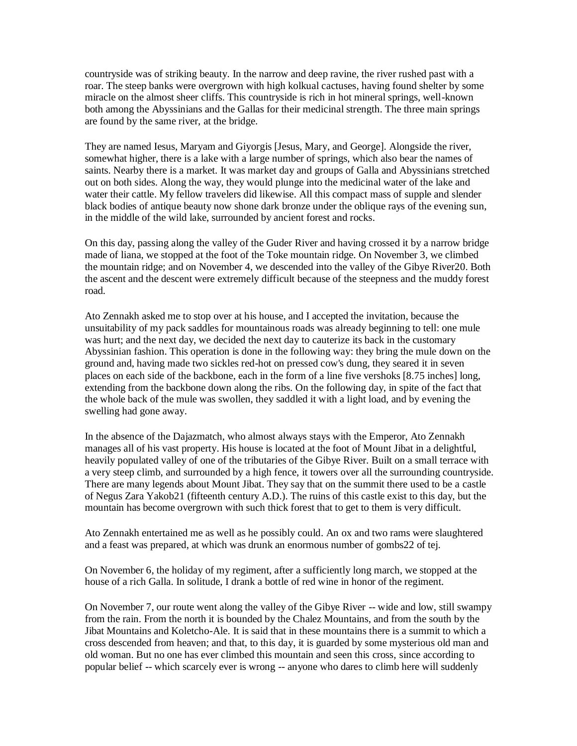countryside was of striking beauty. In the narrow and deep ravine, the river rushed past with a roar. The steep banks were overgrown with high kolkual cactuses, having found shelter by some miracle on the almost sheer cliffs. This countryside is rich in hot mineral springs, well-known both among the Abyssinians and the Gallas for their medicinal strength. The three main springs are found by the same river, at the bridge.

They are named Iesus, Maryam and Giyorgis [Jesus, Mary, and George]. Alongside the river, somewhat higher, there is a lake with a large number of springs, which also bear the names of saints. Nearby there is a market. It was market day and groups of Galla and Abyssinians stretched out on both sides. Along the way, they would plunge into the medicinal water of the lake and water their cattle. My fellow travelers did likewise. All this compact mass of supple and slender black bodies of antique beauty now shone dark bronze under the oblique rays of the evening sun, in the middle of the wild lake, surrounded by ancient forest and rocks.

On this day, passing along the valley of the Guder River and having crossed it by a narrow bridge made of liana, we stopped at the foot of the Toke mountain ridge. On November 3, we climbed the mountain ridge; and on November 4, we descended into the valley of the Gibye River20. Both the ascent and the descent were extremely difficult because of the steepness and the muddy forest road.

Ato Zennakh asked me to stop over at his house, and I accepted the invitation, because the unsuitability of my pack saddles for mountainous roads was already beginning to tell: one mule was hurt; and the next day, we decided the next day to cauterize its back in the customary Abyssinian fashion. This operation is done in the following way: they bring the mule down on the ground and, having made two sickles red-hot on pressed cow's dung, they seared it in seven places on each side of the backbone, each in the form of a line five vershoks [8.75 inches] long, extending from the backbone down along the ribs. On the following day, in spite of the fact that the whole back of the mule was swollen, they saddled it with a light load, and by evening the swelling had gone away.

In the absence of the Dajazmatch, who almost always stays with the Emperor, Ato Zennakh manages all of his vast property. His house is located at the foot of Mount Jibat in a delightful, heavily populated valley of one of the tributaries of the Gibye River. Built on a small terrace with a very steep climb, and surrounded by a high fence, it towers over all the surrounding countryside. There are many legends about Mount Jibat. They say that on the summit there used to be a castle of Negus Zara Yakob21 (fifteenth century A.D.). The ruins of this castle exist to this day, but the mountain has become overgrown with such thick forest that to get to them is very difficult.

Ato Zennakh entertained me as well as he possibly could. An ox and two rams were slaughtered and a feast was prepared, at which was drunk an enormous number of gombs22 of tej.

On November 6, the holiday of my regiment, after a sufficiently long march, we stopped at the house of a rich Galla. In solitude, I drank a bottle of red wine in honor of the regiment.

On November 7, our route went along the valley of the Gibye River -- wide and low, still swampy from the rain. From the north it is bounded by the Chalez Mountains, and from the south by the Jibat Mountains and Koletcho-Ale. It is said that in these mountains there is a summit to which a cross descended from heaven; and that, to this day, it is guarded by some mysterious old man and old woman. But no one has ever climbed this mountain and seen this cross, since according to popular belief -- which scarcely ever is wrong -- anyone who dares to climb here will suddenly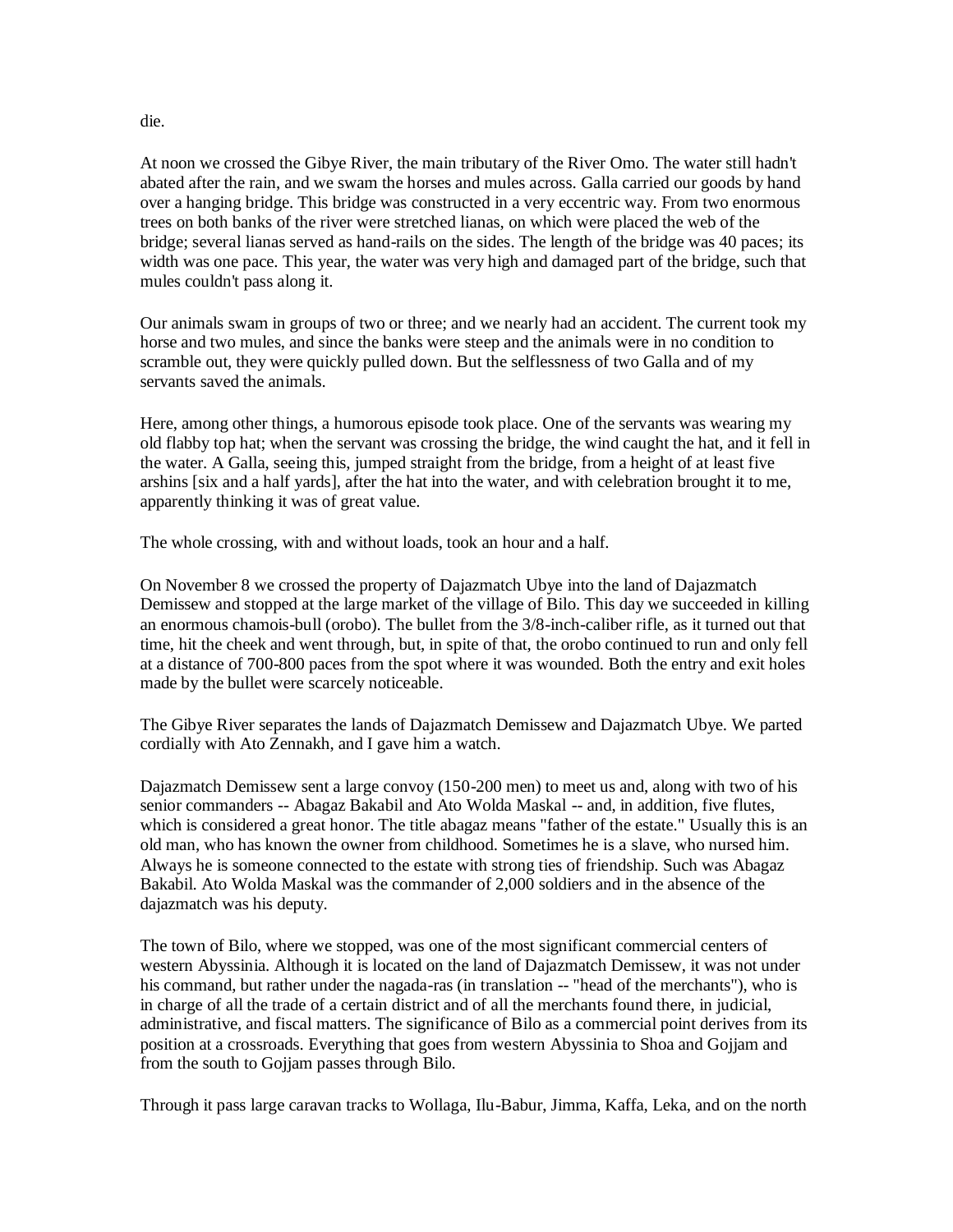die.

At noon we crossed the Gibye River, the main tributary of the River Omo. The water still hadn't abated after the rain, and we swam the horses and mules across. Galla carried our goods by hand over a hanging bridge. This bridge was constructed in a very eccentric way. From two enormous trees on both banks of the river were stretched lianas, on which were placed the web of the bridge; several lianas served as hand-rails on the sides. The length of the bridge was 40 paces; its width was one pace. This year, the water was very high and damaged part of the bridge, such that mules couldn't pass along it.

Our animals swam in groups of two or three; and we nearly had an accident. The current took my horse and two mules, and since the banks were steep and the animals were in no condition to scramble out, they were quickly pulled down. But the selflessness of two Galla and of my servants saved the animals.

Here, among other things, a humorous episode took place. One of the servants was wearing my old flabby top hat; when the servant was crossing the bridge, the wind caught the hat, and it fell in the water. A Galla, seeing this, jumped straight from the bridge, from a height of at least five arshins [six and a half yards], after the hat into the water, and with celebration brought it to me, apparently thinking it was of great value.

The whole crossing, with and without loads, took an hour and a half.

On November 8 we crossed the property of Dajazmatch Ubye into the land of Dajazmatch Demissew and stopped at the large market of the village of Bilo. This day we succeeded in killing an enormous chamois-bull (orobo). The bullet from the 3/8-inch-caliber rifle, as it turned out that time, hit the cheek and went through, but, in spite of that, the orobo continued to run and only fell at a distance of 700-800 paces from the spot where it was wounded. Both the entry and exit holes made by the bullet were scarcely noticeable.

The Gibye River separates the lands of Dajazmatch Demissew and Dajazmatch Ubye. We parted cordially with Ato Zennakh, and I gave him a watch.

Dajazmatch Demissew sent a large convoy (150-200 men) to meet us and, along with two of his senior commanders -- Abagaz Bakabil and Ato Wolda Maskal -- and, in addition, five flutes, which is considered a great honor. The title abagaz means "father of the estate." Usually this is an old man, who has known the owner from childhood. Sometimes he is a slave, who nursed him. Always he is someone connected to the estate with strong ties of friendship. Such was Abagaz Bakabil. Ato Wolda Maskal was the commander of 2,000 soldiers and in the absence of the dajazmatch was his deputy.

The town of Bilo, where we stopped, was one of the most significant commercial centers of western Abyssinia. Although it is located on the land of Dajazmatch Demissew, it was not under his command, but rather under the nagada-ras (in translation -- "head of the merchants"), who is in charge of all the trade of a certain district and of all the merchants found there, in judicial, administrative, and fiscal matters. The significance of Bilo as a commercial point derives from its position at a crossroads. Everything that goes from western Abyssinia to Shoa and Gojjam and from the south to Gojjam passes through Bilo.

Through it pass large caravan tracks to Wollaga, Ilu-Babur, Jimma, Kaffa, Leka, and on the north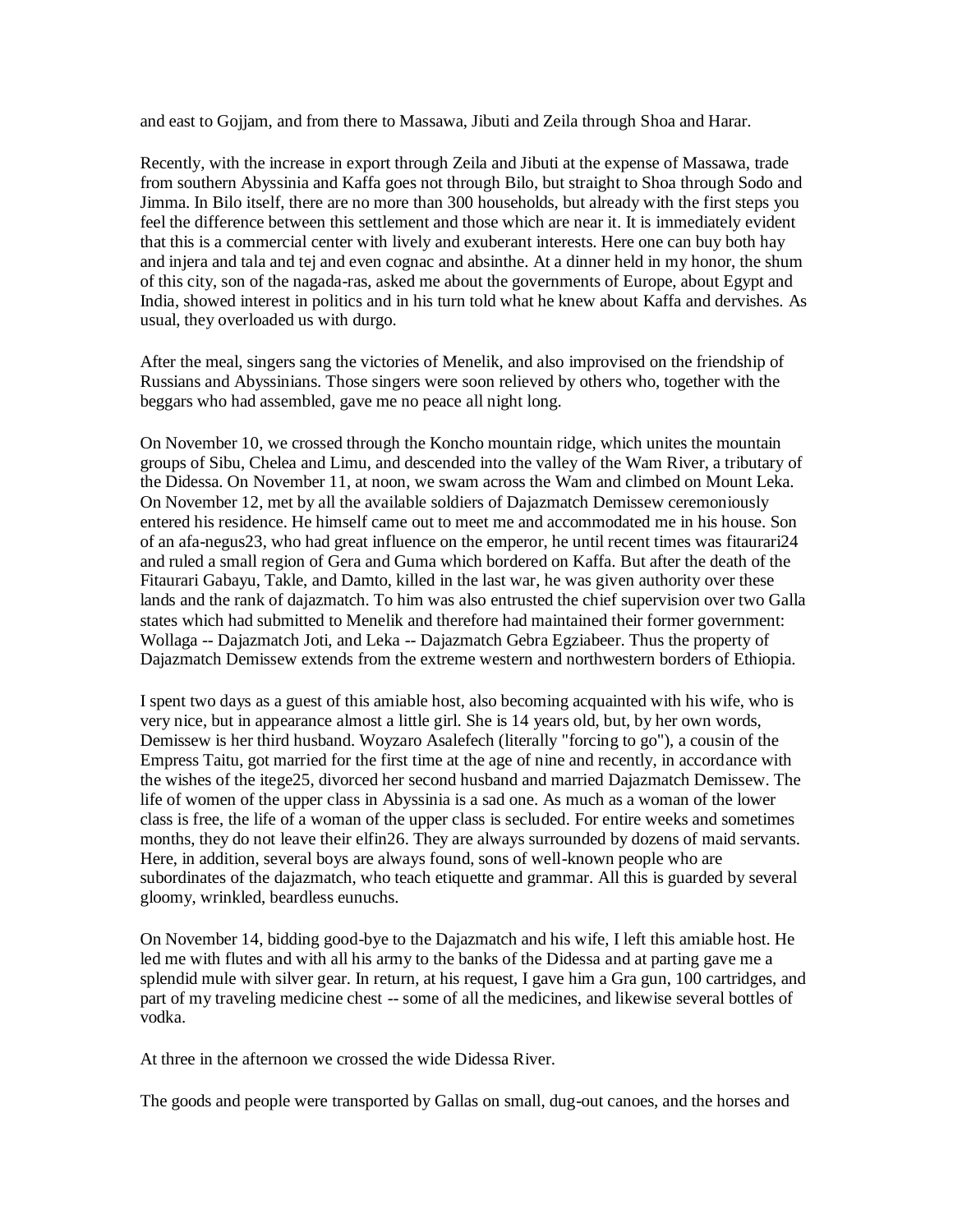and east to Gojjam, and from there to Massawa, Jibuti and Zeila through Shoa and Harar.

Recently, with the increase in export through Zeila and Jibuti at the expense of Massawa, trade from southern Abyssinia and Kaffa goes not through Bilo, but straight to Shoa through Sodo and Jimma. In Bilo itself, there are no more than 300 households, but already with the first steps you feel the difference between this settlement and those which are near it. It is immediately evident that this is a commercial center with lively and exuberant interests. Here one can buy both hay and injera and tala and tej and even cognac and absinthe. At a dinner held in my honor, the shum of this city, son of the nagada-ras, asked me about the governments of Europe, about Egypt and India, showed interest in politics and in his turn told what he knew about Kaffa and dervishes. As usual, they overloaded us with durgo.

After the meal, singers sang the victories of Menelik, and also improvised on the friendship of Russians and Abyssinians. Those singers were soon relieved by others who, together with the beggars who had assembled, gave me no peace all night long.

On November 10, we crossed through the Koncho mountain ridge, which unites the mountain groups of Sibu, Chelea and Limu, and descended into the valley of the Wam River, a tributary of the Didessa. On November 11, at noon, we swam across the Wam and climbed on Mount Leka. On November 12, met by all the available soldiers of Dajazmatch Demissew ceremoniously entered his residence. He himself came out to meet me and accommodated me in his house. Son of an afa-negus[23], who had great influence on the emperor, he until recent times was fitaurari[24] and ruled a small region of Gera and Guma which bordered on Kaffa. But after the death of the Fitaurari Gabayu, Takle, and Damto, killed in the last war, he was given authority over these lands and the rank of dajazmatch. To him was also entrusted the chief supervision over two Galla states which had submitted to Menelik and therefore had maintained their former government: Wollaga -- Dajazmatch Joti, and Leka -- Dajazmatch Gebra Egziabeer. Thus the property of Dajazmatch Demissew extends from the extreme western and northwestern borders of Ethiopia.

I spent two days as a guest of this amiable host, also becoming acquainted with his wife, who is very nice, but in appearance almost a little girl. She is 14 years old, but, by her own words, Demissew is her third husband. Woyzaro Asalefech (literally "forcing to go"), a cousin of the Empress Taitu, got married for the first time at the age of nine and recently, in accordance with the wishes of the itege[25], divorced her second husband and married Dajazmatch Demissew. The life of women of the upper class in Abyssinia is a sad one. As much as a woman of the lower class is free, the life of a woman of the upper class is secluded. For entire weeks and sometimes months, they do not leave their elfin[26]. They are always surrounded by dozens of maid servants. Here, in addition, several boys are always found, sons of well-known people who are subordinates of the dajazmatch, who teach etiquette and grammar. All this is guarded by several gloomy, wrinkled, beardless eunuchs.

On November 14, bidding good-bye to the Dajazmatch and his wife, I left this amiable host. He led me with flutes and with all his army to the banks of the Didessa and at parting gave me a splendid mule with silver gear. In return, at his request, I gave him a Gra gun, 100 cartridges, and part of my traveling medicine chest -- some of all the medicines, and likewise several bottles of vodka.

At three in the afternoon we crossed the wide Didessa River.

The goods and people were transported by Gallas on small, dug-out canoes, and the horses and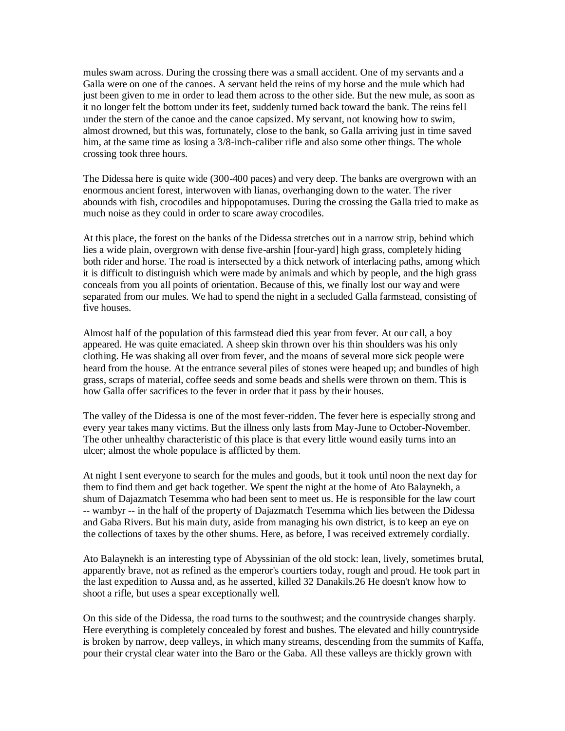mules swam across. During the crossing there was a small accident. One of my servants and a Galla were on one of the canoes. A servant held the reins of my horse and the mule which had just been given to me in order to lead them across to the other side. But the new mule, as soon as it no longer felt the bottom under its feet, suddenly turned back toward the bank. The reins fell under the stern of the canoe and the canoe capsized. My servant, not knowing how to swim, almost drowned, but this was, fortunately, close to the bank, so Galla arriving just in time saved him, at the same time as losing a 3/8-inch-caliber rifle and also some other things. The whole crossing took three hours.

The Didessa here is quite wide (300-400 paces) and very deep. The banks are overgrown with an enormous ancient forest, interwoven with lianas, overhanging down to the water. The river abounds with fish, crocodiles and hippopotamuses. During the crossing the Galla tried to make as much noise as they could in order to scare away crocodiles.

At this place, the forest on the banks of the Didessa stretches out in a narrow strip, behind which lies a wide plain, overgrown with dense five-arshin [four-yard] high grass, completely hiding both rider and horse. The road is intersected by a thick network of interlacing paths, among which it is difficult to distinguish which were made by animals and which by people, and the high grass conceals from you all points of orientation. Because of this, we finally lost our way and were separated from our mules. We had to spend the night in a secluded Galla farmstead, consisting of five houses.

Almost half of the population of this farmstead died this year from fever. At our call, a boy appeared. He was quite emaciated. A sheep skin thrown over his thin shoulders was his only clothing. He was shaking all over from fever, and the moans of several more sick people were heard from the house. At the entrance several piles of stones were heaped up; and bundles of high grass, scraps of material, coffee seeds and some beads and shells were thrown on them. This is how Galla offer sacrifices to the fever in order that it pass by their houses.

The valley of the Didessa is one of the most fever-ridden. The fever here is especially strong and every year takes many victims. But the illness only lasts from May-June to October-November. The other unhealthy characteristic of this place is that every little wound easily turns into an ulcer; almost the whole populace is afflicted by them.

At night I sent everyone to search for the mules and goods, but it took until noon the next day for them to find them and get back together. We spent the night at the home of Ato Balaynekh, a shum of Dajazmatch Tesemma who had been sent to meet us. He is responsible for the law court -- wambyr -- in the half of the property of Dajazmatch Tesemma which lies between the Didessa and Gaba Rivers. But his main duty, aside from managing his own district, is to keep an eye on the collections of taxes by the other shums. Here, as before, I was received extremely cordially.

Ato Balaynekh is an interesting type of Abyssinian of the old stock: lean, lively, sometimes brutal, apparently brave, not as refined as the emperor's courtiers today, rough and proud. He took part in the last expedition to Aussa and, as he asserted, killed 32 Danakils.[26] He doesn't know how to shoot a rifle, but uses a spear exceptionally well.

On this side of the Didessa, the road turns to the southwest; and the countryside changes sharply. Here everything is completely concealed by forest and bushes. The elevated and hilly countryside is broken by narrow, deep valleys, in which many streams, descending from the summits of Kaffa, pour their crystal clear water into the Baro or the Gaba. All these valleys are thickly grown with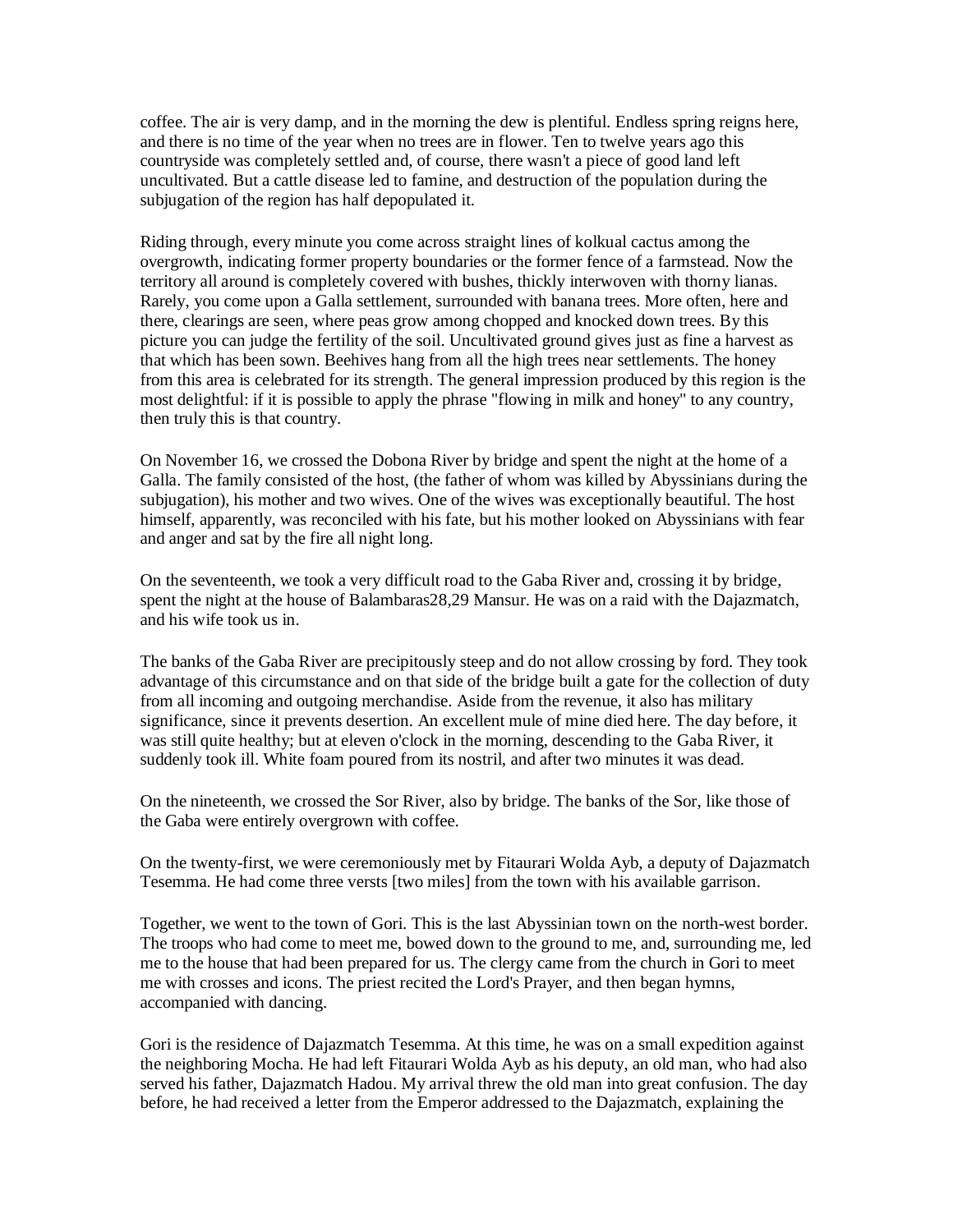coffee. The air is very damp, and in the morning the dew is plentiful. Endless spring reigns here, and there is no time of the year when no trees are in flower. Ten to twelve years ago this countryside was completely settled and, of course, there wasn't a piece of good land left uncultivated. But a cattle disease led to famine, and destruction of the population during the subjugation of the region has half depopulated it.

Riding through, every minute you come across straight lines of kolkual cactus among the overgrowth, indicating former property boundaries or the former fence of a farmstead. Now the territory all around is completely covered with bushes, thickly interwoven with thorny lianas. Rarely, you come upon a Galla settlement, surrounded with banana trees. More often, here and there, clearings are seen, where peas grow among chopped and knocked down trees. By this picture you can judge the fertility of the soil. Uncultivated ground gives just as fine a harvest as that which has been sown. Beehives hang from all the high trees near settlements. The honey from this area is celebrated for its strength. The general impression produced by this region is the most delightful: if it is possible to apply the phrase "flowing in milk and honey" to any country, then truly this is that country.

On November 16, we crossed the Dobona River by bridge and spent the night at the home of a Galla. The family consisted of the host, (the father of whom was killed by Abyssinians during the subjugation), his mother and two wives. One of the wives was exceptionally beautiful. The host himself, apparently, was reconciled with his fate, but his mother looked on Abyssinians with fear and anger and sat by the fire all night long.

On the seventeenth, we took a very difficult road to the Gaba River and, crossing it by bridge, spent the night at the house of Balambaras[28,29] Mansur. He was on a raid with the Dajazmatch, and his wife took us in.

The banks of the Gaba River are precipitously steep and do not allow crossing by ford. They took advantage of this circumstance and on that side of the bridge built a gate for the collection of duty from all incoming and outgoing merchandise. Aside from the revenue, it also has military significance, since it prevents desertion. An excellent mule of mine died here. The day before, it was still quite healthy; but at eleven o'clock in the morning, descending to the Gaba River, it suddenly took ill. White foam poured from its nostril, and after two minutes it was dead.

On the nineteenth, we crossed the Sor River, also by bridge. The banks of the Sor, like those of the Gaba were entirely overgrown with coffee.

On the twenty-first, we were ceremoniously met by Fitaurari Wolda Ayb, a deputy of Dajazmatch Tesemma. He had come three versts [two miles] from the town with his available garrison.

Together, we went to the town of Gori. This is the last Abyssinian town on the north-west border. The troops who had come to meet me, bowed down to the ground to me, and, surrounding me, led me to the house that had been prepared for us. The clergy came from the church in Gori to meet me with crosses and icons. The priest recited the Lord's Prayer, and then began hymns, accompanied with dancing.

Gori is the residence of Dajazmatch Tesemma. At this time, he was on a small expedition against the neighboring Mocha. He had left Fitaurari Wolda Ayb as his deputy, an old man, who had also served his father, Dajazmatch Hadou. My arrival threw the old man into great confusion. The day before, he had received a letter from the Emperor addressed to the Dajazmatch, explaining the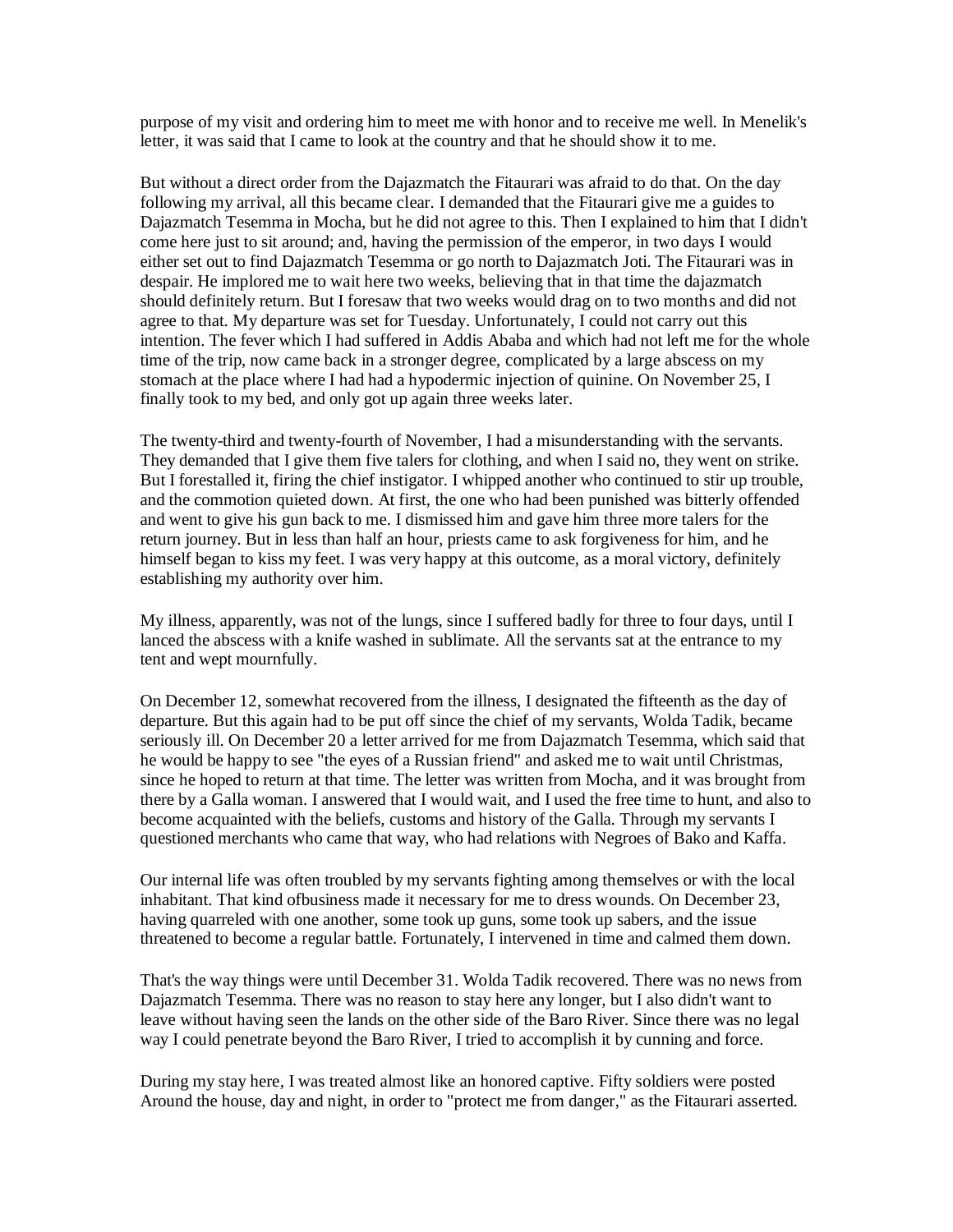purpose of my visit and ordering him to meet me with honor and to receive me well. In Menelik's letter, it was said that I came to look at the country and that he should show it to me.

But without a direct order from the Dajazmatch the Fitaurari was afraid to do that. On the day following my arrival, all this became clear. I demanded that the Fitaurari give me a guides to Dajazmatch Tesemma in Mocha, but he did not agree to this. Then I explained to him that I didn't come here just to sit around; and, having the permission of the emperor, in two days I would either set out to find Dajazmatch Tesemma or go north to Dajazmatch Joti. The Fitaurari was in despair. He implored me to wait here two weeks, believing that in that time the dajazmatch should definitely return. But I foresaw that two weeks would drag on to two months and did not agree to that. My departure was set for Tuesday. Unfortunately, I could not carry out this intention. The fever which I had suffered in Addis Ababa and which had not left me for the whole time of the trip, now came back in a stronger degree, complicated by a large abscess on my stomach at the place where I had had a hypodermic injection of quinine. On November 25, I finally took to my bed, and only got up again three weeks later.

The twenty-third and twenty-fourth of November, I had a misunderstanding with the servants. They demanded that I give them five talers for clothing, and when I said no, they went on strike. But I forestalled it, firing the chief instigator. I whipped another who continued to stir up trouble, and the commotion quieted down. At first, the one who had been punished was bitterly offended and went to give his gun back to me. I dismissed him and gave him three more talers for the return journey. But in less than half an hour, priests came to ask forgiveness for him, and he himself began to kiss my feet. I was very happy at this outcome, as a moral victory, definitely establishing my authority over him.

My illness, apparently, was not of the lungs, since I suffered badly for three to four days, until I lanced the abscess with a knife washed in sublimate. All the servants sat at the entrance to my tent and wept mournfully.

On December 12, somewhat recovered from the illness, I designated the fifteenth as the day of departure. But this again had to be put off since the chief of my servants, Wolda Tadik, became seriously ill. On December 20 a letter arrived for me from Dajazmatch Tesemma, which said that he would be happy to see "the eyes of a Russian friend" and asked me to wait until Christmas, since he hoped to return at that time. The letter was written from Mocha, and it was brought from there by a Galla woman. I answered that I would wait, and I used the free time to hunt, and also to become acquainted with the beliefs, customs and history of the Galla. Through my servants I questioned merchants who came that way, who had relations with Negroes of Bako and Kaffa.

Our internal life was often troubled by my servants fighting among themselves or with the local inhabitant. That kind ofbusiness made it necessary for me to dress wounds. On December 23, having quarreled with one another, some took up guns, some took up sabers, and the issue threatened to become a regular battle. Fortunately, I intervened in time and calmed them down.

That's the way things were until December 31. Wolda Tadik recovered. There was no news from Dajazmatch Tesemma. There was no reason to stay here any longer, but I also didn't want to leave without having seen the lands on the other side of the Baro River. Since there was no legal way I could penetrate beyond the Baro River, I tried to accomplish it by cunning and force.

During my stay here, I was treated almost like an honored captive. Fifty soldiers were posted Around the house, day and night, in order to "protect me from danger," as the Fitaurari asserted.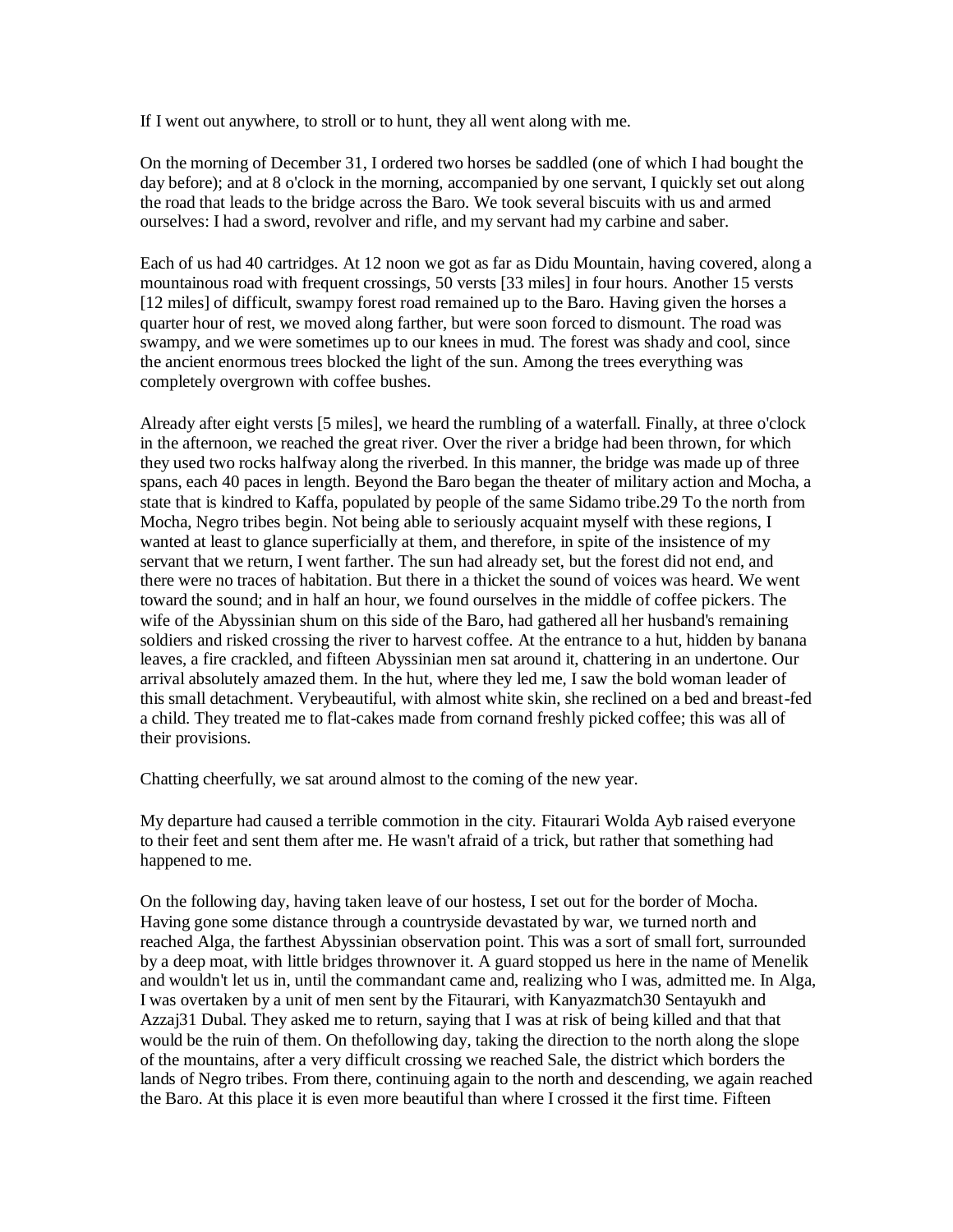If I went out anywhere, to stroll or to hunt, they all went along with me.

On the morning of December 31, I ordered two horses be saddled (one of which I had bought the day before); and at 8 o'clock in the morning, accompanied by one servant, I quickly set out along the road that leads to the bridge across the Baro. We took several biscuits with us and armed ourselves: I had a sword, revolver and rifle, and my servant had my carbine and saber.

Each of us had 40 cartridges. At 12 noon we got as far as Didu Mountain, having covered, along a mountainous road with frequent crossings, 50 versts [33 miles] in four hours. Another 15 versts [12 miles] of difficult, swampy forest road remained up to the Baro. Having given the horses a quarter hour of rest, we moved along farther, but were soon forced to dismount. The road was swampy, and we were sometimes up to our knees in mud. The forest was shady and cool, since the ancient enormous trees blocked the light of the sun. Among the trees everything was completely overgrown with coffee bushes.

Already after eight versts [5 miles], we heard the rumbling of a waterfall. Finally, at three o'clock in the afternoon, we reached the great river. Over the river a bridge had been thrown, for which they used two rocks halfway along the riverbed. In this manner, the bridge was made up of three spans, each 40 paces in length. Beyond the Baro began the theater of military action and Mocha, a state that is kindred to Kaffa, populated by people of the same Sidamo tribe.29 To the north from Mocha, Negro tribes begin. Not being able to seriously acquaint myself with these regions, I wanted at least to glance superficially at them, and therefore, in spite of the insistence of my servant that we return, I went farther. The sun had already set, but the forest did not end, and there were no traces of habitation. But there in a thicket the sound of voices was heard. We went toward the sound; and in half an hour, we found ourselves in the middle of coffee pickers. The wife of the Abyssinian shum on this side of the Baro, had gathered all her husband's remaining soldiers and risked crossing the river to harvest coffee. At the entrance to a hut, hidden by banana leaves, a fire crackled, and fifteen Abyssinian men sat around it, chattering in an undertone. Our arrival absolutely amazed them. In the hut, where they led me, I saw the bold woman leader of this small detachment. Verybeautiful, with almost white skin, she reclined on a bed and breast-fed a child. They treated me to flat-cakes made from cornand freshly picked coffee; this was all of their provisions.

Chatting cheerfully, we sat around almost to the coming of the new year.

My departure had caused a terrible commotion in the city. Fitaurari Wolda Ayb raised everyone to their feet and sent them after me. He wasn't afraid of a trick, but rather that something had happened to me.

On the following day, having taken leave of our hostess, I set out for the border of Mocha. Having gone some distance through a countryside devastated by war, we turned north and reached Alga, the farthest Abyssinian observation point. This was a sort of small fort, surrounded by a deep moat, with little bridges thrownover it. A guard stopped us here in the name of Menelik and wouldn't let us in, until the commandant came and, realizing who I was, admitted me. In Alga, I was overtaken by a unit of men sent by the Fitaurari, with Kanyazmatch30 Sentayukh and Azzaj31 Dubal. They asked me to return, saying that I was at risk of being killed and that that would be the ruin of them. On thefollowing day, taking the direction to the north along the slope of the mountains, after a very difficult crossing we reached Sale, the district which borders the lands of Negro tribes. From there, continuing again to the north and descending, we again reached the Baro. At this place it is even more beautiful than where I crossed it the first time. Fifteen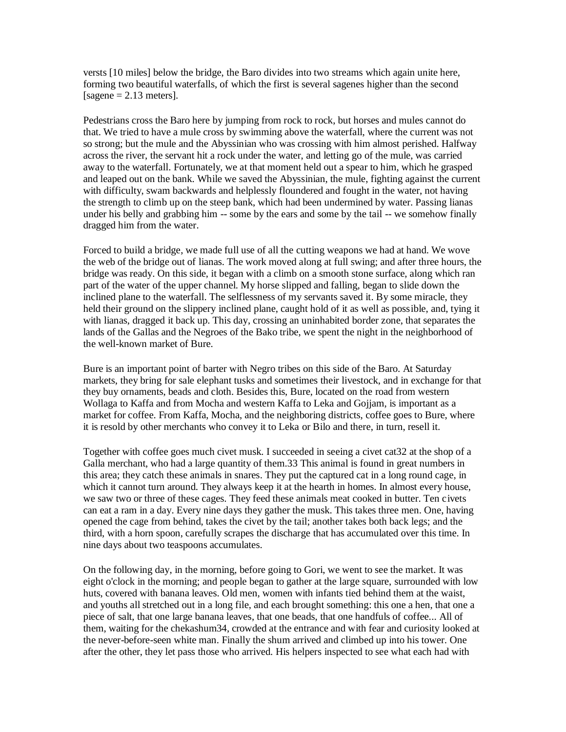versts [10 miles] below the bridge, the Baro divides into two streams which again unite here, forming two beautiful waterfalls, of which the first is several sagenes higher than the second [sagene = 2.13 meters].

Pedestrians cross the Baro here by jumping from rock to rock, but horses and mules cannot do that. We tried to have a mule cross by swimming above the waterfall, where the current was not so strong; but the mule and the Abyssinian who was crossing with him almost perished. Halfway across the river, the servant hit a rock under the water, and letting go of the mule, was carried away to the waterfall. Fortunately, we at that moment held out a spear to him, which he grasped and leaped out on the bank. While we saved the Abyssinian, the mule, fighting against the current with difficulty, swam backwards and helplessly floundered and fought in the water, not having the strength to climb up on the steep bank, which had been undermined by water. Passing lianas under his belly and grabbing him -- some by the ears and some by the tail -- we somehow finally dragged him from the water.

Forced to build a bridge, we made full use of all the cutting weapons we had at hand. We wove the web of the bridge out of lianas. The work moved along at full swing; and after three hours, the bridge was ready. On this side, it began with a climb on a smooth stone surface, along which ran part of the water of the upper channel. My horse slipped and falling, began to slide down the inclined plane to the waterfall. The selflessness of my servants saved it. By some miracle, they held their ground on the slippery inclined plane, caught hold of it as well as possible, and, tying it with lianas, dragged it back up. This day, crossing an uninhabited border zone, that separates the lands of the Gallas and the Negroes of the Bako tribe, we spent the night in the neighborhood of the well-known market of Bure.

Bure is an important point of barter with Negro tribes on this side of the Baro. At Saturday markets, they bring for sale elephant tusks and sometimes their livestock, and in exchange for that they buy ornaments, beads and cloth. Besides this, Bure, located on the road from western Wollaga to Kaffa and from Mocha and western Kaffa to Leka and Gojjam, is important as a market for coffee. From Kaffa, Mocha, and the neighboring districts, coffee goes to Bure, where it is resold by other merchants who convey it to Leka or Bilo and there, in turn, resell it.

Together with coffee goes much civet musk. I succeeded in seeing a civet cat[32] at the shop of a Galla merchant, who had a large quantity of them.[33] This animal is found in great numbers in this area; they catch these animals in snares. They put the captured cat in a long round cage, in which it cannot turn around. They always keep it at the hearth in homes. In almost every house, we saw two or three of these cages. They feed these animals meat cooked in butter. Ten civets can eat a ram in a day. Every nine days they gather the musk. This takes three men. One, having opened the cage from behind, takes the civet by the tail; another takes both back legs; and the third, with a horn spoon, carefully scrapes the discharge that has accumulated over this time. In nine days about two teaspoons accumulates.

On the following day, in the morning, before going to Gori, we went to see the market. It was eight o'clock in the morning; and people began to gather at the large square, surrounded with low huts, covered with banana leaves. Old men, women with infants tied behind them at the waist, and youths all stretched out in a long file, and each brought something: this one a hen, that one a piece of salt, that one large banana leaves, that one beads, that one handfuls of coffee... All of them, waiting for the chekashum[34], crowded at the entrance and with fear and curiosity looked at the never-before-seen white man. Finally the shum arrived and climbed up into his tower. One after the other, they let pass those who arrived. His helpers inspected to see what each had with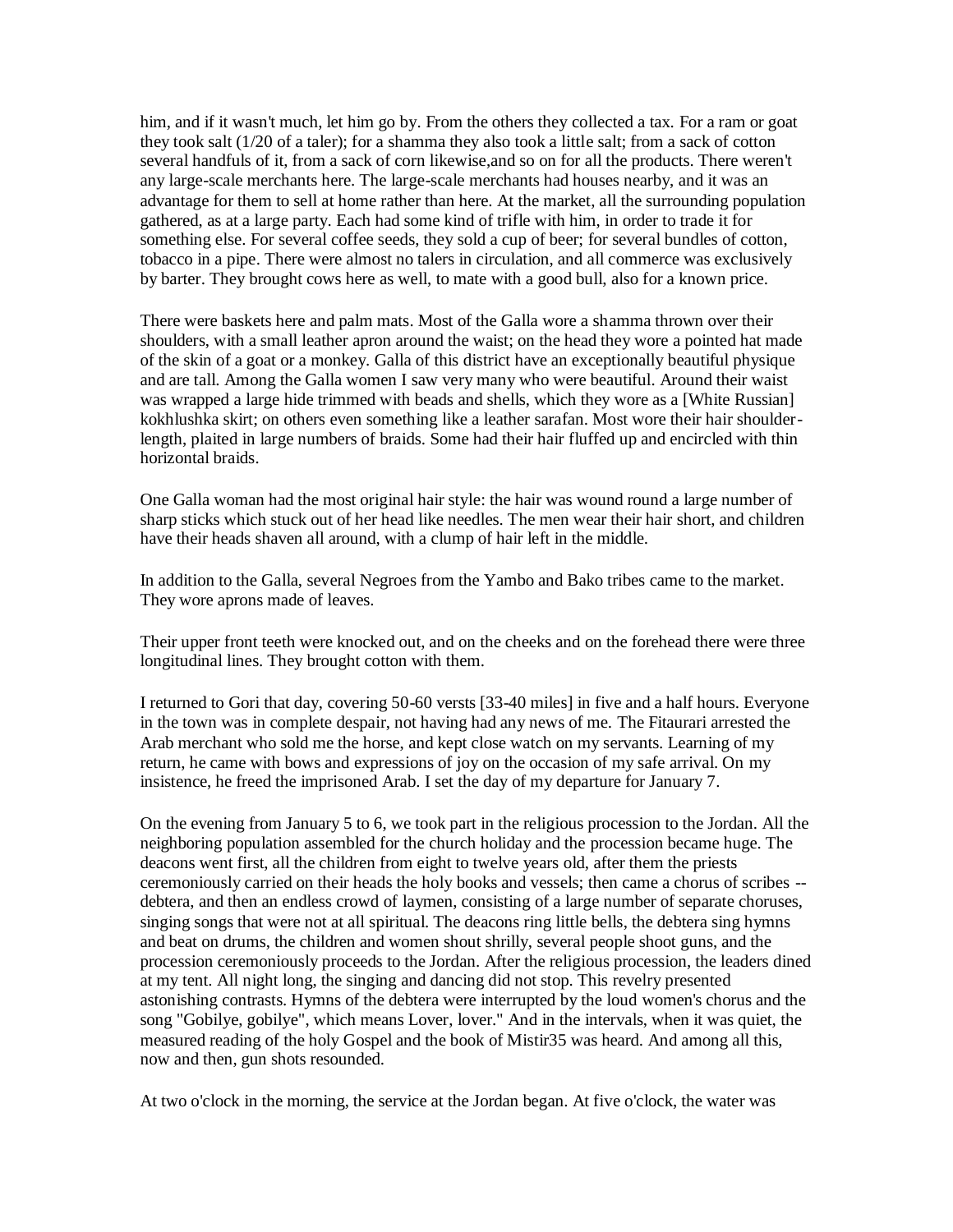him, and if it wasn't much, let him go by. From the others they collected a tax. For a ram or goat they took salt (1/20 of a taler); for a shamma they also took a little salt; from a sack of cotton several handfuls of it, from a sack of corn likewise,and so on for all the products. There weren't any large-scale merchants here. The large-scale merchants had houses nearby, and it was an advantage for them to sell at home rather than here. At the market, all the surrounding population gathered, as at a large party. Each had some kind of trifle with him, in order to trade it for something else. For several coffee seeds, they sold a cup of beer; for several bundles of cotton, tobacco in a pipe. There were almost no talers in circulation, and all commerce was exclusively by barter. They brought cows here as well, to mate with a good bull, also for a known price.

There were baskets here and palm mats. Most of the Galla wore a shamma thrown over their shoulders, with a small leather apron around the waist; on the head they wore a pointed hat made of the skin of a goat or a monkey. Galla of this district have an exceptionally beautiful physique and are tall. Among the Galla women I saw very many who were beautiful. Around their waist was wrapped a large hide trimmed with beads and shells, which they wore as a [White Russian] kokhlushka skirt; on others even something like a leather sarafan. Most wore their hair shoulder-length, plaited in large numbers of braids. Some had their hair fluffed up and encircled with thin horizontal braids.

One Galla woman had the most original hair style: the hair was wound round a large number of sharp sticks which stuck out of her head like needles. The men wear their hair short, and children have their heads shaven all around, with a clump of hair left in the middle.

In addition to the Galla, several Negroes from the Yambo and Bako tribes came to the market. They wore aprons made of leaves.

Their upper front teeth were knocked out, and on the cheeks and on the forehead there were three longitudinal lines. They brought cotton with them.

I returned to Gori that day, covering 50-60 versts [33-40 miles] in five and a half hours. Everyone in the town was in complete despair, not having had any news of me. The Fitaurari arrested the Arab merchant who sold me the horse, and kept close watch on my servants. Learning of my return, he came with bows and expressions of joy on the occasion of my safe arrival. On my insistence, he freed the imprisoned Arab. I set the day of my departure for January 7.

On the evening from January 5 to 6, we took part in the religious procession to the Jordan. All the neighboring population assembled for the church holiday and the procession became huge. The deacons went first, all the children from eight to twelve years old, after them the priests ceremoniously carried on their heads the holy books and vessels; then came a chorus of scribes -- debtera, and then an endless crowd of laymen, consisting of a large number of separate choruses, singing songs that were not at all spiritual. The deacons ring little bells, the debtera sing hymns and beat on drums, the children and women shout shrilly, several people shoot guns, and the procession ceremoniously proceeds to the Jordan. After the religious procession, the leaders dined at my tent. All night long, the singing and dancing did not stop. This revelry presented astonishing contrasts. Hymns of the debtera were interrupted by the loud women's chorus and the song "Gobilye, gobilye", which means Lover, lover." And in the intervals, when it was quiet, the measured reading of the holy Gospel and the book of Mistir35 was heard. And among all this, now and then, gun shots resounded.

At two o'clock in the morning, the service at the Jordan began. At five o'clock, the water was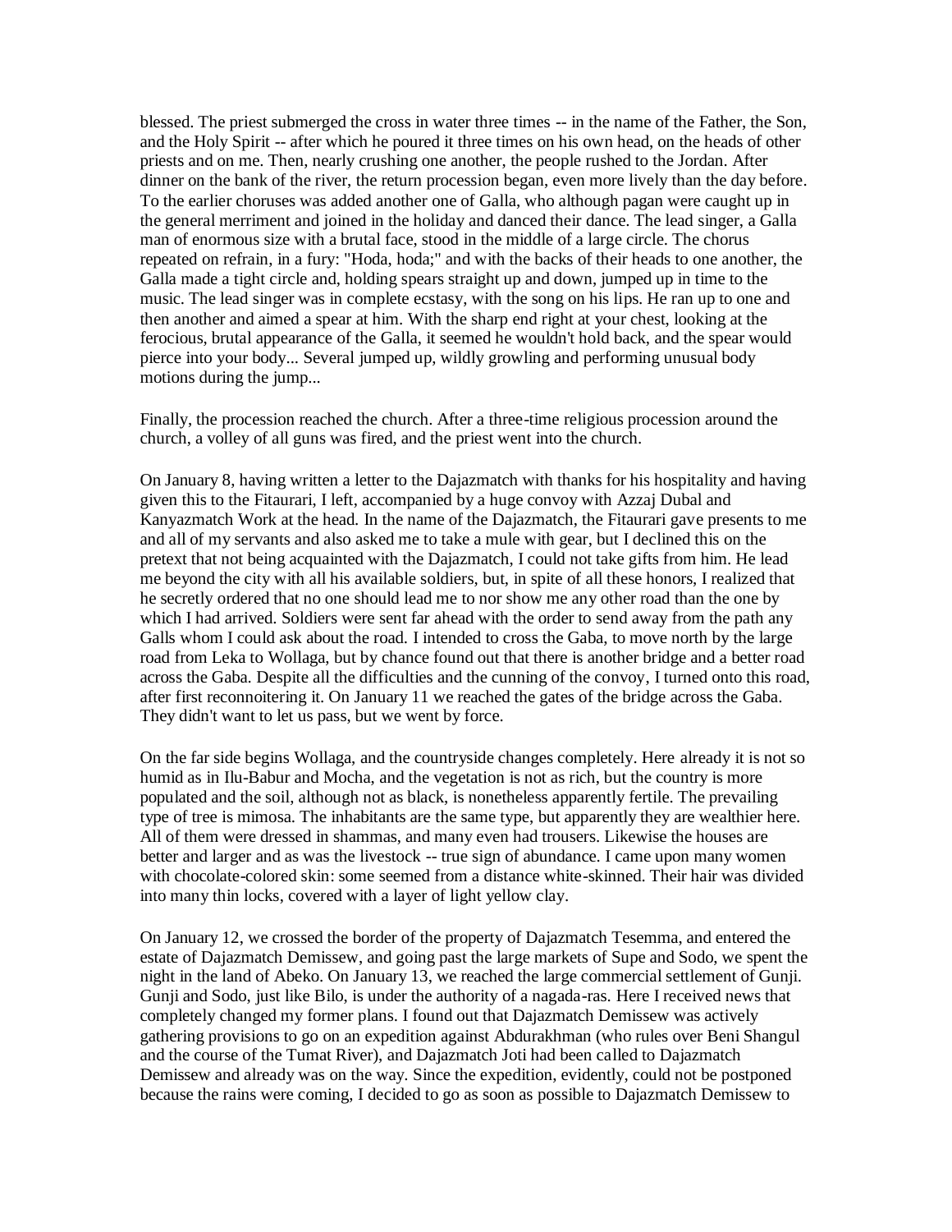blessed. The priest submerged the cross in water three times -- in the name of the Father, the Son, and the Holy Spirit -- after which he poured it three times on his own head, on the heads of other priests and on me. Then, nearly crushing one another, the people rushed to the Jordan. After dinner on the bank of the river, the return procession began, even more lively than the day before. To the earlier choruses was added another one of Galla, who although pagan were caught up in the general merriment and joined in the holiday and danced their dance. The lead singer, a Galla man of enormous size with a brutal face, stood in the middle of a large circle. The chorus repeated on refrain, in a fury: "Hoda, hoda;" and with the backs of their heads to one another, the Galla made a tight circle and, holding spears straight up and down, jumped up in time to the music. The lead singer was in complete ecstasy, with the song on his lips. He ran up to one and then another and aimed a spear at him. With the sharp end right at your chest, looking at the ferocious, brutal appearance of the Galla, it seemed he wouldn't hold back, and the spear would pierce into your body... Several jumped up, wildly growling and performing unusual body motions during the jump...

Finally, the procession reached the church. After a three-time religious procession around the church, a volley of all guns was fired, and the priest went into the church.

On January 8, having written a letter to the Dajazmatch with thanks for his hospitality and having given this to the Fitaurari, I left, accompanied by a huge convoy with Azzaj Dubal and Kanyazmatch Work at the head. In the name of the Dajazmatch, the Fitaurari gave presents to me and all of my servants and also asked me to take a mule with gear, but I declined this on the pretext that not being acquainted with the Dajazmatch, I could not take gifts from him. He lead me beyond the city with all his available soldiers, but, in spite of all these honors, I realized that he secretly ordered that no one should lead me to nor show me any other road than the one by which I had arrived. Soldiers were sent far ahead with the order to send away from the path any Galls whom I could ask about the road. I intended to cross the Gaba, to move north by the large road from Leka to Wollaga, but by chance found out that there is another bridge and a better road across the Gaba. Despite all the difficulties and the cunning of the convoy, I turned onto this road, after first reconnoitering it. On January 11 we reached the gates of the bridge across the Gaba. They didn't want to let us pass, but we went by force.

On the far side begins Wollaga, and the countryside changes completely. Here already it is not so humid as in Ilu-Babur and Mocha, and the vegetation is not as rich, but the country is more populated and the soil, although not as black, is nonetheless apparently fertile. The prevailing type of tree is mimosa. The inhabitants are the same type, but apparently they are wealthier here. All of them were dressed in shammas, and many even had trousers. Likewise the houses are better and larger and as was the livestock -- true sign of abundance. I came upon many women with chocolate-colored skin: some seemed from a distance white-skinned. Their hair was divided into many thin locks, covered with a layer of light yellow clay.

On January 12, we crossed the border of the property of Dajazmatch Tesemma, and entered the estate of Dajazmatch Demissew, and going past the large markets of Supe and Sodo, we spent the night in the land of Abeko. On January 13, we reached the large commercial settlement of Gunji. Gunji and Sodo, just like Bilo, is under the authority of a nagada-ras. Here I received news that completely changed my former plans. I found out that Dajazmatch Demissew was actively gathering provisions to go on an expedition against Abdurakhman (who rules over Beni Shangul and the course of the Tumat River), and Dajazmatch Joti had been called to Dajazmatch Demissew and already was on the way. Since the expedition, evidently, could not be postponed because the rains were coming, I decided to go as soon as possible to Dajazmatch Demissew to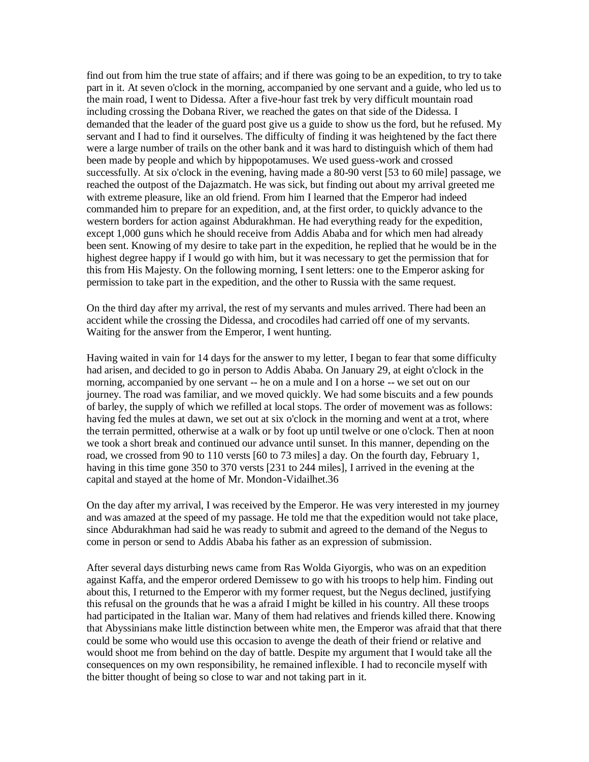find out from him the true state of affairs; and if there was going to be an expedition, to try to take part in it. At seven o'clock in the morning, accompanied by one servant and a guide, who led us to the main road, I went to Didessa. After a five-hour fast trek by very difficult mountain road including crossing the Dobana River, we reached the gates on that side of the Didessa. I demanded that the leader of the guard post give us a guide to show us the ford, but he refused. My servant and I had to find it ourselves. The difficulty of finding it was heightened by the fact there were a large number of trails on the other bank and it was hard to distinguish which of them had been made by people and which by hippopotamuses. We used guess-work and crossed successfully. At six o'clock in the evening, having made a 80-90 verst [53 to 60 mile] passage, we reached the outpost of the Dajazmatch. He was sick, but finding out about my arrival greeted me with extreme pleasure, like an old friend. From him I learned that the Emperor had indeed commanded him to prepare for an expedition, and, at the first order, to quickly advance to the western borders for action against Abdurakhman. He had everything ready for the expedition, except 1,000 guns which he should receive from Addis Ababa and for which men had already been sent. Knowing of my desire to take part in the expedition, he replied that he would be in the highest degree happy if I would go with him, but it was necessary to get the permission that for this from His Majesty. On the following morning, I sent letters: one to the Emperor asking for permission to take part in the expedition, and the other to Russia with the same request.

On the third day after my arrival, the rest of my servants and mules arrived. There had been an accident while the crossing the Didessa, and crocodiles had carried off one of my servants. Waiting for the answer from the Emperor, I went hunting.

Having waited in vain for 14 days for the answer to my letter, I began to fear that some difficulty had arisen, and decided to go in person to Addis Ababa. On January 29, at eight o'clock in the morning, accompanied by one servant -- he on a mule and I on a horse -- we set out on our journey. The road was familiar, and we moved quickly. We had some biscuits and a few pounds of barley, the supply of which we refilled at local stops. The order of movement was as follows: having fed the mules at dawn, we set out at six o'clock in the morning and went at a trot, where the terrain permitted, otherwise at a walk or by foot up until twelve or one o'clock. Then at noon we took a short break and continued our advance until sunset. In this manner, depending on the road, we crossed from 90 to 110 versts [60 to 73 miles] a day. On the fourth day, February 1, having in this time gone 350 to 370 versts [231 to 244 miles], I arrived in the evening at the capital and stayed at the home of Mr. Mondon-Vidailhet.36

On the day after my arrival, I was received by the Emperor. He was very interested in my journey and was amazed at the speed of my passage. He told me that the expedition would not take place, since Abdurakhman had said he was ready to submit and agreed to the demand of the Negus to come in person or send to Addis Ababa his father as an expression of submission.

After several days disturbing news came from Ras Wolda Giyorgis, who was on an expedition against Kaffa, and the emperor ordered Demissew to go with his troops to help him. Finding out about this, I returned to the Emperor with my former request, but the Negus declined, justifying this refusal on the grounds that he was a afraid I might be killed in his country. All these troops had participated in the Italian war. Many of them had relatives and friends killed there. Knowing that Abyssinians make little distinction between white men, the Emperor was afraid that that there could be some who would use this occasion to avenge the death of their friend or relative and would shoot me from behind on the day of battle. Despite my argument that I would take all the consequences on my own responsibility, he remained inflexible. I had to reconcile myself with the bitter thought of being so close to war and not taking part in it.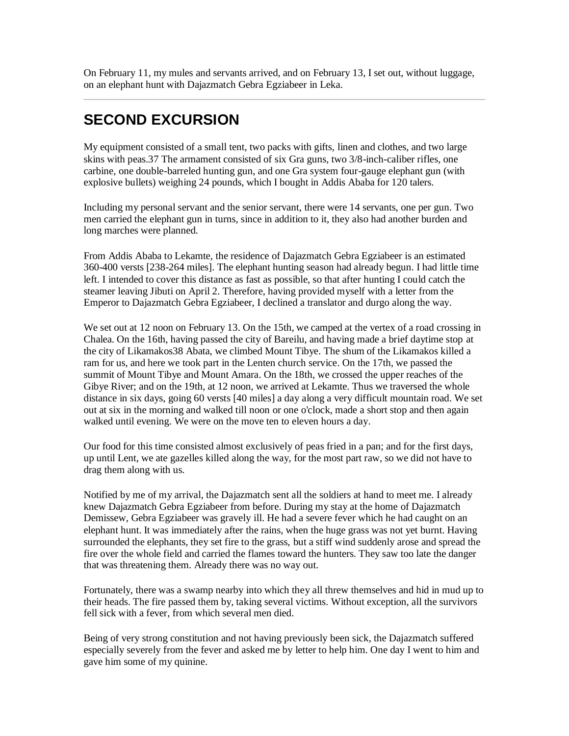On February 11, my mules and servants arrived, and on February 13, I set out, without luggage, on an elephant hunt with Dajazmatch Gebra Egziabeer in Leka.

---

## SECOND EXCURSION

My equipment consisted of a small tent, two packs with gifts, linen and clothes, and two large skins with peas.37 The armament consisted of six Gra guns, two 3/8-inch-caliber rifles, one carbine, one double-barreled hunting gun, and one Gra system four-gauge elephant gun (with explosive bullets) weighing 24 pounds, which I bought in Addis Ababa for 120 talers.

Including my personal servant and the senior servant, there were 14 servants, one per gun. Two men carried the elephant gun in turns, since in addition to it, they also had another burden and long marches were planned.

From Addis Ababa to Lekamte, the residence of Dajazmatch Gebra Egziabeer is an estimated 360-400 versts [238-264 miles]. The elephant hunting season had already begun. I had little time left. I intended to cover this distance as fast as possible, so that after hunting I could catch the steamer leaving Jibuti on April 2. Therefore, having provided myself with a letter from the Emperor to Dajazmatch Gebra Egziabeer, I declined a translator and durgo along the way.

We set out at 12 noon on February 13. On the 15th, we camped at the vertex of a road crossing in Chalea. On the 16th, having passed the city of Bareilu, and having made a brief daytime stop at the city of Likamakos38 Abata, we climbed Mount Tibye. The shum of the Likamakos killed a ram for us, and here we took part in the Lenten church service. On the 17th, we passed the summit of Mount Tibye and Mount Amara. On the 18th, we crossed the upper reaches of the Gibye River; and on the 19th, at 12 noon, we arrived at Lekamte. Thus we traversed the whole distance in six days, going 60 versts [40 miles] a day along a very difficult mountain road. We set out at six in the morning and walked till noon or one o'clock, made a short stop and then again walked until evening. We were on the move ten to eleven hours a day.

Our food for this time consisted almost exclusively of peas fried in a pan; and for the first days, up until Lent, we ate gazelles killed along the way, for the most part raw, so we did not have to drag them along with us.

Notified by me of my arrival, the Dajazmatch sent all the soldiers at hand to meet me. I already knew Dajazmatch Gebra Egziabeer from before. During my stay at the home of Dajazmatch Demissew, Gebra Egziabeer was gravely ill. He had a severe fever which he had caught on an elephant hunt. It was immediately after the rains, when the huge grass was not yet burnt. Having surrounded the elephants, they set fire to the grass, but a stiff wind suddenly arose and spread the fire over the whole field and carried the flames toward the hunters. They saw too late the danger that was threatening them. Already there was no way out.

Fortunately, there was a swamp nearby into which they all threw themselves and hid in mud up to their heads. The fire passed them by, taking several victims. Without exception, all the survivors fell sick with a fever, from which several men died.

Being of very strong constitution and not having previously been sick, the Dajazmatch suffered especially severely from the fever and asked me by letter to help him. One day I went to him and gave him some of my quinine.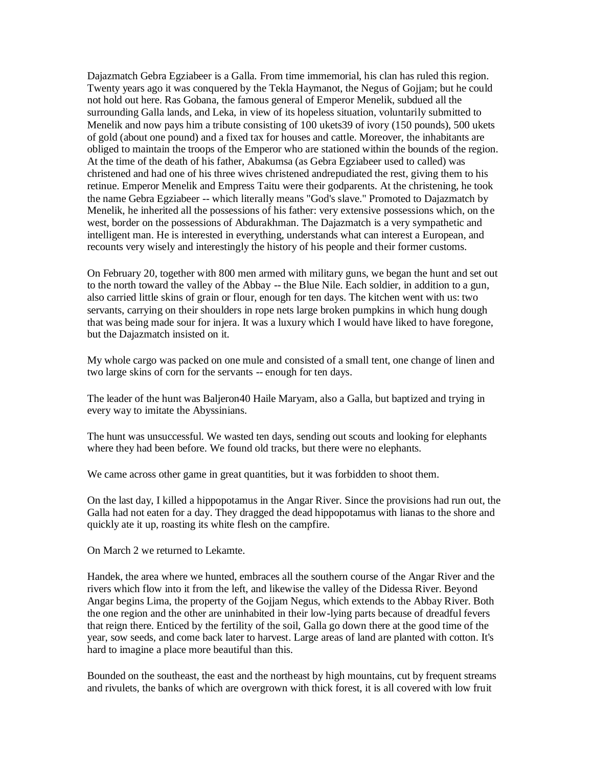Dajazmatch Gebra Egziabeer is a Galla. From time immemorial, his clan has ruled this region. Twenty years ago it was conquered by the Tekla Haymanot, the Negus of Gojjam; but he could not hold out here. Ras Gobana, the famous general of Emperor Menelik, subdued all the surrounding Galla lands, and Leka, in view of its hopeless situation, voluntarily submitted to Menelik and now pays him a tribute consisting of 100 ukets[39] of ivory (150 pounds), 500 ukets of gold (about one pound) and a fixed tax for houses and cattle. Moreover, the inhabitants are obliged to maintain the troops of the Emperor who are stationed within the bounds of the region. At the time of the death of his father, Abakumsa (as Gebra Egziabeer used to called) was christened and had one of his three wives christened andrepudiated the rest, giving them to his retinue. Emperor Menelik and Empress Taitu were their godparents. At the christening, he took the name Gebra Egziabeer -- which literally means "God's slave." Promoted to Dajazmatch by Menelik, he inherited all the possessions of his father: very extensive possessions which, on the west, border on the possessions of Abdurakhman. The Dajazmatch is a very sympathetic and intelligent man. He is interested in everything, understands what can interest a European, and recounts very wisely and interestingly the history of his people and their former customs.

On February 20, together with 800 men armed with military guns, we began the hunt and set out to the north toward the valley of the Abbay -- the Blue Nile. Each soldier, in addition to a gun, also carried little skins of grain or flour, enough for ten days. The kitchen went with us: two servants, carrying on their shoulders in rope nets large broken pumpkins in which hung dough that was being made sour for injera. It was a luxury which I would have liked to have foregone, but the Dajazmatch insisted on it.

My whole cargo was packed on one mule and consisted of a small tent, one change of linen and two large skins of corn for the servants -- enough for ten days.

The leader of the hunt was Baljeron[40] Haile Maryam, also a Galla, but baptized and trying in every way to imitate the Abyssinians.

The hunt was unsuccessful. We wasted ten days, sending out scouts and looking for elephants where they had been before. We found old tracks, but there were no elephants.

We came across other game in great quantities, but it was forbidden to shoot them.

On the last day, I killed a hippopotamus in the Angar River. Since the provisions had run out, the Galla had not eaten for a day. They dragged the dead hippopotamus with lianas to the shore and quickly ate it up, roasting its white flesh on the campfire.

On March 2 we returned to Lekamte.

Handek, the area where we hunted, embraces all the southern course of the Angar River and the rivers which flow into it from the left, and likewise the valley of the Didessa River. Beyond Angar begins Lima, the property of the Gojjam Negus, which extends to the Abbay River. Both the one region and the other are uninhabited in their low-lying parts because of dreadful fevers that reign there. Enticed by the fertility of the soil, Galla go down there at the good time of the year, sow seeds, and come back later to harvest. Large areas of land are planted with cotton. It's hard to imagine a place more beautiful than this.

Bounded on the southeast, the east and the northeast by high mountains, cut by frequent streams and rivulets, the banks of which are overgrown with thick forest, it is all covered with low fruit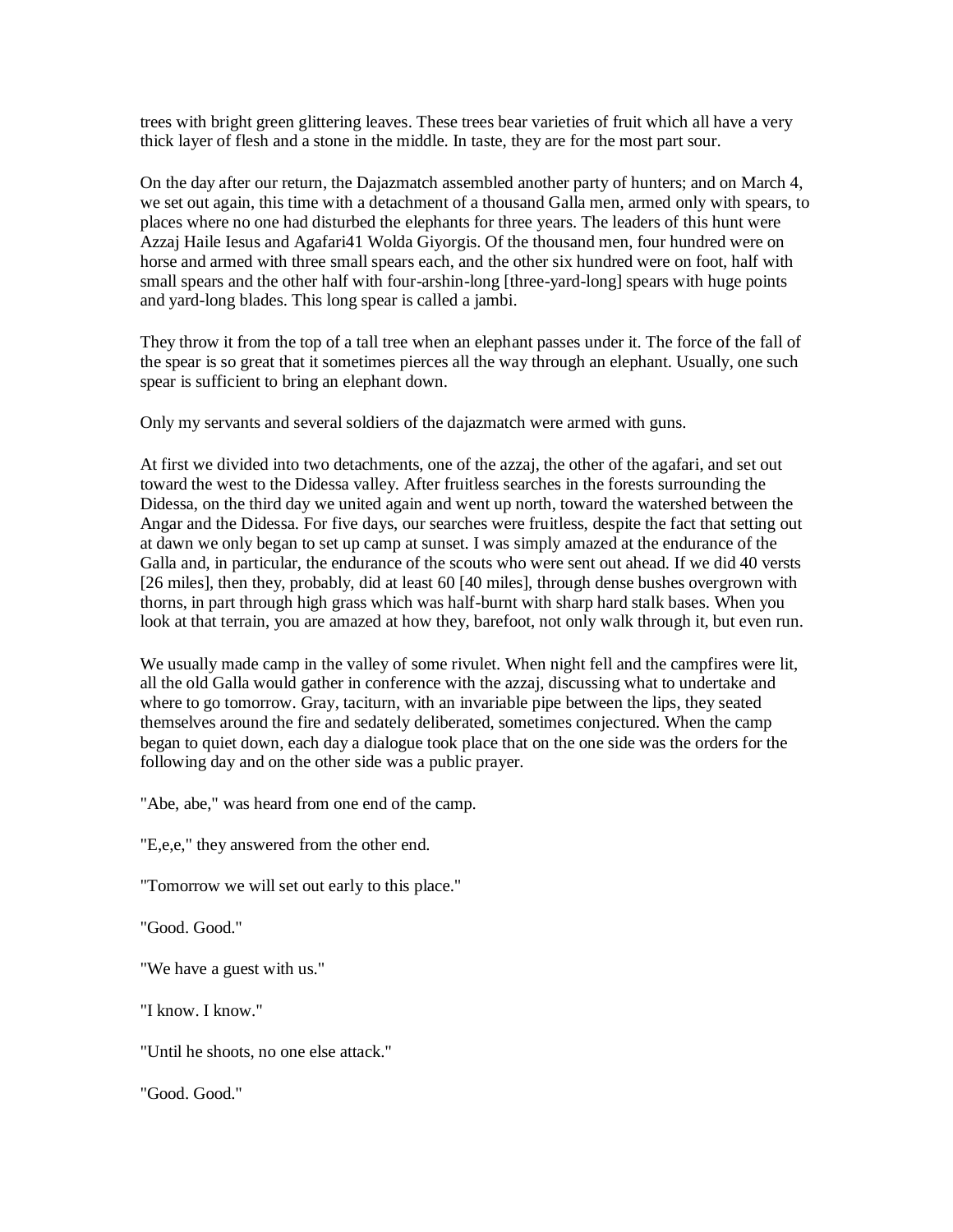trees with bright green glittering leaves. These trees bear varieties of fruit which all have a very thick layer of flesh and a stone in the middle. In taste, they are for the most part sour.

On the day after our return, the Dajazmatch assembled another party of hunters; and on March 4, we set out again, this time with a detachment of a thousand Galla men, armed only with spears, to places where no one had disturbed the elephants for three years. The leaders of this hunt were Azzaj Haile Iesus and Agafari[41] Wolda Giyorgis. Of the thousand men, four hundred were on horse and armed with three small spears each, and the other six hundred were on foot, half with small spears and the other half with four-arshin-long [three-yard-long] spears with huge points and yard-long blades. This long spear is called a jambi.

They throw it from the top of a tall tree when an elephant passes under it. The force of the fall of the spear is so great that it sometimes pierces all the way through an elephant. Usually, one such spear is sufficient to bring an elephant down.

Only my servants and several soldiers of the dajazmatch were armed with guns.

At first we divided into two detachments, one of the azzaj, the other of the agafari, and set out toward the west to the Didessa valley. After fruitless searches in the forests surrounding the Didessa, on the third day we united again and went up north, toward the watershed between the Angar and the Didessa. For five days, our searches were fruitless, despite the fact that setting out at dawn we only began to set up camp at sunset. I was simply amazed at the endurance of the Galla and, in particular, the endurance of the scouts who were sent out ahead. If we did 40 versts [26 miles], then they, probably, did at least 60 [40 miles], through dense bushes overgrown with thorns, in part through high grass which was half-burnt with sharp hard stalk bases. When you look at that terrain, you are amazed at how they, barefoot, not only walk through it, but even run.

We usually made camp in the valley of some rivulet. When night fell and the campfires were lit, all the old Galla would gather in conference with the azzaj, discussing what to undertake and where to go tomorrow. Gray, taciturn, with an invariable pipe between the lips, they seated themselves around the fire and sedately deliberated, sometimes conjectured. When the camp began to quiet down, each day a dialogue took place that on the one side was the orders for the following day and on the other side was a public prayer.

"Abe, abe," was heard from one end of the camp.

"E,e,e," they answered from the other end.

"Tomorrow we will set out early to this place."

"Good. Good."

"We have a guest with us."

"I know. I know."

"Until he shoots, no one else attack."

"Good. Good."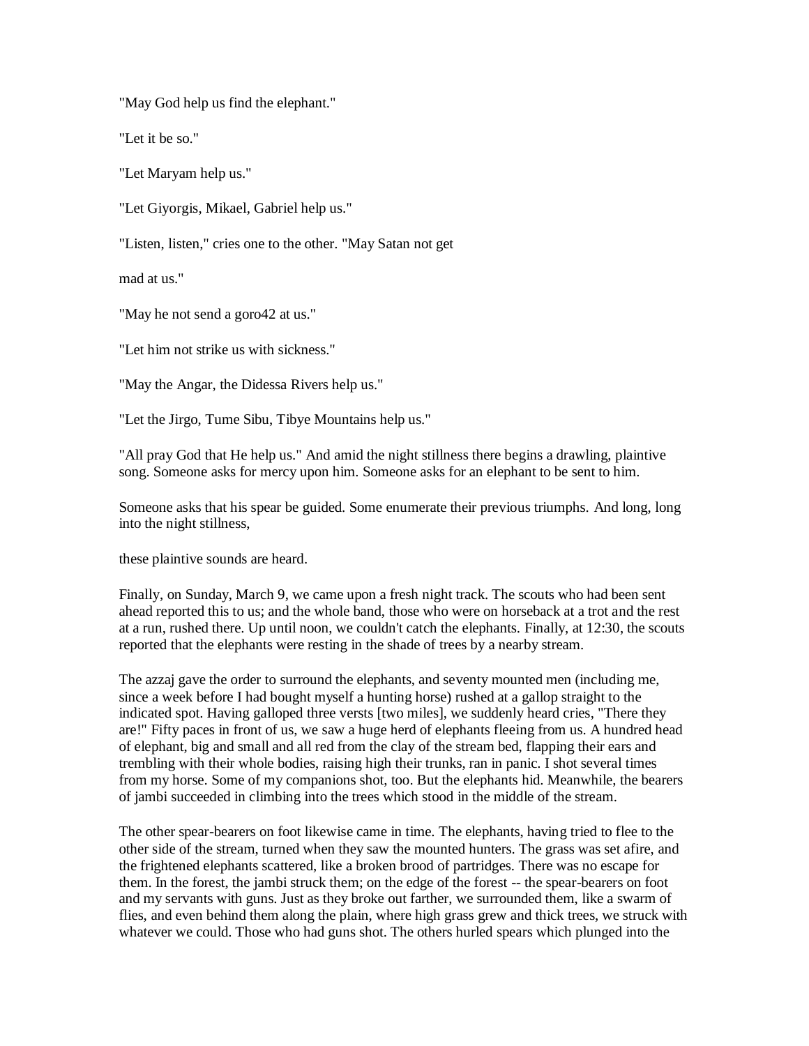"May God help us find the elephant."

"Let it be so."

"Let Maryam help us."

"Let Giyorgis, Mikael, Gabriel help us."

"Listen, listen," cries one to the other. "May Satan not get mad at us."

"May he not send a goro42 at us."

"Let him not strike us with sickness."

"May the Angar, the Didessa Rivers help us."

"Let the Jirgo, Tume Sibu, Tibye Mountains help us."

"All pray God that He help us." And amid the night stillness there begins a drawling, plaintive song. Someone asks for mercy upon him. Someone asks for an elephant to be sent to him.

Someone asks that his spear be guided. Some enumerate their previous triumphs. And long, long into the night stillness, these plaintive sounds are heard.

Finally, on Sunday, March 9, we came upon a fresh night track. The scouts who had been sent ahead reported this to us; and the whole band, those who were on horseback at a trot and the rest at a run, rushed there. Up until noon, we couldn't catch the elephants. Finally, at 12:30, the scouts reported that the elephants were resting in the shade of trees by a nearby stream.

The azzaj gave the order to surround the elephants, and seventy mounted men (including me, since a week before I had bought myself a hunting horse) rushed at a gallop straight to the indicated spot. Having galloped three versts [two miles], we suddenly heard cries, "There they are!" Fifty paces in front of us, we saw a huge herd of elephants fleeing from us. A hundred head of elephant, big and small and all red from the clay of the stream bed, flapping their ears and trembling with their whole bodies, raising high their trunks, ran in panic. I shot several times from my horse. Some of my companions shot, too. But the elephants hid. Meanwhile, the bearers of jambi succeeded in climbing into the trees which stood in the middle of the stream.

The other spear-bearers on foot likewise came in time. The elephants, having tried to flee to the other side of the stream, turned when they saw the mounted hunters. The grass was set afire, and the frightened elephants scattered, like a broken brood of partridges. There was no escape for them. In the forest, the jambi struck them; on the edge of the forest -- the spear-bearers on foot and my servants with guns. Just as they broke out farther, we surrounded them, like a swarm of flies, and even behind them along the plain, where high grass grew and thick trees, we struck with whatever we could. Those who had guns shot. The others hurled spears which plunged into the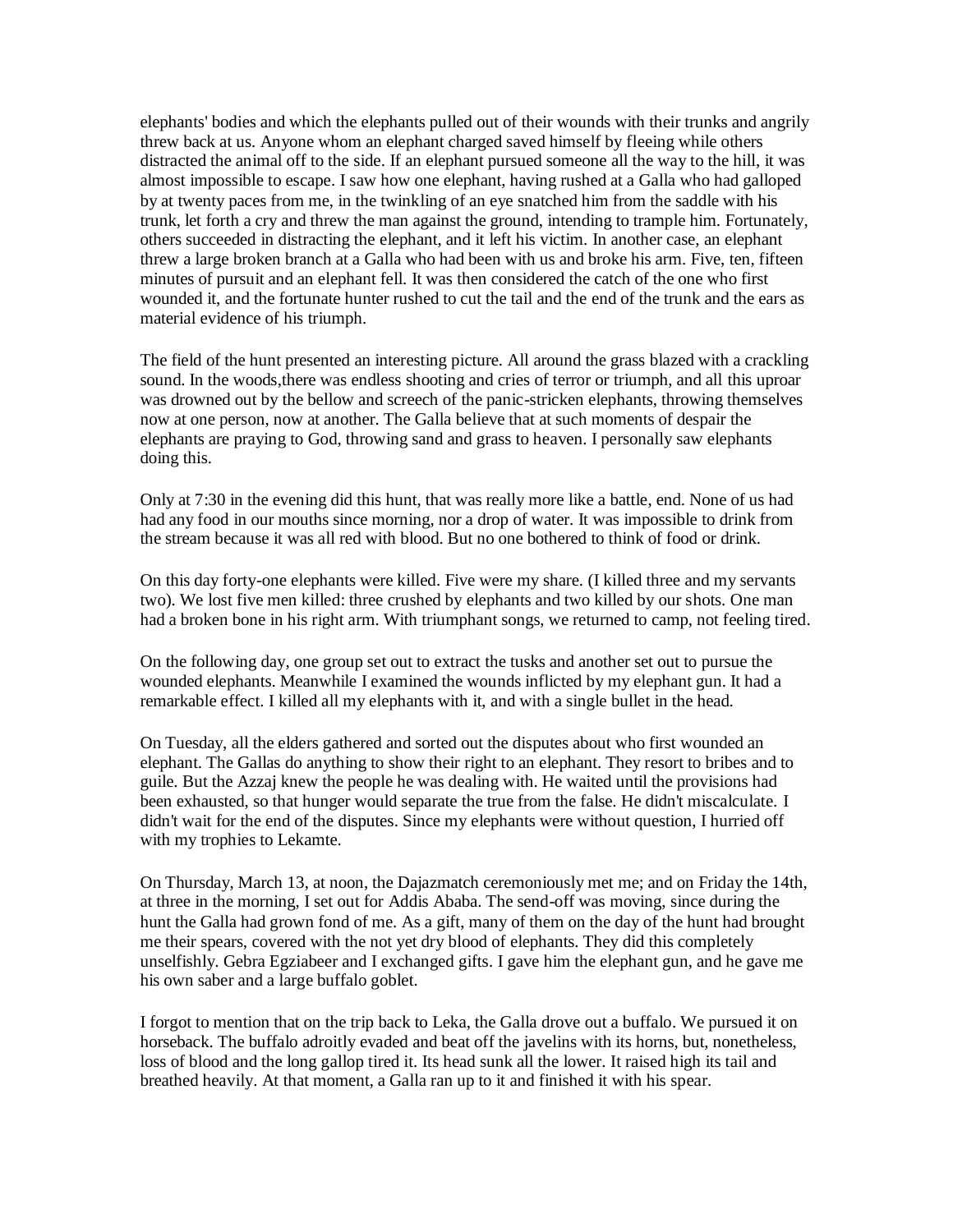elephants' bodies and which the elephants pulled out of their wounds with their trunks and angrily threw back at us. Anyone whom an elephant charged saved himself by fleeing while others distracted the animal off to the side. If an elephant pursued someone all the way to the hill, it was almost impossible to escape. I saw how one elephant, having rushed at a Galla who had galloped by at twenty paces from me, in the twinkling of an eye snatched him from the saddle with his trunk, let forth a cry and threw the man against the ground, intending to trample him. Fortunately, others succeeded in distracting the elephant, and it left his victim. In another case, an elephant threw a large broken branch at a Galla who had been with us and broke his arm. Five, ten, fifteen minutes of pursuit and an elephant fell. It was then considered the catch of the one who first wounded it, and the fortunate hunter rushed to cut the tail and the end of the trunk and the ears as material evidence of his triumph.

The field of the hunt presented an interesting picture. All around the grass blazed with a crackling sound. In the woods,there was endless shooting and cries of terror or triumph, and all this uproar was drowned out by the bellow and screech of the panic-stricken elephants, throwing themselves now at one person, now at another. The Galla believe that at such moments of despair the elephants are praying to God, throwing sand and grass to heaven. I personally saw elephants doing this.

Only at 7:30 in the evening did this hunt, that was really more like a battle, end. None of us had had any food in our mouths since morning, nor a drop of water. It was impossible to drink from the stream because it was all red with blood. But no one bothered to think of food or drink.

On this day forty-one elephants were killed. Five were my share. (I killed three and my servants two). We lost five men killed: three crushed by elephants and two killed by our shots. One man had a broken bone in his right arm. With triumphant songs, we returned to camp, not feeling tired.

On the following day, one group set out to extract the tusks and another set out to pursue the wounded elephants. Meanwhile I examined the wounds inflicted by my elephant gun. It had a remarkable effect. I killed all my elephants with it, and with a single bullet in the head.

On Tuesday, all the elders gathered and sorted out the disputes about who first wounded an elephant. The Gallas do anything to show their right to an elephant. They resort to bribes and to guile. But the Azzaj knew the people he was dealing with. He waited until the provisions had been exhausted, so that hunger would separate the true from the false. He didn't miscalculate. I didn't wait for the end of the disputes. Since my elephants were without question, I hurried off with my trophies to Lekamte.

On Thursday, March 13, at noon, the Dajazmatch ceremoniously met me; and on Friday the 14th, at three in the morning, I set out for Addis Ababa. The send-off was moving, since during the hunt the Galla had grown fond of me. As a gift, many of them on the day of the hunt had brought me their spears, covered with the not yet dry blood of elephants. They did this completely unselfishly. Gebra Egziabeer and I exchanged gifts. I gave him the elephant gun, and he gave me his own saber and a large buffalo goblet.

I forgot to mention that on the trip back to Leka, the Galla drove out a buffalo. We pursued it on horseback. The buffalo adroitly evaded and beat off the javelins with its horns, but, nonetheless, loss of blood and the long gallop tired it. Its head sunk all the lower. It raised high its tail and breathed heavily. At that moment, a Galla ran up to it and finished it with his spear.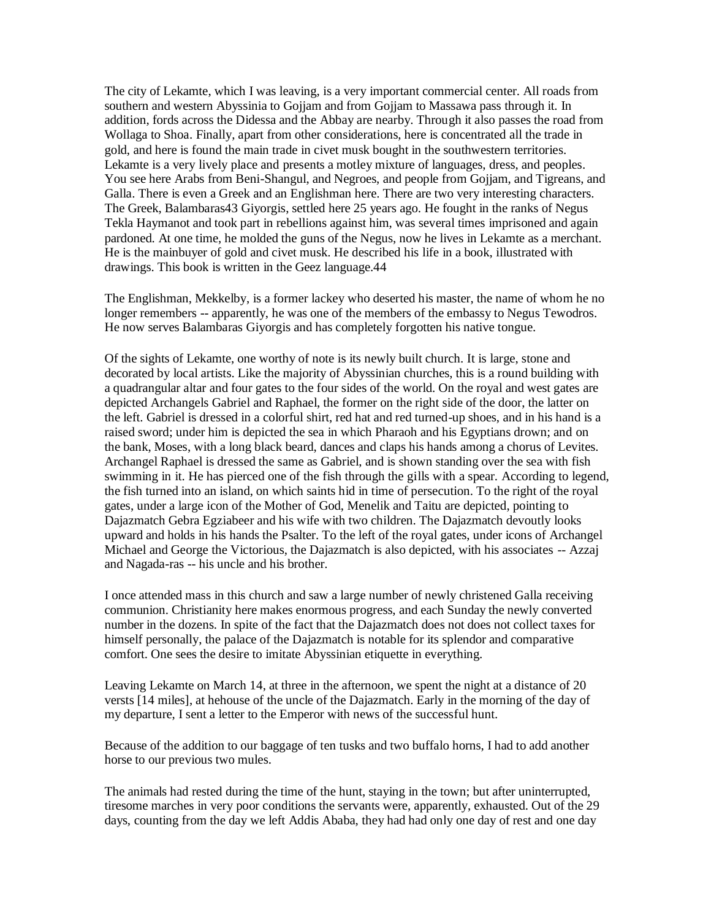The city of Lekamte, which I was leaving, is a very important commercial center. All roads from southern and western Abyssinia to Gojjam and from Gojjam to Massawa pass through it. In addition, fords across the Didessa and the Abbay are nearby. Through it also passes the road from Wollaga to Shoa. Finally, apart from other considerations, here is concentrated all the trade in gold, and here is found the main trade in civet musk bought in the southwestern territories. Lekamte is a very lively place and presents a motley mixture of languages, dress, and peoples. You see here Arabs from Beni-Shangul, and Negroes, and people from Gojjam, and Tigreans, and Galla. There is even a Greek and an Englishman here. There are two very interesting characters. The Greek, Balambaras[43] Giyorgis, settled here 25 years ago. He fought in the ranks of Negus Tekla Haymanot and took part in rebellions against him, was several times imprisoned and again pardoned. At one time, he molded the guns of the Negus, now he lives in Lekamte as a merchant. He is the mainbuyer of gold and civet musk. He described his life in a book, illustrated with drawings. This book is written in the Geez language.[44]

The Englishman, Mekkelby, is a former lackey who deserted his master, the name of whom he no longer remembers -- apparently, he was one of the members of the embassy to Negus Tewodros. He now serves Balambaras Giyorgis and has completely forgotten his native tongue.

Of the sights of Lekamte, one worthy of note is its newly built church. It is large, stone and decorated by local artists. Like the majority of Abyssinian churches, this is a round building with a quadrangular altar and four gates to the four sides of the world. On the royal and west gates are depicted Archangels Gabriel and Raphael, the former on the right side of the door, the latter on the left. Gabriel is dressed in a colorful shirt, red hat and red turned-up shoes, and in his hand is a raised sword; under him is depicted the sea in which Pharaoh and his Egyptians drown; and on the bank, Moses, with a long black beard, dances and claps his hands among a chorus of Levites. Archangel Raphael is dressed the same as Gabriel, and is shown standing over the sea with fish swimming in it. He has pierced one of the fish through the gills with a spear. According to legend, the fish turned into an island, on which saints hid in time of persecution. To the right of the royal gates, under a large icon of the Mother of God, Menelik and Taitu are depicted, pointing to Dajazmatch Gebra Egziabeer and his wife with two children. The Dajazmatch devoutly looks upward and holds in his hands the Psalter. To the left of the royal gates, under icons of Archangel Michael and George the Victorious, the Dajazmatch is also depicted, with his associates -- Azzaj and Nagada-ras -- his uncle and his brother.

I once attended mass in this church and saw a large number of newly christened Galla receiving communion. Christianity here makes enormous progress, and each Sunday the newly converted number in the dozens. In spite of the fact that the Dajazmatch does not does not collect taxes for himself personally, the palace of the Dajazmatch is notable for its splendor and comparative comfort. One sees the desire to imitate Abyssinian etiquette in everything.

Leaving Lekamte on March 14, at three in the afternoon, we spent the night at a distance of 20 versts [14 miles], at hehouse of the uncle of the Dajazmatch. Early in the morning of the day of my departure, I sent a letter to the Emperor with news of the successful hunt.

Because of the addition to our baggage of ten tusks and two buffalo horns, I had to add another horse to our previous two mules.

The animals had rested during the time of the hunt, staying in the town; but after uninterrupted, tiresome marches in very poor conditions the servants were, apparently, exhausted. Out of the 29 days, counting from the day we left Addis Ababa, they had had only one day of rest and one day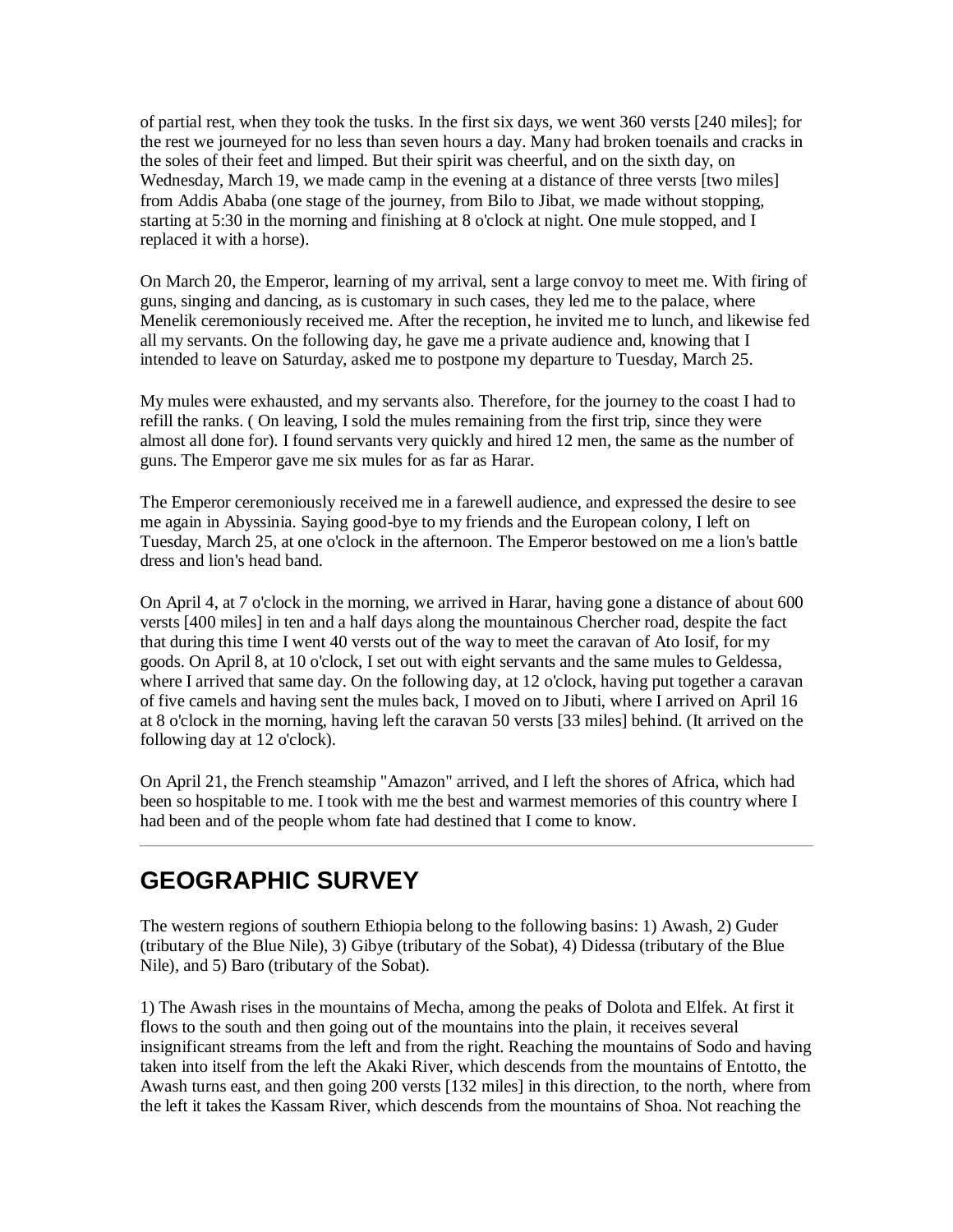of partial rest, when they took the tusks. In the first six days, we went 360 versts [240 miles]; for the rest we journeyed for no less than seven hours a day. Many had broken toenails and cracks in the soles of their feet and limped. But their spirit was cheerful, and on the sixth day, on Wednesday, March 19, we made camp in the evening at a distance of three versts [two miles] from Addis Ababa (one stage of the journey, from Bilo to Jibat, we made without stopping, starting at 5:30 in the morning and finishing at 8 o'clock at night. One mule stopped, and I replaced it with a horse).

On March 20, the Emperor, learning of my arrival, sent a large convoy to meet me. With firing of guns, singing and dancing, as is customary in such cases, they led me to the palace, where Menelik ceremoniously received me. After the reception, he invited me to lunch, and likewise fed all my servants. On the following day, he gave me a private audience and, knowing that I intended to leave on Saturday, asked me to postpone my departure to Tuesday, March 25.

My mules were exhausted, and my servants also. Therefore, for the journey to the coast I had to refill the ranks. ( On leaving, I sold the mules remaining from the first trip, since they were almost all done for). I found servants very quickly and hired 12 men, the same as the number of guns. The Emperor gave me six mules for as far as Harar.

The Emperor ceremoniously received me in a farewell audience, and expressed the desire to see me again in Abyssinia. Saying good-bye to my friends and the European colony, I left on Tuesday, March 25, at one o'clock in the afternoon. The Emperor bestowed on me a lion's battle dress and lion's head band.

On April 4, at 7 o'clock in the morning, we arrived in Harar, having gone a distance of about 600 versts [400 miles] in ten and a half days along the mountainous Chercher road, despite the fact that during this time I went 40 versts out of the way to meet the caravan of Ato Iosif, for my goods. On April 8, at 10 o'clock, I set out with eight servants and the same mules to Geldessa, where I arrived that same day. On the following day, at 12 o'clock, having put together a caravan of five camels and having sent the mules back, I moved on to Jibuti, where I arrived on April 16 at 8 o'clock in the morning, having left the caravan 50 versts [33 miles] behind. (It arrived on the following day at 12 o'clock).

On April 21, the French steamship "Amazon" arrived, and I left the shores of Africa, which had been so hospitable to me. I took with me the best and warmest memories of this country where I had been and of the people whom fate had destined that I come to know.

---

## GEOGRAPHIC SURVEY

The western regions of southern Ethiopia belong to the following basins: 1) Awash, 2) Guder (tributary of the Blue Nile), 3) Gibye (tributary of the Sobat), 4) Didessa (tributary of the Blue Nile), and 5) Baro (tributary of the Sobat).

1) The Awash rises in the mountains of Mecha, among the peaks of Dolota and Elfek. At first it flows to the south and then going out of the mountains into the plain, it receives several insignificant streams from the left and from the right. Reaching the mountains of Sodo and having taken into itself from the left the Akaki River, which descends from the mountains of Entotto, the Awash turns east, and then going 200 versts [132 miles] in this direction, to the north, where from the left it takes the Kassam River, which descends from the mountains of Shoa. Not reaching the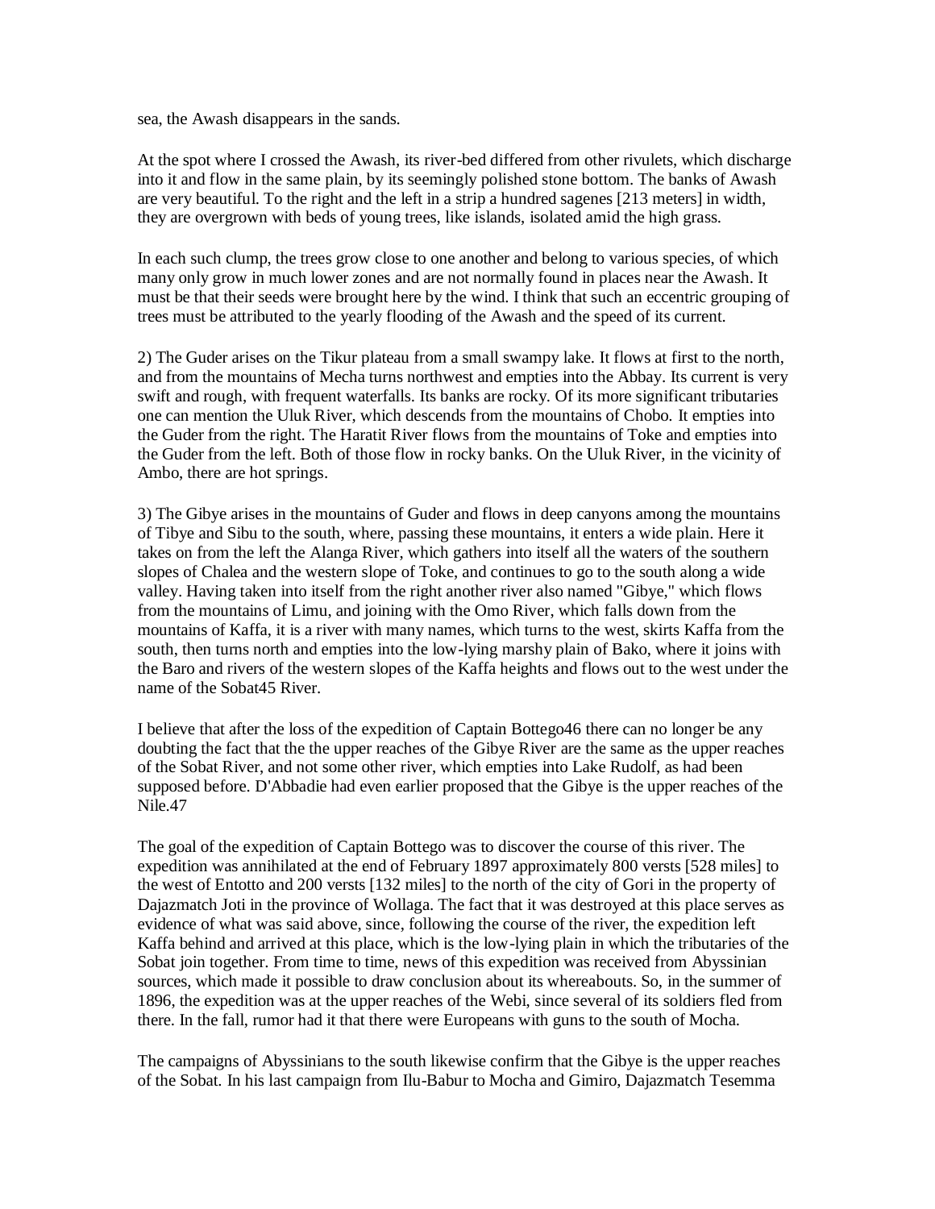sea, the Awash disappears in the sands.

At the spot where I crossed the Awash, its river-bed differed from other rivulets, which discharge into it and flow in the same plain, by its seemingly polished stone bottom. The banks of Awash are very beautiful. To the right and the left in a strip a hundred sagenes [213 meters] in width, they are overgrown with beds of young trees, like islands, isolated amid the high grass.

In each such clump, the trees grow close to one another and belong to various species, of which many only grow in much lower zones and are not normally found in places near the Awash. It must be that their seeds were brought here by the wind. I think that such an eccentric grouping of trees must be attributed to the yearly flooding of the Awash and the speed of its current.

2) The Guder arises on the Tikur plateau from a small swampy lake. It flows at first to the north, and from the mountains of Mecha turns northwest and empties into the Abbay. Its current is very swift and rough, with frequent waterfalls. Its banks are rocky. Of its more significant tributaries one can mention the Uluk River, which descends from the mountains of Chobo. It empties into the Guder from the right. The Haratit River flows from the mountains of Toke and empties into the Guder from the left. Both of those flow in rocky banks. On the Uluk River, in the vicinity of Ambo, there are hot springs.

3) The Gibye arises in the mountains of Guder and flows in deep canyons among the mountains of Tibye and Sibu to the south, where, passing these mountains, it enters a wide plain. Here it takes on from the left the Alanga River, which gathers into itself all the waters of the southern slopes of Chalea and the western slope of Toke, and continues to go to the south along a wide valley. Having taken into itself from the right another river also named "Gibye," which flows from the mountains of Limu, and joining with the Omo River, which falls down from the mountains of Kaffa, it is a river with many names, which turns to the west, skirts Kaffa from the south, then turns north and empties into the low-lying marshy plain of Bako, where it joins with the Baro and rivers of the western slopes of the Kaffa heights and flows out to the west under the name of the Sobat[45] River.

I believe that after the loss of the expedition of Captain Bottego[46] there can no longer be any doubting the fact that the the upper reaches of the Gibye River are the same as the upper reaches of the Sobat River, and not some other river, which empties into Lake Rudolf, as had been supposed before. D'Abbadie had even earlier proposed that the Gibye is the upper reaches of the Nile.[47]

The goal of the expedition of Captain Bottego was to discover the course of this river. The expedition was annihilated at the end of February 1897 approximately 800 versts [528 miles] to the west of Entotto and 200 versts [132 miles] to the north of the city of Gori in the property of Dajazmatch Joti in the province of Wollaga. The fact that it was destroyed at this place serves as evidence of what was said above, since, following the course of the river, the expedition left Kaffa behind and arrived at this place, which is the low-lying plain in which the tributaries of the Sobat join together. From time to time, news of this expedition was received from Abyssinian sources, which made it possible to draw conclusion about its whereabouts. So, in the summer of 1896, the expedition was at the upper reaches of the Webi, since several of its soldiers fled from there. In the fall, rumor had it that there were Europeans with guns to the south of Mocha.

The campaigns of Abyssinians to the south likewise confirm that the Gibye is the upper reaches of the Sobat. In his last campaign from Ilu-Babur to Mocha and Gimiro, Dajazmatch Tesemma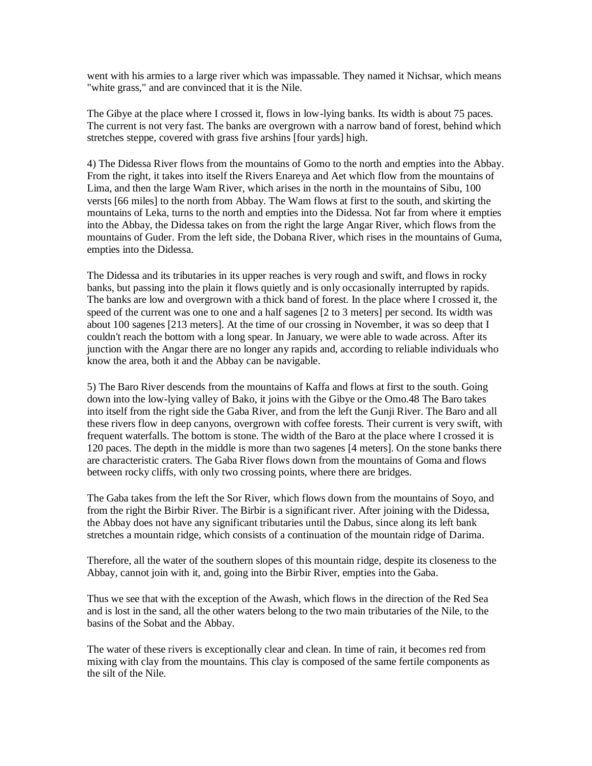went with his armies to a large river which was impassable. They named it Nichsar, which means "white grass," and are convinced that it is the Nile.

The Gibye at the place where I crossed it, flows in low-lying banks. Its width is about 75 paces. The current is not very fast. The banks are overgrown with a narrow band of forest, behind which stretches steppe, covered with grass five arshins [four yards] high.

4) The Didessa River flows from the mountains of Gomo to the north and empties into the Abbay. From the right, it takes into itself the Rivers Enareya and Aet which flow from the mountains of Lima, and then the large Wam River, which arises in the north in the mountains of Sibu, 100 versts [66 miles] to the north from Abbay. The Wam flows at first to the south, and skirting the mountains of Leka, turns to the north and empties into the Didessa. Not far from where it empties into the Abbay, the Didessa takes on from the right the large Angar River, which flows from the mountains of Guder. From the left side, the Dobana River, which rises in the mountains of Guma, empties into the Didessa.

The Didessa and its tributaries in its upper reaches is very rough and swift, and flows in rocky banks, but passing into the plain it flows quietly and is only occasionally interrupted by rapids. The banks are low and overgrown with a thick band of forest. In the place where I crossed it, the speed of the current was one to one and a half sagenes [2 to 3 meters] per second. Its width was about 100 sagenes [213 meters]. At the time of our crossing in November, it was so deep that I couldn't reach the bottom with a long spear. In January, we were able to wade across. After its junction with the Angar there are no longer any rapids and, according to reliable individuals who know the area, both it and the Abbay can be navigable.

5) The Baro River descends from the mountains of Kaffa and flows at first to the south. Going down into the low-lying valley of Bako, it joins with the Gibye or the Omo.48 The Baro takes into itself from the right side the Gaba River, and from the left the Gunji River. The Baro and all these rivers flow in deep canyons, overgrown with coffee forests. Their current is very swift, with frequent waterfalls. The bottom is stone. The width of the Baro at the place where I crossed it is 120 paces. The depth in the middle is more than two sagenes [4 meters]. On the stone banks there are characteristic craters. The Gaba River flows down from the mountains of Goma and flows between rocky cliffs, with only two crossing points, where there are bridges.

The Gaba takes from the left the Sor River, which flows down from the mountains of Soyo, and from the right the Birbir River. The Birbir is a significant river. After joining with the Didessa, the Abbay does not have any significant tributaries until the Dabus, since along its left bank stretches a mountain ridge, which consists of a continuation of the mountain ridge of Darima.

Therefore, all the water of the southern slopes of this mountain ridge, despite its closeness to the Abbay, cannot join with it, and, going into the Birbir River, empties into the Gaba.

Thus we see that with the exception of the Awash, which flows in the direction of the Red Sea and is lost in the sand, all the other waters belong to the two main tributaries of the Nile, to the basins of the Sobat and the Abbay.

The water of these rivers is exceptionally clear and clean. In time of rain, it becomes red from mixing with clay from the mountains. This clay is composed of the same fertile components as the silt of the Nile.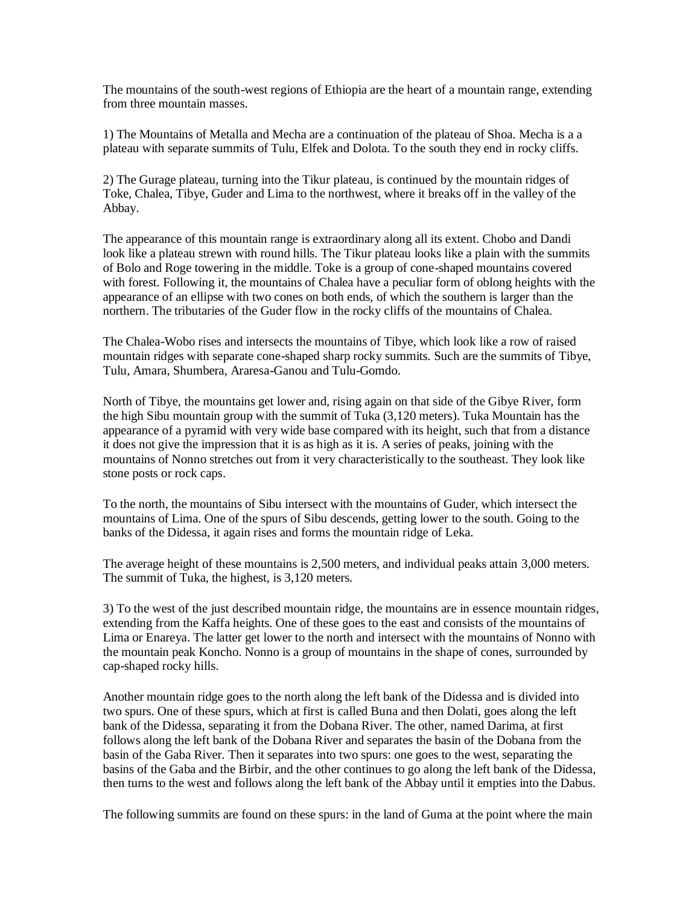The mountains of the south-west regions of Ethiopia are the heart of a mountain range, extending from three mountain masses.

1) The Mountains of Metalla and Mecha are a continuation of the plateau of Shoa. Mecha is a a plateau with separate summits of Tulu, Elfek and Dolota. To the south they end in rocky cliffs.

2) The Gurage plateau, turning into the Tikur plateau, is continued by the mountain ridges of Toke, Chalea, Tibye, Guder and Lima to the northwest, where it breaks off in the valley of the Abbay.

The appearance of this mountain range is extraordinary along all its extent. Chobo and Dandi look like a plateau strewn with round hills. The Tikur plateau looks like a plain with the summits of Bolo and Roge towering in the middle. Toke is a group of cone-shaped mountains covered with forest. Following it, the mountains of Chalea have a peculiar form of oblong heights with the appearance of an ellipse with two cones on both ends, of which the southern is larger than the northern. The tributaries of the Guder flow in the rocky cliffs of the mountains of Chalea.

The Chalea-Wobo rises and intersects the mountains of Tibye, which look like a row of raised mountain ridges with separate cone-shaped sharp rocky summits. Such are the summits of Tibye, Tulu, Amara, Shumbera, Araresa-Ganou and Tulu-Gomdo.

North of Tibye, the mountains get lower and, rising again on that side of the Gibye River, form the high Sibu mountain group with the summit of Tuka (3,120 meters). Tuka Mountain has the appearance of a pyramid with very wide base compared with its height, such that from a distance it does not give the impression that it is as high as it is. A series of peaks, joining with the mountains of Nonno stretches out from it very characteristically to the southeast. They look like stone posts or rock caps.

To the north, the mountains of Sibu intersect with the mountains of Guder, which intersect the mountains of Lima. One of the spurs of Sibu descends, getting lower to the south. Going to the banks of the Didessa, it again rises and forms the mountain ridge of Leka.

The average height of these mountains is 2,500 meters, and individual peaks attain 3,000 meters. The summit of Tuka, the highest, is 3,120 meters.

3) To the west of the just described mountain ridge, the mountains are in essence mountain ridges, extending from the Kaffa heights. One of these goes to the east and consists of the mountains of Lima or Enareya. The latter get lower to the north and intersect with the mountains of Nonno with the mountain peak Koncho. Nonno is a group of mountains in the shape of cones, surrounded by cap-shaped rocky hills.

Another mountain ridge goes to the north along the left bank of the Didessa and is divided into two spurs. One of these spurs, which at first is called Buna and then Dolati, goes along the left bank of the Didessa, separating it from the Dobana River. The other, named Darima, at first follows along the left bank of the Dobana River and separates the basin of the Dobana from the basin of the Gaba River. Then it separates into two spurs: one goes to the west, separating the basins of the Gaba and the Birbir, and the other continues to go along the left bank of the Didessa, then turns to the west and follows along the left bank of the Abbay until it empties into the Dabus.

The following summits are found on these spurs: in the land of Guma at the point where the main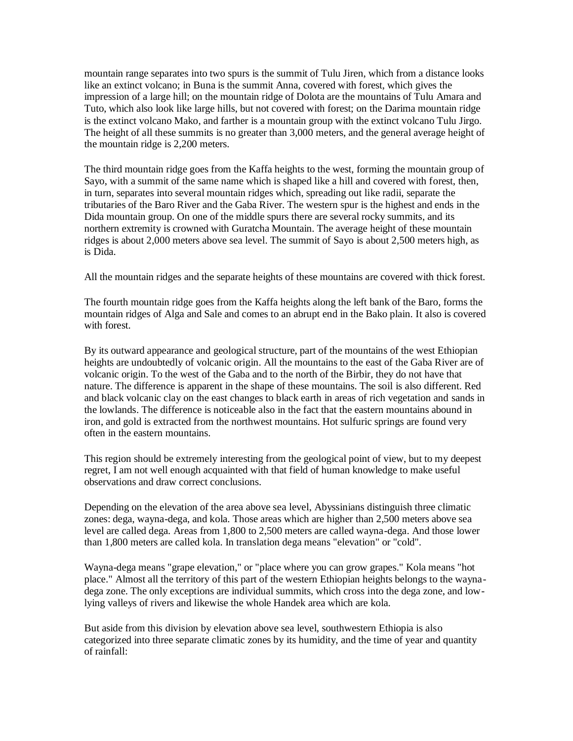mountain range separates into two spurs is the summit of Tulu Jiren, which from a distance looks like an extinct volcano; in Buna is the summit Anna, covered with forest, which gives the impression of a large hill; on the mountain ridge of Dolota are the mountains of Tulu Amara and Tuto, which also look like large hills, but not covered with forest; on the Darima mountain ridge is the extinct volcano Mako, and farther is a mountain group with the extinct volcano Tulu Jirgo. The height of all these summits is no greater than 3,000 meters, and the general average height of the mountain ridge is 2,200 meters.

The third mountain ridge goes from the Kaffa heights to the west, forming the mountain group of Sayo, with a summit of the same name which is shaped like a hill and covered with forest, then, in turn, separates into several mountain ridges which, spreading out like radii, separate the tributaries of the Baro River and the Gaba River. The western spur is the highest and ends in the Dida mountain group. On one of the middle spurs there are several rocky summits, and its northern extremity is crowned with Guratcha Mountain. The average height of these mountain ridges is about 2,000 meters above sea level. The summit of Sayo is about 2,500 meters high, as is Dida.

All the mountain ridges and the separate heights of these mountains are covered with thick forest.

The fourth mountain ridge goes from the Kaffa heights along the left bank of the Baro, forms the mountain ridges of Alga and Sale and comes to an abrupt end in the Bako plain. It also is covered with forest.

By its outward appearance and geological structure, part of the mountains of the west Ethiopian heights are undoubtedly of volcanic origin. All the mountains to the east of the Gaba River are of volcanic origin. To the west of the Gaba and to the north of the Birbir, they do not have that nature. The difference is apparent in the shape of these mountains. The soil is also different. Red and black volcanic clay on the east changes to black earth in areas of rich vegetation and sands in the lowlands. The difference is noticeable also in the fact that the eastern mountains abound in iron, and gold is extracted from the northwest mountains. Hot sulfuric springs are found very often in the eastern mountains.

This region should be extremely interesting from the geological point of view, but to my deepest regret, I am not well enough acquainted with that field of human knowledge to make useful observations and draw correct conclusions.

Depending on the elevation of the area above sea level, Abyssinians distinguish three climatic zones: dega, wayna-dega, and kola. Those areas which are higher than 2,500 meters above sea level are called dega. Areas from 1,800 to 2,500 meters are called wayna-dega. And those lower than 1,800 meters are called kola. In translation dega means "elevation" or "cold".

Wayna-dega means "grape elevation," or "place where you can grow grapes." Kola means "hot place." Almost all the territory of this part of the western Ethiopian heights belongs to the wayna-dega zone. The only exceptions are individual summits, which cross into the dega zone, and low-lying valleys of rivers and likewise the whole Handek area which are kola.

But aside from this division by elevation above sea level, southwestern Ethiopia is also categorized into three separate climatic zones by its humidity, and the time of year and quantity of rainfall: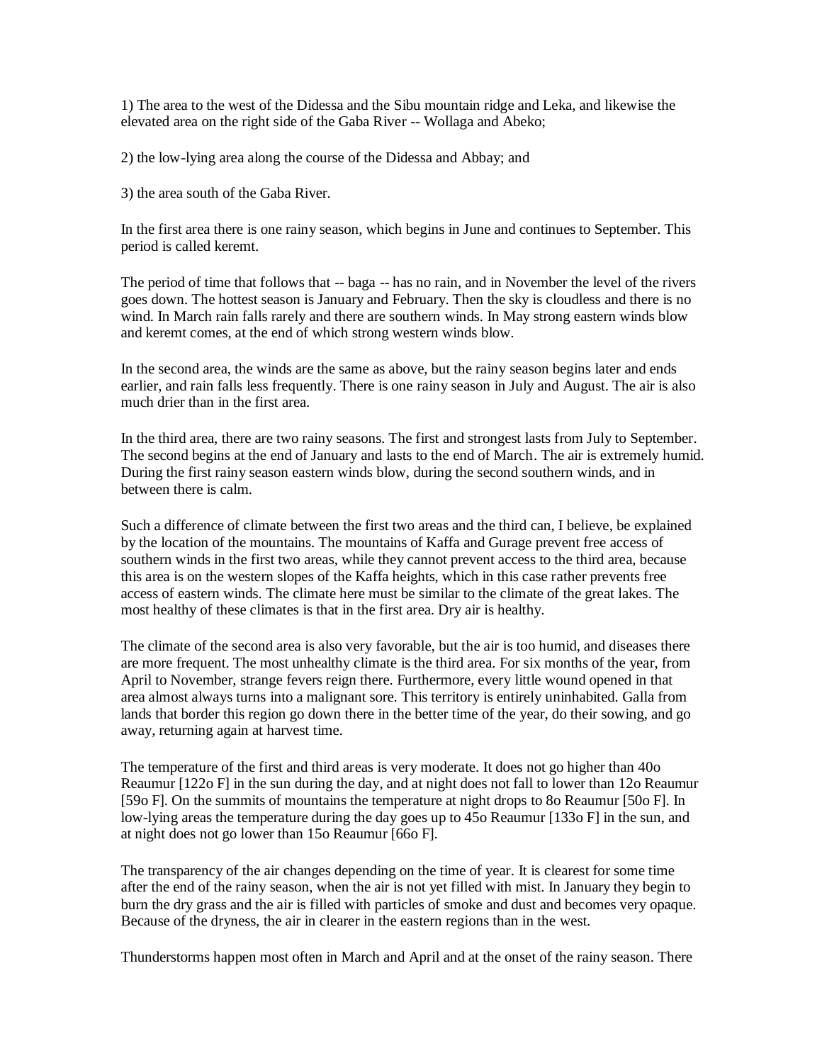1) The area to the west of the Didessa and the Sibu mountain ridge and Leka, and likewise the elevated area on the right side of the Gaba River -- Wollaga and Abeko;

2) the low-lying area along the course of the Didessa and Abbay; and

3) the area south of the Gaba River.

In the first area there is one rainy season, which begins in June and continues to September. This period is called keremt.

The period of time that follows that -- baga -- has no rain, and in November the level of the rivers goes down. The hottest season is January and February. Then the sky is cloudless and there is no wind. In March rain falls rarely and there are southern winds. In May strong eastern winds blow and keremt comes, at the end of which strong western winds blow.

In the second area, the winds are the same as above, but the rainy season begins later and ends earlier, and rain falls less frequently. There is one rainy season in July and August. The air is also much drier than in the first area.

In the third area, there are two rainy seasons. The first and strongest lasts from July to September. The second begins at the end of January and lasts to the end of March. The air is extremely humid. During the first rainy season eastern winds blow, during the second southern winds, and in between there is calm.

Such a difference of climate between the first two areas and the third can, I believe, be explained by the location of the mountains. The mountains of Kaffa and Gurage prevent free access of southern winds in the first two areas, while they cannot prevent access to the third area, because this area is on the western slopes of the Kaffa heights, which in this case rather prevents free access of eastern winds. The climate here must be similar to the climate of the great lakes. The most healthy of these climates is that in the first area. Dry air is healthy.

The climate of the second area is also very favorable, but the air is too humid, and diseases there are more frequent. The most unhealthy climate is the third area. For six months of the year, from April to November, strange fevers reign there. Furthermore, every little wound opened in that area almost always turns into a malignant sore. This territory is entirely uninhabited. Galla from lands that border this region go down there in the better time of the year, do their sowing, and go away, returning again at harvest time.

The temperature of the first and third areas is very moderate. It does not go higher than 40o Reaumur [122o F] in the sun during the day, and at night does not fall to lower than 12o Reaumur [59o F]. On the summits of mountains the temperature at night drops to 8o Reaumur [50o F]. In low-lying areas the temperature during the day goes up to 45o Reaumur [133o F] in the sun, and at night does not go lower than 15o Reaumur [66o F].

The transparency of the air changes depending on the time of year. It is clearest for some time after the end of the rainy season, when the air is not yet filled with mist. In January they begin to burn the dry grass and the air is filled with particles of smoke and dust and becomes very opaque. Because of the dryness, the air in clearer in the eastern regions than in the west.

Thunderstorms happen most often in March and April and at the onset of the rainy season. There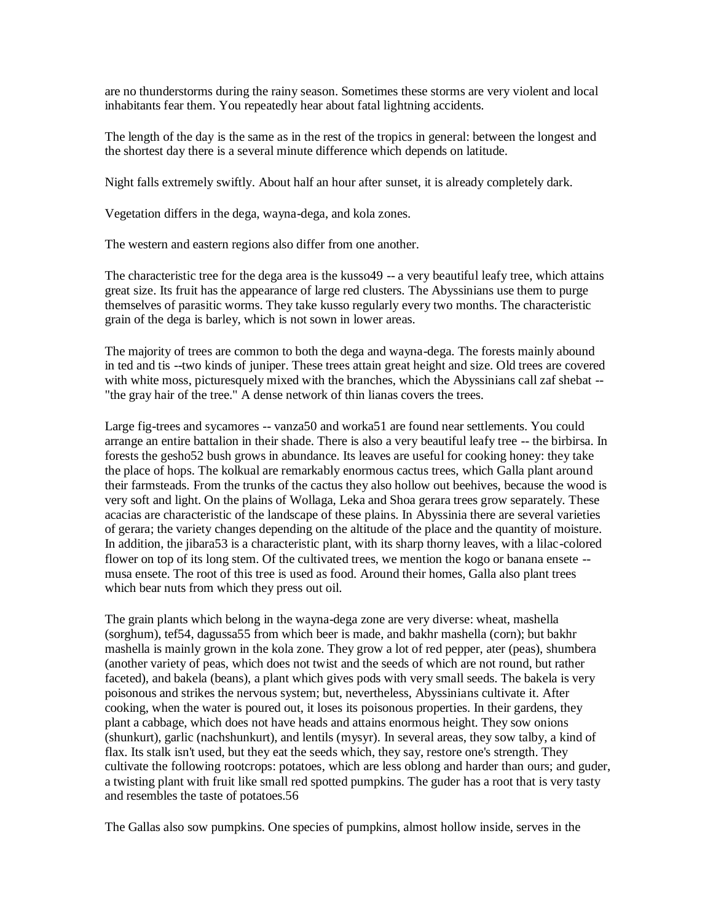are no thunderstorms during the rainy season. Sometimes these storms are very violent and local inhabitants fear them. You repeatedly hear about fatal lightning accidents.

The length of the day is the same as in the rest of the tropics in general: between the longest and the shortest day there is a several minute difference which depends on latitude.

Night falls extremely swiftly. About half an hour after sunset, it is already completely dark.

Vegetation differs in the dega, wayna-dega, and kola zones.

The western and eastern regions also differ from one another.

The characteristic tree for the dega area is the kusso49 -- a very beautiful leafy tree, which attains great size. Its fruit has the appearance of large red clusters. The Abyssinians use them to purge themselves of parasitic worms. They take kusso regularly every two months. The characteristic grain of the dega is barley, which is not sown in lower areas.

The majority of trees are common to both the dega and wayna-dega. The forests mainly abound in ted and tis --two kinds of juniper. These trees attain great height and size. Old trees are covered with white moss, picturesquely mixed with the branches, which the Abyssinians call zaf shebat -- "the gray hair of the tree." A dense network of thin lianas covers the trees.

Large fig-trees and sycamores -- vanza50 and worka51 are found near settlements. You could arrange an entire battalion in their shade. There is also a very beautiful leafy tree -- the birbirsa. In forests the gesho52 bush grows in abundance. Its leaves are useful for cooking honey: they take the place of hops. The kolkual are remarkably enormous cactus trees, which Galla plant around their farmsteads. From the trunks of the cactus they also hollow out beehives, because the wood is very soft and light. On the plains of Wollaga, Leka and Shoa gerara trees grow separately. These acacias are characteristic of the landscape of these plains. In Abyssinia there are several varieties of gerara; the variety changes depending on the altitude of the place and the quantity of moisture. In addition, the jibara53 is a characteristic plant, with its sharp thorny leaves, with a lilac-colored flower on top of its long stem. Of the cultivated trees, we mention the kogo or banana ensete -- musa ensete. The root of this tree is used as food. Around their homes, Galla also plant trees which bear nuts from which they press out oil.

The grain plants which belong in the wayna-dega zone are very diverse: wheat, mashella (sorghum), tef54, dagussa55 from which beer is made, and bakhr mashella (corn); but bakhr mashella is mainly grown in the kola zone. They grow a lot of red pepper, ater (peas), shumbera (another variety of peas, which does not twist and the seeds of which are not round, but rather faceted), and bakela (beans), a plant which gives pods with very small seeds. The bakela is very poisonous and strikes the nervous system; but, nevertheless, Abyssinians cultivate it. After cooking, when the water is poured out, it loses its poisonous properties. In their gardens, they plant a cabbage, which does not have heads and attains enormous height. They sow onions (shunkurt), garlic (nachshunkurt), and lentils (mysyr). In several areas, they sow talby, a kind of flax. Its stalk isn't used, but they eat the seeds which, they say, restore one's strength. They cultivate the following rootcrops: potatoes, which are less oblong and harder than ours; and guder, a twisting plant with fruit like small red spotted pumpkins. The guder has a root that is very tasty and resembles the taste of potatoes.56

The Gallas also sow pumpkins. One species of pumpkins, almost hollow inside, serves in the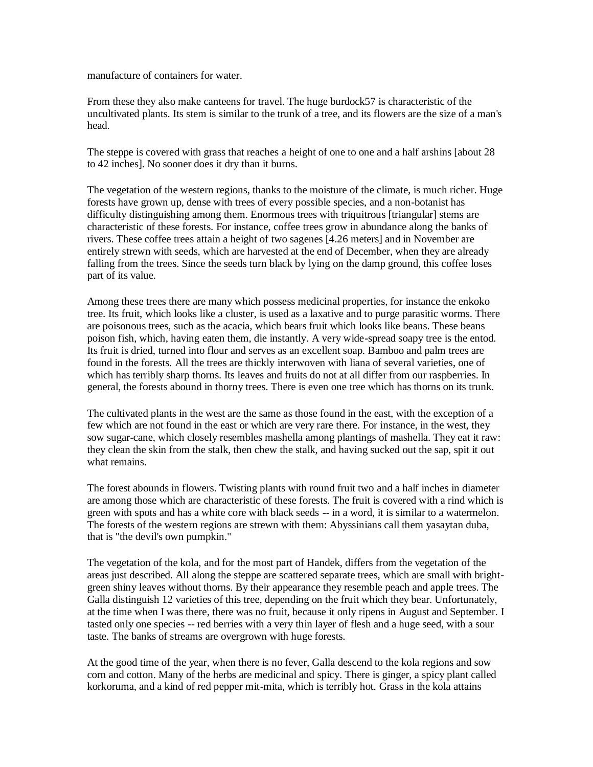manufacture of containers for water.

From these they also make canteens for travel. The huge burdock57 is characteristic of the uncultivated plants. Its stem is similar to the trunk of a tree, and its flowers are the size of a man's head.

The steppe is covered with grass that reaches a height of one to one and a half arshins [about 28 to 42 inches]. No sooner does it dry than it burns.

The vegetation of the western regions, thanks to the moisture of the climate, is much richer. Huge forests have grown up, dense with trees of every possible species, and a non-botanist has difficulty distinguishing among them. Enormous trees with triquitrous [triangular] stems are characteristic of these forests. For instance, coffee trees grow in abundance along the banks of rivers. These coffee trees attain a height of two sagenes [4.26 meters] and in November are entirely strewn with seeds, which are harvested at the end of December, when they are already falling from the trees. Since the seeds turn black by lying on the damp ground, this coffee loses part of its value.

Among these trees there are many which possess medicinal properties, for instance the enkoko tree. Its fruit, which looks like a cluster, is used as a laxative and to purge parasitic worms. There are poisonous trees, such as the acacia, which bears fruit which looks like beans. These beans poison fish, which, having eaten them, die instantly. A very wide-spread soapy tree is the entod. Its fruit is dried, turned into flour and serves as an excellent soap. Bamboo and palm trees are found in the forests. All the trees are thickly interwoven with liana of several varieties, one of which has terribly sharp thorns. Its leaves and fruits do not at all differ from our raspberries. In general, the forests abound in thorny trees. There is even one tree which has thorns on its trunk.

The cultivated plants in the west are the same as those found in the east, with the exception of a few which are not found in the east or which are very rare there. For instance, in the west, they sow sugar-cane, which closely resembles mashella among plantings of mashella. They eat it raw: they clean the skin from the stalk, then chew the stalk, and having sucked out the sap, spit it out what remains.

The forest abounds in flowers. Twisting plants with round fruit two and a half inches in diameter are among those which are characteristic of these forests. The fruit is covered with a rind which is green with spots and has a white core with black seeds -- in a word, it is similar to a watermelon. The forests of the western regions are strewn with them: Abyssinians call them yasaytan duba, that is "the devil's own pumpkin."

The vegetation of the kola, and for the most part of Handek, differs from the vegetation of the areas just described. All along the steppe are scattered separate trees, which are small with bright-green shiny leaves without thorns. By their appearance they resemble peach and apple trees. The Galla distinguish 12 varieties of this tree, depending on the fruit which they bear. Unfortunately, at the time when I was there, there was no fruit, because it only ripens in August and September. I tasted only one species -- red berries with a very thin layer of flesh and a huge seed, with a sour taste. The banks of streams are overgrown with huge forests.

At the good time of the year, when there is no fever, Galla descend to the kola regions and sow corn and cotton. Many of the herbs are medicinal and spicy. There is ginger, a spicy plant called korkoruma, and a kind of red pepper mit-mita, which is terribly hot. Grass in the kola attains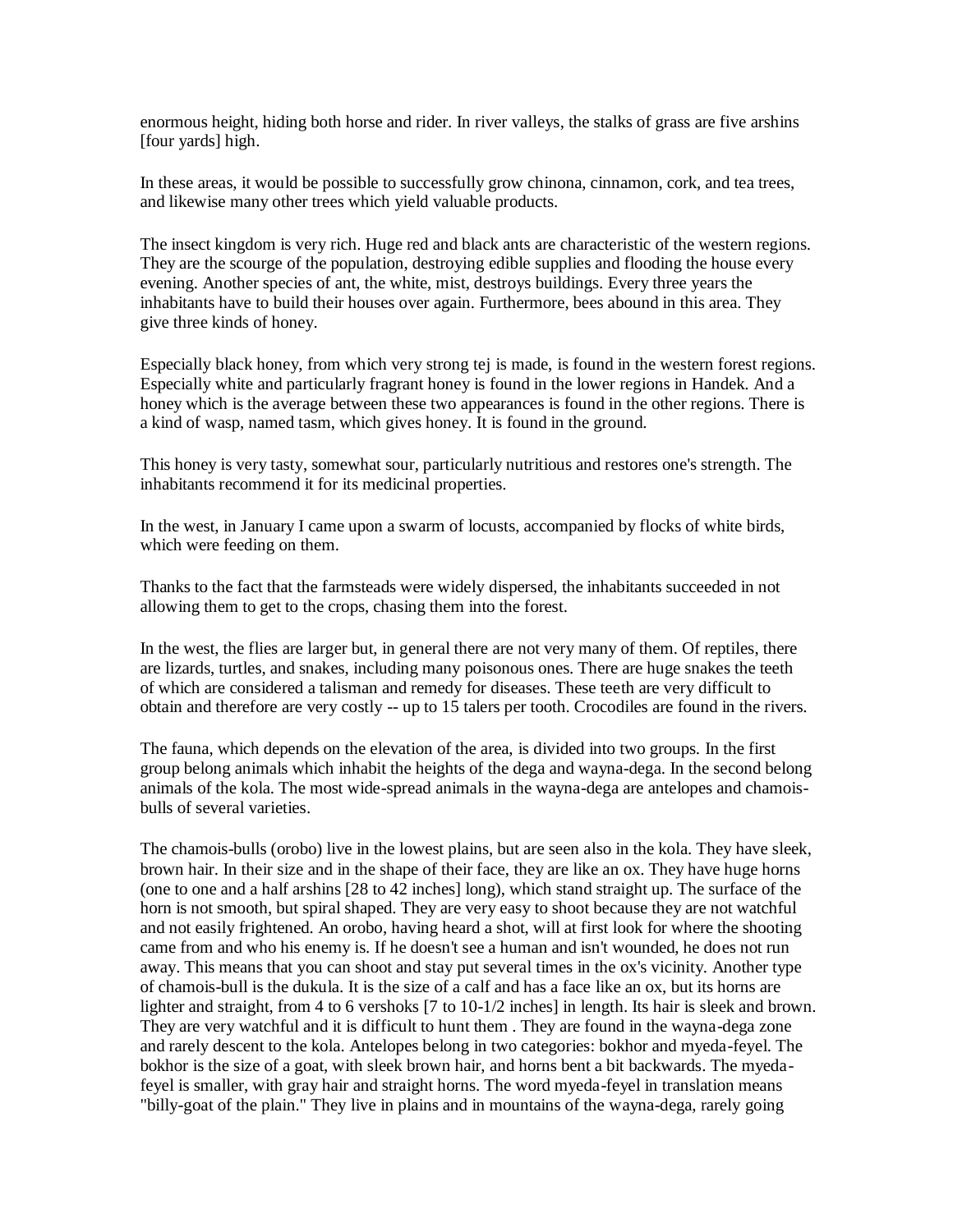enormous height, hiding both horse and rider. In river valleys, the stalks of grass are five arshins [four yards] high.

In these areas, it would be possible to successfully grow chinona, cinnamon, cork, and tea trees, and likewise many other trees which yield valuable products.

The insect kingdom is very rich. Huge red and black ants are characteristic of the western regions. They are the scourge of the population, destroying edible supplies and flooding the house every evening. Another species of ant, the white, mist, destroys buildings. Every three years the inhabitants have to build their houses over again. Furthermore, bees abound in this area. They give three kinds of honey.

Especially black honey, from which very strong tej is made, is found in the western forest regions. Especially white and particularly fragrant honey is found in the lower regions in Handek. And a honey which is the average between these two appearances is found in the other regions. There is a kind of wasp, named tasm, which gives honey. It is found in the ground.

This honey is very tasty, somewhat sour, particularly nutritious and restores one's strength. The inhabitants recommend it for its medicinal properties.

In the west, in January I came upon a swarm of locusts, accompanied by flocks of white birds, which were feeding on them.

Thanks to the fact that the farmsteads were widely dispersed, the inhabitants succeeded in not allowing them to get to the crops, chasing them into the forest.

In the west, the flies are larger but, in general there are not very many of them. Of reptiles, there are lizards, turtles, and snakes, including many poisonous ones. There are huge snakes the teeth of which are considered a talisman and remedy for diseases. These teeth are very difficult to obtain and therefore are very costly -- up to 15 talers per tooth. Crocodiles are found in the rivers.

The fauna, which depends on the elevation of the area, is divided into two groups. In the first group belong animals which inhabit the heights of the dega and wayna-dega. In the second belong animals of the kola. The most wide-spread animals in the wayna-dega are antelopes and chamois-bulls of several varieties.

The chamois-bulls (orobo) live in the lowest plains, but are seen also in the kola. They have sleek, brown hair. In their size and in the shape of their face, they are like an ox. They have huge horns (one to one and a half arshins [28 to 42 inches] long), which stand straight up. The surface of the horn is not smooth, but spiral shaped. They are very easy to shoot because they are not watchful and not easily frightened. An orobo, having heard a shot, will at first look for where the shooting came from and who his enemy is. If he doesn't see a human and isn't wounded, he does not run away. This means that you can shoot and stay put several times in the ox's vicinity. Another type of chamois-bull is the dukula. It is the size of a calf and has a face like an ox, but its horns are lighter and straight, from 4 to 6 vershoks [7 to 10-1/2 inches] in length. Its hair is sleek and brown. They are very watchful and it is difficult to hunt them . They are found in the wayna-dega zone and rarely descent to the kola. Antelopes belong in two categories: bokhor and myeda-feyel. The bokhor is the size of a goat, with sleek brown hair, and horns bent a bit backwards. The myeda-feyel is smaller, with gray hair and straight horns. The word myeda-feyel in translation means "billy-goat of the plain." They live in plains and in mountains of the wayna-dega, rarely going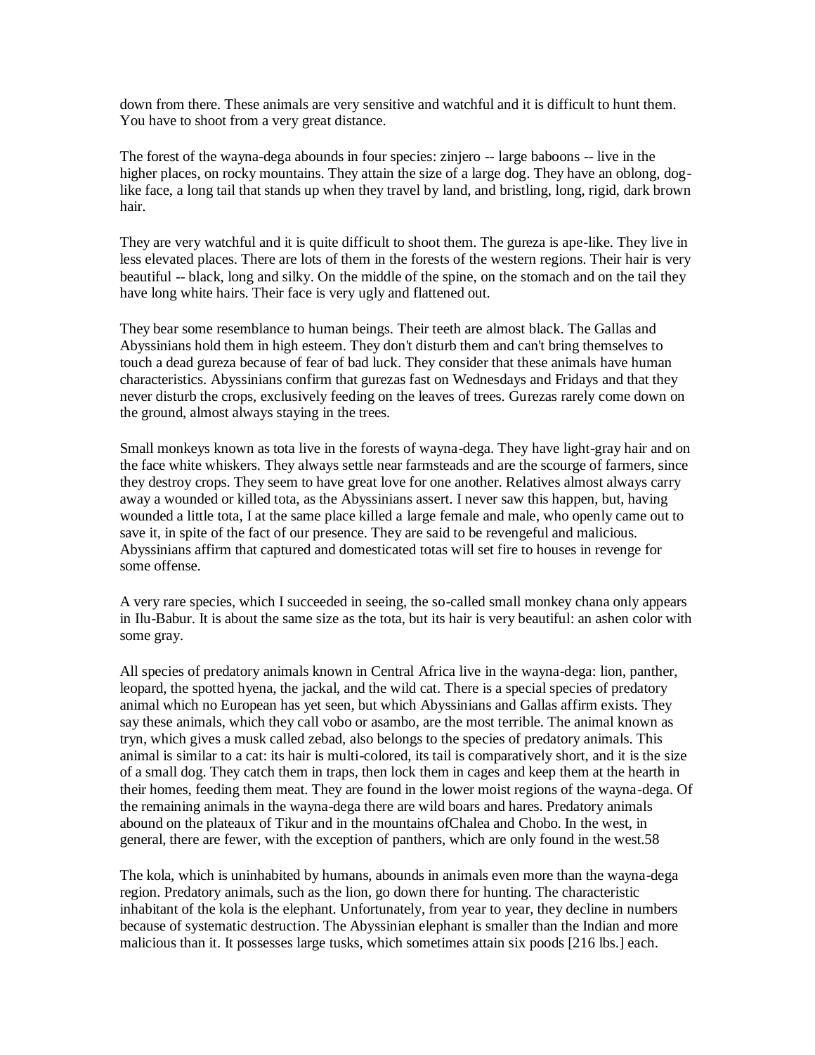down from there. These animals are very sensitive and watchful and it is difficult to hunt them. You have to shoot from a very great distance.

The forest of the wayna-dega abounds in four species: zinjero -- large baboons -- live in the higher places, on rocky mountains. They attain the size of a large dog. They have an oblong, dog-like face, a long tail that stands up when they travel by land, and bristling, long, rigid, dark brown hair.

They are very watchful and it is quite difficult to shoot them. The gureza is ape-like. They live in less elevated places. There are lots of them in the forests of the western regions. Their hair is very beautiful -- black, long and silky. On the middle of the spine, on the stomach and on the tail they have long white hairs. Their face is very ugly and flattened out.

They bear some resemblance to human beings. Their teeth are almost black. The Gallas and Abyssinians hold them in high esteem. They don't disturb them and can't bring themselves to touch a dead gureza because of fear of bad luck. They consider that these animals have human characteristics. Abyssinians confirm that gurezas fast on Wednesdays and Fridays and that they never disturb the crops, exclusively feeding on the leaves of trees. Gurezas rarely come down on the ground, almost always staying in the trees.

Small monkeys known as tota live in the forests of wayna-dega. They have light-gray hair and on the face white whiskers. They always settle near farmsteads and are the scourge of farmers, since they destroy crops. They seem to have great love for one another. Relatives almost always carry away a wounded or killed tota, as the Abyssinians assert. I never saw this happen, but, having wounded a little tota, I at the same place killed a large female and male, who openly came out to save it, in spite of the fact of our presence. They are said to be revengeful and malicious. Abyssinians affirm that captured and domesticated totas will set fire to houses in revenge for some offense.

A very rare species, which I succeeded in seeing, the so-called small monkey chana only appears in Ilu-Babur. It is about the same size as the tota, but its hair is very beautiful: an ashen color with some gray.

All species of predatory animals known in Central Africa live in the wayna-dega: lion, panther, leopard, the spotted hyena, the jackal, and the wild cat. There is a special species of predatory animal which no European has yet seen, but which Abyssinians and Gallas affirm exists. They say these animals, which they call vobo or asambo, are the most terrible. The animal known as tryn, which gives a musk called zebad, also belongs to the species of predatory animals. This animal is similar to a cat: its hair is multi-colored, its tail is comparatively short, and it is the size of a small dog. They catch them in traps, then lock them in cages and keep them at the hearth in their homes, feeding them meat. They are found in the lower moist regions of the wayna-dega. Of the remaining animals in the wayna-dega there are wild boars and hares. Predatory animals abound on the plateaux of Tikur and in the mountains ofChalea and Chobo. In the west, in general, there are fewer, with the exception of panthers, which are only found in the west.58

The kola, which is uninhabited by humans, abounds in animals even more than the wayna-dega region. Predatory animals, such as the lion, go down there for hunting. The characteristic inhabitant of the kola is the elephant. Unfortunately, from year to year, they decline in numbers because of systematic destruction. The Abyssinian elephant is smaller than the Indian and more malicious than it. It possesses large tusks, which sometimes attain six poods [216 lbs.] each.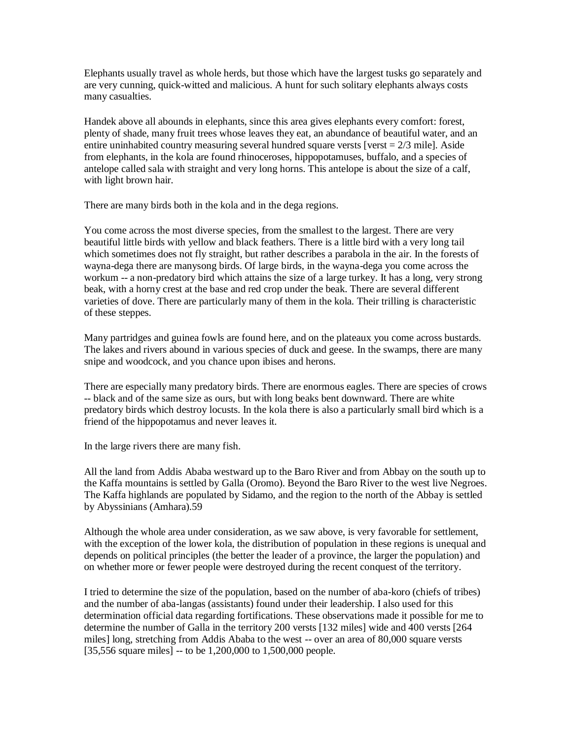Elephants usually travel as whole herds, but those which have the largest tusks go separately and are very cunning, quick-witted and malicious. A hunt for such solitary elephants always costs many casualties.

Handek above all abounds in elephants, since this area gives elephants every comfort: forest, plenty of shade, many fruit trees whose leaves they eat, an abundance of beautiful water, and an entire uninhabited country measuring several hundred square versts [verst = 2/3 mile]. Aside from elephants, in the kola are found rhinoceroses, hippopotamuses, buffalo, and a species of antelope called sala with straight and very long horns. This antelope is about the size of a calf, with light brown hair.

There are many birds both in the kola and in the dega regions.

You come across the most diverse species, from the smallest to the largest. There are very beautiful little birds with yellow and black feathers. There is a little bird with a very long tail which sometimes does not fly straight, but rather describes a parabola in the air. In the forests of wayna-dega there are manysong birds. Of large birds, in the wayna-dega you come across the workum -- a non-predatory bird which attains the size of a large turkey. It has a long, very strong beak, with a horny crest at the base and red crop under the beak. There are several different varieties of dove. There are particularly many of them in the kola. Their trilling is characteristic of these steppes.

Many partridges and guinea fowls are found here, and on the plateaux you come across bustards. The lakes and rivers abound in various species of duck and geese. In the swamps, there are many snipe and woodcock, and you chance upon ibises and herons.

There are especially many predatory birds. There are enormous eagles. There are species of crows -- black and of the same size as ours, but with long beaks bent downward. There are white predatory birds which destroy locusts. In the kola there is also a particularly small bird which is a friend of the hippopotamus and never leaves it.

In the large rivers there are many fish.

All the land from Addis Ababa westward up to the Baro River and from Abbay on the south up to the Kaffa mountains is settled by Galla (Oromo). Beyond the Baro River to the west live Negroes. The Kaffa highlands are populated by Sidamo, and the region to the north of the Abbay is settled by Abyssinians (Amhara).59

Although the whole area under consideration, as we saw above, is very favorable for settlement, with the exception of the lower kola, the distribution of population in these regions is unequal and depends on political principles (the better the leader of a province, the larger the population) and on whether more or fewer people were destroyed during the recent conquest of the territory.

I tried to determine the size of the population, based on the number of aba-koro (chiefs of tribes) and the number of aba-langas (assistants) found under their leadership. I also used for this determination official data regarding fortifications. These observations made it possible for me to determine the number of Galla in the territory 200 versts [132 miles] wide and 400 versts [264 miles] long, stretching from Addis Ababa to the west -- over an area of 80,000 square versts [35,556 square miles] -- to be 1,200,000 to 1,500,000 people.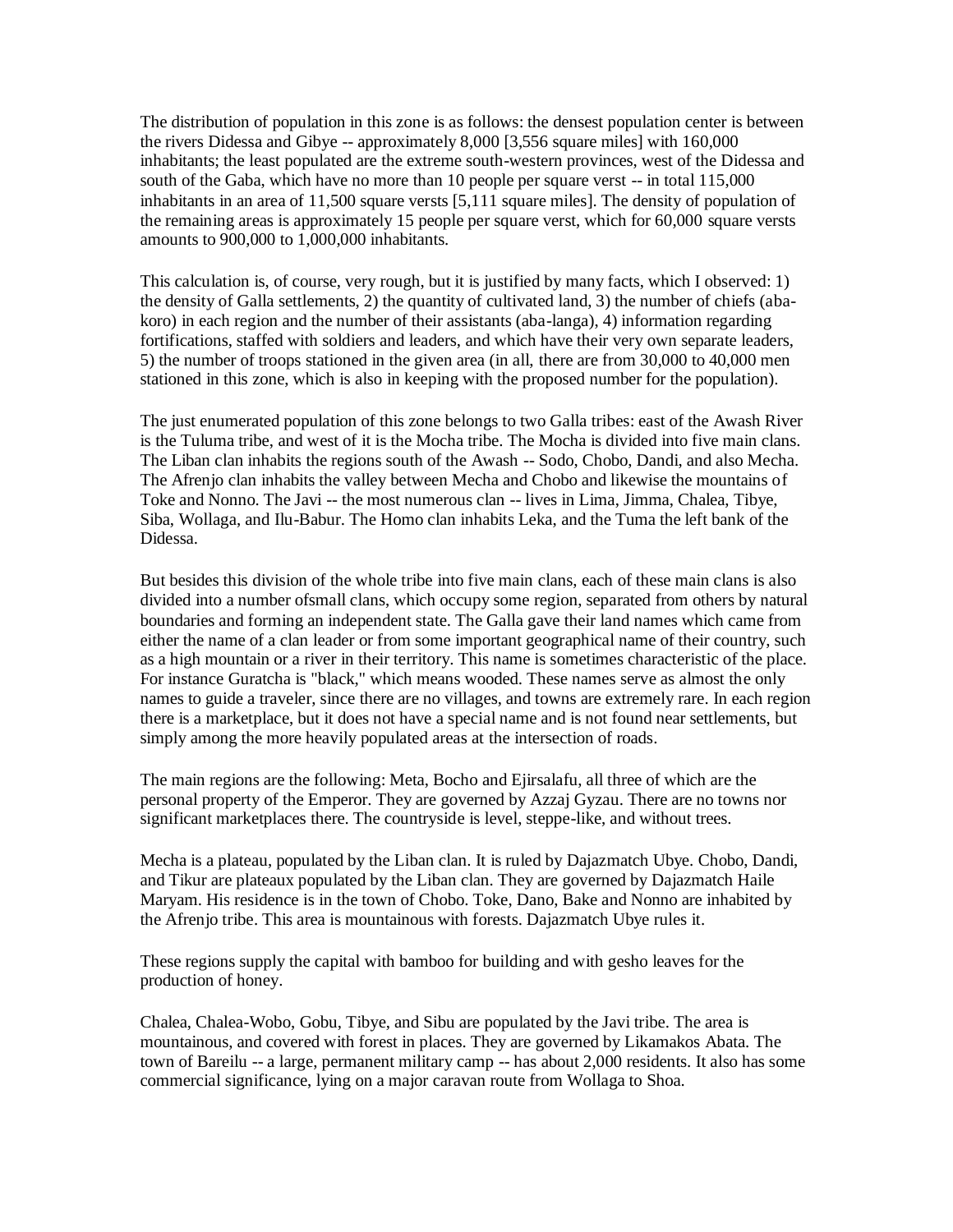The distribution of population in this zone is as follows: the densest population center is between the rivers Didessa and Gibye -- approximately 8,000 [3,556 square miles] with 160,000 inhabitants; the least populated are the extreme south-western provinces, west of the Didessa and south of the Gaba, which have no more than 10 people per square verst -- in total 115,000 inhabitants in an area of 11,500 square versts [5,111 square miles]. The density of population of the remaining areas is approximately 15 people per square verst, which for 60,000 square versts amounts to 900,000 to 1,000,000 inhabitants.

This calculation is, of course, very rough, but it is justified by many facts, which I observed: 1) the density of Galla settlements, 2) the quantity of cultivated land, 3) the number of chiefs (aba-koro) in each region and the number of their assistants (aba-langa), 4) information regarding fortifications, staffed with soldiers and leaders, and which have their very own separate leaders, 5) the number of troops stationed in the given area (in all, there are from 30,000 to 40,000 men stationed in this zone, which is also in keeping with the proposed number for the population).

The just enumerated population of this zone belongs to two Galla tribes: east of the Awash River is the Tuluma tribe, and west of it is the Mocha tribe. The Mocha is divided into five main clans. The Liban clan inhabits the regions south of the Awash -- Sodo, Chobo, Dandi, and also Mecha. The Afrenjo clan inhabits the valley between Mecha and Chobo and likewise the mountains of Toke and Nonno. The Javi -- the most numerous clan -- lives in Lima, Jimma, Chalea, Tibye, Siba, Wollaga, and Ilu-Babur. The Homo clan inhabits Leka, and the Tuma the left bank of the Didessa.

But besides this division of the whole tribe into five main clans, each of these main clans is also divided into a number ofsmall clans, which occupy some region, separated from others by natural boundaries and forming an independent state. The Galla gave their land names which came from either the name of a clan leader or from some important geographical name of their country, such as a high mountain or a river in their territory. This name is sometimes characteristic of the place. For instance Guratcha is "black," which means wooded. These names serve as almost the only names to guide a traveler, since there are no villages, and towns are extremely rare. In each region there is a marketplace, but it does not have a special name and is not found near settlements, but simply among the more heavily populated areas at the intersection of roads.

The main regions are the following: Meta, Bocho and Ejirsalafu, all three of which are the personal property of the Emperor. They are governed by Azzaj Gyzau. There are no towns nor significant marketplaces there. The countryside is level, steppe-like, and without trees.

Mecha is a plateau, populated by the Liban clan. It is ruled by Dajazmatch Ubye. Chobo, Dandi, and Tikur are plateaux populated by the Liban clan. They are governed by Dajazmatch Haile Maryam. His residence is in the town of Chobo. Toke, Dano, Bake and Nonno are inhabited by the Afrenjo tribe. This area is mountainous with forests. Dajazmatch Ubye rules it.

These regions supply the capital with bamboo for building and with gesho leaves for the production of honey.

Chalea, Chalea-Wobo, Gobu, Tibye, and Sibu are populated by the Javi tribe. The area is mountainous, and covered with forest in places. They are governed by Likamakos Abata. The town of Bareilu -- a large, permanent military camp -- has about 2,000 residents. It also has some commercial significance, lying on a major caravan route from Wollaga to Shoa.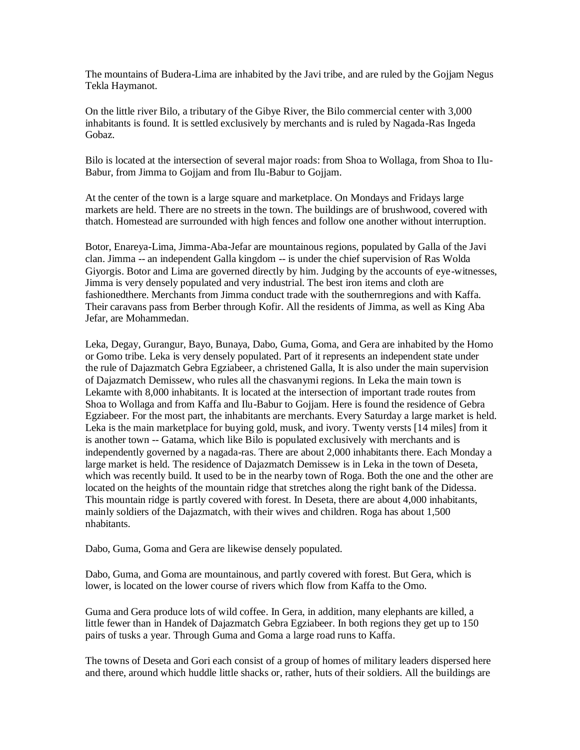The mountains of Budera-Lima are inhabited by the Javi tribe, and are ruled by the Gojjam Negus Tekla Haymanot.

On the little river Bilo, a tributary of the Gibye River, the Bilo commercial center with 3,000 inhabitants is found. It is settled exclusively by merchants and is ruled by Nagada-Ras Ingeda Gobaz.

Bilo is located at the intersection of several major roads: from Shoa to Wollaga, from Shoa to Ilu-Babur, from Jimma to Gojjam and from Ilu-Babur to Gojjam.

At the center of the town is a large square and marketplace. On Mondays and Fridays large markets are held. There are no streets in the town. The buildings are of brushwood, covered with thatch. Homestead are surrounded with high fences and follow one another without interruption.

Botor, Enareya-Lima, Jimma-Aba-Jefar are mountainous regions, populated by Galla of the Javi clan. Jimma -- an independent Galla kingdom -- is under the chief supervision of Ras Wolda Giyorgis. Botor and Lima are governed directly by him. Judging by the accounts of eye-witnesses, Jimma is very densely populated and very industrial. The best iron items and cloth are fashionedthere. Merchants from Jimma conduct trade with the southernregions and with Kaffa. Their caravans pass from Berber through Kofir. All the residents of Jimma, as well as King Aba Jefar, are Mohammedan.

Leka, Degay, Gurangur, Bayo, Bunaya, Dabo, Guma, Goma, and Gera are inhabited by the Homo or Gomo tribe. Leka is very densely populated. Part of it represents an independent state under the rule of Dajazmatch Gebra Egziabeer, a christened Galla, It is also under the main supervision of Dajazmatch Demissew, who rules all the chasvanymi regions. In Leka the main town is Lekamte with 8,000 inhabitants. It is located at the intersection of important trade routes from Shoa to Wollaga and from Kaffa and Ilu-Babur to Gojjam. Here is found the residence of Gebra Egziabeer. For the most part, the inhabitants are merchants. Every Saturday a large market is held. Leka is the main marketplace for buying gold, musk, and ivory. Twenty versts [14 miles] from it is another town -- Gatama, which like Bilo is populated exclusively with merchants and is independently governed by a nagada-ras. There are about 2,000 inhabitants there. Each Monday a large market is held. The residence of Dajazmatch Demissew is in Leka in the town of Deseta, which was recently build. It used to be in the nearby town of Roga. Both the one and the other are located on the heights of the mountain ridge that stretches along the right bank of the Didessa. This mountain ridge is partly covered with forest. In Deseta, there are about 4,000 inhabitants, mainly soldiers of the Dajazmatch, with their wives and children. Roga has about 1,500 nhabitants.

Dabo, Guma, Goma and Gera are likewise densely populated.

Dabo, Guma, and Goma are mountainous, and partly covered with forest. But Gera, which is lower, is located on the lower course of rivers which flow from Kaffa to the Omo.

Guma and Gera produce lots of wild coffee. In Gera, in addition, many elephants are killed, a little fewer than in Handek of Dajazmatch Gebra Egziabeer. In both regions they get up to 150 pairs of tusks a year. Through Guma and Goma a large road runs to Kaffa.

The towns of Deseta and Gori each consist of a group of homes of military leaders dispersed here and there, around which huddle little shacks or, rather, huts of their soldiers. All the buildings are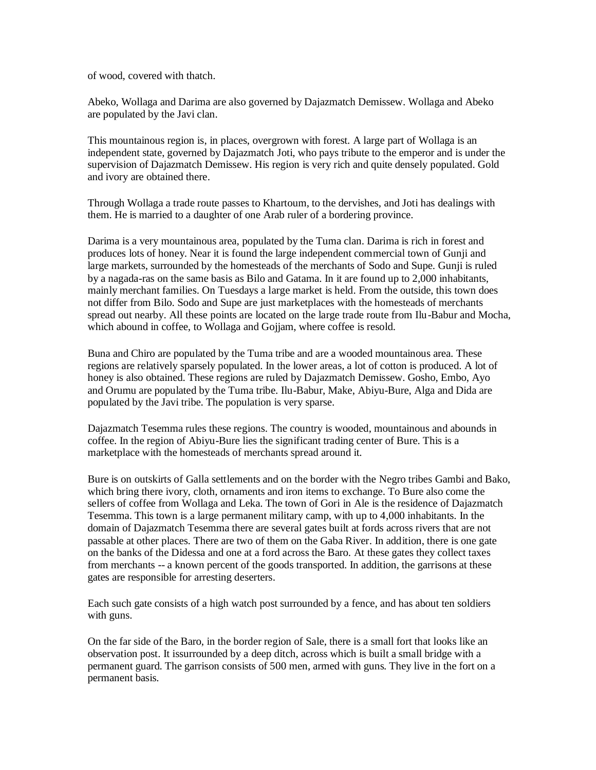of wood, covered with thatch.

Abeko, Wollaga and Darima are also governed by Dajazmatch Demissew. Wollaga and Abeko are populated by the Javi clan.

This mountainous region is, in places, overgrown with forest. A large part of Wollaga is an independent state, governed by Dajazmatch Joti, who pays tribute to the emperor and is under the supervision of Dajazmatch Demissew. His region is very rich and quite densely populated. Gold and ivory are obtained there.

Through Wollaga a trade route passes to Khartoum, to the dervishes, and Joti has dealings with them. He is married to a daughter of one Arab ruler of a bordering province.

Darima is a very mountainous area, populated by the Tuma clan. Darima is rich in forest and produces lots of honey. Near it is found the large independent commercial town of Gunji and large markets, surrounded by the homesteads of the merchants of Sodo and Supe. Gunji is ruled by a nagada-ras on the same basis as Bilo and Gatama. In it are found up to 2,000 inhabitants, mainly merchant families. On Tuesdays a large market is held. From the outside, this town does not differ from Bilo. Sodo and Supe are just marketplaces with the homesteads of merchants spread out nearby. All these points are located on the large trade route from Ilu-Babur and Mocha, which abound in coffee, to Wollaga and Gojjam, where coffee is resold.

Buna and Chiro are populated by the Tuma tribe and are a wooded mountainous area. These regions are relatively sparsely populated. In the lower areas, a lot of cotton is produced. A lot of honey is also obtained. These regions are ruled by Dajazmatch Demissew. Gosho, Embo, Ayo and Orumu are populated by the Tuma tribe. Ilu-Babur, Make, Abiyu-Bure, Alga and Dida are populated by the Javi tribe. The population is very sparse.

Dajazmatch Tesemma rules these regions. The country is wooded, mountainous and abounds in coffee. In the region of Abiyu-Bure lies the significant trading center of Bure. This is a marketplace with the homesteads of merchants spread around it.

Bure is on outskirts of Galla settlements and on the border with the Negro tribes Gambi and Bako, which bring there ivory, cloth, ornaments and iron items to exchange. To Bure also come the sellers of coffee from Wollaga and Leka. The town of Gori in Ale is the residence of Dajazmatch Tesemma. This town is a large permanent military camp, with up to 4,000 inhabitants. In the domain of Dajazmatch Tesemma there are several gates built at fords across rivers that are not passable at other places. There are two of them on the Gaba River. In addition, there is one gate on the banks of the Didessa and one at a ford across the Baro. At these gates they collect taxes from merchants -- a known percent of the goods transported. In addition, the garrisons at these gates are responsible for arresting deserters.

Each such gate consists of a high watch post surrounded by a fence, and has about ten soldiers with guns.

On the far side of the Baro, in the border region of Sale, there is a small fort that looks like an observation post. It issurrounded by a deep ditch, across which is built a small bridge with a permanent guard. The garrison consists of 500 men, armed with guns. They live in the fort on a permanent basis.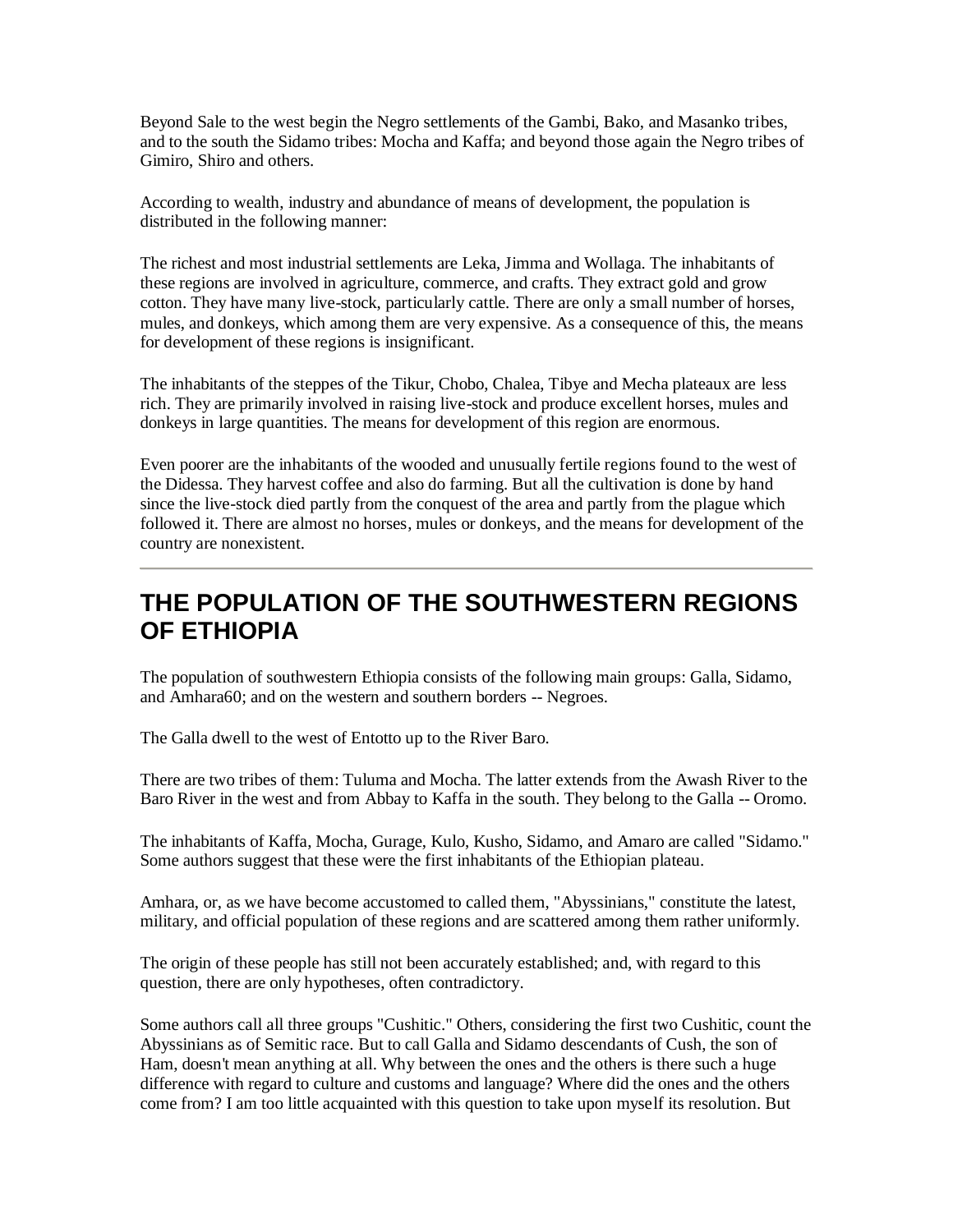Beyond Sale to the west begin the Negro settlements of the Gambi, Bako, and Masanko tribes, and to the south the Sidamo tribes: Mocha and Kaffa; and beyond those again the Negro tribes of Gimiro, Shiro and others.

According to wealth, industry and abundance of means of development, the population is distributed in the following manner:

The richest and most industrial settlements are Leka, Jimma and Wollaga. The inhabitants of these regions are involved in agriculture, commerce, and crafts. They extract gold and grow cotton. They have many live-stock, particularly cattle. There are only a small number of horses, mules, and donkeys, which among them are very expensive. As a consequence of this, the means for development of these regions is insignificant.

The inhabitants of the steppes of the Tikur, Chobo, Chalea, Tibye and Mecha plateaux are less rich. They are primarily involved in raising live-stock and produce excellent horses, mules and donkeys in large quantities. The means for development of this region are enormous.

Even poorer are the inhabitants of the wooded and unusually fertile regions found to the west of the Didessa. They harvest coffee and also do farming. But all the cultivation is done by hand since the live-stock died partly from the conquest of the area and partly from the plague which followed it. There are almost no horses, mules or donkeys, and the means for development of the country are nonexistent.

---

# THE POPULATION OF THE SOUTHWESTERN REGIONS OF ETHIOPIA

The population of southwestern Ethiopia consists of the following main groups: Galla, Sidamo, and Amhara[60]; and on the western and southern borders -- Negroes.

The Galla dwell to the west of Entotto up to the River Baro.

There are two tribes of them: Tuluma and Mocha. The latter extends from the Awash River to the Baro River in the west and from Abbay to Kaffa in the south. They belong to the Galla -- Oromo.

The inhabitants of Kaffa, Mocha, Gurage, Kulo, Kusho, Sidamo, and Amaro are called "Sidamo." Some authors suggest that these were the first inhabitants of the Ethiopian plateau.

Amhara, or, as we have become accustomed to called them, "Abyssinians," constitute the latest, military, and official population of these regions and are scattered among them rather uniformly.

The origin of these people has still not been accurately established; and, with regard to this question, there are only hypotheses, often contradictory.

Some authors call all three groups "Cushitic." Others, considering the first two Cushitic, count the Abyssinians as of Semitic race. But to call Galla and Sidamo descendants of Cush, the son of Ham, doesn't mean anything at all. Why between the ones and the others is there such a huge difference with regard to culture and customs and language? Where did the ones and the others come from? I am too little acquainted with this question to take upon myself its resolution. But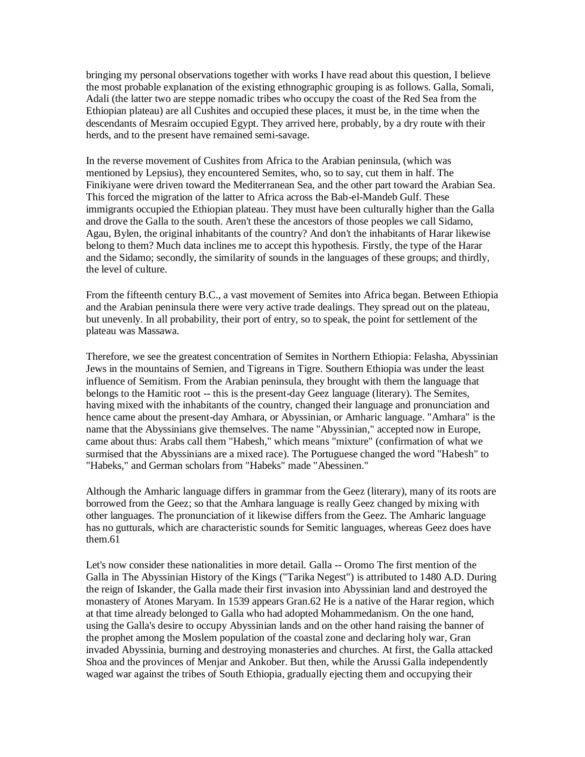bringing my personal observations together with works I have read about this question, I believe the most probable explanation of the existing ethnographic grouping is as follows. Galla, Somali, Adali (the latter two are steppe nomadic tribes who occupy the coast of the Red Sea from the Ethiopian plateau) are all Cushites and occupied these places, it must be, in the time when the descendants of Mesraim occupied Egypt. They arrived here, probably, by a dry route with their herds, and to the present have remained semi-savage.

In the reverse movement of Cushites from Africa to the Arabian peninsula, (which was mentioned by Lepsius), they encountered Semites, who, so to say, cut them in half. The Finikiyane were driven toward the Mediterranean Sea, and the other part toward the Arabian Sea. This forced the migration of the latter to Africa across the Bab-el-Mandeb Gulf. These immigrants occupied the Ethiopian plateau. They must have been culturally higher than the Galla and drove the Galla to the south. Aren't these the ancestors of those peoples we call Sidamo, Agau, Bylen, the original inhabitants of the country? And don't the inhabitants of Harar likewise belong to them? Much data inclines me to accept this hypothesis. Firstly, the type of the Harar and the Sidamo; secondly, the similarity of sounds in the languages of these groups; and thirdly, the level of culture.

From the fifteenth century B.C., a vast movement of Semites into Africa began. Between Ethiopia and the Arabian peninsula there were very active trade dealings. They spread out on the plateau, but unevenly. In all probability, their port of entry, so to speak, the point for settlement of the plateau was Massawa.

Therefore, we see the greatest concentration of Semites in Northern Ethiopia: Felasha, Abyssinian Jews in the mountains of Semien, and Tigreans in Tigre. Southern Ethiopia was under the least influence of Semitism. From the Arabian peninsula, they brought with them the language that belongs to the Hamitic root -- this is the present-day Geez language (literary). The Semites, having mixed with the inhabitants of the country, changed their language and pronunciation and hence came about the present-day Amhara, or Abyssinian, or Amharic language. "Amhara" is the name that the Abyssinians give themselves. The name "Abyssinian," accepted now in Europe, came about thus: Arabs call them "Habesh," which means "mixture" (confirmation of what we surmised that the Abyssinians are a mixed race). The Portuguese changed the word "Habesh" to "Habeks," and German scholars from "Habeks" made "Abessinen."

Although the Amharic language differs in grammar from the Geez (literary), many of its roots are borrowed from the Geez; so that the Amhara language is really Geez changed by mixing with other languages. The pronunciation of it likewise differs from the Geez. The Amharic language has no gutturals, which are characteristic sounds for Semitic languages, whereas Geez does have them.[61]

Let's now consider these nationalities in more detail. Galla -- Oromo The first mention of the Galla in The Abyssinian History of the Kings ("Tarika Negest") is attributed to 1480 A.D. During the reign of Iskander, the Galla made their first invasion into Abyssinian land and destroyed the monastery of Atones Maryam. In 1539 appears Gran.[62] He is a native of the Harar region, which at that time already belonged to Galla who had adopted Mohammedanism. On the one hand, using the Galla's desire to occupy Abyssinian lands and on the other hand raising the banner of the prophet among the Moslem population of the coastal zone and declaring holy war, Gran invaded Abyssinia, burning and destroying monasteries and churches. At first, the Galla attacked Shoa and the provinces of Menjar and Ankober. But then, while the Arussi Galla independently waged war against the tribes of South Ethiopia, gradually ejecting them and occupying their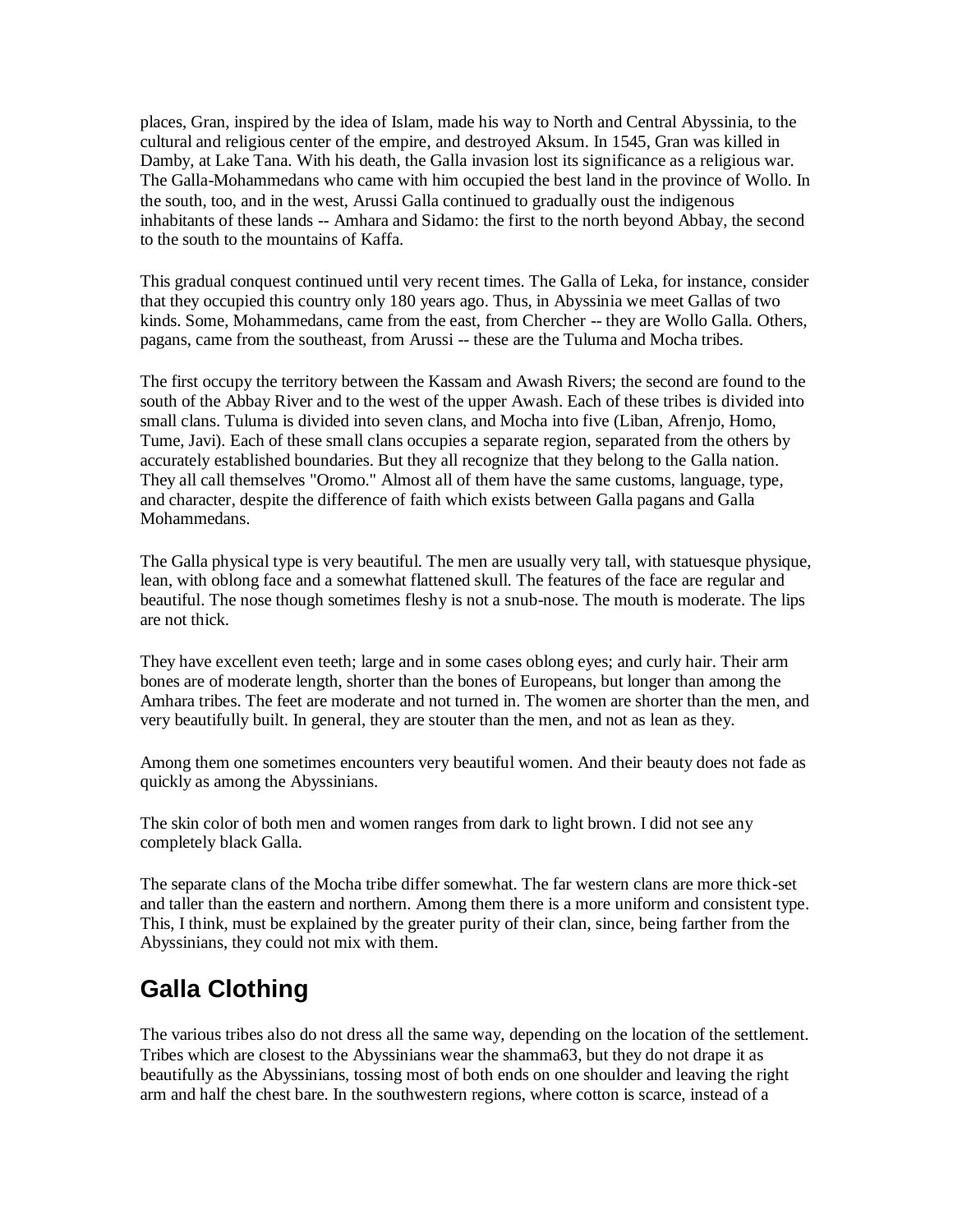places, Gran, inspired by the idea of Islam, made his way to North and Central Abyssinia, to the cultural and religious center of the empire, and destroyed Aksum. In 1545, Gran was killed in Damby, at Lake Tana. With his death, the Galla invasion lost its significance as a religious war. The Galla-Mohammedans who came with him occupied the best land in the province of Wollo. In the south, too, and in the west, Arussi Galla continued to gradually oust the indigenous inhabitants of these lands -- Amhara and Sidamo: the first to the north beyond Abbay, the second to the south to the mountains of Kaffa.

This gradual conquest continued until very recent times. The Galla of Leka, for instance, consider that they occupied this country only 180 years ago. Thus, in Abyssinia we meet Gallas of two kinds. Some, Mohammedans, came from the east, from Chercher -- they are Wollo Galla. Others, pagans, came from the southeast, from Arussi -- these are the Tuluma and Mocha tribes.

The first occupy the territory between the Kassam and Awash Rivers; the second are found to the south of the Abbay River and to the west of the upper Awash. Each of these tribes is divided into small clans. Tuluma is divided into seven clans, and Mocha into five (Liban, Afrenjo, Homo, Tume, Javi). Each of these small clans occupies a separate region, separated from the others by accurately established boundaries. But they all recognize that they belong to the Galla nation. They all call themselves "Oromo." Almost all of them have the same customs, language, type, and character, despite the difference of faith which exists between Galla pagans and Galla Mohammedans.

The Galla physical type is very beautiful. The men are usually very tall, with statuesque physique, lean, with oblong face and a somewhat flattened skull. The features of the face are regular and beautiful. The nose though sometimes fleshy is not a snub-nose. The mouth is moderate. The lips are not thick.

They have excellent even teeth; large and in some cases oblong eyes; and curly hair. Their arm bones are of moderate length, shorter than the bones of Europeans, but longer than among the Amhara tribes. The feet are moderate and not turned in. The women are shorter than the men, and very beautifully built. In general, they are stouter than the men, and not as lean as they.

Among them one sometimes encounters very beautiful women. And their beauty does not fade as quickly as among the Abyssinians.

The skin color of both men and women ranges from dark to light brown. I did not see any completely black Galla.

The separate clans of the Mocha tribe differ somewhat. The far western clans are more thick-set and taller than the eastern and northern. Among them there is a more uniform and consistent type. This, I think, must be explained by the greater purity of their clan, since, being farther from the Abyssinians, they could not mix with them.

## Galla Clothing

The various tribes also do not dress all the same way, depending on the location of the settlement. Tribes which are closest to the Abyssinians wear the shamma63, but they do not drape it as beautifully as the Abyssinians, tossing most of both ends on one shoulder and leaving the right arm and half the chest bare. In the southwestern regions, where cotton is scarce, instead of a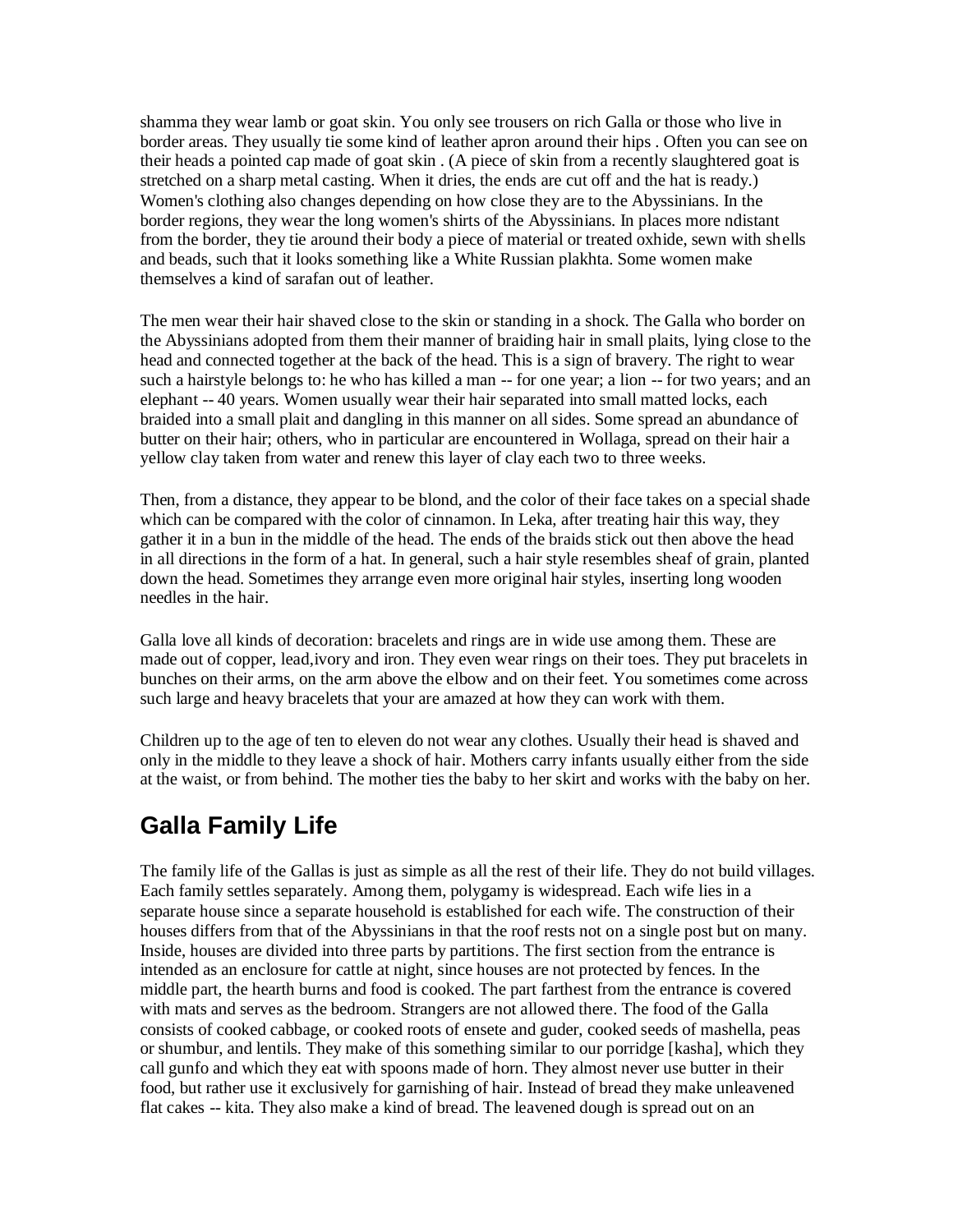shamma they wear lamb or goat skin. You only see trousers on rich Galla or those who live in border areas. They usually tie some kind of leather apron around their hips . Often you can see on their heads a pointed cap made of goat skin . (A piece of skin from a recently slaughtered goat is stretched on a sharp metal casting. When it dries, the ends are cut off and the hat is ready.) Women's clothing also changes depending on how close they are to the Abyssinians. In the border regions, they wear the long women's shirts of the Abyssinians. In places more ndistant from the border, they tie around their body a piece of material or treated oxhide, sewn with shells and beads, such that it looks something like a White Russian plakhta. Some women make themselves a kind of sarafan out of leather.

The men wear their hair shaved close to the skin or standing in a shock. The Galla who border on the Abyssinians adopted from them their manner of braiding hair in small plaits, lying close to the head and connected together at the back of the head. This is a sign of bravery. The right to wear such a hairstyle belongs to: he who has killed a man -- for one year; a lion -- for two years; and an elephant -- 40 years. Women usually wear their hair separated into small matted locks, each braided into a small plait and dangling in this manner on all sides. Some spread an abundance of butter on their hair; others, who in particular are encountered in Wollaga, spread on their hair a yellow clay taken from water and renew this layer of clay each two to three weeks.

Then, from a distance, they appear to be blond, and the color of their face takes on a special shade which can be compared with the color of cinnamon. In Leka, after treating hair this way, they gather it in a bun in the middle of the head. The ends of the braids stick out then above the head in all directions in the form of a hat. In general, such a hair style resembles sheaf of grain, planted down the head. Sometimes they arrange even more original hair styles, inserting long wooden needles in the hair.

Galla love all kinds of decoration: bracelets and rings are in wide use among them. These are made out of copper, lead,ivory and iron. They even wear rings on their toes. They put bracelets in bunches on their arms, on the arm above the elbow and on their feet. You sometimes come across such large and heavy bracelets that your are amazed at how they can work with them.

Children up to the age of ten to eleven do not wear any clothes. Usually their head is shaved and only in the middle to they leave a shock of hair. Mothers carry infants usually either from the side at the waist, or from behind. The mother ties the baby to her skirt and works with the baby on her.

## Galla Family Life

The family life of the Gallas is just as simple as all the rest of their life. They do not build villages. Each family settles separately. Among them, polygamy is widespread. Each wife lies in a separate house since a separate household is established for each wife. The construction of their houses differs from that of the Abyssinians in that the roof rests not on a single post but on many. Inside, houses are divided into three parts by partitions. The first section from the entrance is intended as an enclosure for cattle at night, since houses are not protected by fences. In the middle part, the hearth burns and food is cooked. The part farthest from the entrance is covered with mats and serves as the bedroom. Strangers are not allowed there. The food of the Galla consists of cooked cabbage, or cooked roots of ensete and guder, cooked seeds of mashella, peas or shumbur, and lentils. They make of this something similar to our porridge [kasha], which they call gunfo and which they eat with spoons made of horn. They almost never use butter in their food, but rather use it exclusively for garnishing of hair. Instead of bread they make unleavened flat cakes -- kita. They also make a kind of bread. The leavened dough is spread out on an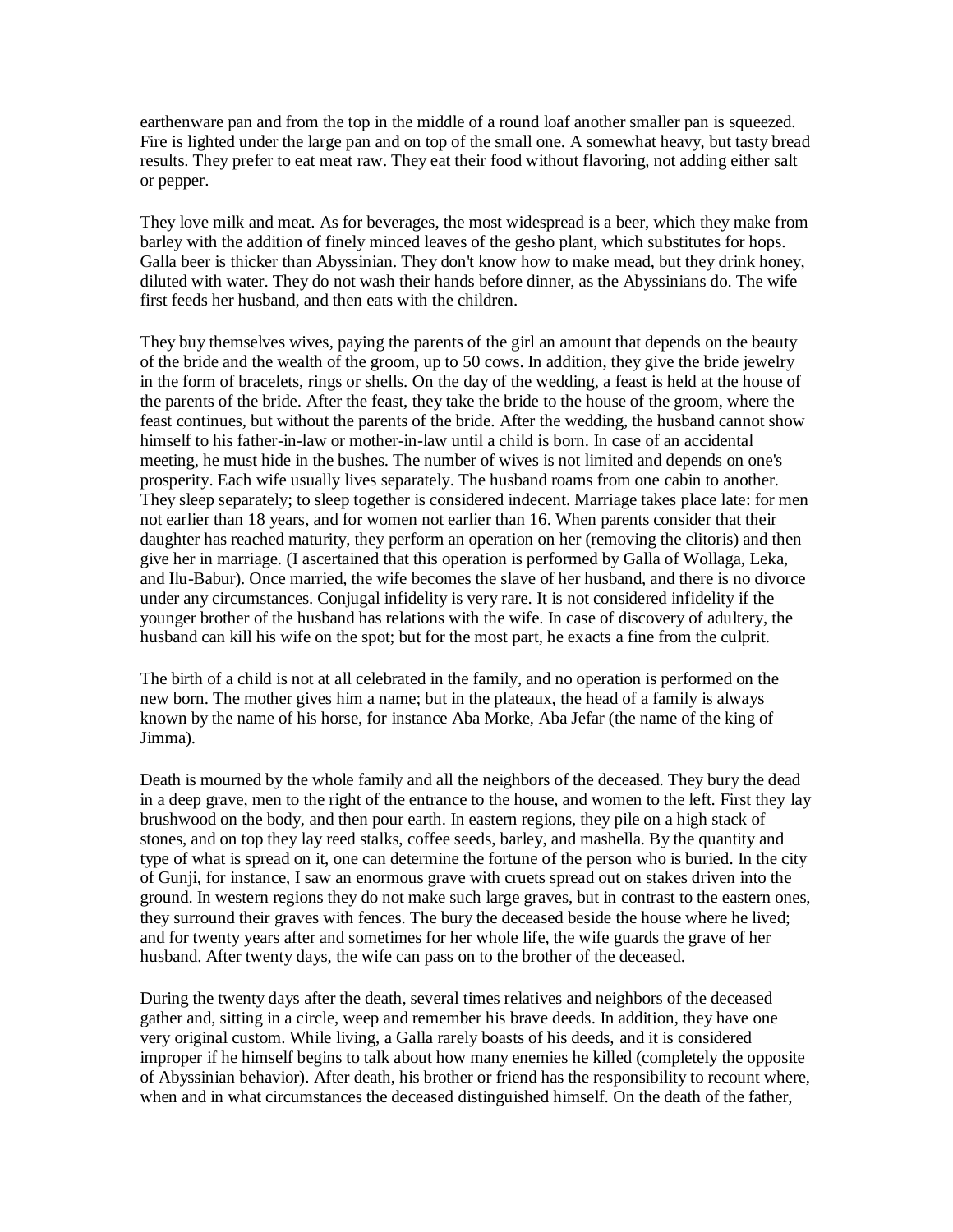earthenware pan and from the top in the middle of a round loaf another smaller pan is squeezed. Fire is lighted under the large pan and on top of the small one. A somewhat heavy, but tasty bread results. They prefer to eat meat raw. They eat their food without flavoring, not adding either salt or pepper.

They love milk and meat. As for beverages, the most widespread is a beer, which they make from barley with the addition of finely minced leaves of the gesho plant, which substitutes for hops. Galla beer is thicker than Abyssinian. They don't know how to make mead, but they drink honey, diluted with water. They do not wash their hands before dinner, as the Abyssinians do. The wife first feeds her husband, and then eats with the children.

They buy themselves wives, paying the parents of the girl an amount that depends on the beauty of the bride and the wealth of the groom, up to 50 cows. In addition, they give the bride jewelry in the form of bracelets, rings or shells. On the day of the wedding, a feast is held at the house of the parents of the bride. After the feast, they take the bride to the house of the groom, where the feast continues, but without the parents of the bride. After the wedding, the husband cannot show himself to his father-in-law or mother-in-law until a child is born. In case of an accidental meeting, he must hide in the bushes. The number of wives is not limited and depends on one's prosperity. Each wife usually lives separately. The husband roams from one cabin to another. They sleep separately; to sleep together is considered indecent. Marriage takes place late: for men not earlier than 18 years, and for women not earlier than 16. When parents consider that their daughter has reached maturity, they perform an operation on her (removing the clitoris) and then give her in marriage. (I ascertained that this operation is performed by Galla of Wollaga, Leka, and Ilu-Babur). Once married, the wife becomes the slave of her husband, and there is no divorce under any circumstances. Conjugal infidelity is very rare. It is not considered infidelity if the younger brother of the husband has relations with the wife. In case of discovery of adultery, the husband can kill his wife on the spot; but for the most part, he exacts a fine from the culprit.

The birth of a child is not at all celebrated in the family, and no operation is performed on the new born. The mother gives him a name; but in the plateaux, the head of a family is always known by the name of his horse, for instance Aba Morke, Aba Jefar (the name of the king of Jimma).

Death is mourned by the whole family and all the neighbors of the deceased. They bury the dead in a deep grave, men to the right of the entrance to the house, and women to the left. First they lay brushwood on the body, and then pour earth. In eastern regions, they pile on a high stack of stones, and on top they lay reed stalks, coffee seeds, barley, and mashella. By the quantity and type of what is spread on it, one can determine the fortune of the person who is buried. In the city of Gunji, for instance, I saw an enormous grave with cruets spread out on stakes driven into the ground. In western regions they do not make such large graves, but in contrast to the eastern ones, they surround their graves with fences. The bury the deceased beside the house where he lived; and for twenty years after and sometimes for her whole life, the wife guards the grave of her husband. After twenty days, the wife can pass on to the brother of the deceased.

During the twenty days after the death, several times relatives and neighbors of the deceased gather and, sitting in a circle, weep and remember his brave deeds. In addition, they have one very original custom. While living, a Galla rarely boasts of his deeds, and it is considered improper if he himself begins to talk about how many enemies he killed (completely the opposite of Abyssinian behavior). After death, his brother or friend has the responsibility to recount where, when and in what circumstances the deceased distinguished himself. On the death of the father,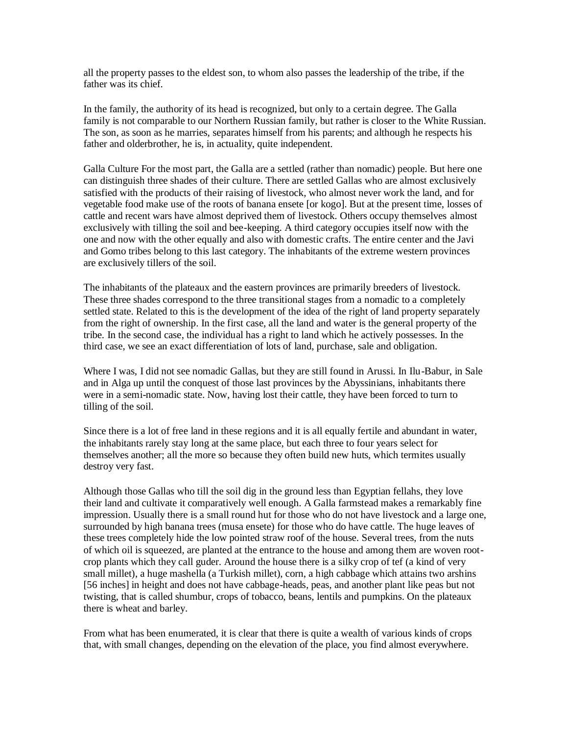all the property passes to the eldest son, to whom also passes the leadership of the tribe, if the father was its chief.

In the family, the authority of its head is recognized, but only to a certain degree. The Galla family is not comparable to our Northern Russian family, but rather is closer to the White Russian. The son, as soon as he marries, separates himself from his parents; and although he respects his father and olderbrother, he is, in actuality, quite independent.

Galla Culture For the most part, the Galla are a settled (rather than nomadic) people. But here one can distinguish three shades of their culture. There are settled Gallas who are almost exclusively satisfied with the products of their raising of livestock, who almost never work the land, and for vegetable food make use of the roots of banana ensete [or kogo]. But at the present time, losses of cattle and recent wars have almost deprived them of livestock. Others occupy themselves almost exclusively with tilling the soil and bee-keeping. A third category occupies itself now with the one and now with the other equally and also with domestic crafts. The entire center and the Javi and Gomo tribes belong to this last category. The inhabitants of the extreme western provinces are exclusively tillers of the soil.

The inhabitants of the plateaux and the eastern provinces are primarily breeders of livestock. These three shades correspond to the three transitional stages from a nomadic to a completely settled state. Related to this is the development of the idea of the right of land property separately from the right of ownership. In the first case, all the land and water is the general property of the tribe. In the second case, the individual has a right to land which he actively possesses. In the third case, we see an exact differentiation of lots of land, purchase, sale and obligation.

Where I was, I did not see nomadic Gallas, but they are still found in Arussi. In Ilu-Babur, in Sale and in Alga up until the conquest of those last provinces by the Abyssinians, inhabitants there were in a semi-nomadic state. Now, having lost their cattle, they have been forced to turn to tilling of the soil.

Since there is a lot of free land in these regions and it is all equally fertile and abundant in water, the inhabitants rarely stay long at the same place, but each three to four years select for themselves another; all the more so because they often build new huts, which termites usually destroy very fast.

Although those Gallas who till the soil dig in the ground less than Egyptian fellahs, they love their land and cultivate it comparatively well enough. A Galla farmstead makes a remarkably fine impression. Usually there is a small round hut for those who do not have livestock and a large one, surrounded by high banana trees (musa ensete) for those who do have cattle. The huge leaves of these trees completely hide the low pointed straw roof of the house. Several trees, from the nuts of which oil is squeezed, are planted at the entrance to the house and among them are woven root-crop plants which they call guder. Around the house there is a silky crop of tef (a kind of very small millet), a huge mashella (a Turkish millet), corn, a high cabbage which attains two arshins [56 inches] in height and does not have cabbage-heads, peas, and another plant like peas but not twisting, that is called shumbur, crops of tobacco, beans, lentils and pumpkins. On the plateaux there is wheat and barley.

From what has been enumerated, it is clear that there is quite a wealth of various kinds of crops that, with small changes, depending on the elevation of the place, you find almost everywhere.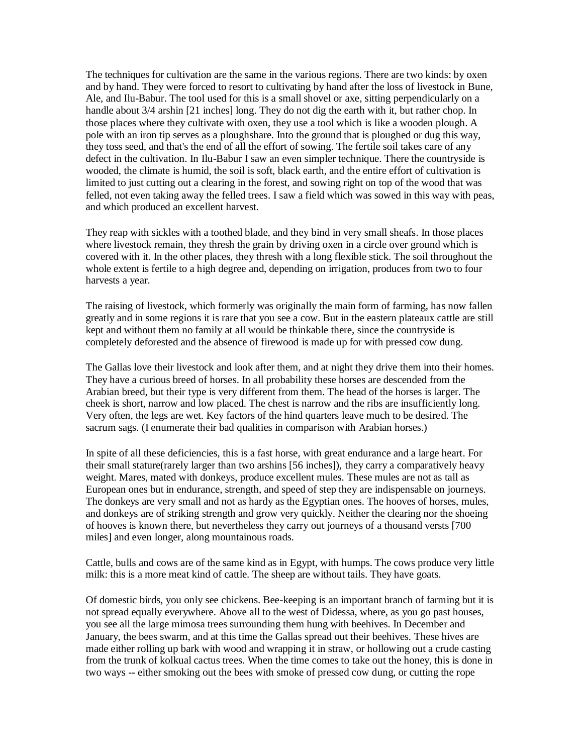The techniques for cultivation are the same in the various regions. There are two kinds: by oxen and by hand. They were forced to resort to cultivating by hand after the loss of livestock in Bune, Ale, and Ilu-Babur. The tool used for this is a small shovel or axe, sitting perpendicularly on a handle about 3/4 arshin [21 inches] long. They do not dig the earth with it, but rather chop. In those places where they cultivate with oxen, they use a tool which is like a wooden plough. A pole with an iron tip serves as a ploughshare. Into the ground that is ploughed or dug this way, they toss seed, and that's the end of all the effort of sowing. The fertile soil takes care of any defect in the cultivation. In Ilu-Babur I saw an even simpler technique. There the countryside is wooded, the climate is humid, the soil is soft, black earth, and the entire effort of cultivation is limited to just cutting out a clearing in the forest, and sowing right on top of the wood that was felled, not even taking away the felled trees. I saw a field which was sowed in this way with peas, and which produced an excellent harvest.

They reap with sickles with a toothed blade, and they bind in very small sheafs. In those places where livestock remain, they thresh the grain by driving oxen in a circle over ground which is covered with it. In the other places, they thresh with a long flexible stick. The soil throughout the whole extent is fertile to a high degree and, depending on irrigation, produces from two to four harvests a year.

The raising of livestock, which formerly was originally the main form of farming, has now fallen greatly and in some regions it is rare that you see a cow. But in the eastern plateaux cattle are still kept and without them no family at all would be thinkable there, since the countryside is completely deforested and the absence of firewood is made up for with pressed cow dung.

The Gallas love their livestock and look after them, and at night they drive them into their homes. They have a curious breed of horses. In all probability these horses are descended from the Arabian breed, but their type is very different from them. The head of the horses is larger. The cheek is short, narrow and low placed. The chest is narrow and the ribs are insufficiently long. Very often, the legs are wet. Key factors of the hind quarters leave much to be desired. The sacrum sags. (I enumerate their bad qualities in comparison with Arabian horses.)

In spite of all these deficiencies, this is a fast horse, with great endurance and a large heart. For their small stature(rarely larger than two arshins [56 inches]), they carry a comparatively heavy weight. Mares, mated with donkeys, produce excellent mules. These mules are not as tall as European ones but in endurance, strength, and speed of step they are indispensable on journeys. The donkeys are very small and not as hardy as the Egyptian ones. The hooves of horses, mules, and donkeys are of striking strength and grow very quickly. Neither the clearing nor the shoeing of hooves is known there, but nevertheless they carry out journeys of a thousand versts [700 miles] and even longer, along mountainous roads.

Cattle, bulls and cows are of the same kind as in Egypt, with humps. The cows produce very little milk: this is a more meat kind of cattle. The sheep are without tails. They have goats.

Of domestic birds, you only see chickens. Bee-keeping is an important branch of farming but it is not spread equally everywhere. Above all to the west of Didessa, where, as you go past houses, you see all the large mimosa trees surrounding them hung with beehives. In December and January, the bees swarm, and at this time the Gallas spread out their beehives. These hives are made either rolling up bark with wood and wrapping it in straw, or hollowing out a crude casting from the trunk of kolkual cactus trees. When the time comes to take out the honey, this is done in two ways -- either smoking out the bees with smoke of pressed cow dung, or cutting the rope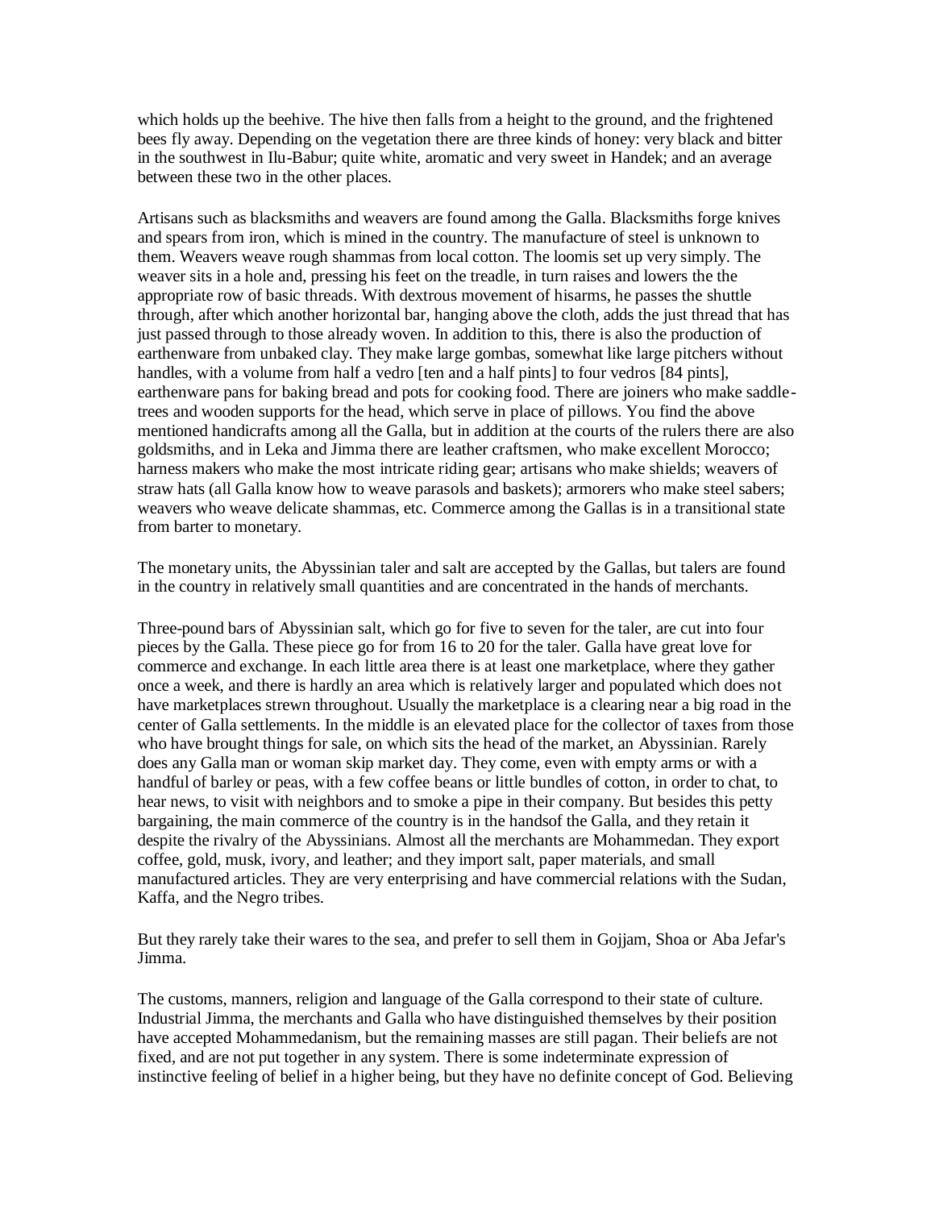which holds up the beehive. The hive then falls from a height to the ground, and the frightened bees fly away. Depending on the vegetation there are three kinds of honey: very black and bitter in the southwest in Ilu-Babur; quite white, aromatic and very sweet in Handek; and an average between these two in the other places.

Artisans such as blacksmiths and weavers are found among the Galla. Blacksmiths forge knives and spears from iron, which is mined in the country. The manufacture of steel is unknown to them. Weavers weave rough shammas from local cotton. The loomis set up very simply. The weaver sits in a hole and, pressing his feet on the treadle, in turn raises and lowers the the appropriate row of basic threads. With dextrous movement of hisarms, he passes the shuttle through, after which another horizontal bar, hanging above the cloth, adds the just thread that has just passed through to those already woven. In addition to this, there is also the production of earthenware from unbaked clay. They make large gombas, somewhat like large pitchers without handles, with a volume from half a vedro [ten and a half pints] to four vedros [84 pints], earthenware pans for baking bread and pots for cooking food. There are joiners who make saddle-trees and wooden supports for the head, which serve in place of pillows. You find the above mentioned handicrafts among all the Galla, but in addition at the courts of the rulers there are also goldsmiths, and in Leka and Jimma there are leather craftsmen, who make excellent Morocco; harness makers who make the most intricate riding gear; artisans who make shields; weavers of straw hats (all Galla know how to weave parasols and baskets); armorers who make steel sabers; weavers who weave delicate shammas, etc. Commerce among the Gallas is in a transitional state from barter to monetary.

The monetary units, the Abyssinian taler and salt are accepted by the Gallas, but talers are found in the country in relatively small quantities and are concentrated in the hands of merchants.

Three-pound bars of Abyssinian salt, which go for five to seven for the taler, are cut into four pieces by the Galla. These piece go for from 16 to 20 for the taler. Galla have great love for commerce and exchange. In each little area there is at least one marketplace, where they gather once a week, and there is hardly an area which is relatively larger and populated which does not have marketplaces strewn throughout. Usually the marketplace is a clearing near a big road in the center of Galla settlements. In the middle is an elevated place for the collector of taxes from those who have brought things for sale, on which sits the head of the market, an Abyssinian. Rarely does any Galla man or woman skip market day. They come, even with empty arms or with a handful of barley or peas, with a few coffee beans or little bundles of cotton, in order to chat, to hear news, to visit with neighbors and to smoke a pipe in their company. But besides this petty bargaining, the main commerce of the country is in the handsof the Galla, and they retain it despite the rivalry of the Abyssinians. Almost all the merchants are Mohammedan. They export coffee, gold, musk, ivory, and leather; and they import salt, paper materials, and small manufactured articles. They are very enterprising and have commercial relations with the Sudan, Kaffa, and the Negro tribes.

But they rarely take their wares to the sea, and prefer to sell them in Gojjam, Shoa or Aba Jefar's Jimma.

The customs, manners, religion and language of the Galla correspond to their state of culture. Industrial Jimma, the merchants and Galla who have distinguished themselves by their position have accepted Mohammedanism, but the remaining masses are still pagan. Their beliefs are not fixed, and are not put together in any system. There is some indeterminate expression of instinctive feeling of belief in a higher being, but they have no definite concept of God. Believing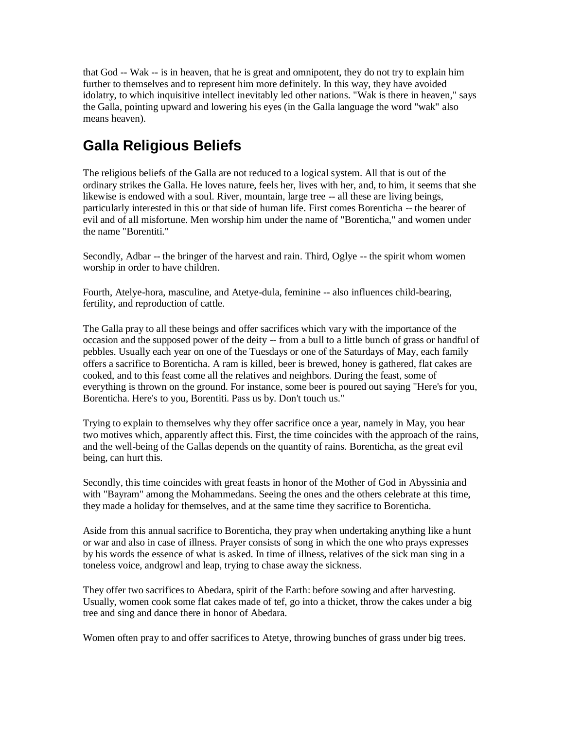that God -- Wak -- is in heaven, that he is great and omnipotent, they do not try to explain him further to themselves and to represent him more definitely. In this way, they have avoided idolatry, to which inquisitive intellect inevitably led other nations. "Wak is there in heaven," says the Galla, pointing upward and lowering his eyes (in the Galla language the word "wak" also means heaven).

## Galla Religious Beliefs

The religious beliefs of the Galla are not reduced to a logical system. All that is out of the ordinary strikes the Galla. He loves nature, feels her, lives with her, and, to him, it seems that she likewise is endowed with a soul. River, mountain, large tree -- all these are living beings, particularly interested in this or that side of human life. First comes Borenticha -- the bearer of evil and of all misfortune. Men worship him under the name of "Borenticha," and women under the name "Borentiti."

Secondly, Adbar -- the bringer of the harvest and rain. Third, Oglye -- the spirit whom women worship in order to have children.

Fourth, Atelye-hora, masculine, and Atetye-dula, feminine -- also influences child-bearing, fertility, and reproduction of cattle.

The Galla pray to all these beings and offer sacrifices which vary with the importance of the occasion and the supposed power of the deity -- from a bull to a little bunch of grass or handful of pebbles. Usually each year on one of the Tuesdays or one of the Saturdays of May, each family offers a sacrifice to Borenticha. A ram is killed, beer is brewed, honey is gathered, flat cakes are cooked, and to this feast come all the relatives and neighbors. During the feast, some of everything is thrown on the ground. For instance, some beer is poured out saying "Here's for you, Borenticha. Here's to you, Borentiti. Pass us by. Don't touch us."

Trying to explain to themselves why they offer sacrifice once a year, namely in May, you hear two motives which, apparently affect this. First, the time coincides with the approach of the rains, and the well-being of the Gallas depends on the quantity of rains. Borenticha, as the great evil being, can hurt this.

Secondly, this time coincides with great feasts in honor of the Mother of God in Abyssinia and with "Bayram" among the Mohammedans. Seeing the ones and the others celebrate at this time, they made a holiday for themselves, and at the same time they sacrifice to Borenticha.

Aside from this annual sacrifice to Borenticha, they pray when undertaking anything like a hunt or war and also in case of illness. Prayer consists of song in which the one who prays expresses by his words the essence of what is asked. In time of illness, relatives of the sick man sing in a toneless voice, andgrowl and leap, trying to chase away the sickness.

They offer two sacrifices to Abedara, spirit of the Earth: before sowing and after harvesting. Usually, women cook some flat cakes made of tef, go into a thicket, throw the cakes under a big tree and sing and dance there in honor of Abedara.

Women often pray to and offer sacrifices to Atetye, throwing bunches of grass under big trees.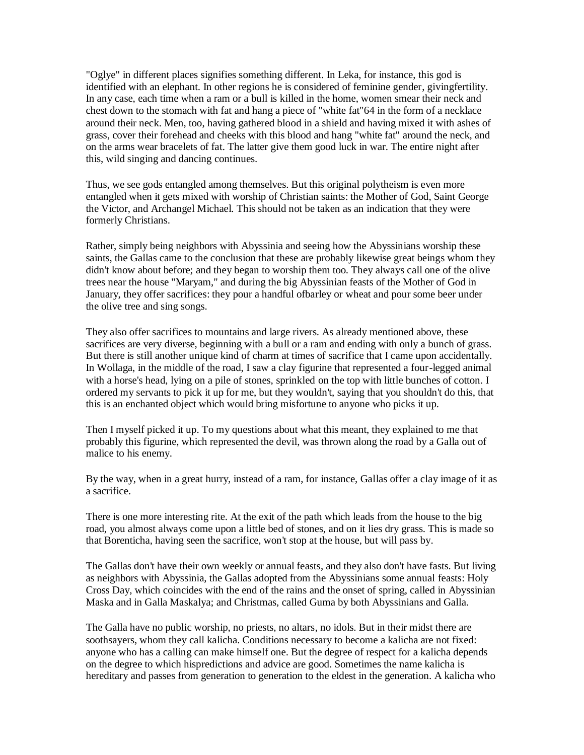"Oglye" in different places signifies something different. In Leka, for instance, this god is identified with an elephant. In other regions he is considered of feminine gender, givingfertility. In any case, each time when a ram or a bull is killed in the home, women smear their neck and chest down to the stomach with fat and hang a piece of "white fat"64 in the form of a necklace around their neck. Men, too, having gathered blood in a shield and having mixed it with ashes of grass, cover their forehead and cheeks with this blood and hang "white fat" around the neck, and on the arms wear bracelets of fat. The latter give them good luck in war. The entire night after this, wild singing and dancing continues.

Thus, we see gods entangled among themselves. But this original polytheism is even more entangled when it gets mixed with worship of Christian saints: the Mother of God, Saint George the Victor, and Archangel Michael. This should not be taken as an indication that they were formerly Christians.

Rather, simply being neighbors with Abyssinia and seeing how the Abyssinians worship these saints, the Gallas came to the conclusion that these are probably likewise great beings whom they didn't know about before; and they began to worship them too. They always call one of the olive trees near the house "Maryam," and during the big Abyssinian feasts of the Mother of God in January, they offer sacrifices: they pour a handful ofbarley or wheat and pour some beer under the olive tree and sing songs.

They also offer sacrifices to mountains and large rivers. As already mentioned above, these sacrifices are very diverse, beginning with a bull or a ram and ending with only a bunch of grass. But there is still another unique kind of charm at times of sacrifice that I came upon accidentally. In Wollaga, in the middle of the road, I saw a clay figurine that represented a four-legged animal with a horse's head, lying on a pile of stones, sprinkled on the top with little bunches of cotton. I ordered my servants to pick it up for me, but they wouldn't, saying that you shouldn't do this, that this is an enchanted object which would bring misfortune to anyone who picks it up.

Then I myself picked it up. To my questions about what this meant, they explained to me that probably this figurine, which represented the devil, was thrown along the road by a Galla out of malice to his enemy.

By the way, when in a great hurry, instead of a ram, for instance, Gallas offer a clay image of it as a sacrifice.

There is one more interesting rite. At the exit of the path which leads from the house to the big road, you almost always come upon a little bed of stones, and on it lies dry grass. This is made so that Borenticha, having seen the sacrifice, won't stop at the house, but will pass by.

The Gallas don't have their own weekly or annual feasts, and they also don't have fasts. But living as neighbors with Abyssinia, the Gallas adopted from the Abyssinians some annual feasts: Holy Cross Day, which coincides with the end of the rains and the onset of spring, called in Abyssinian Maska and in Galla Maskalya; and Christmas, called Guma by both Abyssinians and Galla.

The Galla have no public worship, no priests, no altars, no idols. But in their midst there are soothsayers, whom they call kalicha. Conditions necessary to become a kalicha are not fixed: anyone who has a calling can make himself one. But the degree of respect for a kalicha depends on the degree to which hispredictions and advice are good. Sometimes the name kalicha is hereditary and passes from generation to generation to the eldest in the generation. A kalicha who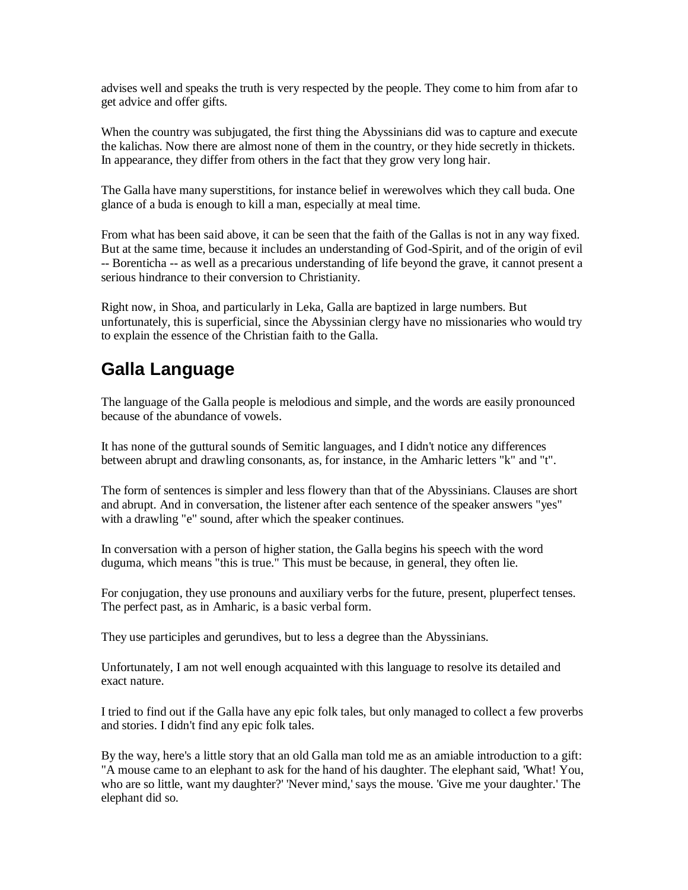advises well and speaks the truth is very respected by the people. They come to him from afar to get advice and offer gifts.

When the country was subjugated, the first thing the Abyssinians did was to capture and execute the kalichas. Now there are almost none of them in the country, or they hide secretly in thickets. In appearance, they differ from others in the fact that they grow very long hair.

The Galla have many superstitions, for instance belief in werewolves which they call buda. One glance of a buda is enough to kill a man, especially at meal time.

From what has been said above, it can be seen that the faith of the Gallas is not in any way fixed. But at the same time, because it includes an understanding of God-Spirit, and of the origin of evil -- Borenticha -- as well as a precarious understanding of life beyond the grave, it cannot present a serious hindrance to their conversion to Christianity.

Right now, in Shoa, and particularly in Leka, Galla are baptized in large numbers. But unfortunately, this is superficial, since the Abyssinian clergy have no missionaries who would try to explain the essence of the Christian faith to the Galla.

## Galla Language

The language of the Galla people is melodious and simple, and the words are easily pronounced because of the abundance of vowels.

It has none of the guttural sounds of Semitic languages, and I didn't notice any differences between abrupt and drawling consonants, as, for instance, in the Amharic letters "k" and "t".

The form of sentences is simpler and less flowery than that of the Abyssinians. Clauses are short and abrupt. And in conversation, the listener after each sentence of the speaker answers "yes" with a drawling "e" sound, after which the speaker continues.

In conversation with a person of higher station, the Galla begins his speech with the word duguma, which means "this is true." This must be because, in general, they often lie.

For conjugation, they use pronouns and auxiliary verbs for the future, present, pluperfect tenses. The perfect past, as in Amharic, is a basic verbal form.

They use participles and gerundives, but to less a degree than the Abyssinians.

Unfortunately, I am not well enough acquainted with this language to resolve its detailed and exact nature.

I tried to find out if the Galla have any epic folk tales, but only managed to collect a few proverbs and stories. I didn't find any epic folk tales.

By the way, here's a little story that an old Galla man told me as an amiable introduction to a gift: "A mouse came to an elephant to ask for the hand of his daughter. The elephant said, 'What! You, who are so little, want my daughter?' 'Never mind,' says the mouse. 'Give me your daughter.' The elephant did so.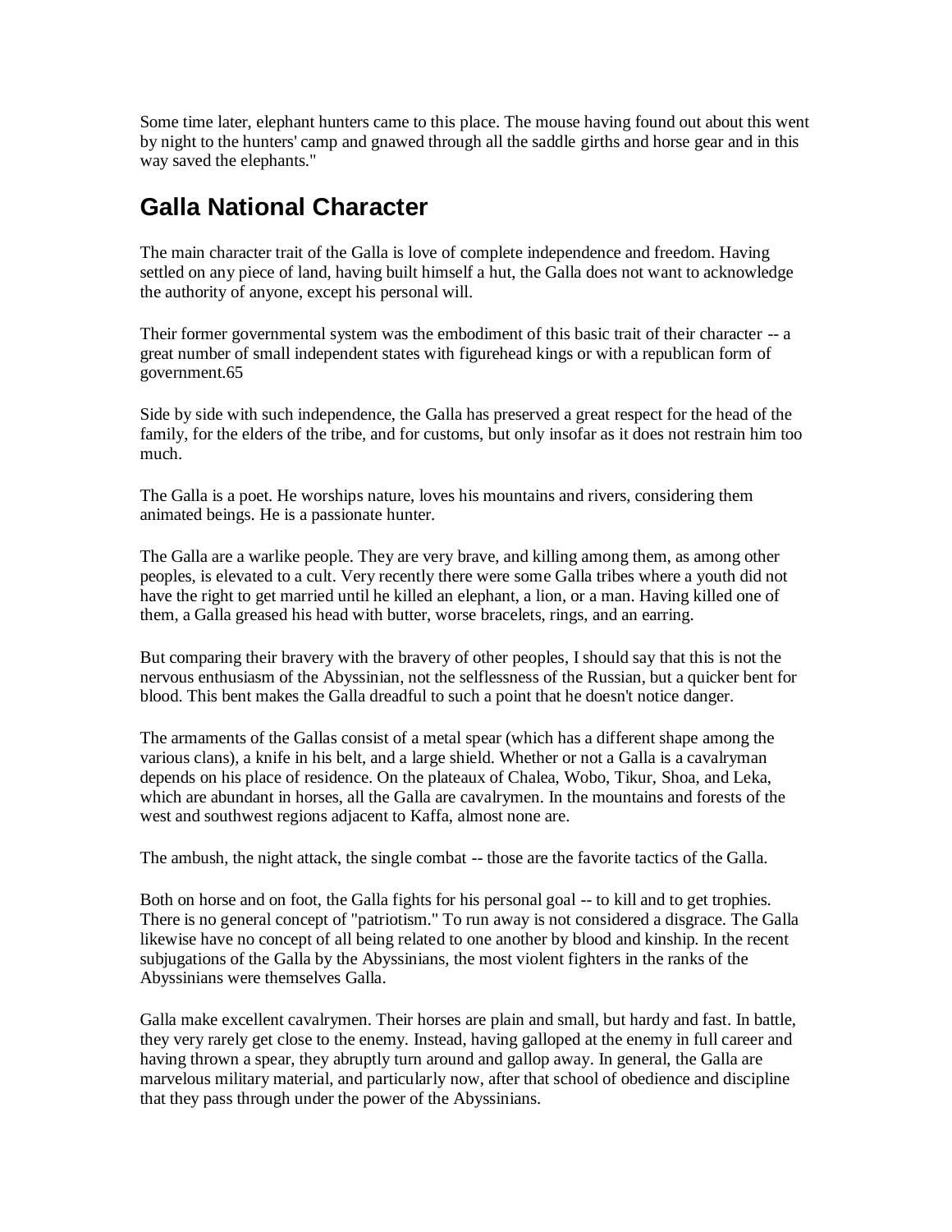Some time later, elephant hunters came to this place. The mouse having found out about this went by night to the hunters' camp and gnawed through all the saddle girths and horse gear and in this way saved the elephants."

## Galla National Character

The main character trait of the Galla is love of complete independence and freedom. Having settled on any piece of land, having built himself a hut, the Galla does not want to acknowledge the authority of anyone, except his personal will.

Their former governmental system was the embodiment of this basic trait of their character -- a great number of small independent states with figurehead kings or with a republican form of government.65

Side by side with such independence, the Galla has preserved a great respect for the head of the family, for the elders of the tribe, and for customs, but only insofar as it does not restrain him too much.

The Galla is a poet. He worships nature, loves his mountains and rivers, considering them animated beings. He is a passionate hunter.

The Galla are a warlike people. They are very brave, and killing among them, as among other peoples, is elevated to a cult. Very recently there were some Galla tribes where a youth did not have the right to get married until he killed an elephant, a lion, or a man. Having killed one of them, a Galla greased his head with butter, worse bracelets, rings, and an earring.

But comparing their bravery with the bravery of other peoples, I should say that this is not the nervous enthusiasm of the Abyssinian, not the selflessness of the Russian, but a quicker bent for blood. This bent makes the Galla dreadful to such a point that he doesn't notice danger.

The armaments of the Gallas consist of a metal spear (which has a different shape among the various clans), a knife in his belt, and a large shield. Whether or not a Galla is a cavalryman depends on his place of residence. On the plateaux of Chalea, Wobo, Tikur, Shoa, and Leka, which are abundant in horses, all the Galla are cavalrymen. In the mountains and forests of the west and southwest regions adjacent to Kaffa, almost none are.

The ambush, the night attack, the single combat -- those are the favorite tactics of the Galla.

Both on horse and on foot, the Galla fights for his personal goal -- to kill and to get trophies. There is no general concept of "patriotism." To run away is not considered a disgrace. The Galla likewise have no concept of all being related to one another by blood and kinship. In the recent subjugations of the Galla by the Abyssinians, the most violent fighters in the ranks of the Abyssinians were themselves Galla.

Galla make excellent cavalrymen. Their horses are plain and small, but hardy and fast. In battle, they very rarely get close to the enemy. Instead, having galloped at the enemy in full career and having thrown a spear, they abruptly turn around and gallop away. In general, the Galla are marvelous military material, and particularly now, after that school of obedience and discipline that they pass through under the power of the Abyssinians.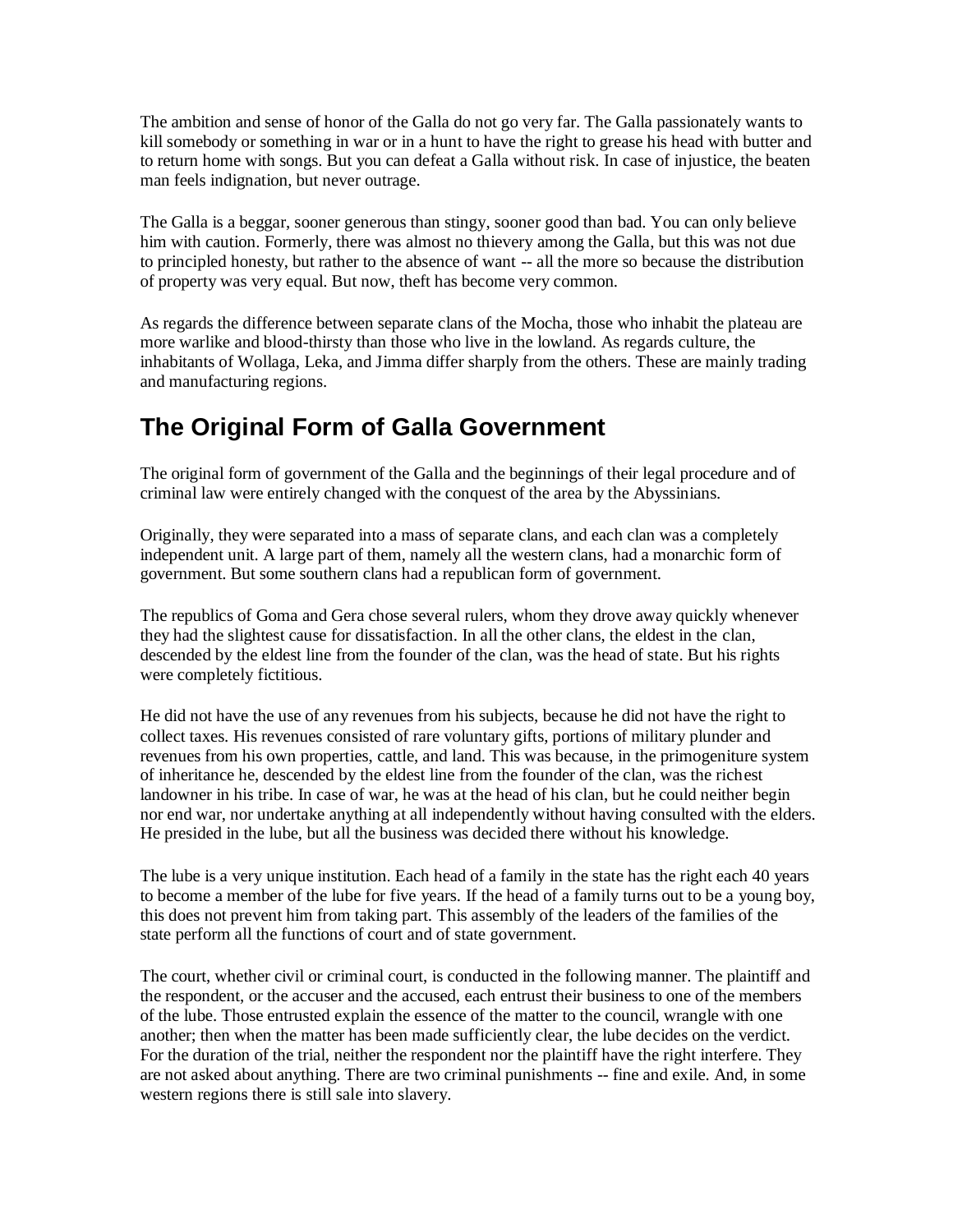The ambition and sense of honor of the Galla do not go very far. The Galla passionately wants to kill somebody or something in war or in a hunt to have the right to grease his head with butter and to return home with songs. But you can defeat a Galla without risk. In case of injustice, the beaten man feels indignation, but never outrage.

The Galla is a beggar, sooner generous than stingy, sooner good than bad. You can only believe him with caution. Formerly, there was almost no thievery among the Galla, but this was not due to principled honesty, but rather to the absence of want -- all the more so because the distribution of property was very equal. But now, theft has become very common.

As regards the difference between separate clans of the Mocha, those who inhabit the plateau are more warlike and blood-thirsty than those who live in the lowland. As regards culture, the inhabitants of Wollaga, Leka, and Jimma differ sharply from the others. These are mainly trading and manufacturing regions.

## The Original Form of Galla Government

The original form of government of the Galla and the beginnings of their legal procedure and of criminal law were entirely changed with the conquest of the area by the Abyssinians.

Originally, they were separated into a mass of separate clans, and each clan was a completely independent unit. A large part of them, namely all the western clans, had a monarchic form of government. But some southern clans had a republican form of government.

The republics of Goma and Gera chose several rulers, whom they drove away quickly whenever they had the slightest cause for dissatisfaction. In all the other clans, the eldest in the clan, descended by the eldest line from the founder of the clan, was the head of state. But his rights were completely fictitious.

He did not have the use of any revenues from his subjects, because he did not have the right to collect taxes. His revenues consisted of rare voluntary gifts, portions of military plunder and revenues from his own properties, cattle, and land. This was because, in the primogeniture system of inheritance he, descended by the eldest line from the founder of the clan, was the richest landowner in his tribe. In case of war, he was at the head of his clan, but he could neither begin nor end war, nor undertake anything at all independently without having consulted with the elders. He presided in the lube, but all the business was decided there without his knowledge.

The lube is a very unique institution. Each head of a family in the state has the right each 40 years to become a member of the lube for five years. If the head of a family turns out to be a young boy, this does not prevent him from taking part. This assembly of the leaders of the families of the state perform all the functions of court and of state government.

The court, whether civil or criminal court, is conducted in the following manner. The plaintiff and the respondent, or the accuser and the accused, each entrust their business to one of the members of the lube. Those entrusted explain the essence of the matter to the council, wrangle with one another; then when the matter has been made sufficiently clear, the lube decides on the verdict. For the duration of the trial, neither the respondent nor the plaintiff have the right interfere. They are not asked about anything. There are two criminal punishments -- fine and exile. And, in some western regions there is still sale into slavery.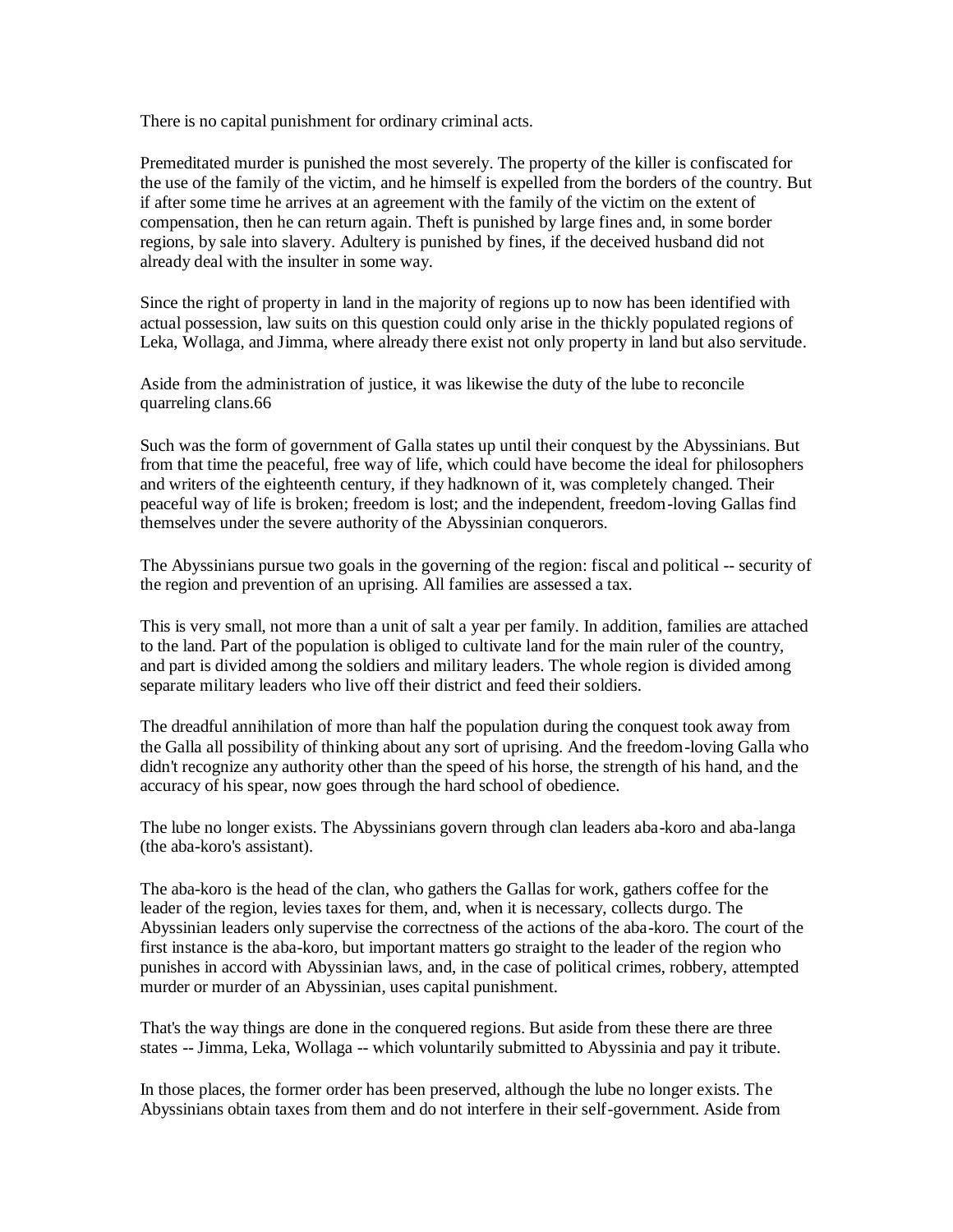There is no capital punishment for ordinary criminal acts.

Premeditated murder is punished the most severely. The property of the killer is confiscated for the use of the family of the victim, and he himself is expelled from the borders of the country. But if after some time he arrives at an agreement with the family of the victim on the extent of compensation, then he can return again. Theft is punished by large fines and, in some border regions, by sale into slavery. Adultery is punished by fines, if the deceived husband did not already deal with the insulter in some way.

Since the right of property in land in the majority of regions up to now has been identified with actual possession, law suits on this question could only arise in the thickly populated regions of Leka, Wollaga, and Jimma, where already there exist not only property in land but also servitude.

Aside from the administration of justice, it was likewise the duty of the lube to reconcile quarreling clans.66

Such was the form of government of Galla states up until their conquest by the Abyssinians. But from that time the peaceful, free way of life, which could have become the ideal for philosophers and writers of the eighteenth century, if they hadknown of it, was completely changed. Their peaceful way of life is broken; freedom is lost; and the independent, freedom-loving Gallas find themselves under the severe authority of the Abyssinian conquerors.

The Abyssinians pursue two goals in the governing of the region: fiscal and political -- security of the region and prevention of an uprising. All families are assessed a tax.

This is very small, not more than a unit of salt a year per family. In addition, families are attached to the land. Part of the population is obliged to cultivate land for the main ruler of the country, and part is divided among the soldiers and military leaders. The whole region is divided among separate military leaders who live off their district and feed their soldiers.

The dreadful annihilation of more than half the population during the conquest took away from the Galla all possibility of thinking about any sort of uprising. And the freedom-loving Galla who didn't recognize any authority other than the speed of his horse, the strength of his hand, and the accuracy of his spear, now goes through the hard school of obedience.

The lube no longer exists. The Abyssinians govern through clan leaders aba-koro and aba-langa (the aba-koro's assistant).

The aba-koro is the head of the clan, who gathers the Gallas for work, gathers coffee for the leader of the region, levies taxes for them, and, when it is necessary, collects durgo. The Abyssinian leaders only supervise the correctness of the actions of the aba-koro. The court of the first instance is the aba-koro, but important matters go straight to the leader of the region who punishes in accord with Abyssinian laws, and, in the case of political crimes, robbery, attempted murder or murder of an Abyssinian, uses capital punishment.

That's the way things are done in the conquered regions. But aside from these there are three states -- Jimma, Leka, Wollaga -- which voluntarily submitted to Abyssinia and pay it tribute.

In those places, the former order has been preserved, although the lube no longer exists. The Abyssinians obtain taxes from them and do not interfere in their self-government. Aside from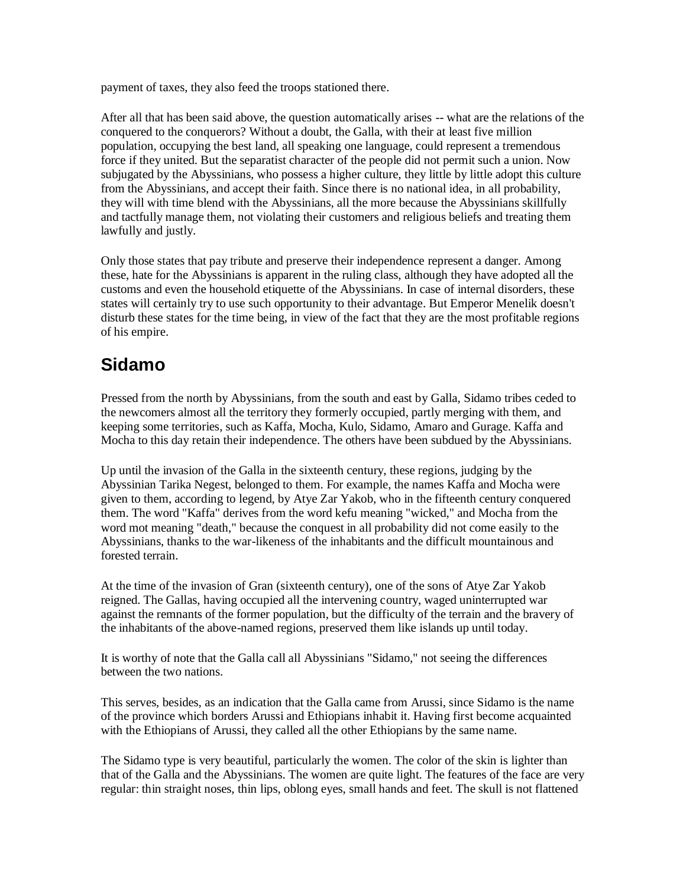payment of taxes, they also feed the troops stationed there.

After all that has been said above, the question automatically arises -- what are the relations of the conquered to the conquerors? Without a doubt, the Galla, with their at least five million population, occupying the best land, all speaking one language, could represent a tremendous force if they united. But the separatist character of the people did not permit such a union. Now subjugated by the Abyssinians, who possess a higher culture, they little by little adopt this culture from the Abyssinians, and accept their faith. Since there is no national idea, in all probability, they will with time blend with the Abyssinians, all the more because the Abyssinians skillfully and tactfully manage them, not violating their customers and religious beliefs and treating them lawfully and justly.

Only those states that pay tribute and preserve their independence represent a danger. Among these, hate for the Abyssinians is apparent in the ruling class, although they have adopted all the customs and even the household etiquette of the Abyssinians. In case of internal disorders, these states will certainly try to use such opportunity to their advantage. But Emperor Menelik doesn't disturb these states for the time being, in view of the fact that they are the most profitable regions of his empire.

## Sidamo

Pressed from the north by Abyssinians, from the south and east by Galla, Sidamo tribes ceded to the newcomers almost all the territory they formerly occupied, partly merging with them, and keeping some territories, such as Kaffa, Mocha, Kulo, Sidamo, Amaro and Gurage. Kaffa and Mocha to this day retain their independence. The others have been subdued by the Abyssinians.

Up until the invasion of the Galla in the sixteenth century, these regions, judging by the Abyssinian Tarika Negest, belonged to them. For example, the names Kaffa and Mocha were given to them, according to legend, by Atye Zar Yakob, who in the fifteenth century conquered them. The word "Kaffa" derives from the word kefu meaning "wicked," and Mocha from the word mot meaning "death," because the conquest in all probability did not come easily to the Abyssinians, thanks to the war-likeness of the inhabitants and the difficult mountainous and forested terrain.

At the time of the invasion of Gran (sixteenth century), one of the sons of Atye Zar Yakob reigned. The Gallas, having occupied all the intervening country, waged uninterrupted war against the remnants of the former population, but the difficulty of the terrain and the bravery of the inhabitants of the above-named regions, preserved them like islands up until today.

It is worthy of note that the Galla call all Abyssinians "Sidamo," not seeing the differences between the two nations.

This serves, besides, as an indication that the Galla came from Arussi, since Sidamo is the name of the province which borders Arussi and Ethiopians inhabit it. Having first become acquainted with the Ethiopians of Arussi, they called all the other Ethiopians by the same name.

The Sidamo type is very beautiful, particularly the women. The color of the skin is lighter than that of the Galla and the Abyssinians. The women are quite light. The features of the face are very regular: thin straight noses, thin lips, oblong eyes, small hands and feet. The skull is not flattened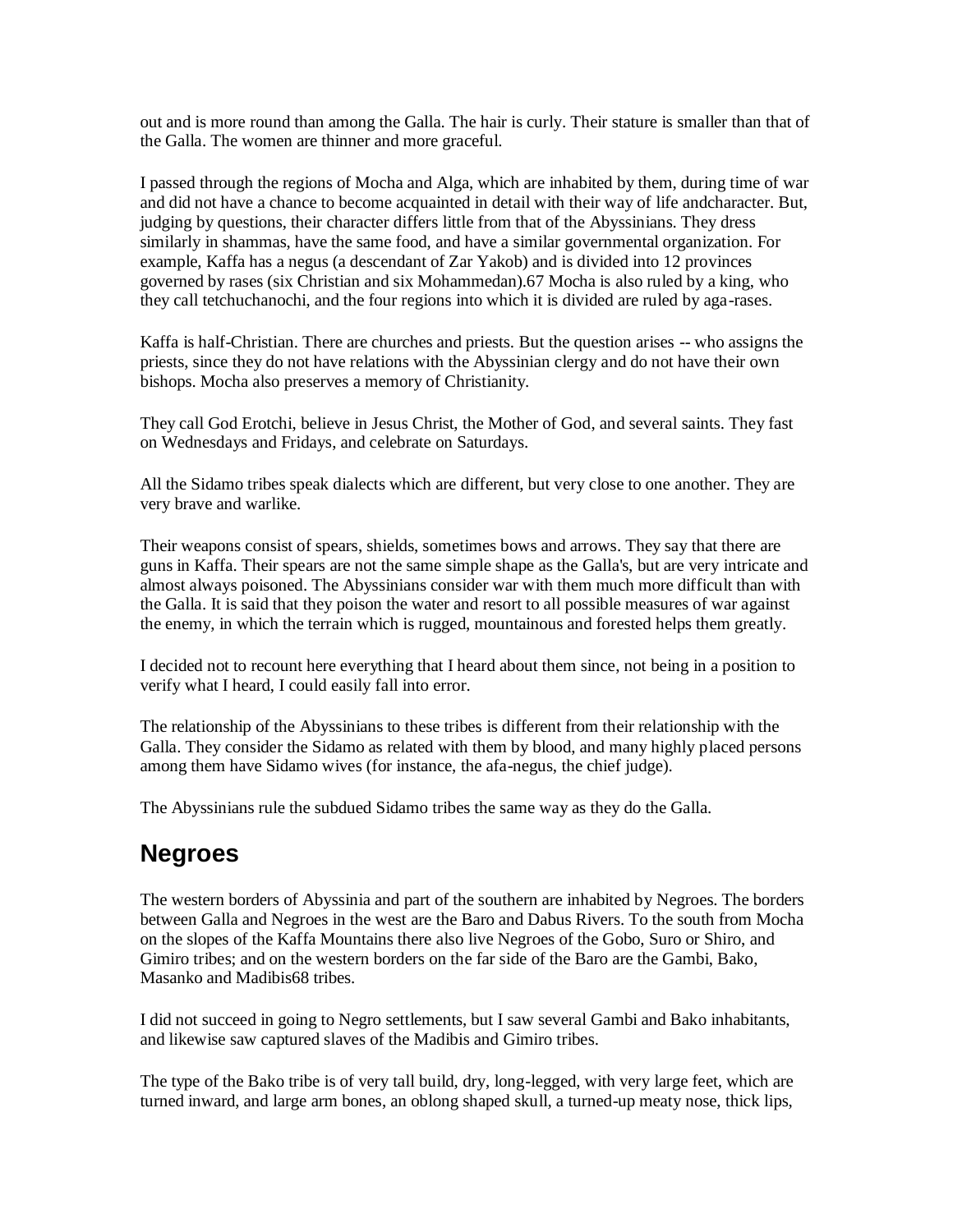out and is more round than among the Galla. The hair is curly. Their stature is smaller than that of the Galla. The women are thinner and more graceful.

I passed through the regions of Mocha and Alga, which are inhabited by them, during time of war and did not have a chance to become acquainted in detail with their way of life andcharacter. But, judging by questions, their character differs little from that of the Abyssinians. They dress similarly in shammas, have the same food, and have a similar governmental organization. For example, Kaffa has a negus (a descendant of Zar Yakob) and is divided into 12 provinces governed by rases (six Christian and six Mohammedan).67 Mocha is also ruled by a king, who they call tetchuchanochi, and the four regions into which it is divided are ruled by aga-rases.

Kaffa is half-Christian. There are churches and priests. But the question arises -- who assigns the priests, since they do not have relations with the Abyssinian clergy and do not have their own bishops. Mocha also preserves a memory of Christianity.

They call God Erotchi, believe in Jesus Christ, the Mother of God, and several saints. They fast on Wednesdays and Fridays, and celebrate on Saturdays.

All the Sidamo tribes speak dialects which are different, but very close to one another. They are very brave and warlike.

Their weapons consist of spears, shields, sometimes bows and arrows. They say that there are guns in Kaffa. Their spears are not the same simple shape as the Galla's, but are very intricate and almost always poisoned. The Abyssinians consider war with them much more difficult than with the Galla. It is said that they poison the water and resort to all possible measures of war against the enemy, in which the terrain which is rugged, mountainous and forested helps them greatly.

I decided not to recount here everything that I heard about them since, not being in a position to verify what I heard, I could easily fall into error.

The relationship of the Abyssinians to these tribes is different from their relationship with the Galla. They consider the Sidamo as related with them by blood, and many highly placed persons among them have Sidamo wives (for instance, the afa-negus, the chief judge).

The Abyssinians rule the subdued Sidamo tribes the same way as they do the Galla.

## Negroes

The western borders of Abyssinia and part of the southern are inhabited by Negroes. The borders between Galla and Negroes in the west are the Baro and Dabus Rivers. To the south from Mocha on the slopes of the Kaffa Mountains there also live Negroes of the Gobo, Suro or Shiro, and Gimiro tribes; and on the western borders on the far side of the Baro are the Gambi, Bako, Masanko and Madibis68 tribes.

I did not succeed in going to Negro settlements, but I saw several Gambi and Bako inhabitants, and likewise saw captured slaves of the Madibis and Gimiro tribes.

The type of the Bako tribe is of very tall build, dry, long-legged, with very large feet, which are turned inward, and large arm bones, an oblong shaped skull, a turned-up meaty nose, thick lips,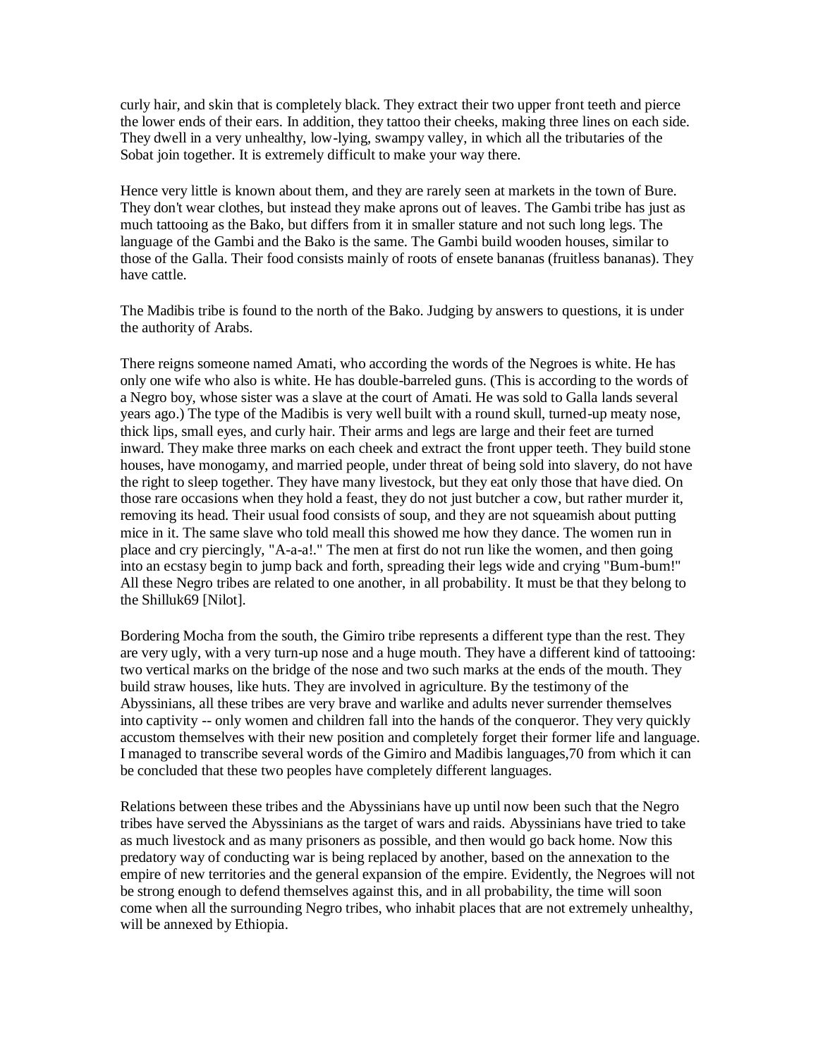curly hair, and skin that is completely black. They extract their two upper front teeth and pierce the lower ends of their ears. In addition, they tattoo their cheeks, making three lines on each side. They dwell in a very unhealthy, low-lying, swampy valley, in which all the tributaries of the Sobat join together. It is extremely difficult to make your way there.

Hence very little is known about them, and they are rarely seen at markets in the town of Bure. They don't wear clothes, but instead they make aprons out of leaves. The Gambi tribe has just as much tattooing as the Bako, but differs from it in smaller stature and not such long legs. The language of the Gambi and the Bako is the same. The Gambi build wooden houses, similar to those of the Galla. Their food consists mainly of roots of ensete bananas (fruitless bananas). They have cattle.

The Madibis tribe is found to the north of the Bako. Judging by answers to questions, it is under the authority of Arabs.

There reigns someone named Amati, who according the words of the Negroes is white. He has only one wife who also is white. He has double-barreled guns. (This is according to the words of a Negro boy, whose sister was a slave at the court of Amati. He was sold to Galla lands several years ago.) The type of the Madibis is very well built with a round skull, turned-up meaty nose, thick lips, small eyes, and curly hair. Their arms and legs are large and their feet are turned inward. They make three marks on each cheek and extract the front upper teeth. They build stone houses, have monogamy, and married people, under threat of being sold into slavery, do not have the right to sleep together. They have many livestock, but they eat only those that have died. On those rare occasions when they hold a feast, they do not just butcher a cow, but rather murder it, removing its head. Their usual food consists of soup, and they are not squeamish about putting mice in it. The same slave who told meall this showed me how they dance. The women run in place and cry piercingly, "A-a-a!." The men at first do not run like the women, and then going into an ecstasy begin to jump back and forth, spreading their legs wide and crying "Bum-bum!" All these Negro tribes are related to one another, in all probability. It must be that they belong to the Shilluk69 [Nilot].

Bordering Mocha from the south, the Gimiro tribe represents a different type than the rest. They are very ugly, with a very turn-up nose and a huge mouth. They have a different kind of tattooing: two vertical marks on the bridge of the nose and two such marks at the ends of the mouth. They build straw houses, like huts. They are involved in agriculture. By the testimony of the Abyssinians, all these tribes are very brave and warlike and adults never surrender themselves into captivity -- only women and children fall into the hands of the conqueror. They very quickly accustom themselves with their new position and completely forget their former life and language. I managed to transcribe several words of the Gimiro and Madibis languages,70 from which it can be concluded that these two peoples have completely different languages.

Relations between these tribes and the Abyssinians have up until now been such that the Negro tribes have served the Abyssinians as the target of wars and raids. Abyssinians have tried to take as much livestock and as many prisoners as possible, and then would go back home. Now this predatory way of conducting war is being replaced by another, based on the annexation to the empire of new territories and the general expansion of the empire. Evidently, the Negroes will not be strong enough to defend themselves against this, and in all probability, the time will soon come when all the surrounding Negro tribes, who inhabit places that are not extremely unhealthy, will be annexed by Ethiopia.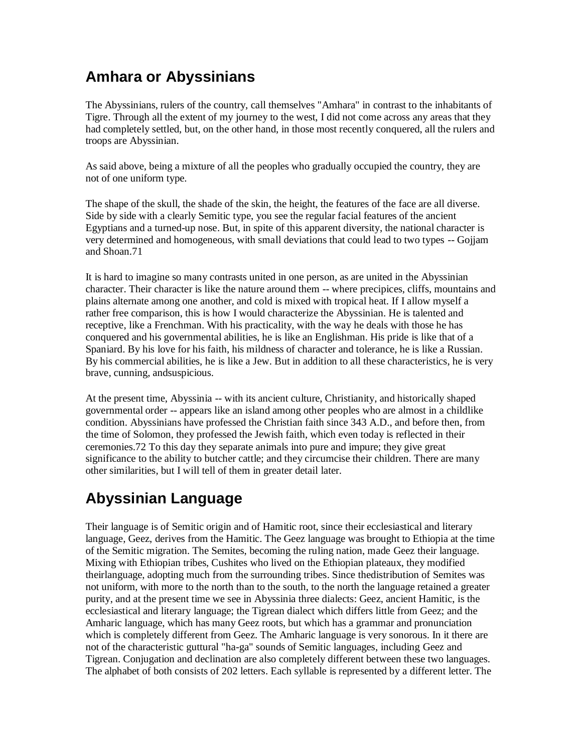## Amhara or Abyssinians

The Abyssinians, rulers of the country, call themselves "Amhara" in contrast to the inhabitants of Tigre. Through all the extent of my journey to the west, I did not come across any areas that they had completely settled, but, on the other hand, in those most recently conquered, all the rulers and troops are Abyssinian.

As said above, being a mixture of all the peoples who gradually occupied the country, they are not of one uniform type.

The shape of the skull, the shade of the skin, the height, the features of the face are all diverse. Side by side with a clearly Semitic type, you see the regular facial features of the ancient Egyptians and a turned-up nose. But, in spite of this apparent diversity, the national character is very determined and homogeneous, with small deviations that could lead to two types -- Gojjam and Shoan.71

It is hard to imagine so many contrasts united in one person, as are united in the Abyssinian character. Their character is like the nature around them -- where precipices, cliffs, mountains and plains alternate among one another, and cold is mixed with tropical heat. If I allow myself a rather free comparison, this is how I would characterize the Abyssinian. He is talented and receptive, like a Frenchman. With his practicality, with the way he deals with those he has conquered and his governmental abilities, he is like an Englishman. His pride is like that of a Spaniard. By his love for his faith, his mildness of character and tolerance, he is like a Russian. By his commercial abilities, he is like a Jew. But in addition to all these characteristics, he is very brave, cunning, andsuspicious.

At the present time, Abyssinia -- with its ancient culture, Christianity, and historically shaped governmental order -- appears like an island among other peoples who are almost in a childlike condition. Abyssinians have professed the Christian faith since 343 A.D., and before then, from the time of Solomon, they professed the Jewish faith, which even today is reflected in their ceremonies.72 To this day they separate animals into pure and impure; they give great significance to the ability to butcher cattle; and they circumcise their children. There are many other similarities, but I will tell of them in greater detail later.

## Abyssinian Language

Their language is of Semitic origin and of Hamitic root, since their ecclesiastical and literary language, Geez, derives from the Hamitic. The Geez language was brought to Ethiopia at the time of the Semitic migration. The Semites, becoming the ruling nation, made Geez their language. Mixing with Ethiopian tribes, Cushites who lived on the Ethiopian plateaux, they modified theirlanguage, adopting much from the surrounding tribes. Since thedistribution of Semites was not uniform, with more to the north than to the south, to the north the language retained a greater purity, and at the present time we see in Abyssinia three dialects: Geez, ancient Hamitic, is the ecclesiastical and literary language; the Tigrean dialect which differs little from Geez; and the Amharic language, which has many Geez roots, but which has a grammar and pronunciation which is completely different from Geez. The Amharic language is very sonorous. In it there are not of the characteristic guttural "ha-ga" sounds of Semitic languages, including Geez and Tigrean. Conjugation and declination are also completely different between these two languages. The alphabet of both consists of 202 letters. Each syllable is represented by a different letter. The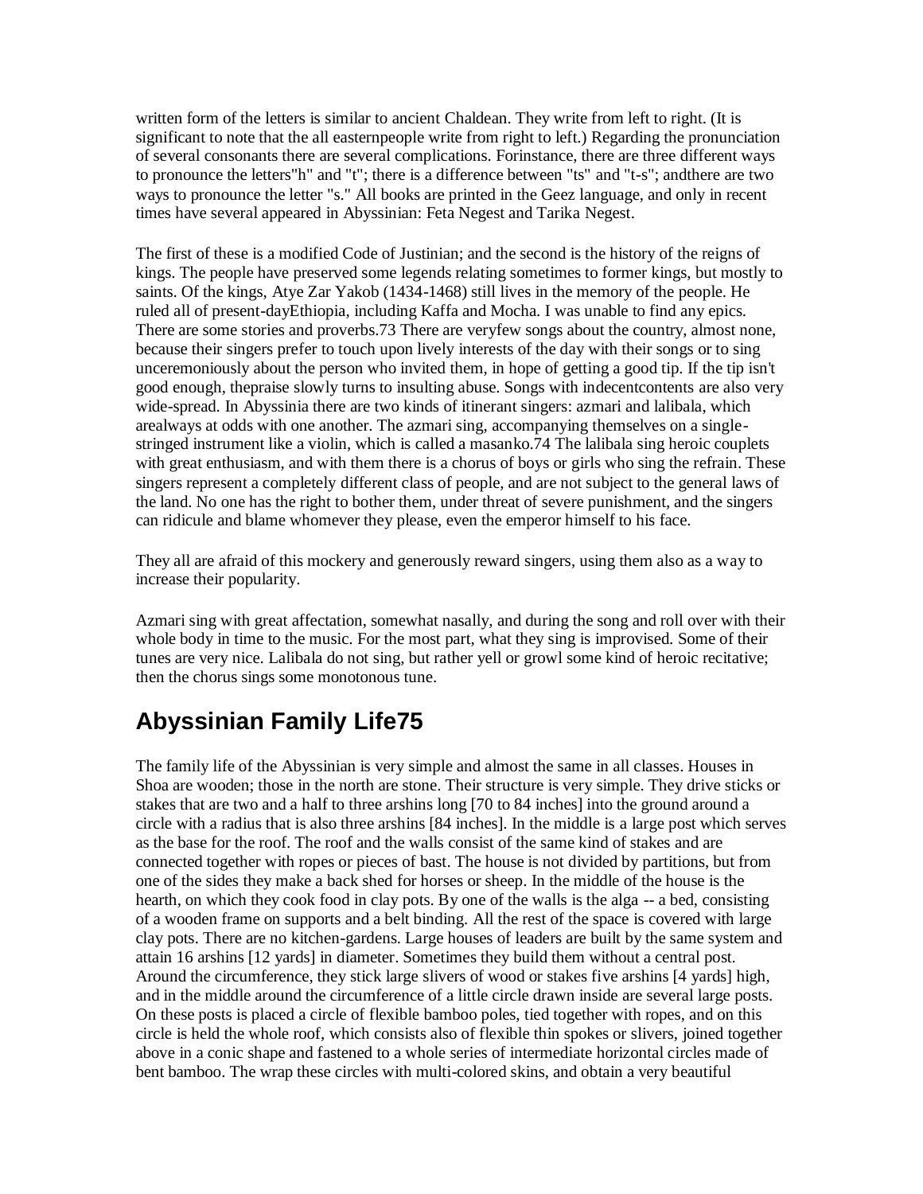written form of the letters is similar to ancient Chaldean. They write from left to right. (It is significant to note that the all easternpeople write from right to left.) Regarding the pronunciation of several consonants there are several complications. Forinstance, there are three different ways to pronounce the letters"h" and "t"; there is a difference between "ts" and "t-s"; andthere are two ways to pronounce the letter "s." All books are printed in the Geez language, and only in recent times have several appeared in Abyssinian: Feta Negest and Tarika Negest.

The first of these is a modified Code of Justinian; and the second is the history of the reigns of kings. The people have preserved some legends relating sometimes to former kings, but mostly to saints. Of the kings, Atye Zar Yakob (1434-1468) still lives in the memory of the people. He ruled all of present-dayEthiopia, including Kaffa and Mocha. I was unable to find any epics. There are some stories and proverbs.73 There are veryfew songs about the country, almost none, because their singers prefer to touch upon lively interests of the day with their songs or to sing unceremoniously about the person who invited them, in hope of getting a good tip. If the tip isn't good enough, thepraise slowly turns to insulting abuse. Songs with indecentcontents are also very wide-spread. In Abyssinia there are two kinds of itinerant singers: azmari and lalibala, which arealways at odds with one another. The azmari sing, accompanying themselves on a single-stringed instrument like a violin, which is called a masanko.74 The lalibala sing heroic couplets with great enthusiasm, and with them there is a chorus of boys or girls who sing the refrain. These singers represent a completely different class of people, and are not subject to the general laws of the land. No one has the right to bother them, under threat of severe punishment, and the singers can ridicule and blame whomever they please, even the emperor himself to his face.

They all are afraid of this mockery and generously reward singers, using them also as a way to increase their popularity.

Azmari sing with great affectation, somewhat nasally, and during the song and roll over with their whole body in time to the music. For the most part, what they sing is improvised. Some of their tunes are very nice. Lalibala do not sing, but rather yell or growl some kind of heroic recitative; then the chorus sings some monotonous tune.

## Abyssinian Family Life75

The family life of the Abyssinian is very simple and almost the same in all classes. Houses in Shoa are wooden; those in the north are stone. Their structure is very simple. They drive sticks or stakes that are two and a half to three arshins long [70 to 84 inches] into the ground around a circle with a radius that is also three arshins [84 inches]. In the middle is a large post which serves as the base for the roof. The roof and the walls consist of the same kind of stakes and are connected together with ropes or pieces of bast. The house is not divided by partitions, but from one of the sides they make a back shed for horses or sheep. In the middle of the house is the hearth, on which they cook food in clay pots. By one of the walls is the alga -- a bed, consisting of a wooden frame on supports and a belt binding. All the rest of the space is covered with large clay pots. There are no kitchen-gardens. Large houses of leaders are built by the same system and attain 16 arshins [12 yards] in diameter. Sometimes they build them without a central post. Around the circumference, they stick large slivers of wood or stakes five arshins [4 yards] high, and in the middle around the circumference of a little circle drawn inside are several large posts. On these posts is placed a circle of flexible bamboo poles, tied together with ropes, and on this circle is held the whole roof, which consists also of flexible thin spokes or slivers, joined together above in a conic shape and fastened to a whole series of intermediate horizontal circles made of bent bamboo. The wrap these circles with multi-colored skins, and obtain a very beautiful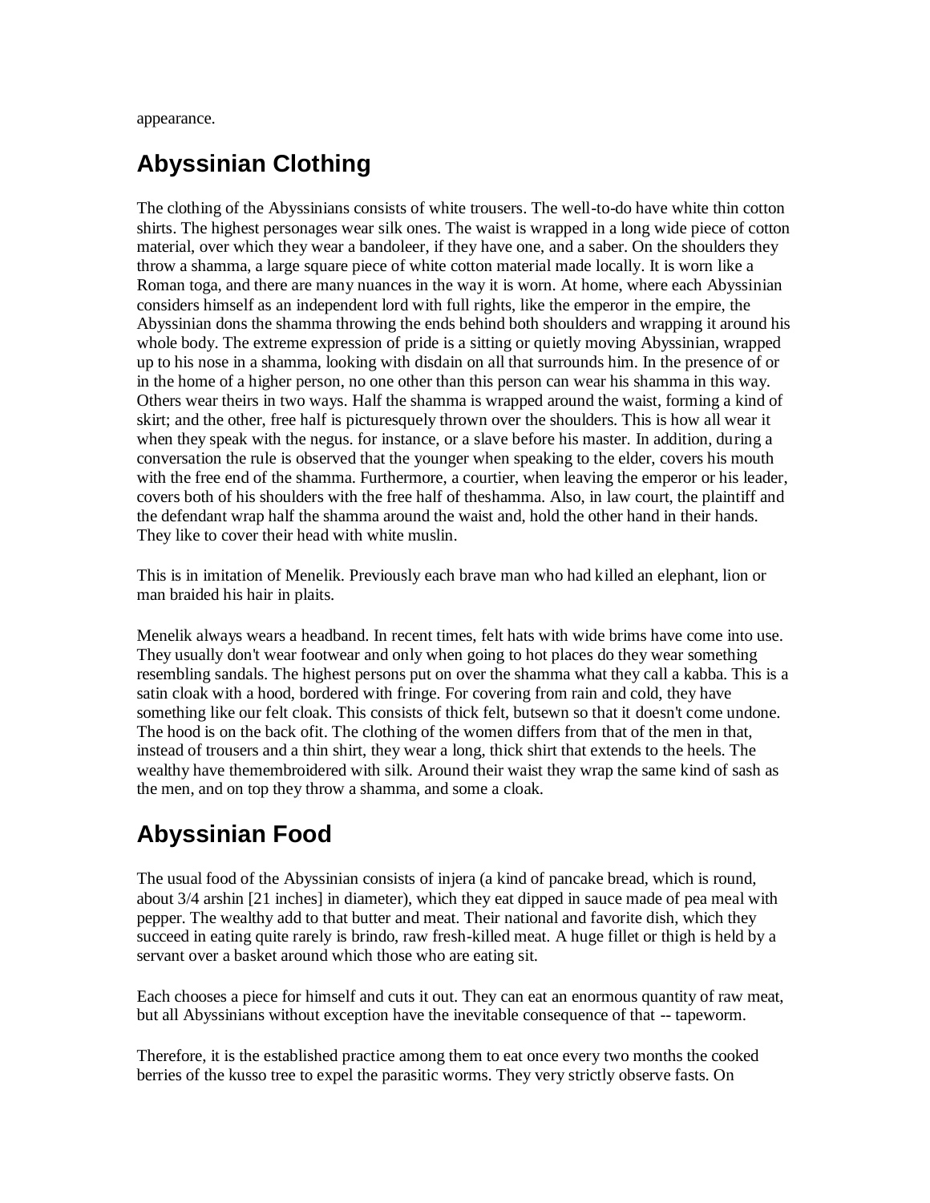appearance.

## Abyssinian Clothing

The clothing of the Abyssinians consists of white trousers. The well-to-do have white thin cotton shirts. The highest personages wear silk ones. The waist is wrapped in a long wide piece of cotton material, over which they wear a bandoleer, if they have one, and a saber. On the shoulders they throw a shamma, a large square piece of white cotton material made locally. It is worn like a Roman toga, and there are many nuances in the way it is worn. At home, where each Abyssinian considers himself as an independent lord with full rights, like the emperor in the empire, the Abyssinian dons the shamma throwing the ends behind both shoulders and wrapping it around his whole body. The extreme expression of pride is a sitting or quietly moving Abyssinian, wrapped up to his nose in a shamma, looking with disdain on all that surrounds him. In the presence of or in the home of a higher person, no one other than this person can wear his shamma in this way. Others wear theirs in two ways. Half the shamma is wrapped around the waist, forming a kind of skirt; and the other, free half is picturesquely thrown over the shoulders. This is how all wear it when they speak with the negus. for instance, or a slave before his master. In addition, during a conversation the rule is observed that the younger when speaking to the elder, covers his mouth with the free end of the shamma. Furthermore, a courtier, when leaving the emperor or his leader, covers both of his shoulders with the free half of theshamma. Also, in law court, the plaintiff and the defendant wrap half the shamma around the waist and, hold the other hand in their hands. They like to cover their head with white muslin.

This is in imitation of Menelik. Previously each brave man who had killed an elephant, lion or man braided his hair in plaits.

Menelik always wears a headband. In recent times, felt hats with wide brims have come into use. They usually don't wear footwear and only when going to hot places do they wear something resembling sandals. The highest persons put on over the shamma what they call a kabba. This is a satin cloak with a hood, bordered with fringe. For covering from rain and cold, they have something like our felt cloak. This consists of thick felt, butsewn so that it doesn't come undone. The hood is on the back ofit. The clothing of the women differs from that of the men in that, instead of trousers and a thin shirt, they wear a long, thick shirt that extends to the heels. The wealthy have themembroidered with silk. Around their waist they wrap the same kind of sash as the men, and on top they throw a shamma, and some a cloak.

## Abyssinian Food

The usual food of the Abyssinian consists of injera (a kind of pancake bread, which is round, about 3/4 arshin [21 inches] in diameter), which they eat dipped in sauce made of pea meal with pepper. The wealthy add to that butter and meat. Their national and favorite dish, which they succeed in eating quite rarely is brindo, raw fresh-killed meat. A huge fillet or thigh is held by a servant over a basket around which those who are eating sit.

Each chooses a piece for himself and cuts it out. They can eat an enormous quantity of raw meat, but all Abyssinians without exception have the inevitable consequence of that -- tapeworm.

Therefore, it is the established practice among them to eat once every two months the cooked berries of the kusso tree to expel the parasitic worms. They very strictly observe fasts. On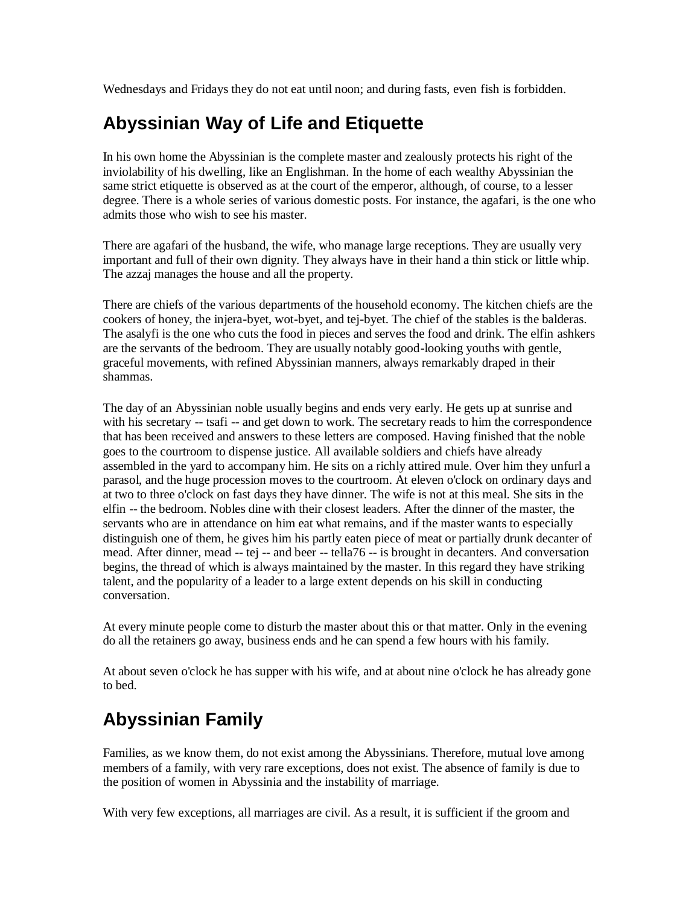Wednesdays and Fridays they do not eat until noon; and during fasts, even fish is forbidden.

## Abyssinian Way of Life and Etiquette

In his own home the Abyssinian is the complete master and zealously protects his right of the inviolability of his dwelling, like an Englishman. In the home of each wealthy Abyssinian the same strict etiquette is observed as at the court of the emperor, although, of course, to a lesser degree. There is a whole series of various domestic posts. For instance, the agafari, is the one who admits those who wish to see his master.

There are agafari of the husband, the wife, who manage large receptions. They are usually very important and full of their own dignity. They always have in their hand a thin stick or little whip. The azzaj manages the house and all the property.

There are chiefs of the various departments of the household economy. The kitchen chiefs are the cookers of honey, the injera-byet, wot-byet, and tej-byet. The chief of the stables is the balderas. The asalyfi is the one who cuts the food in pieces and serves the food and drink. The elfin ashkers are the servants of the bedroom. They are usually notably good-looking youths with gentle, graceful movements, with refined Abyssinian manners, always remarkably draped in their shammas.

The day of an Abyssinian noble usually begins and ends very early. He gets up at sunrise and with his secretary -- tsafi -- and get down to work. The secretary reads to him the correspondence that has been received and answers to these letters are composed. Having finished that the noble goes to the courtroom to dispense justice. All available soldiers and chiefs have already assembled in the yard to accompany him. He sits on a richly attired mule. Over him they unfurl a parasol, and the huge procession moves to the courtroom. At eleven o'clock on ordinary days and at two to three o'clock on fast days they have dinner. The wife is not at this meal. She sits in the elfin -- the bedroom. Nobles dine with their closest leaders. After the dinner of the master, the servants who are in attendance on him eat what remains, and if the master wants to especially distinguish one of them, he gives him his partly eaten piece of meat or partially drunk decanter of mead. After dinner, mead -- tej -- and beer -- tella76 -- is brought in decanters. And conversation begins, the thread of which is always maintained by the master. In this regard they have striking talent, and the popularity of a leader to a large extent depends on his skill in conducting conversation.

At every minute people come to disturb the master about this or that matter. Only in the evening do all the retainers go away, business ends and he can spend a few hours with his family.

At about seven o'clock he has supper with his wife, and at about nine o'clock he has already gone to bed.

## Abyssinian Family

Families, as we know them, do not exist among the Abyssinians. Therefore, mutual love among members of a family, with very rare exceptions, does not exist. The absence of family is due to the position of women in Abyssinia and the instability of marriage.

With very few exceptions, all marriages are civil. As a result, it is sufficient if the groom and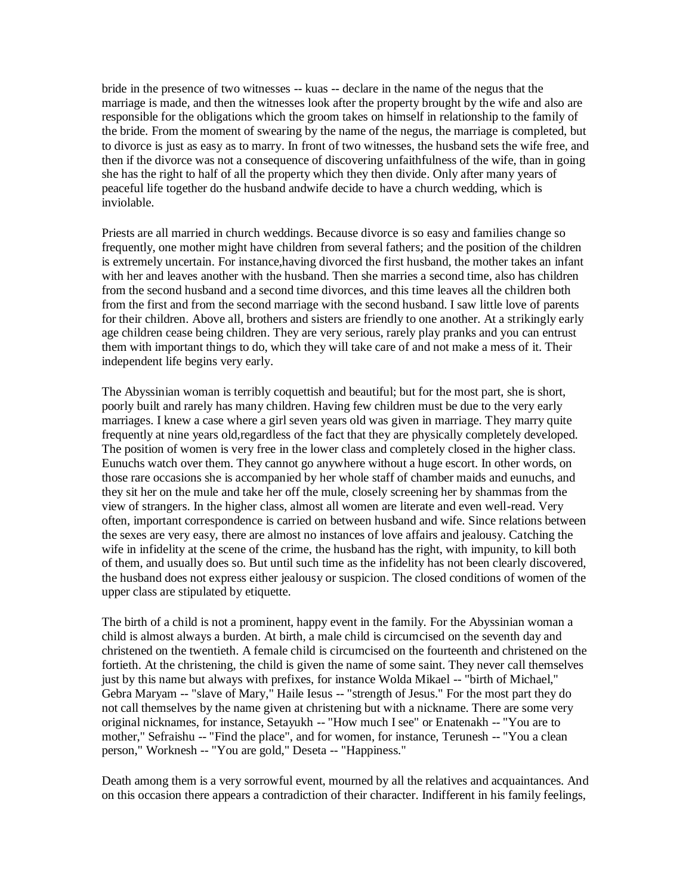bride in the presence of two witnesses -- kuas -- declare in the name of the negus that the marriage is made, and then the witnesses look after the property brought by the wife and also are responsible for the obligations which the groom takes on himself in relationship to the family of the bride. From the moment of swearing by the name of the negus, the marriage is completed, but to divorce is just as easy as to marry. In front of two witnesses, the husband sets the wife free, and then if the divorce was not a consequence of discovering unfaithfulness of the wife, than in going she has the right to half of all the property which they then divide. Only after many years of peaceful life together do the husband andwife decide to have a church wedding, which is inviolable.

Priests are all married in church weddings. Because divorce is so easy and families change so frequently, one mother might have children from several fathers; and the position of the children is extremely uncertain. For instance,having divorced the first husband, the mother takes an infant with her and leaves another with the husband. Then she marries a second time, also has children from the second husband and a second time divorces, and this time leaves all the children both from the first and from the second marriage with the second husband. I saw little love of parents for their children. Above all, brothers and sisters are friendly to one another. At a strikingly early age children cease being children. They are very serious, rarely play pranks and you can entrust them with important things to do, which they will take care of and not make a mess of it. Their independent life begins very early.

The Abyssinian woman is terribly coquettish and beautiful; but for the most part, she is short, poorly built and rarely has many children. Having few children must be due to the very early marriages. I knew a case where a girl seven years old was given in marriage. They marry quite frequently at nine years old,regardless of the fact that they are physically completely developed. The position of women is very free in the lower class and completely closed in the higher class. Eunuchs watch over them. They cannot go anywhere without a huge escort. In other words, on those rare occasions she is accompanied by her whole staff of chamber maids and eunuchs, and they sit her on the mule and take her off the mule, closely screening her by shammas from the view of strangers. In the higher class, almost all women are literate and even well-read. Very often, important correspondence is carried on between husband and wife. Since relations between the sexes are very easy, there are almost no instances of love affairs and jealousy. Catching the wife in infidelity at the scene of the crime, the husband has the right, with impunity, to kill both of them, and usually does so. But until such time as the infidelity has not been clearly discovered, the husband does not express either jealousy or suspicion. The closed conditions of women of the upper class are stipulated by etiquette.

The birth of a child is not a prominent, happy event in the family. For the Abyssinian woman a child is almost always a burden. At birth, a male child is circumcised on the seventh day and christened on the twentieth. A female child is circumcised on the fourteenth and christened on the fortieth. At the christening, the child is given the name of some saint. They never call themselves just by this name but always with prefixes, for instance Wolda Mikael -- "birth of Michael," Gebra Maryam -- "slave of Mary," Haile Iesus -- "strength of Jesus." For the most part they do not call themselves by the name given at christening but with a nickname. There are some very original nicknames, for instance, Setayukh -- "How much I see" or Enatenakh -- "You are to mother," Sefraishu -- "Find the place", and for women, for instance, Terunesh -- "You a clean person," Worknesh -- "You are gold," Deseta -- "Happiness."

Death among them is a very sorrowful event, mourned by all the relatives and acquaintances. And on this occasion there appears a contradiction of their character. Indifferent in his family feelings,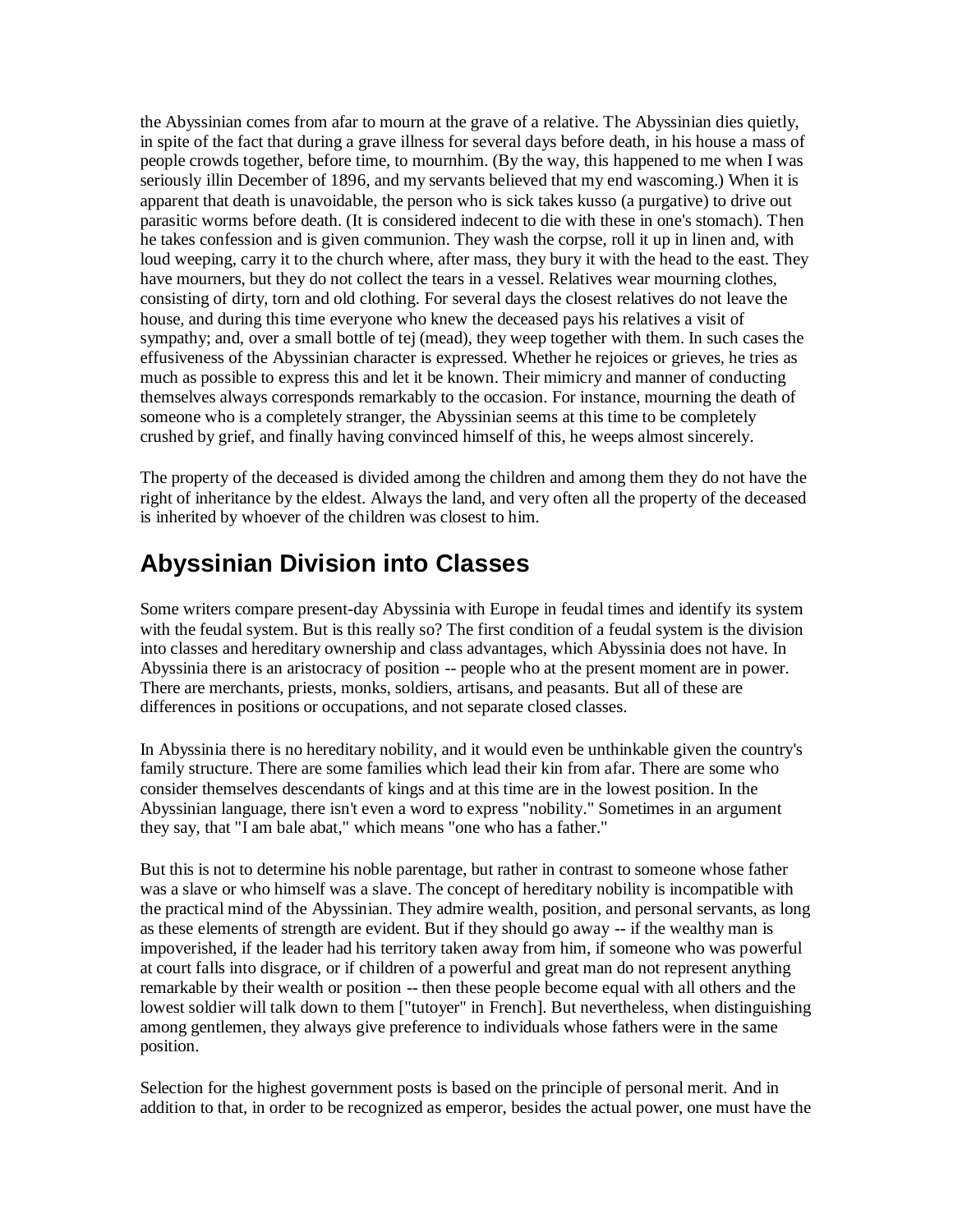the Abyssinian comes from afar to mourn at the grave of a relative. The Abyssinian dies quietly, in spite of the fact that during a grave illness for several days before death, in his house a mass of people crowds together, before time, to mournhim. (By the way, this happened to me when I was seriously illin December of 1896, and my servants believed that my end wascoming.) When it is apparent that death is unavoidable, the person who is sick takes kusso (a purgative) to drive out parasitic worms before death. (It is considered indecent to die with these in one's stomach). Then he takes confession and is given communion. They wash the corpse, roll it up in linen and, with loud weeping, carry it to the church where, after mass, they bury it with the head to the east. They have mourners, but they do not collect the tears in a vessel. Relatives wear mourning clothes, consisting of dirty, torn and old clothing. For several days the closest relatives do not leave the house, and during this time everyone who knew the deceased pays his relatives a visit of sympathy; and, over a small bottle of tej (mead), they weep together with them. In such cases the effusiveness of the Abyssinian character is expressed. Whether he rejoices or grieves, he tries as much as possible to express this and let it be known. Their mimicry and manner of conducting themselves always corresponds remarkably to the occasion. For instance, mourning the death of someone who is a completely stranger, the Abyssinian seems at this time to be completely crushed by grief, and finally having convinced himself of this, he weeps almost sincerely.

The property of the deceased is divided among the children and among them they do not have the right of inheritance by the eldest. Always the land, and very often all the property of the deceased is inherited by whoever of the children was closest to him.

## Abyssinian Division into Classes

Some writers compare present-day Abyssinia with Europe in feudal times and identify its system with the feudal system. But is this really so? The first condition of a feudal system is the division into classes and hereditary ownership and class advantages, which Abyssinia does not have. In Abyssinia there is an aristocracy of position -- people who at the present moment are in power. There are merchants, priests, monks, soldiers, artisans, and peasants. But all of these are differences in positions or occupations, and not separate closed classes.

In Abyssinia there is no hereditary nobility, and it would even be unthinkable given the country's family structure. There are some families which lead their kin from afar. There are some who consider themselves descendants of kings and at this time are in the lowest position. In the Abyssinian language, there isn't even a word to express "nobility." Sometimes in an argument they say, that "I am bale abat," which means "one who has a father."

But this is not to determine his noble parentage, but rather in contrast to someone whose father was a slave or who himself was a slave. The concept of hereditary nobility is incompatible with the practical mind of the Abyssinian. They admire wealth, position, and personal servants, as long as these elements of strength are evident. But if they should go away -- if the wealthy man is impoverished, if the leader had his territory taken away from him, if someone who was powerful at court falls into disgrace, or if children of a powerful and great man do not represent anything remarkable by their wealth or position -- then these people become equal with all others and the lowest soldier will talk down to them ["tutoyer" in French]. But nevertheless, when distinguishing among gentlemen, they always give preference to individuals whose fathers were in the same position.

Selection for the highest government posts is based on the principle of personal merit. And in addition to that, in order to be recognized as emperor, besides the actual power, one must have the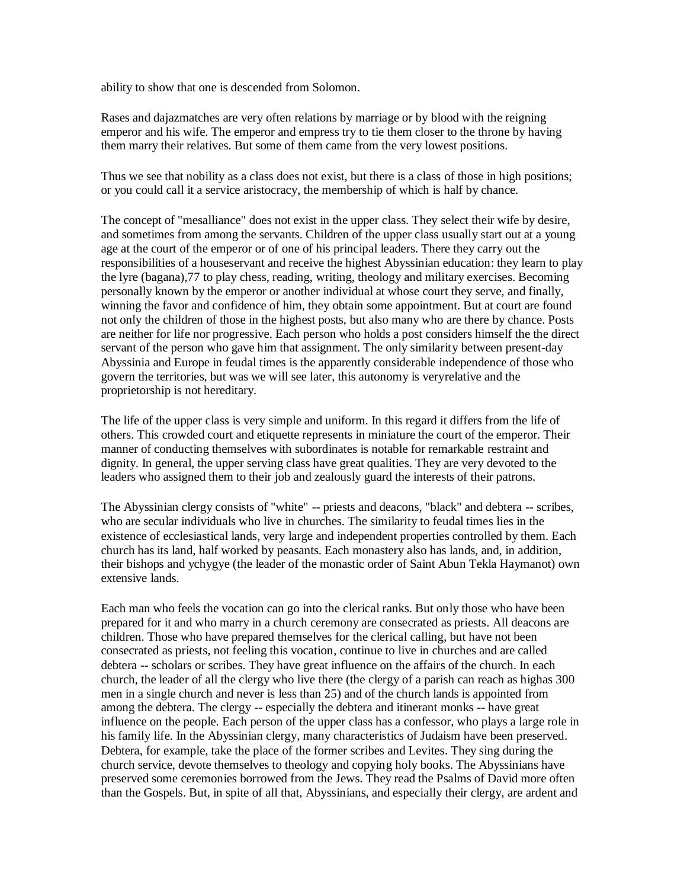ability to show that one is descended from Solomon.

Rases and dajazmatches are very often relations by marriage or by blood with the reigning emperor and his wife. The emperor and empress try to tie them closer to the throne by having them marry their relatives. But some of them came from the very lowest positions.

Thus we see that nobility as a class does not exist, but there is a class of those in high positions; or you could call it a service aristocracy, the membership of which is half by chance.

The concept of "mesalliance" does not exist in the upper class. They select their wife by desire, and sometimes from among the servants. Children of the upper class usually start out at a young age at the court of the emperor or of one of his principal leaders. There they carry out the responsibilities of a houseservant and receive the highest Abyssinian education: they learn to play the lyre (bagana),77 to play chess, reading, writing, theology and military exercises. Becoming personally known by the emperor or another individual at whose court they serve, and finally, winning the favor and confidence of him, they obtain some appointment. But at court are found not only the children of those in the highest posts, but also many who are there by chance. Posts are neither for life nor progressive. Each person who holds a post considers himself the the direct servant of the person who gave him that assignment. The only similarity between present-day Abyssinia and Europe in feudal times is the apparently considerable independence of those who govern the territories, but was we will see later, this autonomy is veryrelative and the proprietorship is not hereditary.

The life of the upper class is very simple and uniform. In this regard it differs from the life of others. This crowded court and etiquette represents in miniature the court of the emperor. Their manner of conducting themselves with subordinates is notable for remarkable restraint and dignity. In general, the upper serving class have great qualities. They are very devoted to the leaders who assigned them to their job and zealously guard the interests of their patrons.

The Abyssinian clergy consists of "white" -- priests and deacons, "black" and debtera -- scribes, who are secular individuals who live in churches. The similarity to feudal times lies in the existence of ecclesiastical lands, very large and independent properties controlled by them. Each church has its land, half worked by peasants. Each monastery also has lands, and, in addition, their bishops and ychygye (the leader of the monastic order of Saint Abun Tekla Haymanot) own extensive lands.

Each man who feels the vocation can go into the clerical ranks. But only those who have been prepared for it and who marry in a church ceremony are consecrated as priests. All deacons are children. Those who have prepared themselves for the clerical calling, but have not been consecrated as priests, not feeling this vocation, continue to live in churches and are called debtera -- scholars or scribes. They have great influence on the affairs of the church. In each church, the leader of all the clergy who live there (the clergy of a parish can reach as highas 300 men in a single church and never is less than 25) and of the church lands is appointed from among the debtera. The clergy -- especially the debtera and itinerant monks -- have great influence on the people. Each person of the upper class has a confessor, who plays a large role in his family life. In the Abyssinian clergy, many characteristics of Judaism have been preserved. Debtera, for example, take the place of the former scribes and Levites. They sing during the church service, devote themselves to theology and copying holy books. The Abyssinians have preserved some ceremonies borrowed from the Jews. They read the Psalms of David more often than the Gospels. But, in spite of all that, Abyssinians, and especially their clergy, are ardent and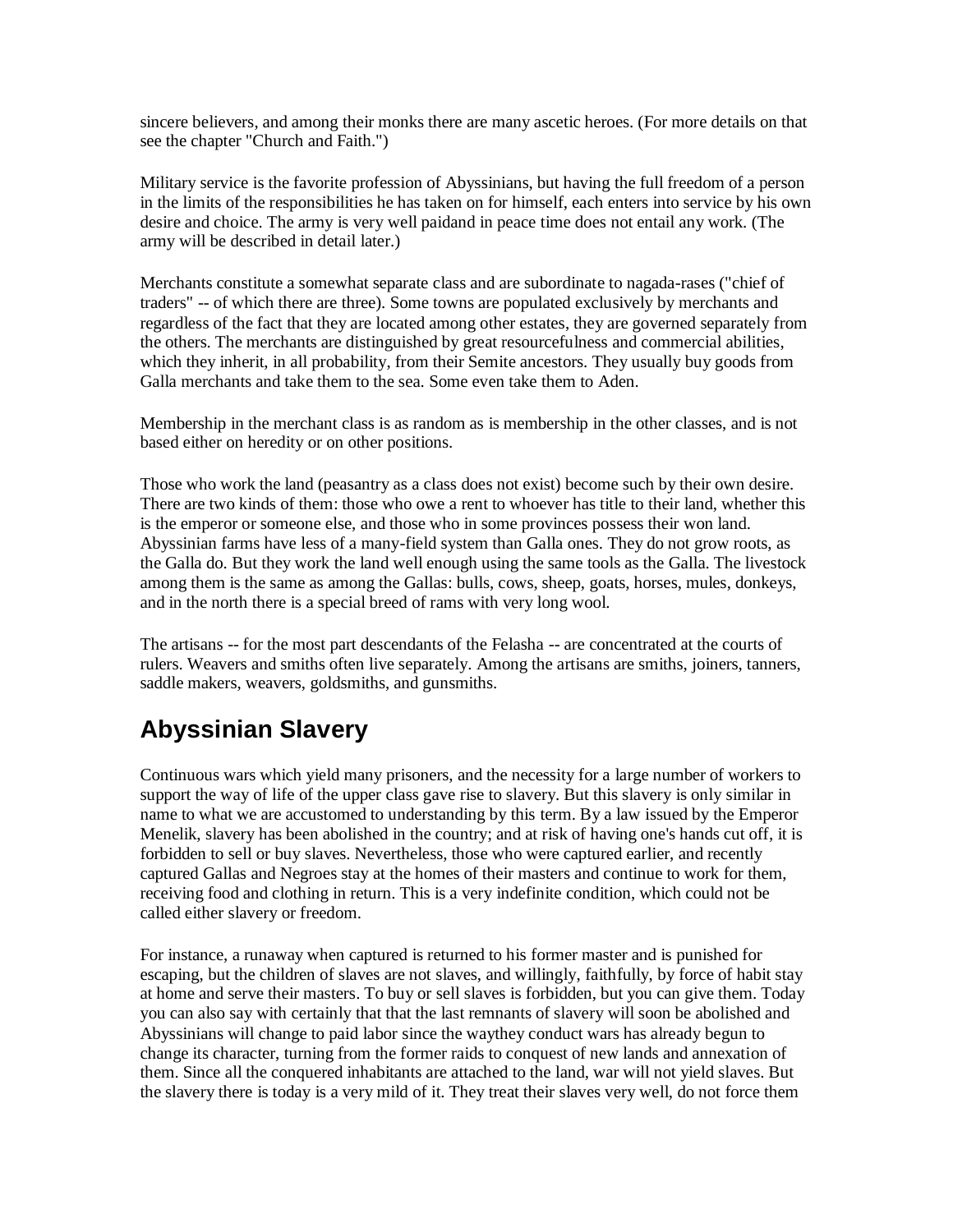sincere believers, and among their monks there are many ascetic heroes. (For more details on that see the chapter "Church and Faith.")

Military service is the favorite profession of Abyssinians, but having the full freedom of a person in the limits of the responsibilities he has taken on for himself, each enters into service by his own desire and choice. The army is very well paidand in peace time does not entail any work. (The army will be described in detail later.)

Merchants constitute a somewhat separate class and are subordinate to nagada-rases ("chief of traders" -- of which there are three). Some towns are populated exclusively by merchants and regardless of the fact that they are located among other estates, they are governed separately from the others. The merchants are distinguished by great resourcefulness and commercial abilities, which they inherit, in all probability, from their Semite ancestors. They usually buy goods from Galla merchants and take them to the sea. Some even take them to Aden.

Membership in the merchant class is as random as is membership in the other classes, and is not based either on heredity or on other positions.

Those who work the land (peasantry as a class does not exist) become such by their own desire. There are two kinds of them: those who owe a rent to whoever has title to their land, whether this is the emperor or someone else, and those who in some provinces possess their won land. Abyssinian farms have less of a many-field system than Galla ones. They do not grow roots, as the Galla do. But they work the land well enough using the same tools as the Galla. The livestock among them is the same as among the Gallas: bulls, cows, sheep, goats, horses, mules, donkeys, and in the north there is a special breed of rams with very long wool.

The artisans -- for the most part descendants of the Felasha -- are concentrated at the courts of rulers. Weavers and smiths often live separately. Among the artisans are smiths, joiners, tanners, saddle makers, weavers, goldsmiths, and gunsmiths.

## Abyssinian Slavery

Continuous wars which yield many prisoners, and the necessity for a large number of workers to support the way of life of the upper class gave rise to slavery. But this slavery is only similar in name to what we are accustomed to understanding by this term. By a law issued by the Emperor Menelik, slavery has been abolished in the country; and at risk of having one's hands cut off, it is forbidden to sell or buy slaves. Nevertheless, those who were captured earlier, and recently captured Gallas and Negroes stay at the homes of their masters and continue to work for them, receiving food and clothing in return. This is a very indefinite condition, which could not be called either slavery or freedom.

For instance, a runaway when captured is returned to his former master and is punished for escaping, but the children of slaves are not slaves, and willingly, faithfully, by force of habit stay at home and serve their masters. To buy or sell slaves is forbidden, but you can give them. Today you can also say with certainly that that the last remnants of slavery will soon be abolished and Abyssinians will change to paid labor since the waythey conduct wars has already begun to change its character, turning from the former raids to conquest of new lands and annexation of them. Since all the conquered inhabitants are attached to the land, war will not yield slaves. But the slavery there is today is a very mild of it. They treat their slaves very well, do not force them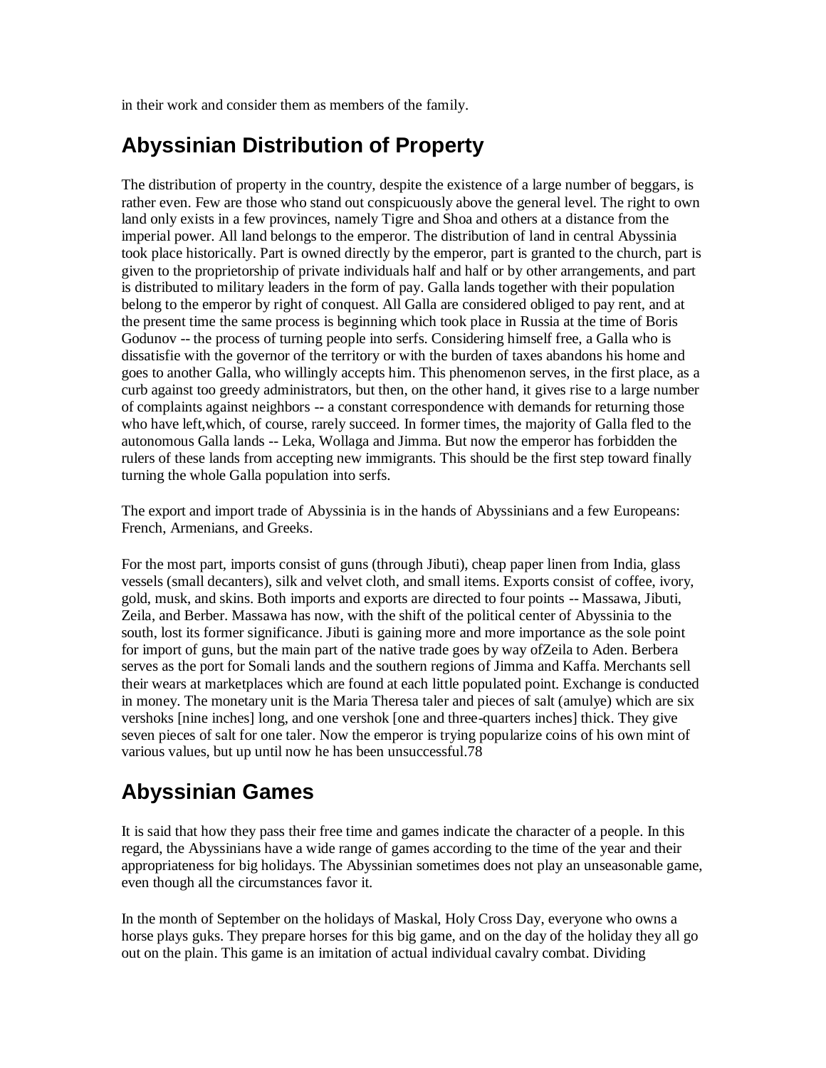in their work and consider them as members of the family.

## Abyssinian Distribution of Property

The distribution of property in the country, despite the existence of a large number of beggars, is rather even. Few are those who stand out conspicuously above the general level. The right to own land only exists in a few provinces, namely Tigre and Shoa and others at a distance from the imperial power. All land belongs to the emperor. The distribution of land in central Abyssinia took place historically. Part is owned directly by the emperor, part is granted to the church, part is given to the proprietorship of private individuals half and half or by other arrangements, and part is distributed to military leaders in the form of pay. Galla lands together with their population belong to the emperor by right of conquest. All Galla are considered obliged to pay rent, and at the present time the same process is beginning which took place in Russia at the time of Boris Godunov -- the process of turning people into serfs. Considering himself free, a Galla who is dissatisfie with the governor of the territory or with the burden of taxes abandons his home and goes to another Galla, who willingly accepts him. This phenomenon serves, in the first place, as a curb against too greedy administrators, but then, on the other hand, it gives rise to a large number of complaints against neighbors -- a constant correspondence with demands for returning those who have left,which, of course, rarely succeed. In former times, the majority of Galla fled to the autonomous Galla lands -- Leka, Wollaga and Jimma. But now the emperor has forbidden the rulers of these lands from accepting new immigrants. This should be the first step toward finally turning the whole Galla population into serfs.

The export and import trade of Abyssinia is in the hands of Abyssinians and a few Europeans: French, Armenians, and Greeks.

For the most part, imports consist of guns (through Jibuti), cheap paper linen from India, glass vessels (small decanters), silk and velvet cloth, and small items. Exports consist of coffee, ivory, gold, musk, and skins. Both imports and exports are directed to four points -- Massawa, Jibuti, Zeila, and Berber. Massawa has now, with the shift of the political center of Abyssinia to the south, lost its former significance. Jibuti is gaining more and more importance as the sole point for import of guns, but the main part of the native trade goes by way ofZeila to Aden. Berbera serves as the port for Somali lands and the southern regions of Jimma and Kaffa. Merchants sell their wears at marketplaces which are found at each little populated point. Exchange is conducted in money. The monetary unit is the Maria Theresa taler and pieces of salt (amulye) which are six vershoks [nine inches] long, and one vershok [one and three-quarters inches] thick. They give seven pieces of salt for one taler. Now the emperor is trying popularize coins of his own mint of various values, but up until now he has been unsuccessful.78

## Abyssinian Games

It is said that how they pass their free time and games indicate the character of a people. In this regard, the Abyssinians have a wide range of games according to the time of the year and their appropriateness for big holidays. The Abyssinian sometimes does not play an unseasonable game, even though all the circumstances favor it.

In the month of September on the holidays of Maskal, Holy Cross Day, everyone who owns a horse plays guks. They prepare horses for this big game, and on the day of the holiday they all go out on the plain. This game is an imitation of actual individual cavalry combat. Dividing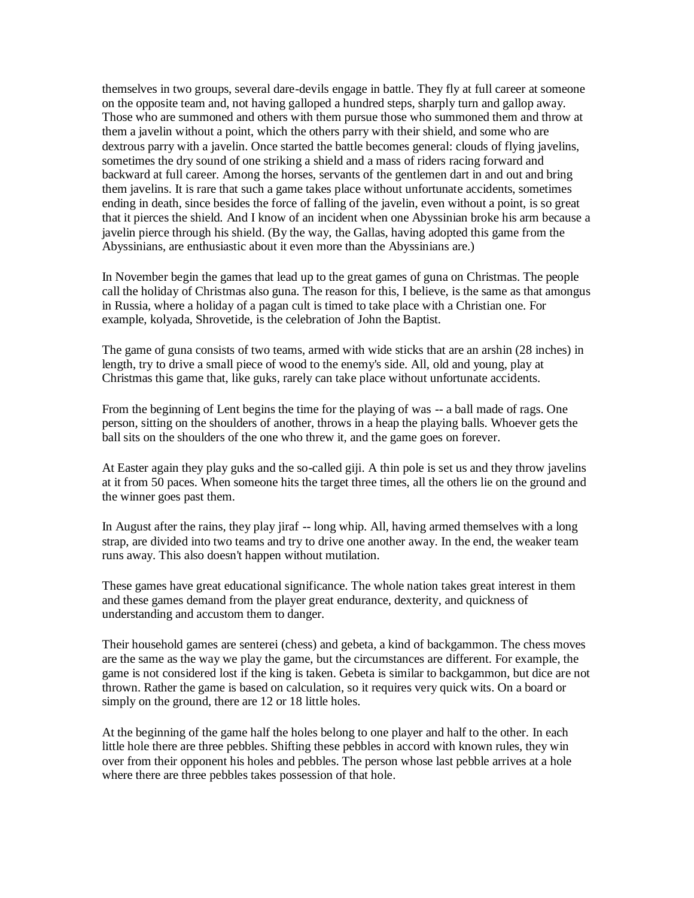themselves in two groups, several dare-devils engage in battle. They fly at full career at someone on the opposite team and, not having galloped a hundred steps, sharply turn and gallop away. Those who are summoned and others with them pursue those who summoned them and throw at them a javelin without a point, which the others parry with their shield, and some who are dextrous parry with a javelin. Once started the battle becomes general: clouds of flying javelins, sometimes the dry sound of one striking a shield and a mass of riders racing forward and backward at full career. Among the horses, servants of the gentlemen dart in and out and bring them javelins. It is rare that such a game takes place without unfortunate accidents, sometimes ending in death, since besides the force of falling of the javelin, even without a point, is so great that it pierces the shield. And I know of an incident when one Abyssinian broke his arm because a javelin pierce through his shield. (By the way, the Gallas, having adopted this game from the Abyssinians, are enthusiastic about it even more than the Abyssinians are.)

In November begin the games that lead up to the great games of guna on Christmas. The people call the holiday of Christmas also guna. The reason for this, I believe, is the same as that amongus in Russia, where a holiday of a pagan cult is timed to take place with a Christian one. For example, kolyada, Shrovetide, is the celebration of John the Baptist.

The game of guna consists of two teams, armed with wide sticks that are an arshin (28 inches) in length, try to drive a small piece of wood to the enemy's side. All, old and young, play at Christmas this game that, like guks, rarely can take place without unfortunate accidents.

From the beginning of Lent begins the time for the playing of was -- a ball made of rags. One person, sitting on the shoulders of another, throws in a heap the playing balls. Whoever gets the ball sits on the shoulders of the one who threw it, and the game goes on forever.

At Easter again they play guks and the so-called giji. A thin pole is set us and they throw javelins at it from 50 paces. When someone hits the target three times, all the others lie on the ground and the winner goes past them.

In August after the rains, they play jiraf -- long whip. All, having armed themselves with a long strap, are divided into two teams and try to drive one another away. In the end, the weaker team runs away. This also doesn't happen without mutilation.

These games have great educational significance. The whole nation takes great interest in them and these games demand from the player great endurance, dexterity, and quickness of understanding and accustom them to danger.

Their household games are senterei (chess) and gebeta, a kind of backgammon. The chess moves are the same as the way we play the game, but the circumstances are different. For example, the game is not considered lost if the king is taken. Gebeta is similar to backgammon, but dice are not thrown. Rather the game is based on calculation, so it requires very quick wits. On a board or simply on the ground, there are 12 or 18 little holes.

At the beginning of the game half the holes belong to one player and half to the other. In each little hole there are three pebbles. Shifting these pebbles in accord with known rules, they win over from their opponent his holes and pebbles. The person whose last pebble arrives at a hole where there are three pebbles takes possession of that hole.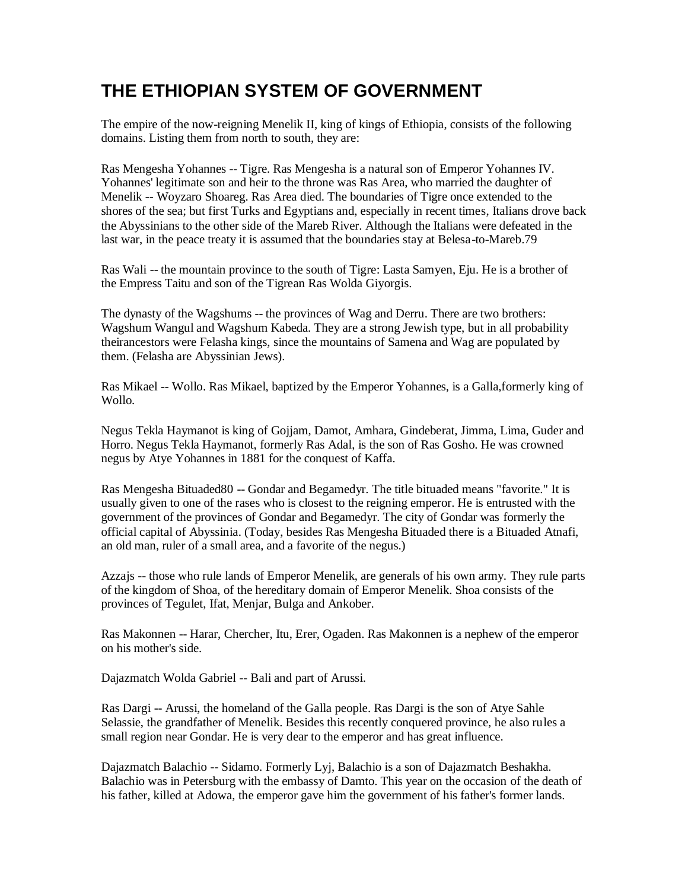# THE ETHIOPIAN SYSTEM OF GOVERNMENT

The empire of the now-reigning Menelik II, king of kings of Ethiopia, consists of the following domains. Listing them from north to south, they are:

Ras Mengesha Yohannes -- Tigre. Ras Mengesha is a natural son of Emperor Yohannes IV. Yohannes' legitimate son and heir to the throne was Ras Area, who married the daughter of Menelik -- Woyzaro Shoareg. Ras Area died. The boundaries of Tigre once extended to the shores of the sea; but first Turks and Egyptians and, especially in recent times, Italians drove back the Abyssinians to the other side of the Mareb River. Although the Italians were defeated in the last war, in the peace treaty it is assumed that the boundaries stay at Belesa-to-Mareb.[79]

Ras Wali -- the mountain province to the south of Tigre: Lasta Samyen, Eju. He is a brother of the Empress Taitu and son of the Tigrean Ras Wolda Giyorgis.

The dynasty of the Wagshums -- the provinces of Wag and Derru. There are two brothers: Wagshum Wangul and Wagshum Kabeda. They are a strong Jewish type, but in all probability theirancestors were Felasha kings, since the mountains of Samena and Wag are populated by them. (Felasha are Abyssinian Jews).

Ras Mikael -- Wollo. Ras Mikael, baptized by the Emperor Yohannes, is a Galla,formerly king of Wollo.

Negus Tekla Haymanot is king of Gojjam, Damot, Amhara, Gindeberat, Jimma, Lima, Guder and Horro. Negus Tekla Haymanot, formerly Ras Adal, is the son of Ras Gosho. He was crowned negus by Atye Yohannes in 1881 for the conquest of Kaffa.

Ras Mengesha Bituaded[80] -- Gondar and Begamedyr. The title bituaded means "favorite." It is usually given to one of the rases who is closest to the reigning emperor. He is entrusted with the government of the provinces of Gondar and Begamedyr. The city of Gondar was formerly the official capital of Abyssinia. (Today, besides Ras Mengesha Bituaded there is a Bituaded Atnafi, an old man, ruler of a small area, and a favorite of the negus.)

Azzajs -- those who rule lands of Emperor Menelik, are generals of his own army. They rule parts of the kingdom of Shoa, of the hereditary domain of Emperor Menelik. Shoa consists of the provinces of Tegulet, Ifat, Menjar, Bulga and Ankober.

Ras Makonnen -- Harar, Chercher, Itu, Erer, Ogaden. Ras Makonnen is a nephew of the emperor on his mother's side.

Dajazmatch Wolda Gabriel -- Bali and part of Arussi.

Ras Dargi -- Arussi, the homeland of the Galla people. Ras Dargi is the son of Atye Sahle Selassie, the grandfather of Menelik. Besides this recently conquered province, he also rules a small region near Gondar. He is very dear to the emperor and has great influence.

Dajazmatch Balachio -- Sidamo. Formerly Lyj, Balachio is a son of Dajazmatch Beshakha. Balachio was in Petersburg with the embassy of Damto. This year on the occasion of the death of his father, killed at Adowa, the emperor gave him the government of his father's former lands.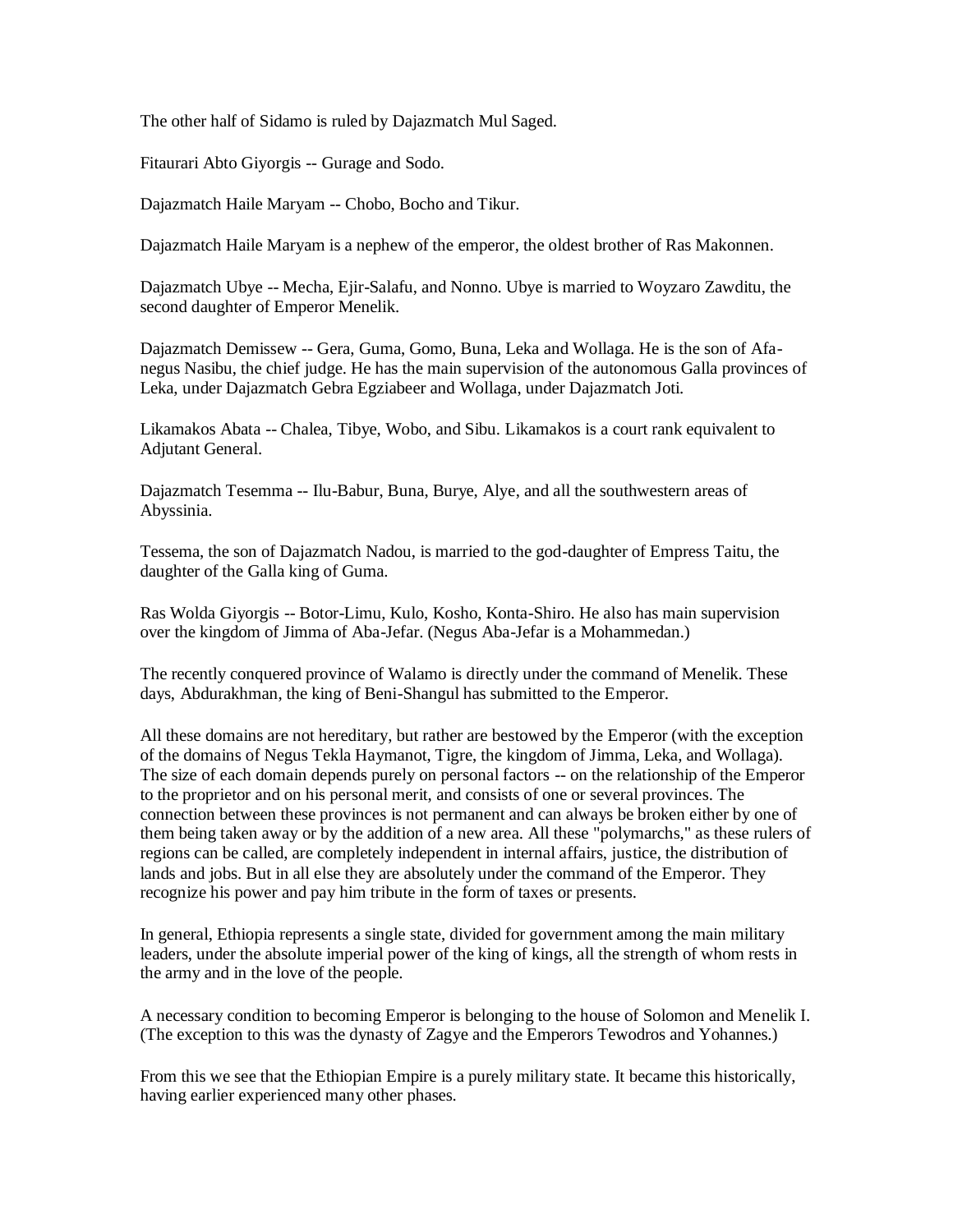The other half of Sidamo is ruled by Dajazmatch Mul Saged.

Fitaurari Abto Giyorgis -- Gurage and Sodo.

Dajazmatch Haile Maryam -- Chobo, Bocho and Tikur.

Dajazmatch Haile Maryam is a nephew of the emperor, the oldest brother of Ras Makonnen.

Dajazmatch Ubye -- Mecha, Ejir-Salafu, and Nonno. Ubye is married to Woyzaro Zawditu, the second daughter of Emperor Menelik.

Dajazmatch Demissew -- Gera, Guma, Gomo, Buna, Leka and Wollaga. He is the son of Afa-negus Nasibu, the chief judge. He has the main supervision of the autonomous Galla provinces of Leka, under Dajazmatch Gebra Egziabeer and Wollaga, under Dajazmatch Joti.

Likamakos Abata -- Chalea, Tibye, Wobo, and Sibu. Likamakos is a court rank equivalent to Adjutant General.

Dajazmatch Tesemma -- Ilu-Babur, Buna, Burye, Alye, and all the southwestern areas of Abyssinia.

Tessema, the son of Dajazmatch Nadou, is married to the god-daughter of Empress Taitu, the daughter of the Galla king of Guma.

Ras Wolda Giyorgis -- Botor-Limu, Kulo, Kosho, Konta-Shiro. He also has main supervision over the kingdom of Jimma of Aba-Jefar. (Negus Aba-Jefar is a Mohammedan.)

The recently conquered province of Walamo is directly under the command of Menelik. These days, Abdurakhman, the king of Beni-Shangul has submitted to the Emperor.

All these domains are not hereditary, but rather are bestowed by the Emperor (with the exception of the domains of Negus Tekla Haymanot, Tigre, the kingdom of Jimma, Leka, and Wollaga). The size of each domain depends purely on personal factors -- on the relationship of the Emperor to the proprietor and on his personal merit, and consists of one or several provinces. The connection between these provinces is not permanent and can always be broken either by one of them being taken away or by the addition of a new area. All these "polymarchs," as these rulers of regions can be called, are completely independent in internal affairs, justice, the distribution of lands and jobs. But in all else they are absolutely under the command of the Emperor. They recognize his power and pay him tribute in the form of taxes or presents.

In general, Ethiopia represents a single state, divided for government among the main military leaders, under the absolute imperial power of the king of kings, all the strength of whom rests in the army and in the love of the people.

A necessary condition to becoming Emperor is belonging to the house of Solomon and Menelik I. (The exception to this was the dynasty of Zagye and the Emperors Tewodros and Yohannes.)

From this we see that the Ethiopian Empire is a purely military state. It became this historically, having earlier experienced many other phases.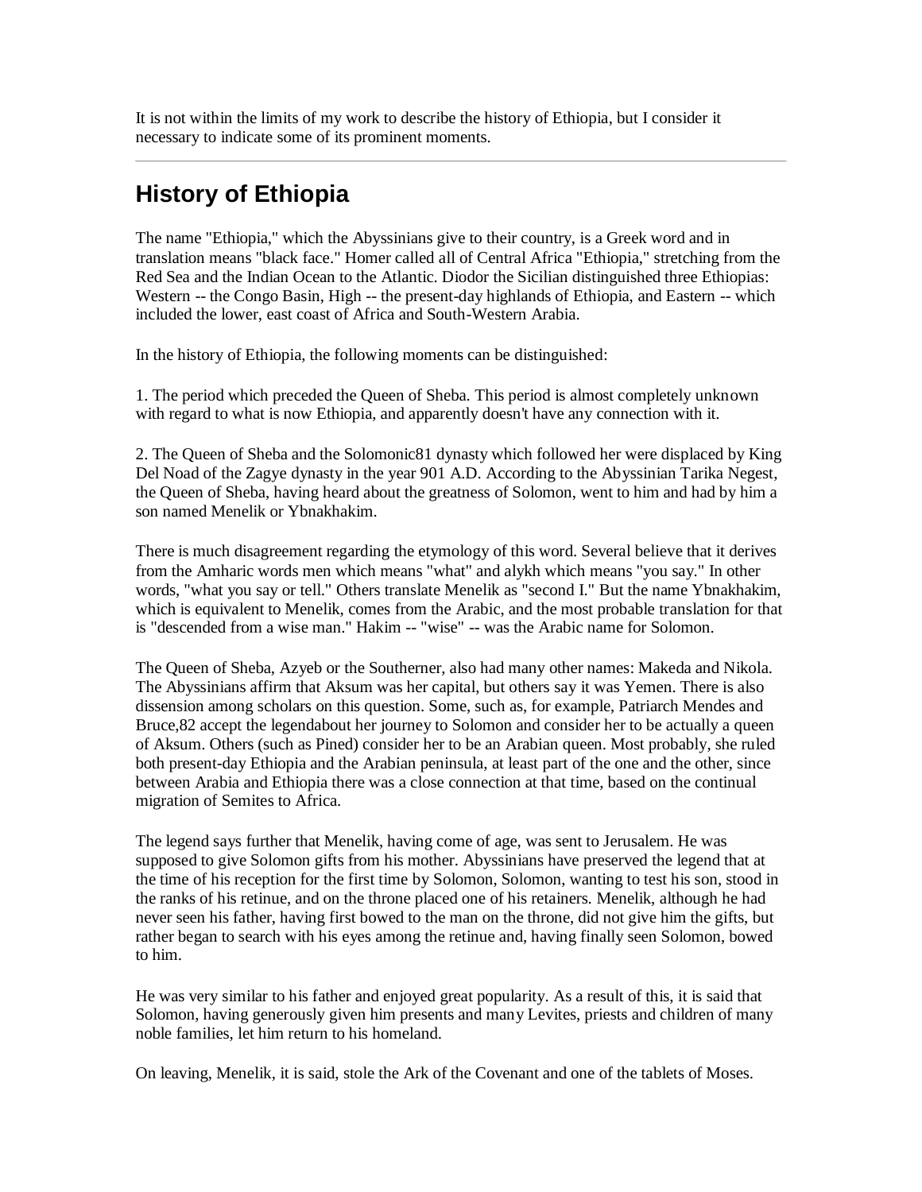It is not within the limits of my work to describe the history of Ethiopia, but I consider it necessary to indicate some of its prominent moments.

---

## History of Ethiopia

The name "Ethiopia," which the Abyssinians give to their country, is a Greek word and in translation means "black face." Homer called all of Central Africa "Ethiopia," stretching from the Red Sea and the Indian Ocean to the Atlantic. Diodor the Sicilian distinguished three Ethiopias: Western -- the Congo Basin, High -- the present-day highlands of Ethiopia, and Eastern -- which included the lower, east coast of Africa and South-Western Arabia.

In the history of Ethiopia, the following moments can be distinguished:

1. The period which preceded the Queen of Sheba. This period is almost completely unknown with regard to what is now Ethiopia, and apparently doesn't have any connection with it.

2. The Queen of Sheba and the Solomonic[81] dynasty which followed her were displaced by King Del Noad of the Zagye dynasty in the year 901 A.D. According to the Abyssinian Tarika Negest, the Queen of Sheba, having heard about the greatness of Solomon, went to him and had by him a son named Menelik or Ybnakhakim.

There is much disagreement regarding the etymology of this word. Several believe that it derives from the Amharic words men which means "what" and alykh which means "you say." In other words, "what you say or tell." Others translate Menelik as "second I." But the name Ybnakhakim, which is equivalent to Menelik, comes from the Arabic, and the most probable translation for that is "descended from a wise man." Hakim -- "wise" -- was the Arabic name for Solomon.

The Queen of Sheba, Azyeb or the Southerner, also had many other names: Makeda and Nikola. The Abyssinians affirm that Aksum was her capital, but others say it was Yemen. There is also dissension among scholars on this question. Some, such as, for example, Patriarch Mendes and Bruce,[82] accept the legendabout her journey to Solomon and consider her to be actually a queen of Aksum. Others (such as Pined) consider her to be an Arabian queen. Most probably, she ruled both present-day Ethiopia and the Arabian peninsula, at least part of the one and the other, since between Arabia and Ethiopia there was a close connection at that time, based on the continual migration of Semites to Africa.

The legend says further that Menelik, having come of age, was sent to Jerusalem. He was supposed to give Solomon gifts from his mother. Abyssinians have preserved the legend that at the time of his reception for the first time by Solomon, Solomon, wanting to test his son, stood in the ranks of his retinue, and on the throne placed one of his retainers. Menelik, although he had never seen his father, having first bowed to the man on the throne, did not give him the gifts, but rather began to search with his eyes among the retinue and, having finally seen Solomon, bowed to him.

He was very similar to his father and enjoyed great popularity. As a result of this, it is said that Solomon, having generously given him presents and many Levites, priests and children of many noble families, let him return to his homeland.

On leaving, Menelik, it is said, stole the Ark of the Covenant and one of the tablets of Moses.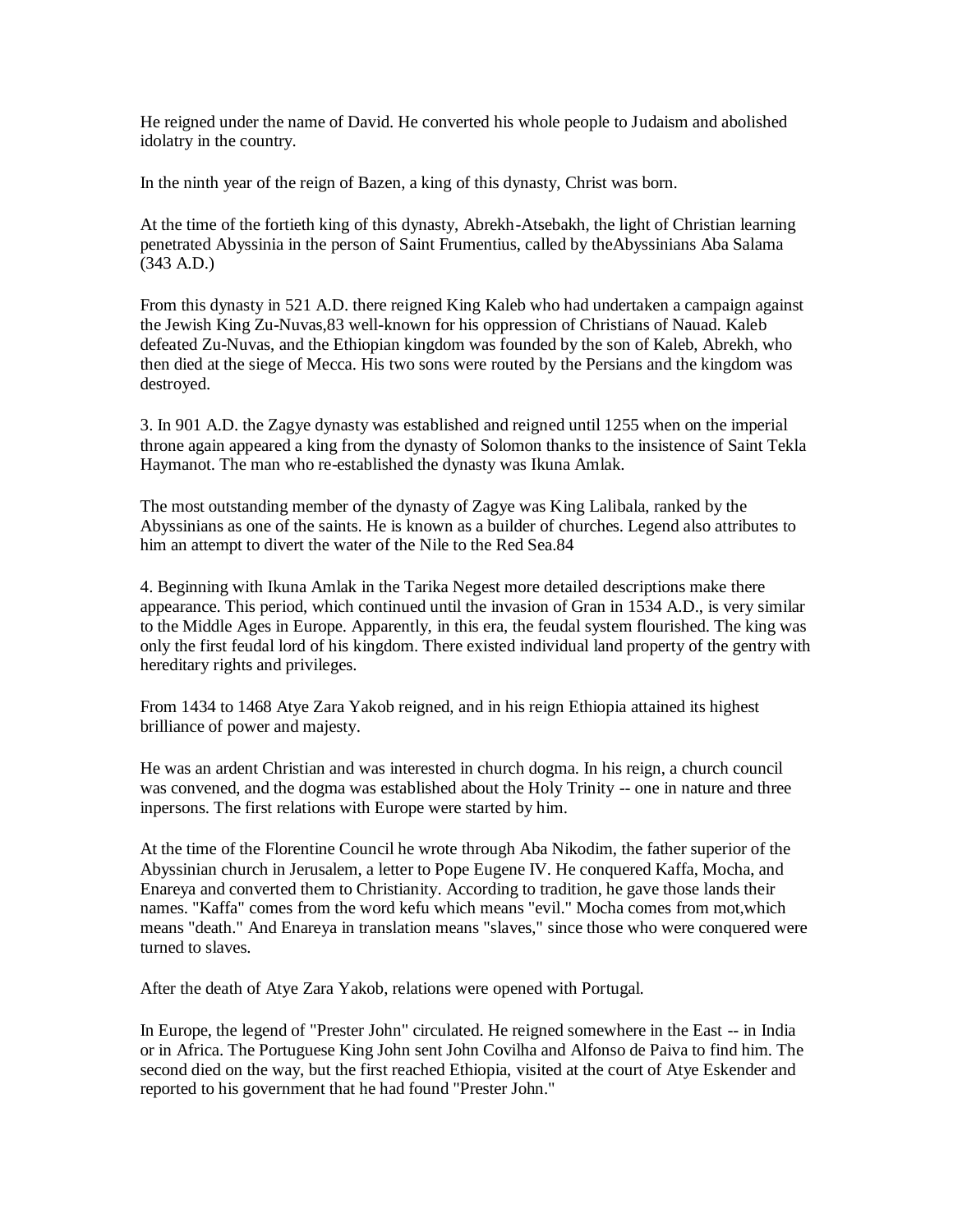He reigned under the name of David. He converted his whole people to Judaism and abolished idolatry in the country.

In the ninth year of the reign of Bazen, a king of this dynasty, Christ was born.

At the time of the fortieth king of this dynasty, Abrekh-Atsebakh, the light of Christian learning penetrated Abyssinia in the person of Saint Frumentius, called by theAbyssinians Aba Salama (343 A.D.)

From this dynasty in 521 A.D. there reigned King Kaleb who had undertaken a campaign against the Jewish King Zu-Nuvas,83 well-known for his oppression of Christians of Nauad. Kaleb defeated Zu-Nuvas, and the Ethiopian kingdom was founded by the son of Kaleb, Abrekh, who then died at the siege of Mecca. His two sons were routed by the Persians and the kingdom was destroyed.

3. In 901 A.D. the Zagye dynasty was established and reigned until 1255 when on the imperial throne again appeared a king from the dynasty of Solomon thanks to the insistence of Saint Tekla Haymanot. The man who re-established the dynasty was Ikuna Amlak.

The most outstanding member of the dynasty of Zagye was King Lalibala, ranked by the Abyssinians as one of the saints. He is known as a builder of churches. Legend also attributes to him an attempt to divert the water of the Nile to the Red Sea.84

4. Beginning with Ikuna Amlak in the Tarika Negest more detailed descriptions make there appearance. This period, which continued until the invasion of Gran in 1534 A.D., is very similar to the Middle Ages in Europe. Apparently, in this era, the feudal system flourished. The king was only the first feudal lord of his kingdom. There existed individual land property of the gentry with hereditary rights and privileges.

From 1434 to 1468 Atye Zara Yakob reigned, and in his reign Ethiopia attained its highest brilliance of power and majesty.

He was an ardent Christian and was interested in church dogma. In his reign, a church council was convened, and the dogma was established about the Holy Trinity -- one in nature and three inpersons. The first relations with Europe were started by him.

At the time of the Florentine Council he wrote through Aba Nikodim, the father superior of the Abyssinian church in Jerusalem, a letter to Pope Eugene IV. He conquered Kaffa, Mocha, and Enareya and converted them to Christianity. According to tradition, he gave those lands their names. "Kaffa" comes from the word kefu which means "evil." Mocha comes from mot,which means "death." And Enareya in translation means "slaves," since those who were conquered were turned to slaves.

After the death of Atye Zara Yakob, relations were opened with Portugal.

In Europe, the legend of "Prester John" circulated. He reigned somewhere in the East -- in India or in Africa. The Portuguese King John sent John Covilha and Alfonso de Paiva to find him. The second died on the way, but the first reached Ethiopia, visited at the court of Atye Eskender and reported to his government that he had found "Prester John."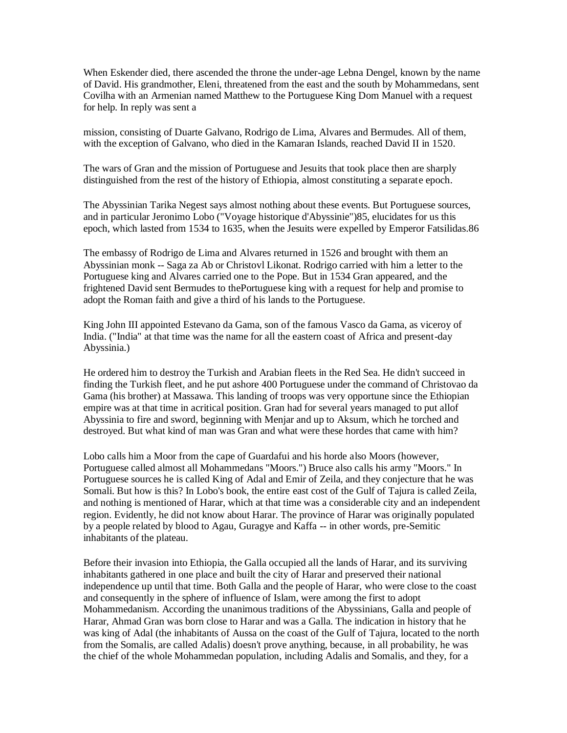When Eskender died, there ascended the throne the under-age Lebna Dengel, known by the name of David. His grandmother, Eleni, threatened from the east and the south by Mohammedans, sent Covilha with an Armenian named Matthew to the Portuguese King Dom Manuel with a request for help. In reply was sent a

mission, consisting of Duarte Galvano, Rodrigo de Lima, Alvares and Bermudes. All of them, with the exception of Galvano, who died in the Kamaran Islands, reached David II in 1520.

The wars of Gran and the mission of Portuguese and Jesuits that took place then are sharply distinguished from the rest of the history of Ethiopia, almost constituting a separate epoch.

The Abyssinian Tarika Negest says almost nothing about these events. But Portuguese sources, and in particular Jeronimo Lobo ("Voyage historique d'Abyssinie")85, elucidates for us this epoch, which lasted from 1534 to 1635, when the Jesuits were expelled by Emperor Fatsilidas.86

The embassy of Rodrigo de Lima and Alvares returned in 1526 and brought with them an Abyssinian monk -- Saga za Ab or Christovl Likonat. Rodrigo carried with him a letter to the Portuguese king and Alvares carried one to the Pope. But in 1534 Gran appeared, and the frightened David sent Bermudes to thePortuguese king with a request for help and promise to adopt the Roman faith and give a third of his lands to the Portuguese.

King John III appointed Estevano da Gama, son of the famous Vasco da Gama, as viceroy of India. ("India" at that time was the name for all the eastern coast of Africa and present-day Abyssinia.)

He ordered him to destroy the Turkish and Arabian fleets in the Red Sea. He didn't succeed in finding the Turkish fleet, and he put ashore 400 Portuguese under the command of Christovao da Gama (his brother) at Massawa. This landing of troops was very opportune since the Ethiopian empire was at that time in acritical position. Gran had for several years managed to put allof Abyssinia to fire and sword, beginning with Menjar and up to Aksum, which he torched and destroyed. But what kind of man was Gran and what were these hordes that came with him?

Lobo calls him a Moor from the cape of Guardafui and his horde also Moors (however, Portuguese called almost all Mohammedans "Moors.") Bruce also calls his army "Moors." In Portuguese sources he is called King of Adal and Emir of Zeila, and they conjecture that he was Somali. But how is this? In Lobo's book, the entire east cost of the Gulf of Tajura is called Zeila, and nothing is mentioned of Harar, which at that time was a considerable city and an independent region. Evidently, he did not know about Harar. The province of Harar was originally populated by a people related by blood to Agau, Guragye and Kaffa -- in other words, pre-Semitic inhabitants of the plateau.

Before their invasion into Ethiopia, the Galla occupied all the lands of Harar, and its surviving inhabitants gathered in one place and built the city of Harar and preserved their national independence up until that time. Both Galla and the people of Harar, who were close to the coast and consequently in the sphere of influence of Islam, were among the first to adopt Mohammedanism. According the unanimous traditions of the Abyssinians, Galla and people of Harar, Ahmad Gran was born close to Harar and was a Galla. The indication in history that he was king of Adal (the inhabitants of Aussa on the coast of the Gulf of Tajura, located to the north from the Somalis, are called Adalis) doesn't prove anything, because, in all probability, he was the chief of the whole Mohammedan population, including Adalis and Somalis, and they, for a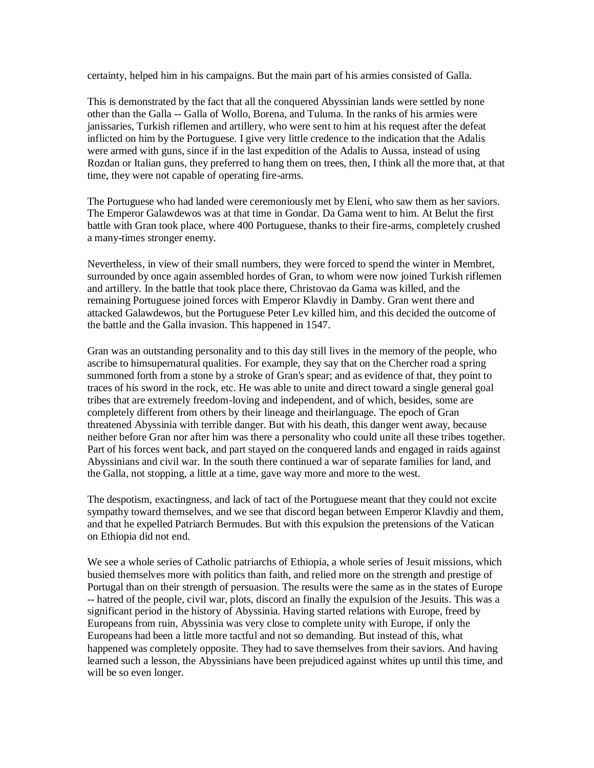certainty, helped him in his campaigns. But the main part of his armies consisted of Galla.

This is demonstrated by the fact that all the conquered Abyssinian lands were settled by none other than the Galla -- Galla of Wollo, Borena, and Tuluma. In the ranks of his armies were janissaries, Turkish riflemen and artillery, who were sent to him at his request after the defeat inflicted on him by the Portuguese. I give very little credence to the indication that the Adalis were armed with guns, since if in the last expedition of the Adalis to Aussa, instead of using Rozdan or Italian guns, they preferred to hang them on trees, then, I think all the more that, at that time, they were not capable of operating fire-arms.

The Portuguese who had landed were ceremoniously met by Eleni, who saw them as her saviors. The Emperor Galawdewos was at that time in Gondar. Da Gama went to him. At Belut the first battle with Gran took place, where 400 Portuguese, thanks to their fire-arms, completely crushed a many-times stronger enemy.

Nevertheless, in view of their small numbers, they were forced to spend the winter in Membret, surrounded by once again assembled hordes of Gran, to whom were now joined Turkish riflemen and artillery. In the battle that took place there, Christovao da Gama was killed, and the remaining Portuguese joined forces with Emperor Klavdiy in Damby. Gran went there and attacked Galawdewos, but the Portuguese Peter Lev killed him, and this decided the outcome of the battle and the Galla invasion. This happened in 1547.

Gran was an outstanding personality and to this day still lives in the memory of the people, who ascribe to himsupernatural qualities. For example, they say that on the Chercher road a spring summoned forth from a stone by a stroke of Gran's spear; and as evidence of that, they point to traces of his sword in the rock, etc. He was able to unite and direct toward a single general goal tribes that are extremely freedom-loving and independent, and of which, besides, some are completely different from others by their lineage and theirlanguage. The epoch of Gran threatened Abyssinia with terrible danger. But with his death, this danger went away, because neither before Gran nor after him was there a personality who could unite all these tribes together. Part of his forces went back, and part stayed on the conquered lands and engaged in raids against Abyssinians and civil war. In the south there continued a war of separate families for land, and the Galla, not stopping, a little at a time, gave way more and more to the west.

The despotism, exactingness, and lack of tact of the Portuguese meant that they could not excite sympathy toward themselves, and we see that discord began between Emperor Klavdiy and them, and that he expelled Patriarch Bermudes. But with this expulsion the pretensions of the Vatican on Ethiopia did not end.

We see a whole series of Catholic patriarchs of Ethiopia, a whole series of Jesuit missions, which busied themselves more with politics than faith, and relied more on the strength and prestige of Portugal than on their strength of persuasion. The results were the same as in the states of Europe -- hatred of the people, civil war, plots, discord an finally the expulsion of the Jesuits. This was a significant period in the history of Abyssinia. Having started relations with Europe, freed by Europeans from ruin, Abyssinia was very close to complete unity with Europe, if only the Europeans had been a little more tactful and not so demanding. But instead of this, what happened was completely opposite. They had to save themselves from their saviors. And having learned such a lesson, the Abyssinians have been prejudiced against whites up until this time, and will be so even longer.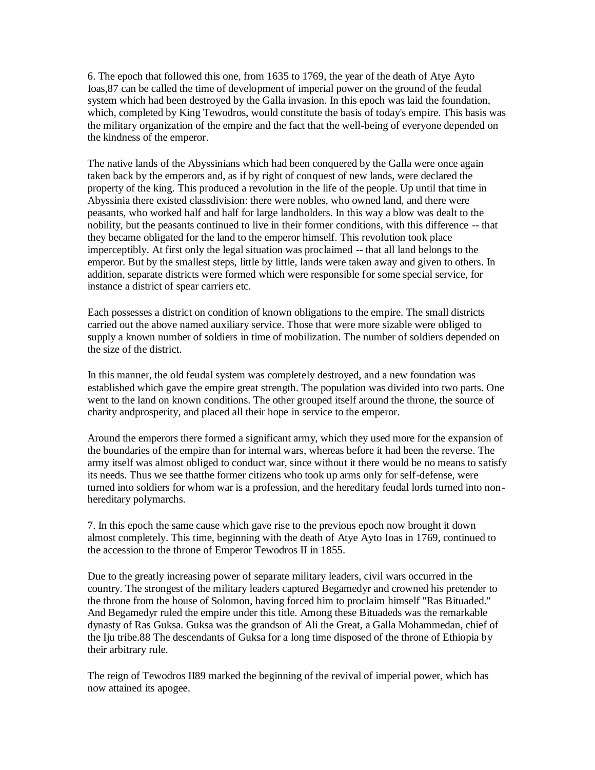6. The epoch that followed this one, from 1635 to 1769, the year of the death of Atye Ayto Ioas,[87] can be called the time of development of imperial power on the ground of the feudal system which had been destroyed by the Galla invasion. In this epoch was laid the foundation, which, completed by King Tewodros, would constitute the basis of today's empire. This basis was the military organization of the empire and the fact that the well-being of everyone depended on the kindness of the emperor.

The native lands of the Abyssinians which had been conquered by the Galla were once again taken back by the emperors and, as if by right of conquest of new lands, were declared the property of the king. This produced a revolution in the life of the people. Up until that time in Abyssinia there existed classdivision: there were nobles, who owned land, and there were peasants, who worked half and half for large landholders. In this way a blow was dealt to the nobility, but the peasants continued to live in their former conditions, with this difference -- that they became obligated for the land to the emperor himself. This revolution took place imperceptibly. At first only the legal situation was proclaimed -- that all land belongs to the emperor. But by the smallest steps, little by little, lands were taken away and given to others. In addition, separate districts were formed which were responsible for some special service, for instance a district of spear carriers etc.

Each possesses a district on condition of known obligations to the empire. The small districts carried out the above named auxiliary service. Those that were more sizable were obliged to supply a known number of soldiers in time of mobilization. The number of soldiers depended on the size of the district.

In this manner, the old feudal system was completely destroyed, and a new foundation was established which gave the empire great strength. The population was divided into two parts. One went to the land on known conditions. The other grouped itself around the throne, the source of charity andprosperity, and placed all their hope in service to the emperor.

Around the emperors there formed a significant army, which they used more for the expansion of the boundaries of the empire than for internal wars, whereas before it had been the reverse. The army itself was almost obliged to conduct war, since without it there would be no means to satisfy its needs. Thus we see thatthe former citizens who took up arms only for self-defense, were turned into soldiers for whom war is a profession, and the hereditary feudal lords turned into non-hereditary polymarchs.

7. In this epoch the same cause which gave rise to the previous epoch now brought it down almost completely. This time, beginning with the death of Atye Ayto Ioas in 1769, continued to the accession to the throne of Emperor Tewodros II in 1855.

Due to the greatly increasing power of separate military leaders, civil wars occurred in the country. The strongest of the military leaders captured Begamedyr and crowned his pretender to the throne from the house of Solomon, having forced him to proclaim himself "Ras Bituaded." And Begamedyr ruled the empire under this title. Among these Bituadeds was the remarkable dynasty of Ras Guksa. Guksa was the grandson of Ali the Great, a Galla Mohammedan, chief of the Iju tribe.[88] The descendants of Guksa for a long time disposed of the throne of Ethiopia by their arbitrary rule.

The reign of Tewodros II[89] marked the beginning of the revival of imperial power, which has now attained its apogee.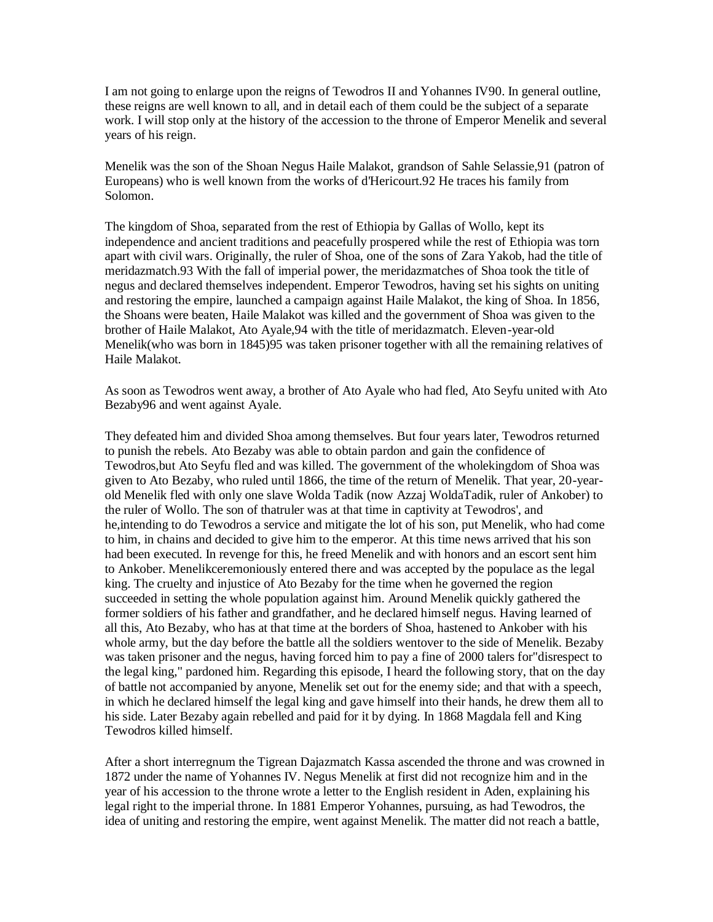I am not going to enlarge upon the reigns of Tewodros II and Yohannes IV[90]. In general outline, these reigns are well known to all, and in detail each of them could be the subject of a separate work. I will stop only at the history of the accession to the throne of Emperor Menelik and several years of his reign.

Menelik was the son of the Shoan Negus Haile Malakot, grandson of Sahle Selassie,[91] (patron of Europeans) who is well known from the works of d'Hericourt.[92] He traces his family from Solomon.

The kingdom of Shoa, separated from the rest of Ethiopia by Gallas of Wollo, kept its independence and ancient traditions and peacefully prospered while the rest of Ethiopia was torn apart with civil wars. Originally, the ruler of Shoa, one of the sons of Zara Yakob, had the title of meridazmatch.[93] With the fall of imperial power, the meridazmatches of Shoa took the title of negus and declared themselves independent. Emperor Tewodros, having set his sights on uniting and restoring the empire, launched a campaign against Haile Malakot, the king of Shoa. In 1856, the Shoans were beaten, Haile Malakot was killed and the government of Shoa was given to the brother of Haile Malakot, Ato Ayale,[94] with the title of meridazmatch. Eleven-year-old Menelik(who was born in 1845)[95] was taken prisoner together with all the remaining relatives of Haile Malakot.

As soon as Tewodros went away, a brother of Ato Ayale who had fled, Ato Seyfu united with Ato Bezaby[96] and went against Ayale.

They defeated him and divided Shoa among themselves. But four years later, Tewodros returned to punish the rebels. Ato Bezaby was able to obtain pardon and gain the confidence of Tewodros,but Ato Seyfu fled and was killed. The government of the wholekingdom of Shoa was given to Ato Bezaby, who ruled until 1866, the time of the return of Menelik. That year, 20-year-old Menelik fled with only one slave Wolda Tadik (now Azzaj WoldaTadik, ruler of Ankober) to the ruler of Wollo. The son of thatruler was at that time in captivity at Tewodros', and he,intending to do Tewodros a service and mitigate the lot of his son, put Menelik, who had come to him, in chains and decided to give him to the emperor. At this time news arrived that his son had been executed. In revenge for this, he freed Menelik and with honors and an escort sent him to Ankober. Menelikceremoniously entered there and was accepted by the populace as the legal king. The cruelty and injustice of Ato Bezaby for the time when he governed the region succeeded in setting the whole population against him. Around Menelik quickly gathered the former soldiers of his father and grandfather, and he declared himself negus. Having learned of all this, Ato Bezaby, who has at that time at the borders of Shoa, hastened to Ankober with his whole army, but the day before the battle all the soldiers wentover to the side of Menelik. Bezaby was taken prisoner and the negus, having forced him to pay a fine of 2000 talers for"disrespect to the legal king," pardoned him. Regarding this episode, I heard the following story, that on the day of battle not accompanied by anyone, Menelik set out for the enemy side; and that with a speech, in which he declared himself the legal king and gave himself into their hands, he drew them all to his side. Later Bezaby again rebelled and paid for it by dying. In 1868 Magdala fell and King Tewodros killed himself.

After a short interregnum the Tigrean Dajazmatch Kassa ascended the throne and was crowned in 1872 under the name of Yohannes IV. Negus Menelik at first did not recognize him and in the year of his accession to the throne wrote a letter to the English resident in Aden, explaining his legal right to the imperial throne. In 1881 Emperor Yohannes, pursuing, as had Tewodros, the idea of uniting and restoring the empire, went against Menelik. The matter did not reach a battle,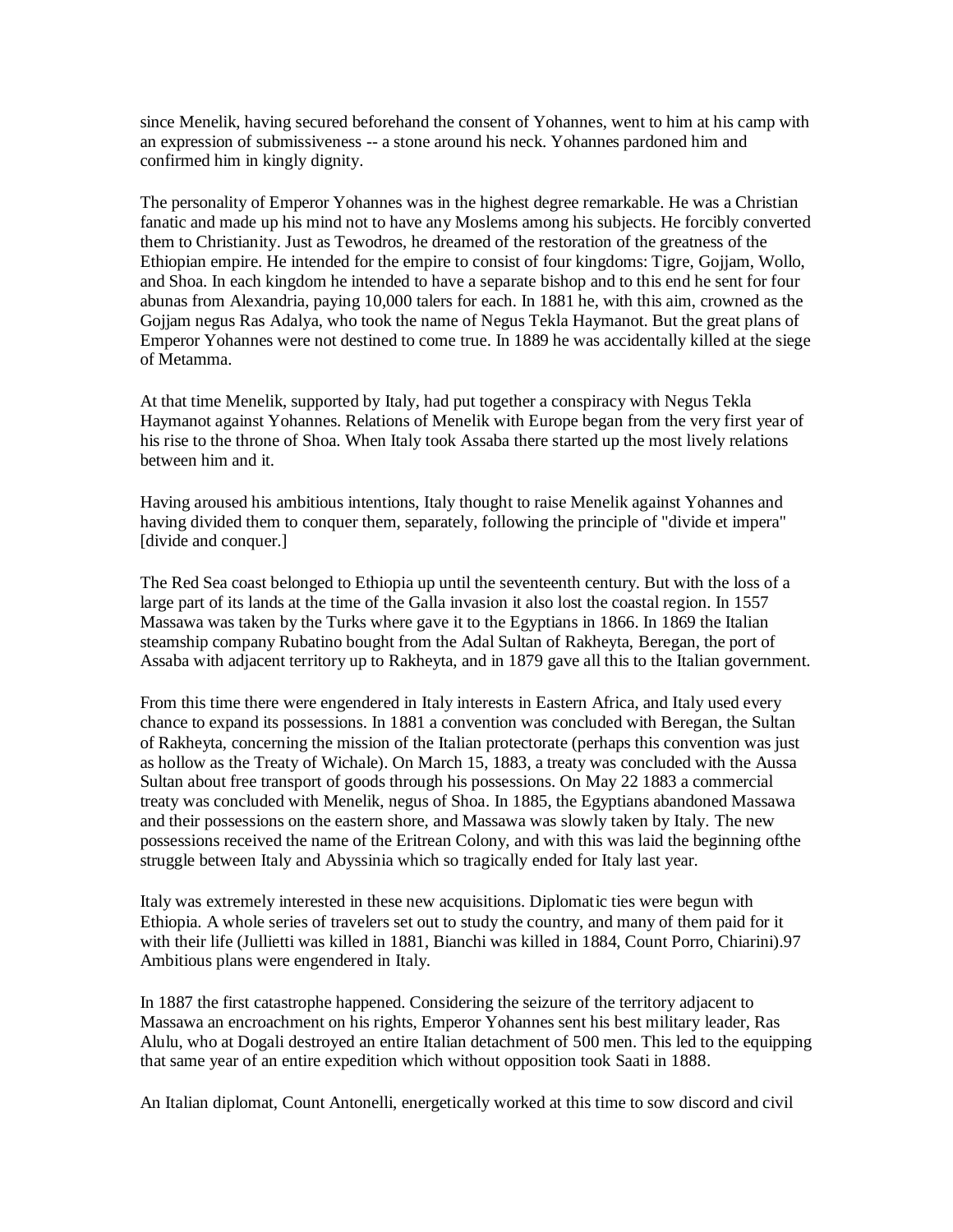since Menelik, having secured beforehand the consent of Yohannes, went to him at his camp with an expression of submissiveness -- a stone around his neck. Yohannes pardoned him and confirmed him in kingly dignity.

The personality of Emperor Yohannes was in the highest degree remarkable. He was a Christian fanatic and made up his mind not to have any Moslems among his subjects. He forcibly converted them to Christianity. Just as Tewodros, he dreamed of the restoration of the greatness of the Ethiopian empire. He intended for the empire to consist of four kingdoms: Tigre, Gojjam, Wollo, and Shoa. In each kingdom he intended to have a separate bishop and to this end he sent for four abunas from Alexandria, paying 10,000 talers for each. In 1881 he, with this aim, crowned as the Gojjam negus Ras Adalya, who took the name of Negus Tekla Haymanot. But the great plans of Emperor Yohannes were not destined to come true. In 1889 he was accidentally killed at the siege of Metamma.

At that time Menelik, supported by Italy, had put together a conspiracy with Negus Tekla Haymanot against Yohannes. Relations of Menelik with Europe began from the very first year of his rise to the throne of Shoa. When Italy took Assaba there started up the most lively relations between him and it.

Having aroused his ambitious intentions, Italy thought to raise Menelik against Yohannes and having divided them to conquer them, separately, following the principle of "divide et impera" [divide and conquer.]

The Red Sea coast belonged to Ethiopia up until the seventeenth century. But with the loss of a large part of its lands at the time of the Galla invasion it also lost the coastal region. In 1557 Massawa was taken by the Turks where gave it to the Egyptians in 1866. In 1869 the Italian steamship company Rubatino bought from the Adal Sultan of Rakheyta, Beregan, the port of Assaba with adjacent territory up to Rakheyta, and in 1879 gave all this to the Italian government.

From this time there were engendered in Italy interests in Eastern Africa, and Italy used every chance to expand its possessions. In 1881 a convention was concluded with Beregan, the Sultan of Rakheyta, concerning the mission of the Italian protectorate (perhaps this convention was just as hollow as the Treaty of Wichale). On March 15, 1883, a treaty was concluded with the Aussa Sultan about free transport of goods through his possessions. On May 22 1883 a commercial treaty was concluded with Menelik, negus of Shoa. In 1885, the Egyptians abandoned Massawa and their possessions on the eastern shore, and Massawa was slowly taken by Italy. The new possessions received the name of the Eritrean Colony, and with this was laid the beginning ofthe struggle between Italy and Abyssinia which so tragically ended for Italy last year.

Italy was extremely interested in these new acquisitions. Diplomatic ties were begun with Ethiopia. A whole series of travelers set out to study the country, and many of them paid for it with their life (Jullietti was killed in 1881, Bianchi was killed in 1884, Count Porro, Chiarini).97 Ambitious plans were engendered in Italy.

In 1887 the first catastrophe happened. Considering the seizure of the territory adjacent to Massawa an encroachment on his rights, Emperor Yohannes sent his best military leader, Ras Alulu, who at Dogali destroyed an entire Italian detachment of 500 men. This led to the equipping that same year of an entire expedition which without opposition took Saati in 1888.

An Italian diplomat, Count Antonelli, energetically worked at this time to sow discord and civil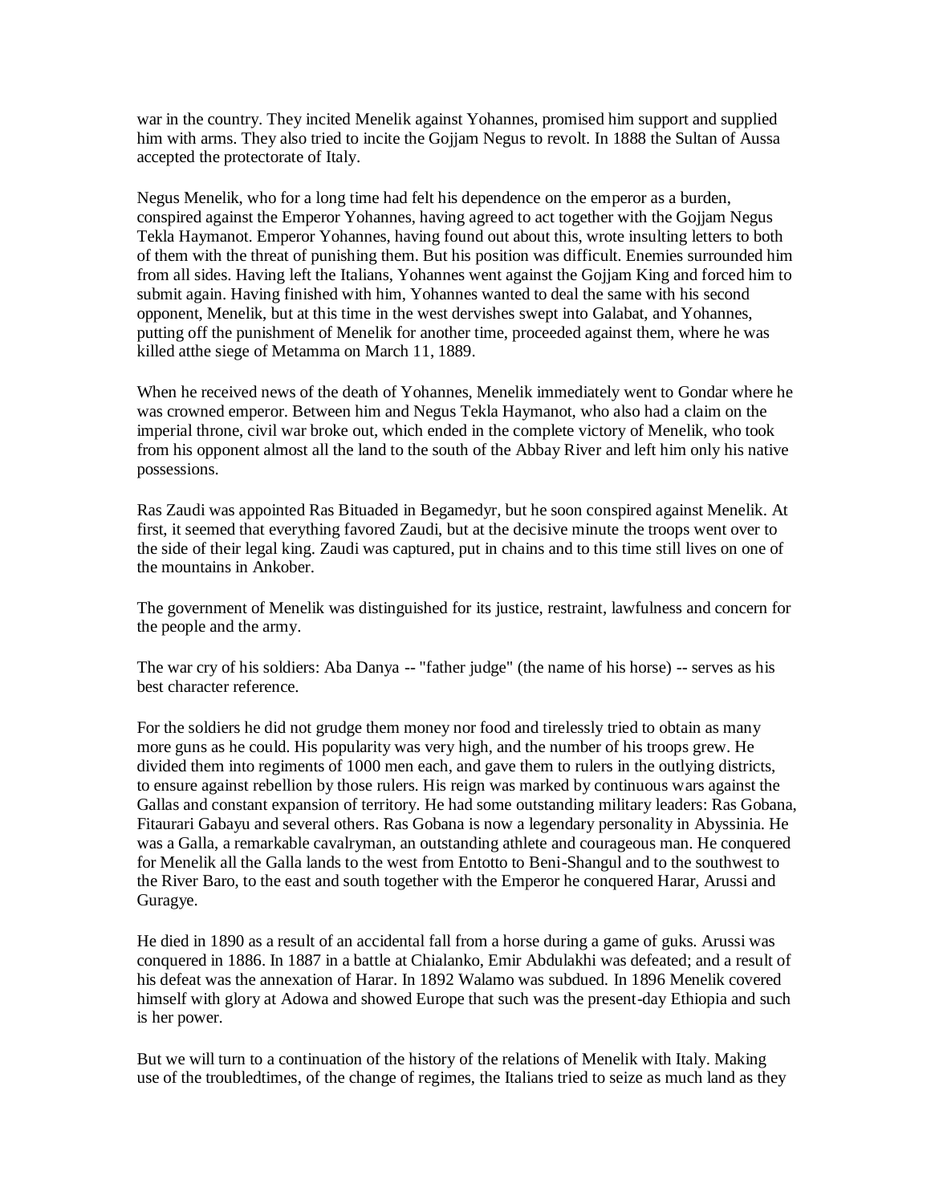war in the country. They incited Menelik against Yohannes, promised him support and supplied him with arms. They also tried to incite the Gojjam Negus to revolt. In 1888 the Sultan of Aussa accepted the protectorate of Italy.

Negus Menelik, who for a long time had felt his dependence on the emperor as a burden, conspired against the Emperor Yohannes, having agreed to act together with the Gojjam Negus Tekla Haymanot. Emperor Yohannes, having found out about this, wrote insulting letters to both of them with the threat of punishing them. But his position was difficult. Enemies surrounded him from all sides. Having left the Italians, Yohannes went against the Gojjam King and forced him to submit again. Having finished with him, Yohannes wanted to deal the same with his second opponent, Menelik, but at this time in the west dervishes swept into Galabat, and Yohannes, putting off the punishment of Menelik for another time, proceeded against them, where he was killed atthe siege of Metamma on March 11, 1889.

When he received news of the death of Yohannes, Menelik immediately went to Gondar where he was crowned emperor. Between him and Negus Tekla Haymanot, who also had a claim on the imperial throne, civil war broke out, which ended in the complete victory of Menelik, who took from his opponent almost all the land to the south of the Abbay River and left him only his native possessions.

Ras Zaudi was appointed Ras Bituaded in Begamedyr, but he soon conspired against Menelik. At first, it seemed that everything favored Zaudi, but at the decisive minute the troops went over to the side of their legal king. Zaudi was captured, put in chains and to this time still lives on one of the mountains in Ankober.

The government of Menelik was distinguished for its justice, restraint, lawfulness and concern for the people and the army.

The war cry of his soldiers: Aba Danya -- "father judge" (the name of his horse) -- serves as his best character reference.

For the soldiers he did not grudge them money nor food and tirelessly tried to obtain as many more guns as he could. His popularity was very high, and the number of his troops grew. He divided them into regiments of 1000 men each, and gave them to rulers in the outlying districts, to ensure against rebellion by those rulers. His reign was marked by continuous wars against the Gallas and constant expansion of territory. He had some outstanding military leaders: Ras Gobana, Fitaurari Gabayu and several others. Ras Gobana is now a legendary personality in Abyssinia. He was a Galla, a remarkable cavalryman, an outstanding athlete and courageous man. He conquered for Menelik all the Galla lands to the west from Entotto to Beni-Shangul and to the southwest to the River Baro, to the east and south together with the Emperor he conquered Harar, Arussi and Guragye.

He died in 1890 as a result of an accidental fall from a horse during a game of guks. Arussi was conquered in 1886. In 1887 in a battle at Chialanko, Emir Abdulakhi was defeated; and a result of his defeat was the annexation of Harar. In 1892 Walamo was subdued. In 1896 Menelik covered himself with glory at Adowa and showed Europe that such was the present-day Ethiopia and such is her power.

But we will turn to a continuation of the history of the relations of Menelik with Italy. Making use of the troubledtimes, of the change of regimes, the Italians tried to seize as much land as they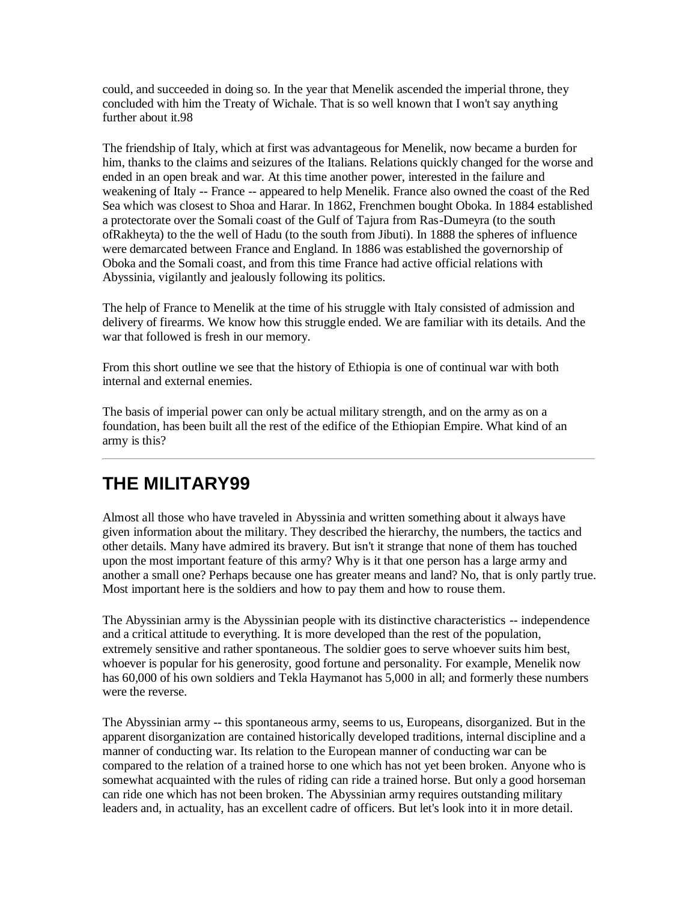could, and succeeded in doing so. In the year that Menelik ascended the imperial throne, they concluded with him the Treaty of Wichale. That is so well known that I won't say anything further about it.98

The friendship of Italy, which at first was advantageous for Menelik, now became a burden for him, thanks to the claims and seizures of the Italians. Relations quickly changed for the worse and ended in an open break and war. At this time another power, interested in the failure and weakening of Italy -- France -- appeared to help Menelik. France also owned the coast of the Red Sea which was closest to Shoa and Harar. In 1862, Frenchmen bought Oboka. In 1884 established a protectorate over the Somali coast of the Gulf of Tajura from Ras-Dumeyra (to the south ofRakheyta) to the the well of Hadu (to the south from Jibuti). In 1888 the spheres of influence were demarcated between France and England. In 1886 was established the governorship of Oboka and the Somali coast, and from this time France had active official relations with Abyssinia, vigilantly and jealously following its politics.

The help of France to Menelik at the time of his struggle with Italy consisted of admission and delivery of firearms. We know how this struggle ended. We are familiar with its details. And the war that followed is fresh in our memory.

From this short outline we see that the history of Ethiopia is one of continual war with both internal and external enemies.

The basis of imperial power can only be actual military strength, and on the army as on a foundation, has been built all the rest of the edifice of the Ethiopian Empire. What kind of an army is this?

---

## THE MILITARY99

Almost all those who have traveled in Abyssinia and written something about it always have given information about the military. They described the hierarchy, the numbers, the tactics and other details. Many have admired its bravery. But isn't it strange that none of them has touched upon the most important feature of this army? Why is it that one person has a large army and another a small one? Perhaps because one has greater means and land? No, that is only partly true. Most important here is the soldiers and how to pay them and how to rouse them.

The Abyssinian army is the Abyssinian people with its distinctive characteristics -- independence and a critical attitude to everything. It is more developed than the rest of the population, extremely sensitive and rather spontaneous. The soldier goes to serve whoever suits him best, whoever is popular for his generosity, good fortune and personality. For example, Menelik now has 60,000 of his own soldiers and Tekla Haymanot has 5,000 in all; and formerly these numbers were the reverse.

The Abyssinian army -- this spontaneous army, seems to us, Europeans, disorganized. But in the apparent disorganization are contained historically developed traditions, internal discipline and a manner of conducting war. Its relation to the European manner of conducting war can be compared to the relation of a trained horse to one which has not yet been broken. Anyone who is somewhat acquainted with the rules of riding can ride a trained horse. But only a good horseman can ride one which has not been broken. The Abyssinian army requires outstanding military leaders and, in actuality, has an excellent cadre of officers. But let's look into it in more detail.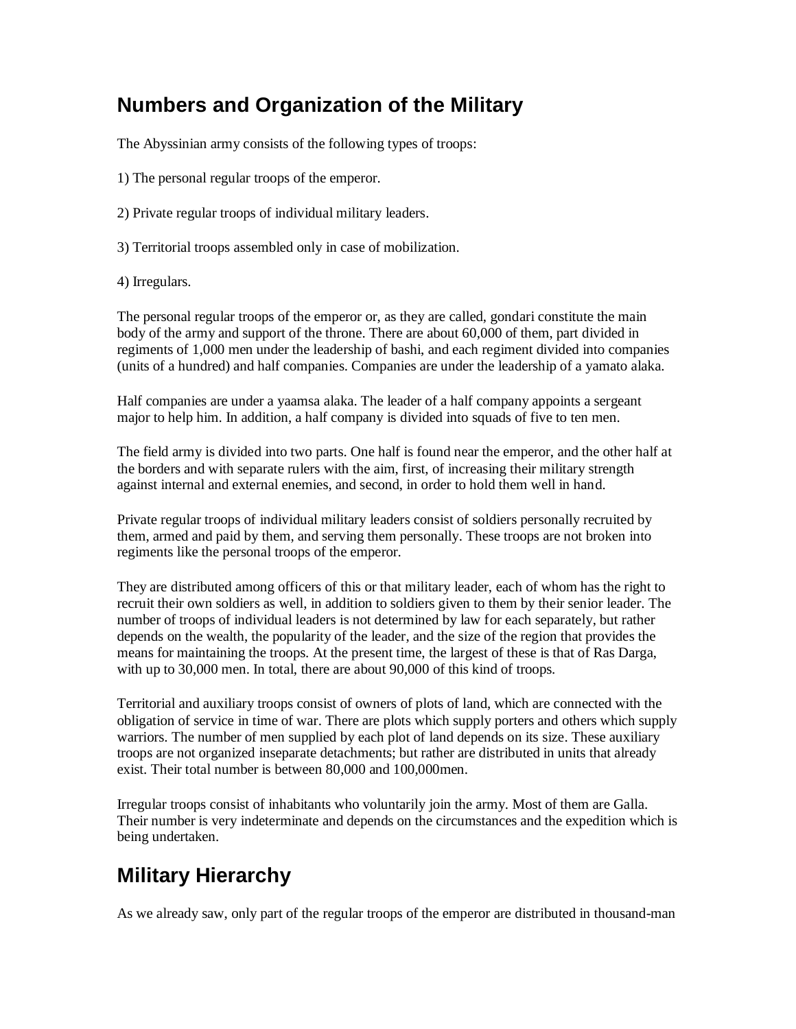## Numbers and Organization of the Military

The Abyssinian army consists of the following types of troops:

1) The personal regular troops of the emperor.

2) Private regular troops of individual military leaders.

3) Territorial troops assembled only in case of mobilization.

4) Irregulars.

The personal regular troops of the emperor or, as they are called, gondari constitute the main body of the army and support of the throne. There are about 60,000 of them, part divided in regiments of 1,000 men under the leadership of bashi, and each regiment divided into companies (units of a hundred) and half companies. Companies are under the leadership of a yamato alaka.

Half companies are under a yaamsa alaka. The leader of a half company appoints a sergeant major to help him. In addition, a half company is divided into squads of five to ten men.

The field army is divided into two parts. One half is found near the emperor, and the other half at the borders and with separate rulers with the aim, first, of increasing their military strength against internal and external enemies, and second, in order to hold them well in hand.

Private regular troops of individual military leaders consist of soldiers personally recruited by them, armed and paid by them, and serving them personally. These troops are not broken into regiments like the personal troops of the emperor.

They are distributed among officers of this or that military leader, each of whom has the right to recruit their own soldiers as well, in addition to soldiers given to them by their senior leader. The number of troops of individual leaders is not determined by law for each separately, but rather depends on the wealth, the popularity of the leader, and the size of the region that provides the means for maintaining the troops. At the present time, the largest of these is that of Ras Darga, with up to 30,000 men. In total, there are about 90,000 of this kind of troops.

Territorial and auxiliary troops consist of owners of plots of land, which are connected with the obligation of service in time of war. There are plots which supply porters and others which supply warriors. The number of men supplied by each plot of land depends on its size. These auxiliary troops are not organized inseparate detachments; but rather are distributed in units that already exist. Their total number is between 80,000 and 100,000men.

Irregular troops consist of inhabitants who voluntarily join the army. Most of them are Galla. Their number is very indeterminate and depends on the circumstances and the expedition which is being undertaken.

## Military Hierarchy

As we already saw, only part of the regular troops of the emperor are distributed in thousand-man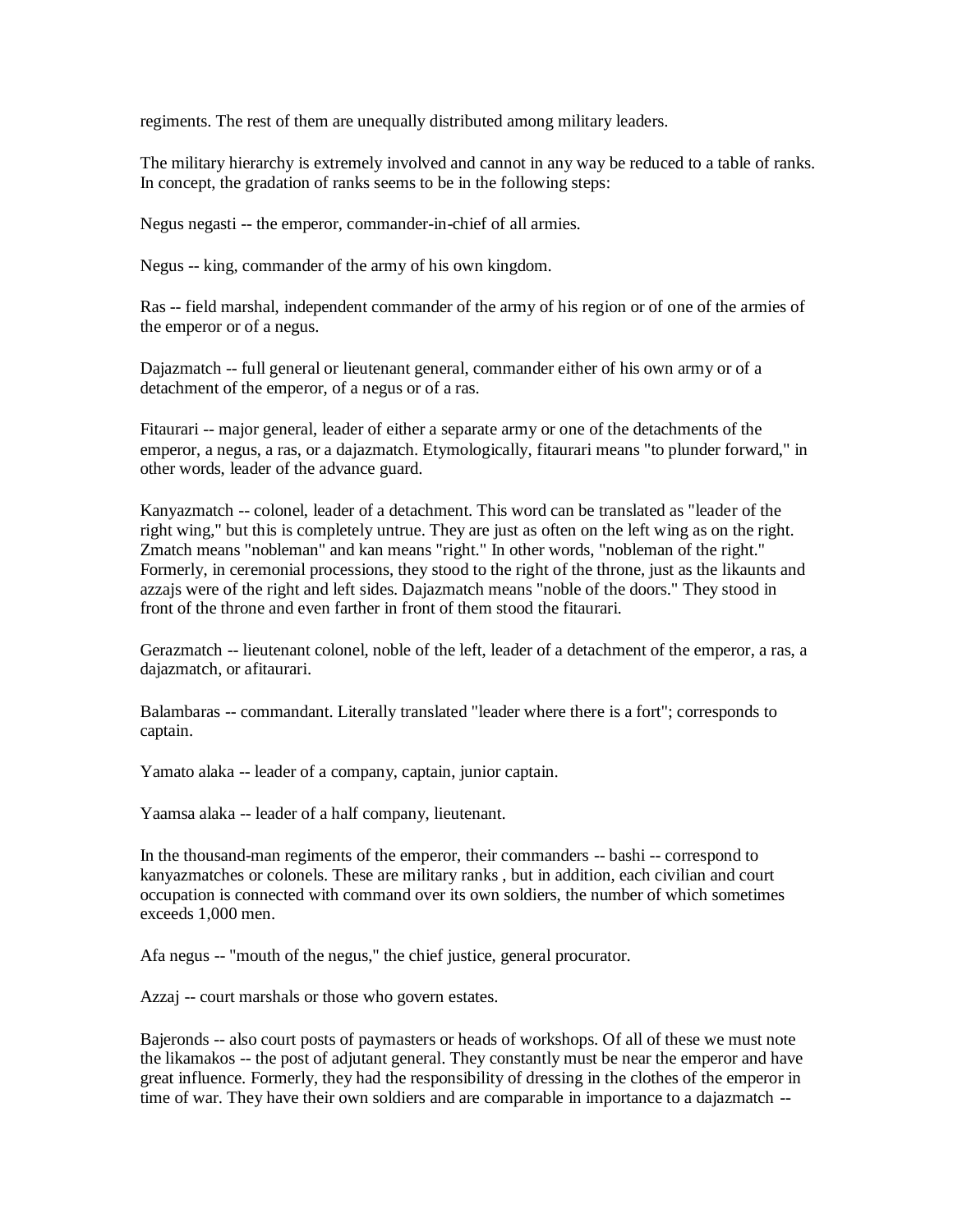regiments. The rest of them are unequally distributed among military leaders.

The military hierarchy is extremely involved and cannot in any way be reduced to a table of ranks. In concept, the gradation of ranks seems to be in the following steps:

Negus negasti -- the emperor, commander-in-chief of all armies.

Negus -- king, commander of the army of his own kingdom.

Ras -- field marshal, independent commander of the army of his region or of one of the armies of the emperor or of a negus.

Dajazmatch -- full general or lieutenant general, commander either of his own army or of a detachment of the emperor, of a negus or of a ras.

Fitaurari -- major general, leader of either a separate army or one of the detachments of the emperor, a negus, a ras, or a dajazmatch. Etymologically, fitaurari means "to plunder forward," in other words, leader of the advance guard.

Kanyazmatch -- colonel, leader of a detachment. This word can be translated as "leader of the right wing," but this is completely untrue. They are just as often on the left wing as on the right. Zmatch means "nobleman" and kan means "right." In other words, "nobleman of the right." Formerly, in ceremonial processions, they stood to the right of the throne, just as the likaunts and azzajs were of the right and left sides. Dajazmatch means "noble of the doors." They stood in front of the throne and even farther in front of them stood the fitaurari.

Gerazmatch -- lieutenant colonel, noble of the left, leader of a detachment of the emperor, a ras, a dajazmatch, or afitaurari.

Balambaras -- commandant. Literally translated "leader where there is a fort"; corresponds to captain.

Yamato alaka -- leader of a company, captain, junior captain.

Yaamsa alaka -- leader of a half company, lieutenant.

In the thousand-man regiments of the emperor, their commanders -- bashi -- correspond to kanyazmatches or colonels. These are military ranks , but in addition, each civilian and court occupation is connected with command over its own soldiers, the number of which sometimes exceeds 1,000 men.

Afa negus -- "mouth of the negus," the chief justice, general procurator.

Azzaj -- court marshals or those who govern estates.

Bajeronds -- also court posts of paymasters or heads of workshops. Of all of these we must note the likamakos -- the post of adjutant general. They constantly must be near the emperor and have great influence. Formerly, they had the responsibility of dressing in the clothes of the emperor in time of war. They have their own soldiers and are comparable in importance to a dajazmatch --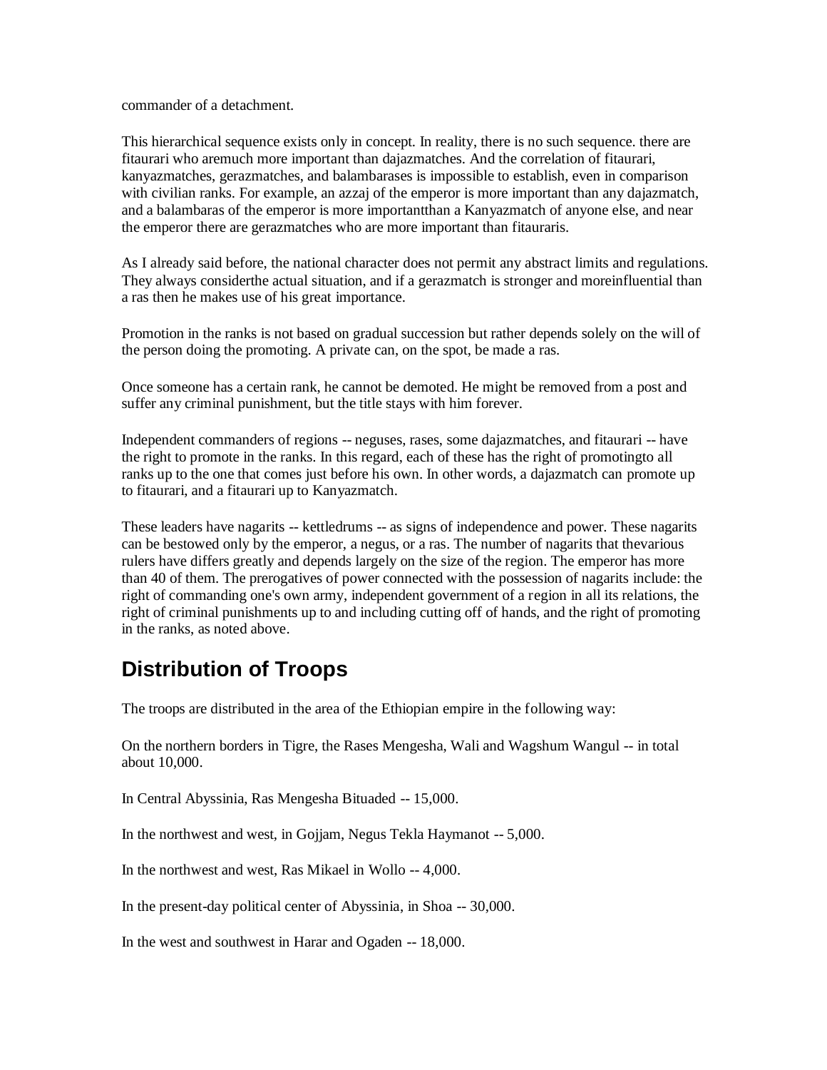commander of a detachment.

This hierarchical sequence exists only in concept. In reality, there is no such sequence. there are fitaurari who aremuch more important than dajazmatches. And the correlation of fitaurari, kanyazmatches, gerazmatches, and balambarases is impossible to establish, even in comparison with civilian ranks. For example, an azzaj of the emperor is more important than any dajazmatch, and a balambaras of the emperor is more importantthan a Kanyazmatch of anyone else, and near the emperor there are gerazmatches who are more important than fitauraris.

As I already said before, the national character does not permit any abstract limits and regulations. They always considerthe actual situation, and if a gerazmatch is stronger and moreinfluential than a ras then he makes use of his great importance.

Promotion in the ranks is not based on gradual succession but rather depends solely on the will of the person doing the promoting. A private can, on the spot, be made a ras.

Once someone has a certain rank, he cannot be demoted. He might be removed from a post and suffer any criminal punishment, but the title stays with him forever.

Independent commanders of regions -- neguses, rases, some dajazmatches, and fitaurari -- have the right to promote in the ranks. In this regard, each of these has the right of promotingto all ranks up to the one that comes just before his own. In other words, a dajazmatch can promote up to fitaurari, and a fitaurari up to Kanyazmatch.

These leaders have nagarits -- kettledrums -- as signs of independence and power. These nagarits can be bestowed only by the emperor, a negus, or a ras. The number of nagarits that thevarious rulers have differs greatly and depends largely on the size of the region. The emperor has more than 40 of them. The prerogatives of power connected with the possession of nagarits include: the right of commanding one's own army, independent government of a region in all its relations, the right of criminal punishments up to and including cutting off of hands, and the right of promoting in the ranks, as noted above.

## Distribution of Troops

The troops are distributed in the area of the Ethiopian empire in the following way:

On the northern borders in Tigre, the Rases Mengesha, Wali and Wagshum Wangul -- in total about 10,000.

In Central Abyssinia, Ras Mengesha Bituaded -- 15,000.

In the northwest and west, in Gojjam, Negus Tekla Haymanot -- 5,000.

In the northwest and west, Ras Mikael in Wollo -- 4,000.

In the present-day political center of Abyssinia, in Shoa -- 30,000.

In the west and southwest in Harar and Ogaden -- 18,000.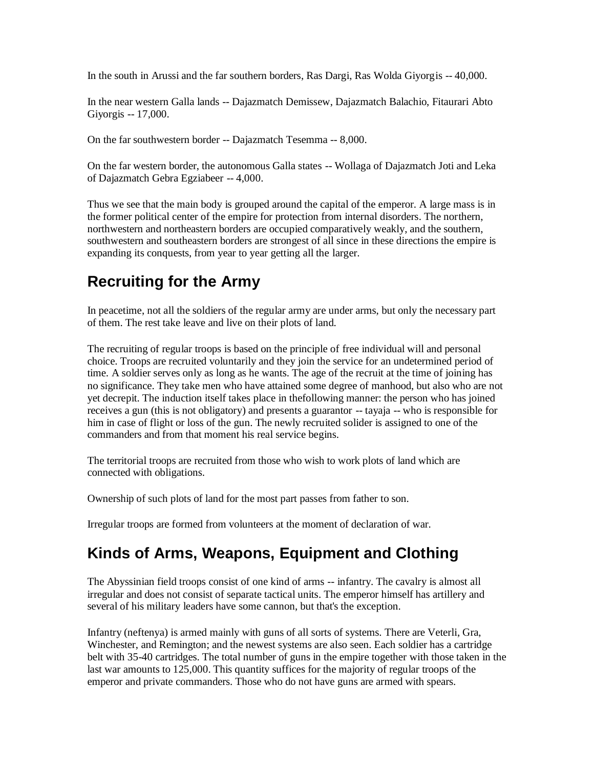In the south in Arussi and the far southern borders, Ras Dargi, Ras Wolda Giyorgis -- 40,000.

In the near western Galla lands -- Dajazmatch Demissew, Dajazmatch Balachio, Fitaurari Abto Giyorgis -- 17,000.

On the far southwestern border -- Dajazmatch Tesemma -- 8,000.

On the far western border, the autonomous Galla states -- Wollaga of Dajazmatch Joti and Leka of Dajazmatch Gebra Egziabeer -- 4,000.

Thus we see that the main body is grouped around the capital of the emperor. A large mass is in the former political center of the empire for protection from internal disorders. The northern, northwestern and northeastern borders are occupied comparatively weakly, and the southern, southwestern and southeastern borders are strongest of all since in these directions the empire is expanding its conquests, from year to year getting all the larger.

## Recruiting for the Army

In peacetime, not all the soldiers of the regular army are under arms, but only the necessary part of them. The rest take leave and live on their plots of land.

The recruiting of regular troops is based on the principle of free individual will and personal choice. Troops are recruited voluntarily and they join the service for an undetermined period of time. A soldier serves only as long as he wants. The age of the recruit at the time of joining has no significance. They take men who have attained some degree of manhood, but also who are not yet decrepit. The induction itself takes place in thefollowing manner: the person who has joined receives a gun (this is not obligatory) and presents a guarantor -- tayaja -- who is responsible for him in case of flight or loss of the gun. The newly recruited solider is assigned to one of the commanders and from that moment his real service begins.

The territorial troops are recruited from those who wish to work plots of land which are connected with obligations.

Ownership of such plots of land for the most part passes from father to son.

Irregular troops are formed from volunteers at the moment of declaration of war.

## Kinds of Arms, Weapons, Equipment and Clothing

The Abyssinian field troops consist of one kind of arms -- infantry. The cavalry is almost all irregular and does not consist of separate tactical units. The emperor himself has artillery and several of his military leaders have some cannon, but that's the exception.

Infantry (neftenya) is armed mainly with guns of all sorts of systems. There are Veterli, Gra, Winchester, and Remington; and the newest systems are also seen. Each soldier has a cartridge belt with 35-40 cartridges. The total number of guns in the empire together with those taken in the last war amounts to 125,000. This quantity suffices for the majority of regular troops of the emperor and private commanders. Those who do not have guns are armed with spears.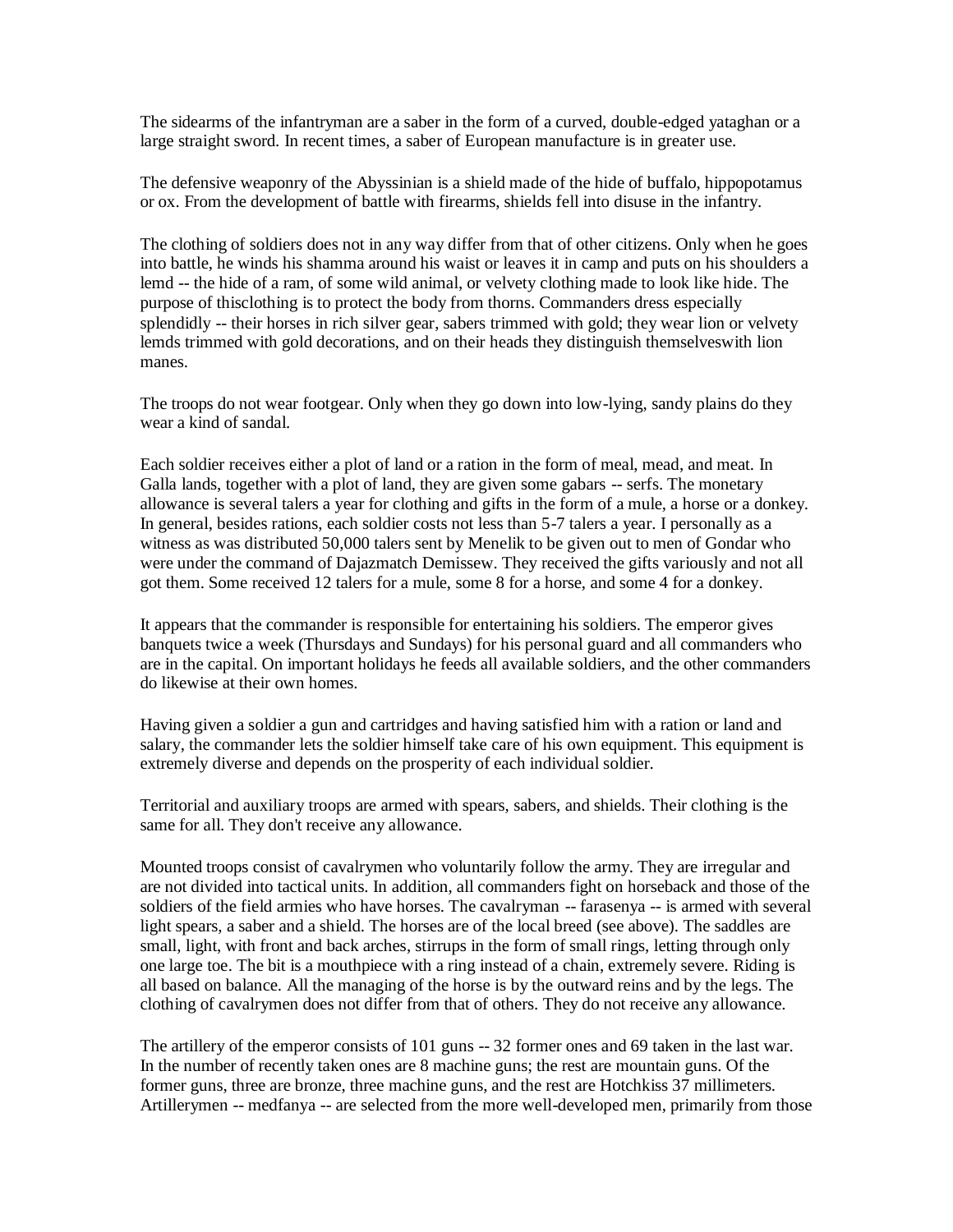The sidearms of the infantryman are a saber in the form of a curved, double-edged yataghan or a large straight sword. In recent times, a saber of European manufacture is in greater use.

The defensive weaponry of the Abyssinian is a shield made of the hide of buffalo, hippopotamus or ox. From the development of battle with firearms, shields fell into disuse in the infantry.

The clothing of soldiers does not in any way differ from that of other citizens. Only when he goes into battle, he winds his shamma around his waist or leaves it in camp and puts on his shoulders a lemd -- the hide of a ram, of some wild animal, or velvety clothing made to look like hide. The purpose of thisclothing is to protect the body from thorns. Commanders dress especially splendidly -- their horses in rich silver gear, sabers trimmed with gold; they wear lion or velvety lemds trimmed with gold decorations, and on their heads they distinguish themselveswith lion manes.

The troops do not wear footgear. Only when they go down into low-lying, sandy plains do they wear a kind of sandal.

Each soldier receives either a plot of land or a ration in the form of meal, mead, and meat. In Galla lands, together with a plot of land, they are given some gabars -- serfs. The monetary allowance is several talers a year for clothing and gifts in the form of a mule, a horse or a donkey. In general, besides rations, each soldier costs not less than 5-7 talers a year. I personally as a witness as was distributed 50,000 talers sent by Menelik to be given out to men of Gondar who were under the command of Dajazmatch Demissew. They received the gifts variously and not all got them. Some received 12 talers for a mule, some 8 for a horse, and some 4 for a donkey.

It appears that the commander is responsible for entertaining his soldiers. The emperor gives banquets twice a week (Thursdays and Sundays) for his personal guard and all commanders who are in the capital. On important holidays he feeds all available soldiers, and the other commanders do likewise at their own homes.

Having given a soldier a gun and cartridges and having satisfied him with a ration or land and salary, the commander lets the soldier himself take care of his own equipment. This equipment is extremely diverse and depends on the prosperity of each individual soldier.

Territorial and auxiliary troops are armed with spears, sabers, and shields. Their clothing is the same for all. They don't receive any allowance.

Mounted troops consist of cavalrymen who voluntarily follow the army. They are irregular and are not divided into tactical units. In addition, all commanders fight on horseback and those of the soldiers of the field armies who have horses. The cavalryman -- farasenya -- is armed with several light spears, a saber and a shield. The horses are of the local breed (see above). The saddles are small, light, with front and back arches, stirrups in the form of small rings, letting through only one large toe. The bit is a mouthpiece with a ring instead of a chain, extremely severe. Riding is all based on balance. All the managing of the horse is by the outward reins and by the legs. The clothing of cavalrymen does not differ from that of others. They do not receive any allowance.

The artillery of the emperor consists of 101 guns -- 32 former ones and 69 taken in the last war. In the number of recently taken ones are 8 machine guns; the rest are mountain guns. Of the former guns, three are bronze, three machine guns, and the rest are Hotchkiss 37 millimeters. Artillerymen -- medfanya -- are selected from the more well-developed men, primarily from those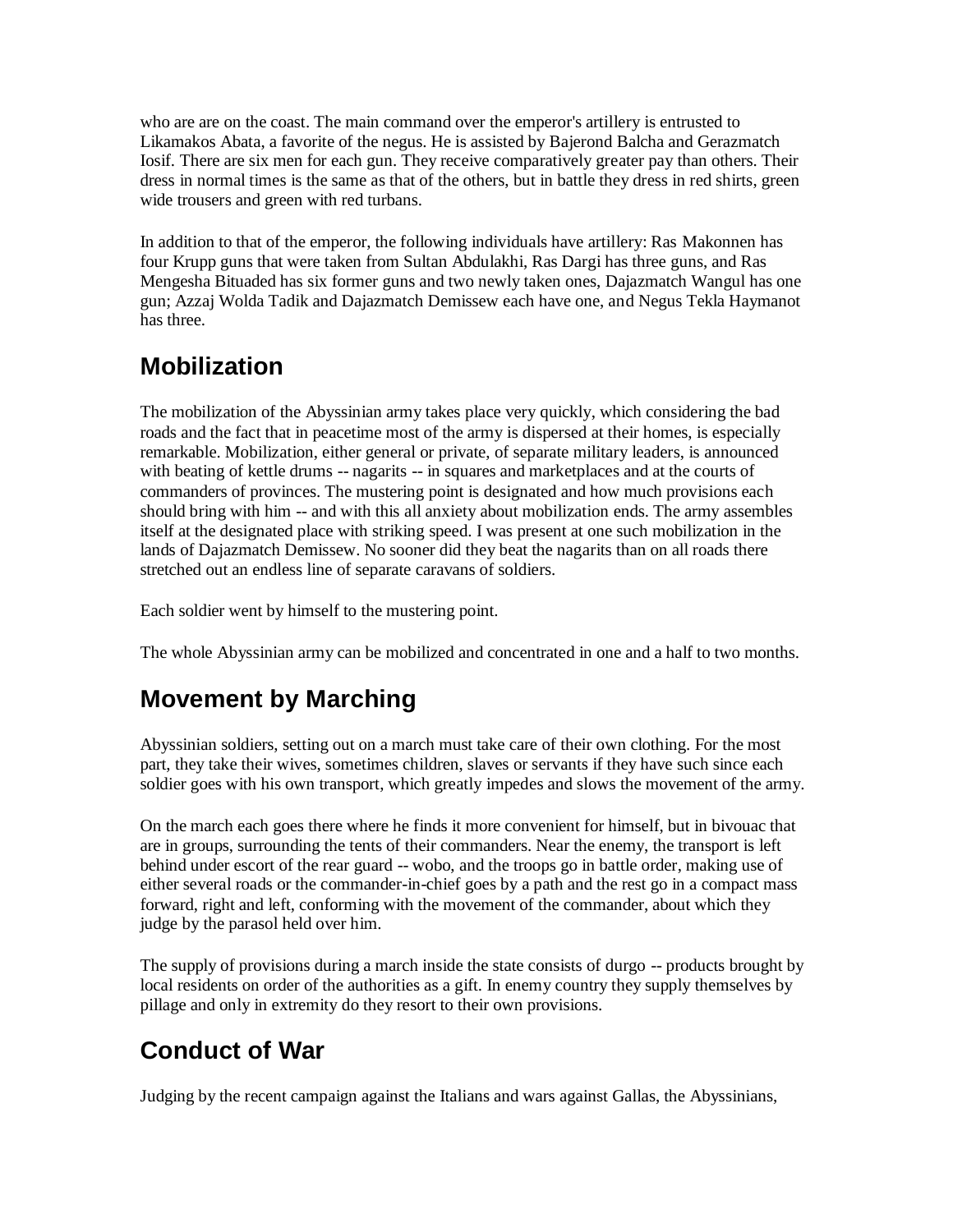who are are on the coast. The main command over the emperor's artillery is entrusted to Likamakos Abata, a favorite of the negus. He is assisted by Bajerond Balcha and Gerazmatch Iosif. There are six men for each gun. They receive comparatively greater pay than others. Their dress in normal times is the same as that of the others, but in battle they dress in red shirts, green wide trousers and green with red turbans.

In addition to that of the emperor, the following individuals have artillery: Ras Makonnen has four Krupp guns that were taken from Sultan Abdulakhi, Ras Dargi has three guns, and Ras Mengesha Bituaded has six former guns and two newly taken ones, Dajazmatch Wangul has one gun; Azzaj Wolda Tadik and Dajazmatch Demissew each have one, and Negus Tekla Haymanot has three.

## Mobilization

The mobilization of the Abyssinian army takes place very quickly, which considering the bad roads and the fact that in peacetime most of the army is dispersed at their homes, is especially remarkable. Mobilization, either general or private, of separate military leaders, is announced with beating of kettle drums -- nagarits -- in squares and marketplaces and at the courts of commanders of provinces. The mustering point is designated and how much provisions each should bring with him -- and with this all anxiety about mobilization ends. The army assembles itself at the designated place with striking speed. I was present at one such mobilization in the lands of Dajazmatch Demissew. No sooner did they beat the nagarits than on all roads there stretched out an endless line of separate caravans of soldiers.

Each soldier went by himself to the mustering point.

The whole Abyssinian army can be mobilized and concentrated in one and a half to two months.

## Movement by Marching

Abyssinian soldiers, setting out on a march must take care of their own clothing. For the most part, they take their wives, sometimes children, slaves or servants if they have such since each soldier goes with his own transport, which greatly impedes and slows the movement of the army.

On the march each goes there where he finds it more convenient for himself, but in bivouac that are in groups, surrounding the tents of their commanders. Near the enemy, the transport is left behind under escort of the rear guard -- wobo, and the troops go in battle order, making use of either several roads or the commander-in-chief goes by a path and the rest go in a compact mass forward, right and left, conforming with the movement of the commander, about which they judge by the parasol held over him.

The supply of provisions during a march inside the state consists of durgo -- products brought by local residents on order of the authorities as a gift. In enemy country they supply themselves by pillage and only in extremity do they resort to their own provisions.

## Conduct of War

Judging by the recent campaign against the Italians and wars against Gallas, the Abyssinians,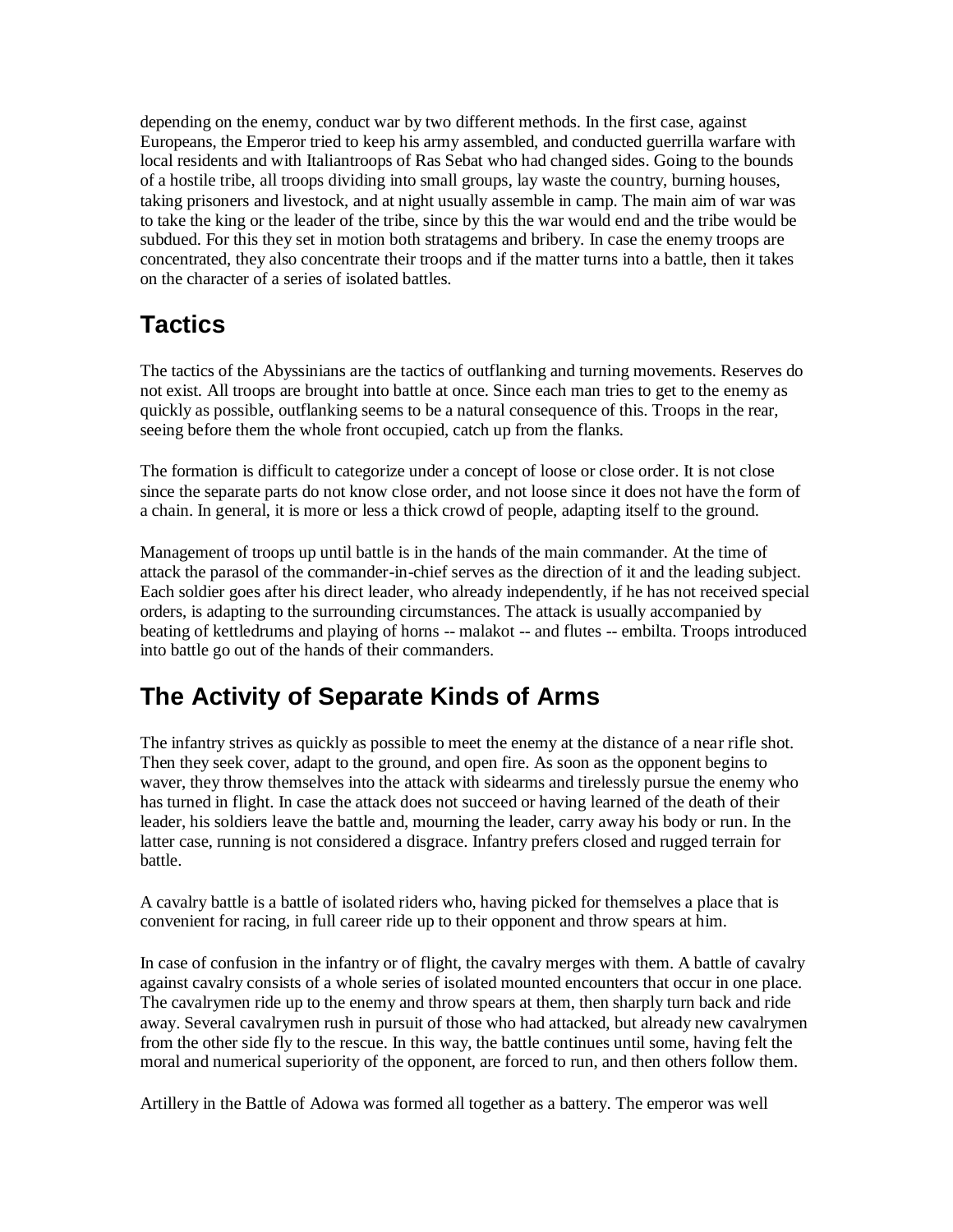depending on the enemy, conduct war by two different methods. In the first case, against Europeans, the Emperor tried to keep his army assembled, and conducted guerrilla warfare with local residents and with Italiantroops of Ras Sebat who had changed sides. Going to the bounds of a hostile tribe, all troops dividing into small groups, lay waste the country, burning houses, taking prisoners and livestock, and at night usually assemble in camp. The main aim of war was to take the king or the leader of the tribe, since by this the war would end and the tribe would be subdued. For this they set in motion both stratagems and bribery. In case the enemy troops are concentrated, they also concentrate their troops and if the matter turns into a battle, then it takes on the character of a series of isolated battles.

## Tactics

The tactics of the Abyssinians are the tactics of outflanking and turning movements. Reserves do not exist. All troops are brought into battle at once. Since each man tries to get to the enemy as quickly as possible, outflanking seems to be a natural consequence of this. Troops in the rear, seeing before them the whole front occupied, catch up from the flanks.

The formation is difficult to categorize under a concept of loose or close order. It is not close since the separate parts do not know close order, and not loose since it does not have the form of a chain. In general, it is more or less a thick crowd of people, adapting itself to the ground.

Management of troops up until battle is in the hands of the main commander. At the time of attack the parasol of the commander-in-chief serves as the direction of it and the leading subject. Each soldier goes after his direct leader, who already independently, if he has not received special orders, is adapting to the surrounding circumstances. The attack is usually accompanied by beating of kettledrums and playing of horns -- malakot -- and flutes -- embilta. Troops introduced into battle go out of the hands of their commanders.

## The Activity of Separate Kinds of Arms

The infantry strives as quickly as possible to meet the enemy at the distance of a near rifle shot. Then they seek cover, adapt to the ground, and open fire. As soon as the opponent begins to waver, they throw themselves into the attack with sidearms and tirelessly pursue the enemy who has turned in flight. In case the attack does not succeed or having learned of the death of their leader, his soldiers leave the battle and, mourning the leader, carry away his body or run. In the latter case, running is not considered a disgrace. Infantry prefers closed and rugged terrain for battle.

A cavalry battle is a battle of isolated riders who, having picked for themselves a place that is convenient for racing, in full career ride up to their opponent and throw spears at him.

In case of confusion in the infantry or of flight, the cavalry merges with them. A battle of cavalry against cavalry consists of a whole series of isolated mounted encounters that occur in one place. The cavalrymen ride up to the enemy and throw spears at them, then sharply turn back and ride away. Several cavalrymen rush in pursuit of those who had attacked, but already new cavalrymen from the other side fly to the rescue. In this way, the battle continues until some, having felt the moral and numerical superiority of the opponent, are forced to run, and then others follow them.

Artillery in the Battle of Adowa was formed all together as a battery. The emperor was well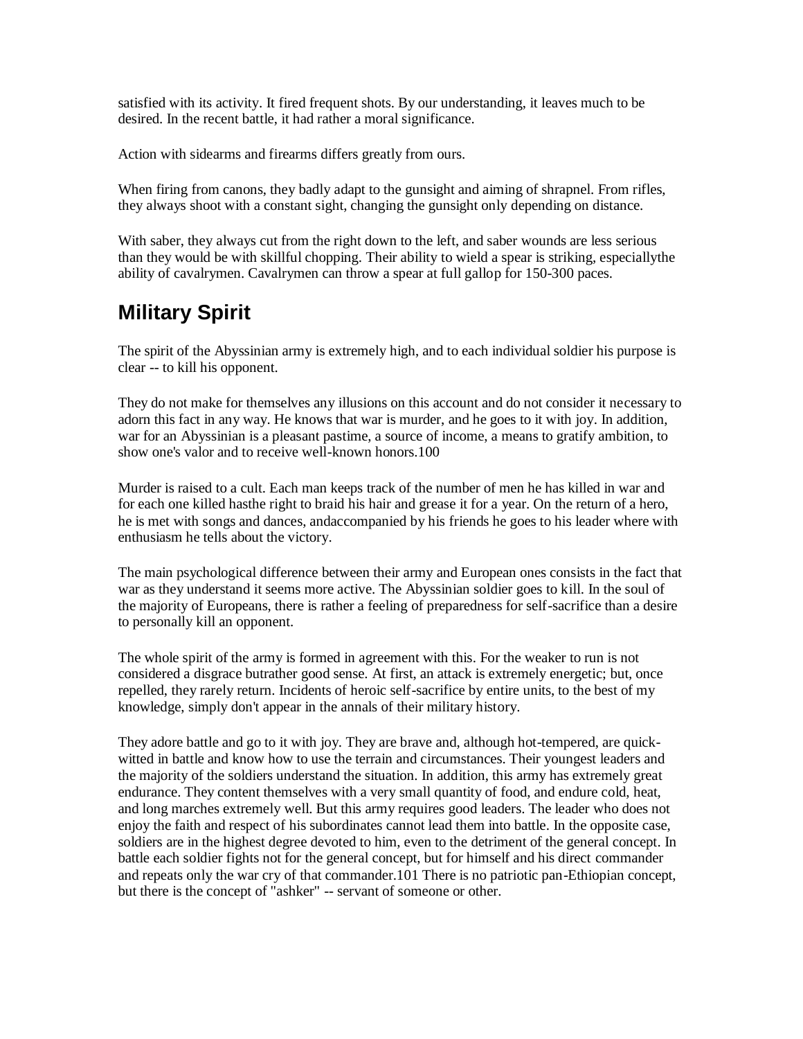satisfied with its activity. It fired frequent shots. By our understanding, it leaves much to be desired. In the recent battle, it had rather a moral significance.

Action with sidearms and firearms differs greatly from ours.

When firing from canons, they badly adapt to the gunsight and aiming of shrapnel. From rifles, they always shoot with a constant sight, changing the gunsight only depending on distance.

With saber, they always cut from the right down to the left, and saber wounds are less serious than they would be with skillful chopping. Their ability to wield a spear is striking, especiallythe ability of cavalrymen. Cavalrymen can throw a spear at full gallop for 150-300 paces.

## Military Spirit

The spirit of the Abyssinian army is extremely high, and to each individual soldier his purpose is clear -- to kill his opponent.

They do not make for themselves any illusions on this account and do not consider it necessary to adorn this fact in any way. He knows that war is murder, and he goes to it with joy. In addition, war for an Abyssinian is a pleasant pastime, a source of income, a means to gratify ambition, to show one's valor and to receive well-known honors.100

Murder is raised to a cult. Each man keeps track of the number of men he has killed in war and for each one killed hasthe right to braid his hair and grease it for a year. On the return of a hero, he is met with songs and dances, andaccompanied by his friends he goes to his leader where with enthusiasm he tells about the victory.

The main psychological difference between their army and European ones consists in the fact that war as they understand it seems more active. The Abyssinian soldier goes to kill. In the soul of the majority of Europeans, there is rather a feeling of preparedness for self-sacrifice than a desire to personally kill an opponent.

The whole spirit of the army is formed in agreement with this. For the weaker to run is not considered a disgrace butrather good sense. At first, an attack is extremely energetic; but, once repelled, they rarely return. Incidents of heroic self-sacrifice by entire units, to the best of my knowledge, simply don't appear in the annals of their military history.

They adore battle and go to it with joy. They are brave and, although hot-tempered, are quick-witted in battle and know how to use the terrain and circumstances. Their youngest leaders and the majority of the soldiers understand the situation. In addition, this army has extremely great endurance. They content themselves with a very small quantity of food, and endure cold, heat, and long marches extremely well. But this army requires good leaders. The leader who does not enjoy the faith and respect of his subordinates cannot lead them into battle. In the opposite case, soldiers are in the highest degree devoted to him, even to the detriment of the general concept. In battle each soldier fights not for the general concept, but for himself and his direct commander and repeats only the war cry of that commander.101 There is no patriotic pan-Ethiopian concept, but there is the concept of "ashker" -- servant of someone or other.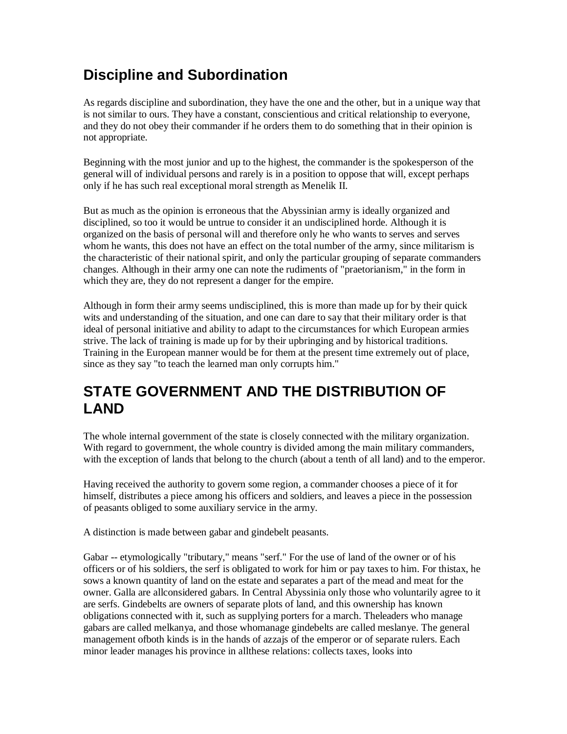## Discipline and Subordination

As regards discipline and subordination, they have the one and the other, but in a unique way that is not similar to ours. They have a constant, conscientious and critical relationship to everyone, and they do not obey their commander if he orders them to do something that in their opinion is not appropriate.

Beginning with the most junior and up to the highest, the commander is the spokesperson of the general will of individual persons and rarely is in a position to oppose that will, except perhaps only if he has such real exceptional moral strength as Menelik II.

But as much as the opinion is erroneous that the Abyssinian army is ideally organized and disciplined, so too it would be untrue to consider it an undisciplined horde. Although it is organized on the basis of personal will and therefore only he who wants to serves and serves whom he wants, this does not have an effect on the total number of the army, since militarism is the characteristic of their national spirit, and only the particular grouping of separate commanders changes. Although in their army one can note the rudiments of "praetorianism," in the form in which they are, they do not represent a danger for the empire.

Although in form their army seems undisciplined, this is more than made up for by their quick wits and understanding of the situation, and one can dare to say that their military order is that ideal of personal initiative and ability to adapt to the circumstances for which European armies strive. The lack of training is made up for by their upbringing and by historical traditions. Training in the European manner would be for them at the present time extremely out of place, since as they say "to teach the learned man only corrupts him."

# STATE GOVERNMENT AND THE DISTRIBUTION OF LAND

The whole internal government of the state is closely connected with the military organization. With regard to government, the whole country is divided among the main military commanders, with the exception of lands that belong to the church (about a tenth of all land) and to the emperor.

Having received the authority to govern some region, a commander chooses a piece of it for himself, distributes a piece among his officers and soldiers, and leaves a piece in the possession of peasants obliged to some auxiliary service in the army.

A distinction is made between gabar and gindebelt peasants.

Gabar -- etymologically "tributary," means "serf." For the use of land of the owner or of his officers or of his soldiers, the serf is obligated to work for him or pay taxes to him. For thistax, he sows a known quantity of land on the estate and separates a part of the mead and meat for the owner. Galla are allconsidered gabars. In Central Abyssinia only those who voluntarily agree to it are serfs. Gindebelts are owners of separate plots of land, and this ownership has known obligations connected with it, such as supplying porters for a march. Theleaders who manage gabars are called melkanya, and those whomanage gindebelts are called meslanye. The general management ofboth kinds is in the hands of azzajs of the emperor or of separate rulers. Each minor leader manages his province in allthese relations: collects taxes, looks into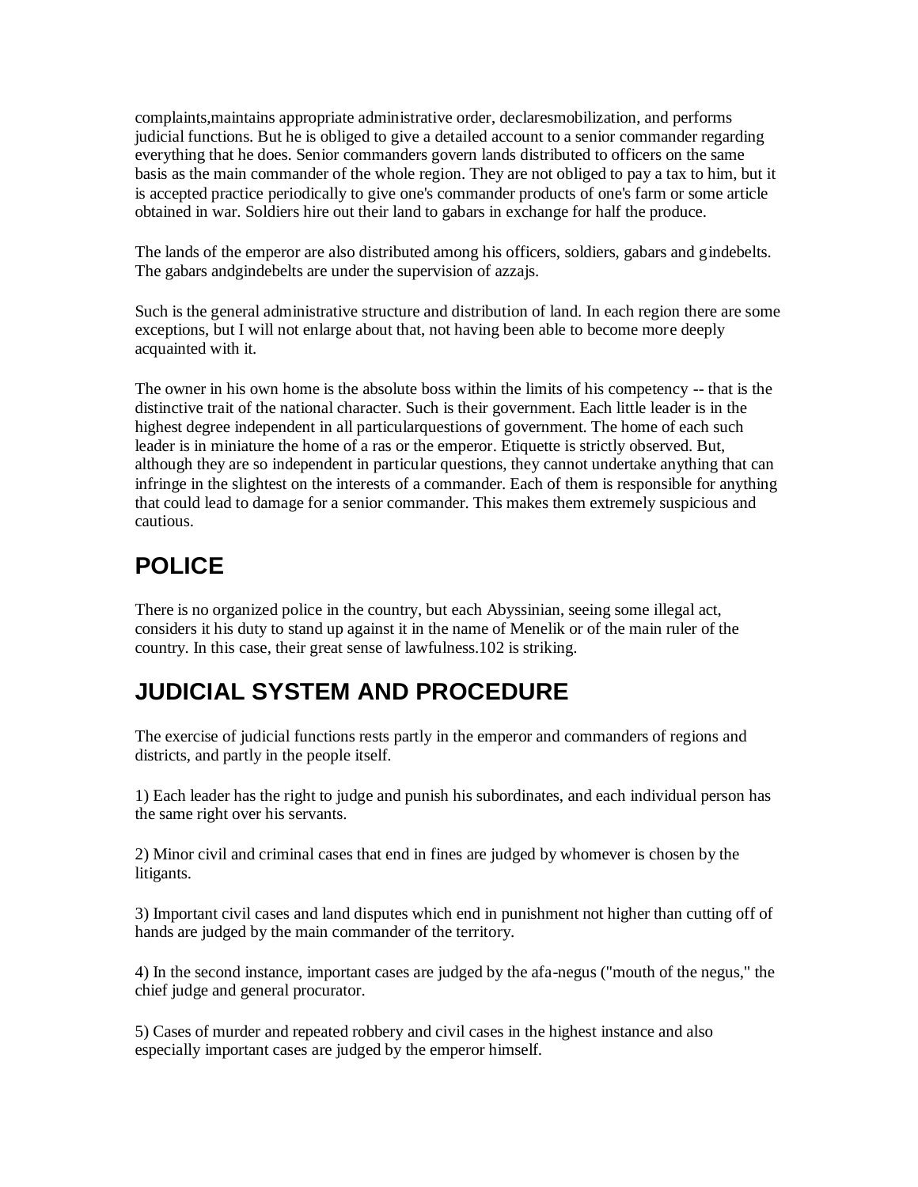complaints,maintains appropriate administrative order, declaresmobilization, and performs judicial functions. But he is obliged to give a detailed account to a senior commander regarding everything that he does. Senior commanders govern lands distributed to officers on the same basis as the main commander of the whole region. They are not obliged to pay a tax to him, but it is accepted practice periodically to give one's commander products of one's farm or some article obtained in war. Soldiers hire out their land to gabars in exchange for half the produce.

The lands of the emperor are also distributed among his officers, soldiers, gabars and gindebelts. The gabars andgindebelts are under the supervision of azzajs.

Such is the general administrative structure and distribution of land. In each region there are some exceptions, but I will not enlarge about that, not having been able to become more deeply acquainted with it.

The owner in his own home is the absolute boss within the limits of his competency -- that is the distinctive trait of the national character. Such is their government. Each little leader is in the highest degree independent in all particularquestions of government. The home of each such leader is in miniature the home of a ras or the emperor. Etiquette is strictly observed. But, although they are so independent in particular questions, they cannot undertake anything that can infringe in the slightest on the interests of a commander. Each of them is responsible for anything that could lead to damage for a senior commander. This makes them extremely suspicious and cautious.

## POLICE

There is no organized police in the country, but each Abyssinian, seeing some illegal act, considers it his duty to stand up against it in the name of Menelik or of the main ruler of the country. In this case, their great sense of lawfulness.102 is striking.

## JUDICIAL SYSTEM AND PROCEDURE

The exercise of judicial functions rests partly in the emperor and commanders of regions and districts, and partly in the people itself.

1) Each leader has the right to judge and punish his subordinates, and each individual person has the same right over his servants.

2) Minor civil and criminal cases that end in fines are judged by whomever is chosen by the litigants.

3) Important civil cases and land disputes which end in punishment not higher than cutting off of hands are judged by the main commander of the territory.

4) In the second instance, important cases are judged by the afa-negus ("mouth of the negus," the chief judge and general procurator.

5) Cases of murder and repeated robbery and civil cases in the highest instance and also especially important cases are judged by the emperor himself.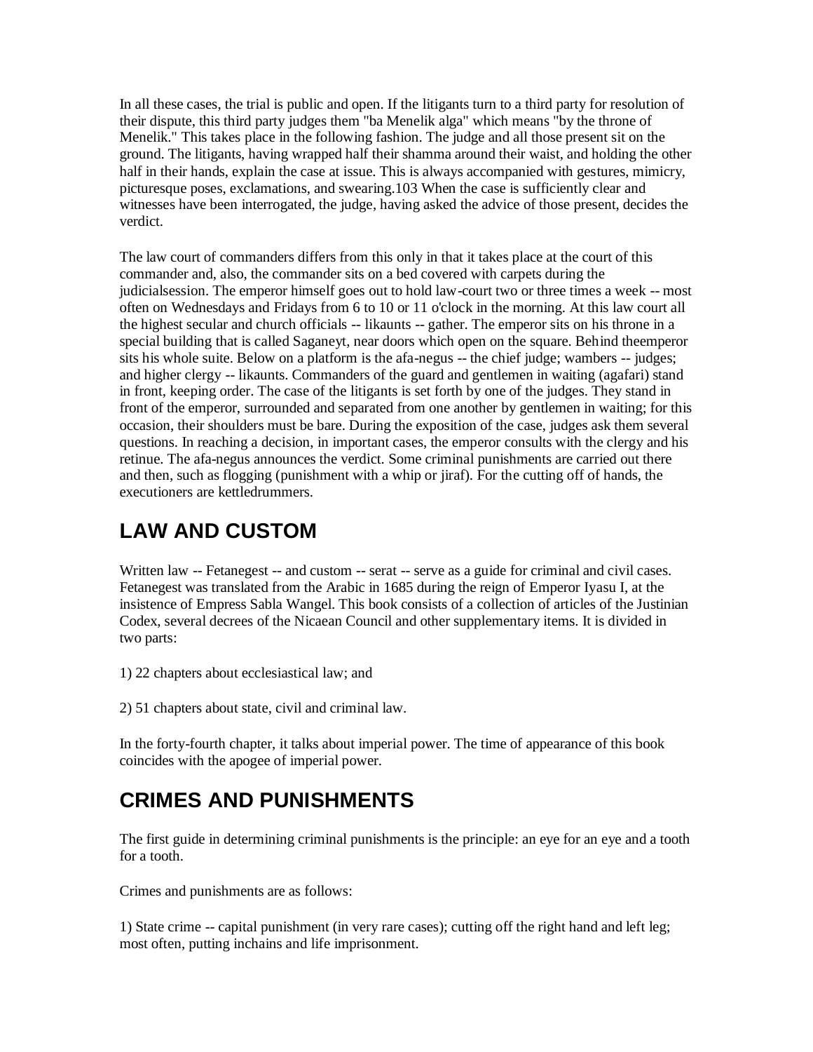In all these cases, the trial is public and open. If the litigants turn to a third party for resolution of their dispute, this third party judges them "ba Menelik alga" which means "by the throne of Menelik." This takes place in the following fashion. The judge and all those present sit on the ground. The litigants, having wrapped half their shamma around their waist, and holding the other half in their hands, explain the case at issue. This is always accompanied with gestures, mimicry, picturesque poses, exclamations, and swearing.103 When the case is sufficiently clear and witnesses have been interrogated, the judge, having asked the advice of those present, decides the verdict.

The law court of commanders differs from this only in that it takes place at the court of this commander and, also, the commander sits on a bed covered with carpets during the judicialsession. The emperor himself goes out to hold law-court two or three times a week -- most often on Wednesdays and Fridays from 6 to 10 or 11 o'clock in the morning. At this law court all the highest secular and church officials -- likaunts -- gather. The emperor sits on his throne in a special building that is called Saganeyt, near doors which open on the square. Behind theemperor sits his whole suite. Below on a platform is the afa-negus -- the chief judge; wambers -- judges; and higher clergy -- likaunts. Commanders of the guard and gentlemen in waiting (agafari) stand in front, keeping order. The case of the litigants is set forth by one of the judges. They stand in front of the emperor, surrounded and separated from one another by gentlemen in waiting; for this occasion, their shoulders must be bare. During the exposition of the case, judges ask them several questions. In reaching a decision, in important cases, the emperor consults with the clergy and his retinue. The afa-negus announces the verdict. Some criminal punishments are carried out there and then, such as flogging (punishment with a whip or jiraf). For the cutting off of hands, the executioners are kettledrummers.

## LAW AND CUSTOM

Written law -- Fetanegest -- and custom -- serat -- serve as a guide for criminal and civil cases. Fetanegest was translated from the Arabic in 1685 during the reign of Emperor Iyasu I, at the insistence of Empress Sabla Wangel. This book consists of a collection of articles of the Justinian Codex, several decrees of the Nicaean Council and other supplementary items. It is divided in two parts:

1) 22 chapters about ecclesiastical law; and

2) 51 chapters about state, civil and criminal law.

In the forty-fourth chapter, it talks about imperial power. The time of appearance of this book coincides with the apogee of imperial power.

## CRIMES AND PUNISHMENTS

The first guide in determining criminal punishments is the principle: an eye for an eye and a tooth for a tooth.

Crimes and punishments are as follows:

1) State crime -- capital punishment (in very rare cases); cutting off the right hand and left leg; most often, putting inchains and life imprisonment.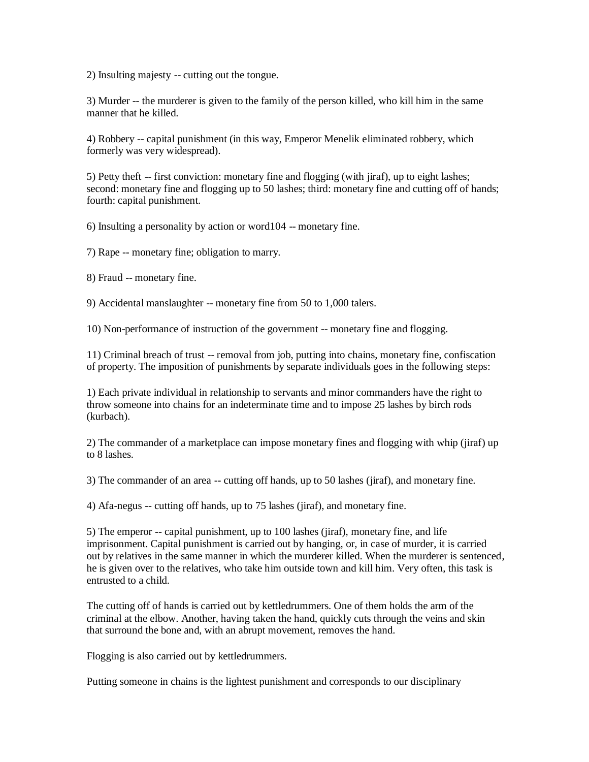2) Insulting majesty -- cutting out the tongue.

3) Murder -- the murderer is given to the family of the person killed, who kill him in the same manner that he killed.

4) Robbery -- capital punishment (in this way, Emperor Menelik eliminated robbery, which formerly was very widespread).

5) Petty theft -- first conviction: monetary fine and flogging (with jiraf), up to eight lashes; second: monetary fine and flogging up to 50 lashes; third: monetary fine and cutting off of hands; fourth: capital punishment.

6) Insulting a personality by action or word[104] -- monetary fine.

7) Rape -- monetary fine; obligation to marry.

8) Fraud -- monetary fine.

9) Accidental manslaughter -- monetary fine from 50 to 1,000 talers.

10) Non-performance of instruction of the government -- monetary fine and flogging.

11) Criminal breach of trust -- removal from job, putting into chains, monetary fine, confiscation of property. The imposition of punishments by separate individuals goes in the following steps:

1) Each private individual in relationship to servants and minor commanders have the right to throw someone into chains for an indeterminate time and to impose 25 lashes by birch rods (kurbach).

2) The commander of a marketplace can impose monetary fines and flogging with whip (jiraf) up to 8 lashes.

3) The commander of an area -- cutting off hands, up to 50 lashes (jiraf), and monetary fine.

4) Afa-negus -- cutting off hands, up to 75 lashes (jiraf), and monetary fine.

5) The emperor -- capital punishment, up to 100 lashes (jiraf), monetary fine, and life imprisonment. Capital punishment is carried out by hanging, or, in case of murder, it is carried out by relatives in the same manner in which the murderer killed. When the murderer is sentenced, he is given over to the relatives, who take him outside town and kill him. Very often, this task is entrusted to a child.

The cutting off of hands is carried out by kettledrummers. One of them holds the arm of the criminal at the elbow. Another, having taken the hand, quickly cuts through the veins and skin that surround the bone and, with an abrupt movement, removes the hand.

Flogging is also carried out by kettledrummers.

Putting someone in chains is the lightest punishment and corresponds to our disciplinary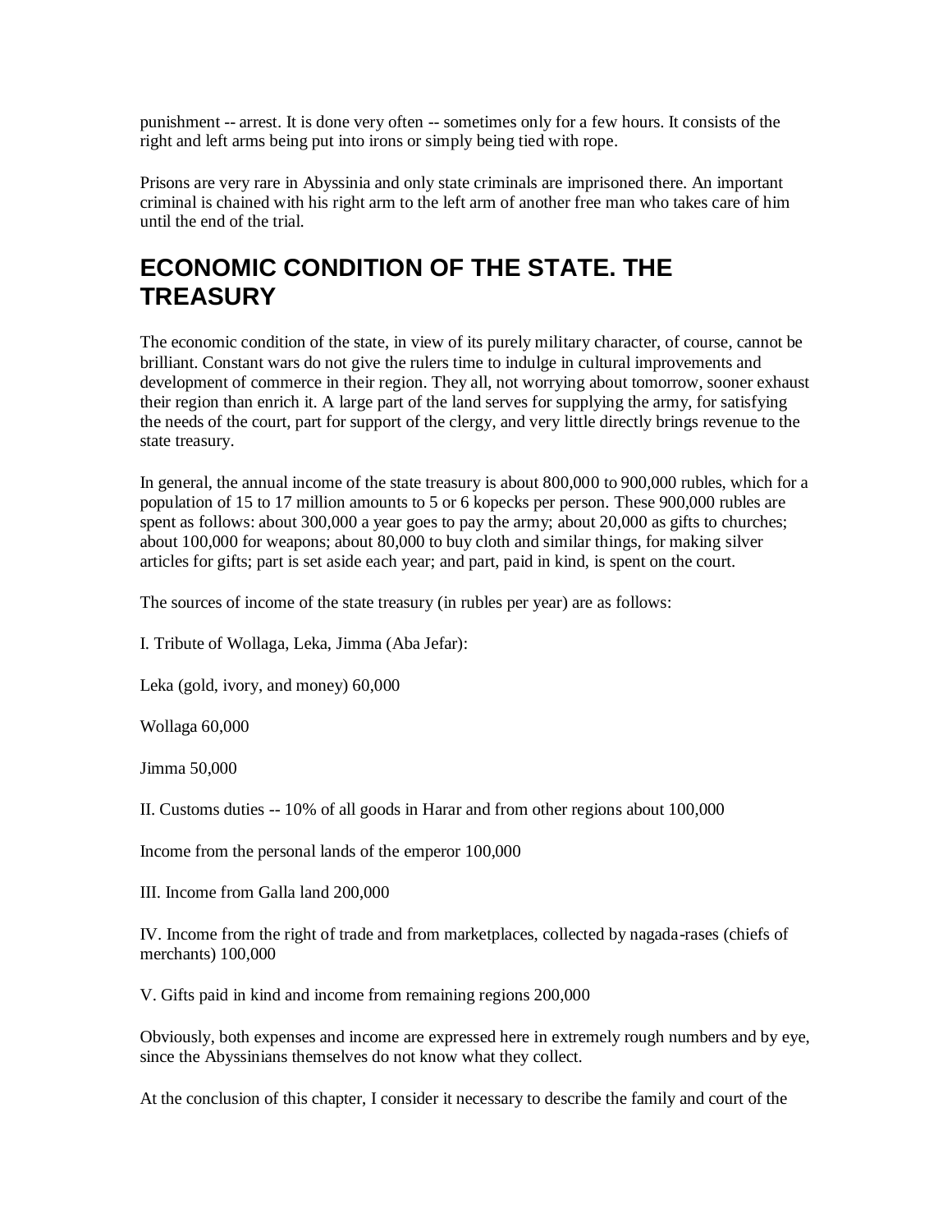punishment -- arrest. It is done very often -- sometimes only for a few hours. It consists of the right and left arms being put into irons or simply being tied with rope.

Prisons are very rare in Abyssinia and only state criminals are imprisoned there. An important criminal is chained with his right arm to the left arm of another free man who takes care of him until the end of the trial.

## ECONOMIC CONDITION OF THE STATE. THE TREASURY

The economic condition of the state, in view of its purely military character, of course, cannot be brilliant. Constant wars do not give the rulers time to indulge in cultural improvements and development of commerce in their region. They all, not worrying about tomorrow, sooner exhaust their region than enrich it. A large part of the land serves for supplying the army, for satisfying the needs of the court, part for support of the clergy, and very little directly brings revenue to the state treasury.

In general, the annual income of the state treasury is about 800,000 to 900,000 rubles, which for a population of 15 to 17 million amounts to 5 or 6 kopecks per person. These 900,000 rubles are spent as follows: about 300,000 a year goes to pay the army; about 20,000 as gifts to churches; about 100,000 for weapons; about 80,000 to buy cloth and similar things, for making silver articles for gifts; part is set aside each year; and part, paid in kind, is spent on the court.

The sources of income of the state treasury (in rubles per year) are as follows:

I. Tribute of Wollaga, Leka, Jimma (Aba Jefar):

Leka (gold, ivory, and money) 60,000

Wollaga 60,000

Jimma 50,000

II. Customs duties -- 10% of all goods in Harar and from other regions about 100,000

Income from the personal lands of the emperor 100,000

III. Income from Galla land 200,000

IV. Income from the right of trade and from marketplaces, collected by nagada-rases (chiefs of merchants) 100,000

V. Gifts paid in kind and income from remaining regions 200,000

Obviously, both expenses and income are expressed here in extremely rough numbers and by eye, since the Abyssinians themselves do not know what they collect.

At the conclusion of this chapter, I consider it necessary to describe the family and court of the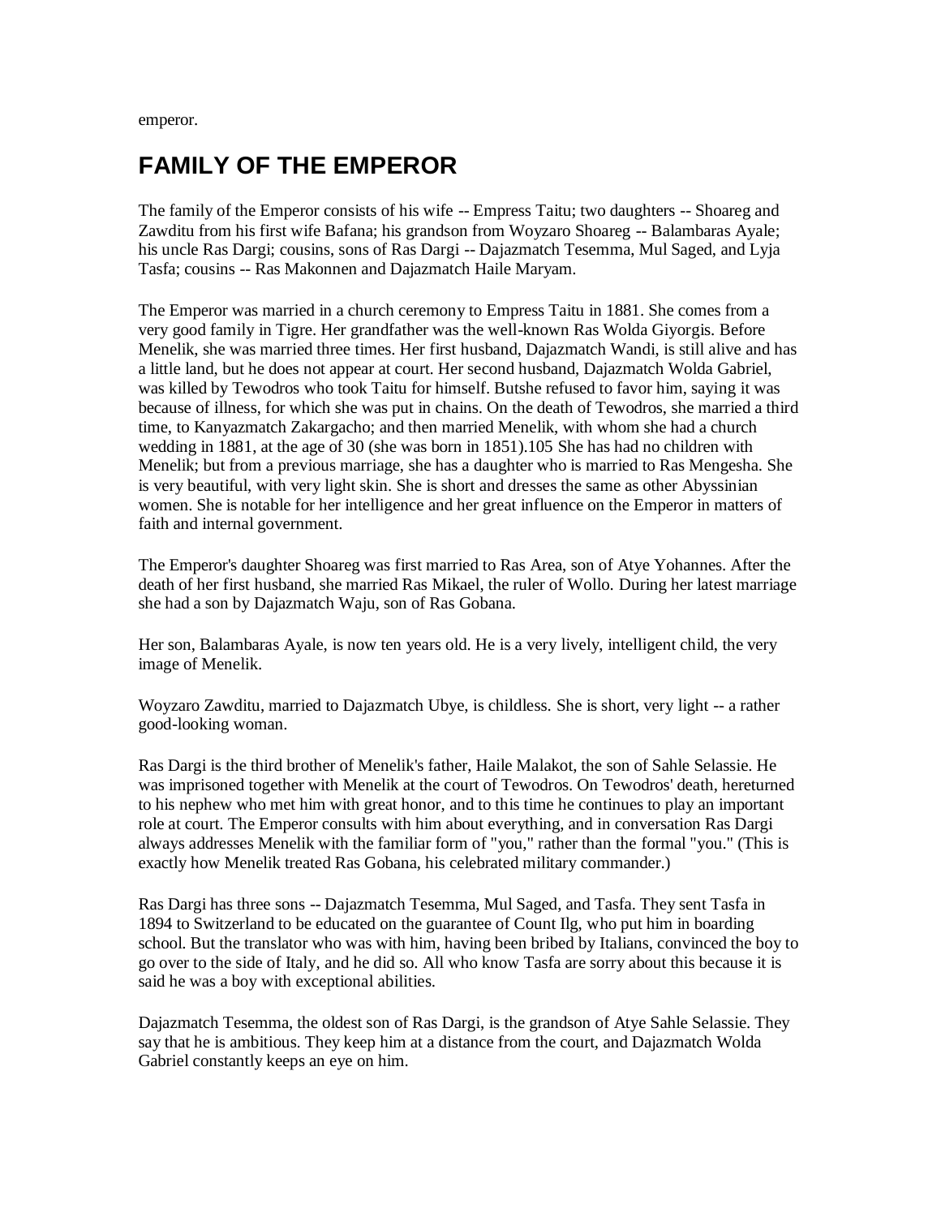emperor.

## FAMILY OF THE EMPEROR

The family of the Emperor consists of his wife -- Empress Taitu; two daughters -- Shoareg and Zawditu from his first wife Bafana; his grandson from Woyzaro Shoareg -- Balambaras Ayale; his uncle Ras Dargi; cousins, sons of Ras Dargi -- Dajazmatch Tesemma, Mul Saged, and Lyja Tasfa; cousins -- Ras Makonnen and Dajazmatch Haile Maryam.

The Emperor was married in a church ceremony to Empress Taitu in 1881. She comes from a very good family in Tigre. Her grandfather was the well-known Ras Wolda Giyorgis. Before Menelik, she was married three times. Her first husband, Dajazmatch Wandi, is still alive and has a little land, but he does not appear at court. Her second husband, Dajazmatch Wolda Gabriel, was killed by Tewodros who took Taitu for himself. Butshe refused to favor him, saying it was because of illness, for which she was put in chains. On the death of Tewodros, she married a third time, to Kanyazmatch Zakargacho; and then married Menelik, with whom she had a church wedding in 1881, at the age of 30 (she was born in 1851).105 She has had no children with Menelik; but from a previous marriage, she has a daughter who is married to Ras Mengesha. She is very beautiful, with very light skin. She is short and dresses the same as other Abyssinian women. She is notable for her intelligence and her great influence on the Emperor in matters of faith and internal government.

The Emperor's daughter Shoareg was first married to Ras Area, son of Atye Yohannes. After the death of her first husband, she married Ras Mikael, the ruler of Wollo. During her latest marriage she had a son by Dajazmatch Waju, son of Ras Gobana.

Her son, Balambaras Ayale, is now ten years old. He is a very lively, intelligent child, the very image of Menelik.

Woyzaro Zawditu, married to Dajazmatch Ubye, is childless. She is short, very light -- a rather good-looking woman.

Ras Dargi is the third brother of Menelik's father, Haile Malakot, the son of Sahle Selassie. He was imprisoned together with Menelik at the court of Tewodros. On Tewodros' death, hereturned to his nephew who met him with great honor, and to this time he continues to play an important role at court. The Emperor consults with him about everything, and in conversation Ras Dargi always addresses Menelik with the familiar form of "you," rather than the formal "you." (This is exactly how Menelik treated Ras Gobana, his celebrated military commander.)

Ras Dargi has three sons -- Dajazmatch Tesemma, Mul Saged, and Tasfa. They sent Tasfa in 1894 to Switzerland to be educated on the guarantee of Count Ilg, who put him in boarding school. But the translator who was with him, having been bribed by Italians, convinced the boy to go over to the side of Italy, and he did so. All who know Tasfa are sorry about this because it is said he was a boy with exceptional abilities.

Dajazmatch Tesemma, the oldest son of Ras Dargi, is the grandson of Atye Sahle Selassie. They say that he is ambitious. They keep him at a distance from the court, and Dajazmatch Wolda Gabriel constantly keeps an eye on him.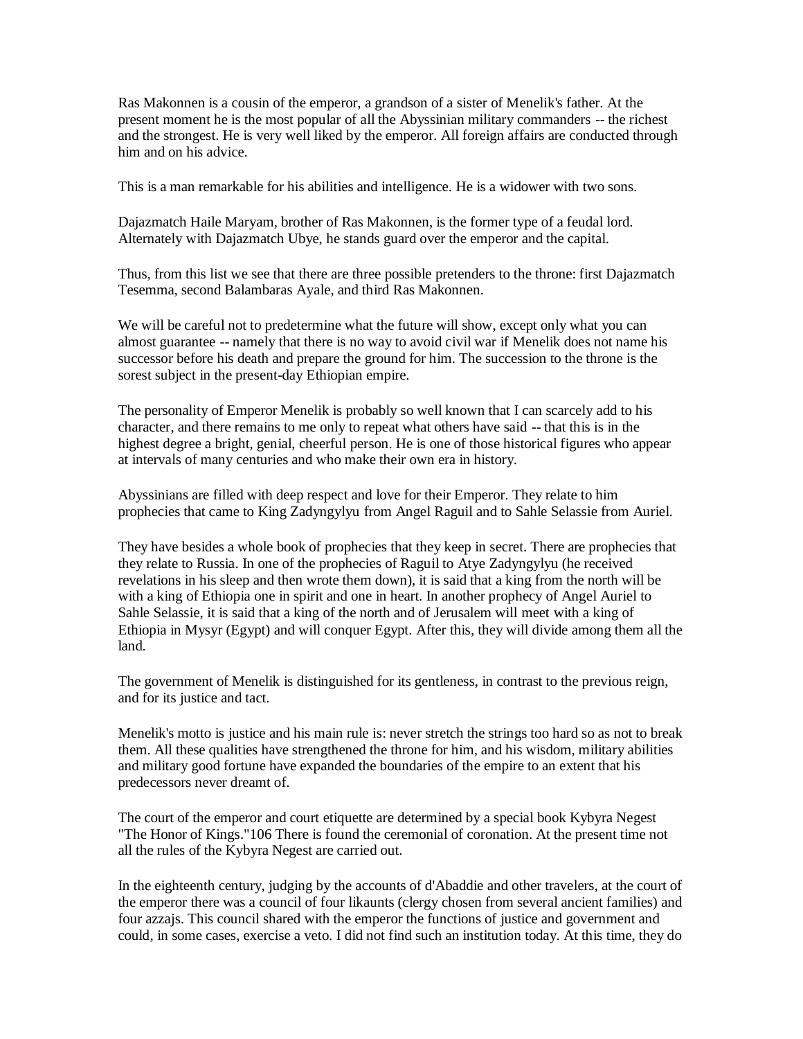Ras Makonnen is a cousin of the emperor, a grandson of a sister of Menelik's father. At the present moment he is the most popular of all the Abyssinian military commanders -- the richest and the strongest. He is very well liked by the emperor. All foreign affairs are conducted through him and on his advice.

This is a man remarkable for his abilities and intelligence. He is a widower with two sons.

Dajazmatch Haile Maryam, brother of Ras Makonnen, is the former type of a feudal lord. Alternately with Dajazmatch Ubye, he stands guard over the emperor and the capital.

Thus, from this list we see that there are three possible pretenders to the throne: first Dajazmatch Tesemma, second Balambaras Ayale, and third Ras Makonnen.

We will be careful not to predetermine what the future will show, except only what you can almost guarantee -- namely that there is no way to avoid civil war if Menelik does not name his successor before his death and prepare the ground for him. The succession to the throne is the sorest subject in the present-day Ethiopian empire.

The personality of Emperor Menelik is probably so well known that I can scarcely add to his character, and there remains to me only to repeat what others have said -- that this is in the highest degree a bright, genial, cheerful person. He is one of those historical figures who appear at intervals of many centuries and who make their own era in history.

Abyssinians are filled with deep respect and love for their Emperor. They relate to him prophecies that came to King Zadyngylyu from Angel Raguil and to Sahle Selassie from Auriel.

They have besides a whole book of prophecies that they keep in secret. There are prophecies that they relate to Russia. In one of the prophecies of Raguil to Atye Zadyngylyu (he received revelations in his sleep and then wrote them down), it is said that a king from the north will be with a king of Ethiopia one in spirit and one in heart. In another prophecy of Angel Auriel to Sahle Selassie, it is said that a king of the north and of Jerusalem will meet with a king of Ethiopia in Mysyr (Egypt) and will conquer Egypt. After this, they will divide among them all the land.

The government of Menelik is distinguished for its gentleness, in contrast to the previous reign, and for its justice and tact.

Menelik's motto is justice and his main rule is: never stretch the strings too hard so as not to break them. All these qualities have strengthened the throne for him, and his wisdom, military abilities and military good fortune have expanded the boundaries of the empire to an extent that his predecessors never dreamt of.

The court of the emperor and court etiquette are determined by a special book Kybyra Negest "The Honor of Kings."106 There is found the ceremonial of coronation. At the present time not all the rules of the Kybyra Negest are carried out.

In the eighteenth century, judging by the accounts of d'Abaddie and other travelers, at the court of the emperor there was a council of four likaunts (clergy chosen from several ancient families) and four azzajs. This council shared with the emperor the functions of justice and government and could, in some cases, exercise a veto. I did not find such an institution today. At this time, they do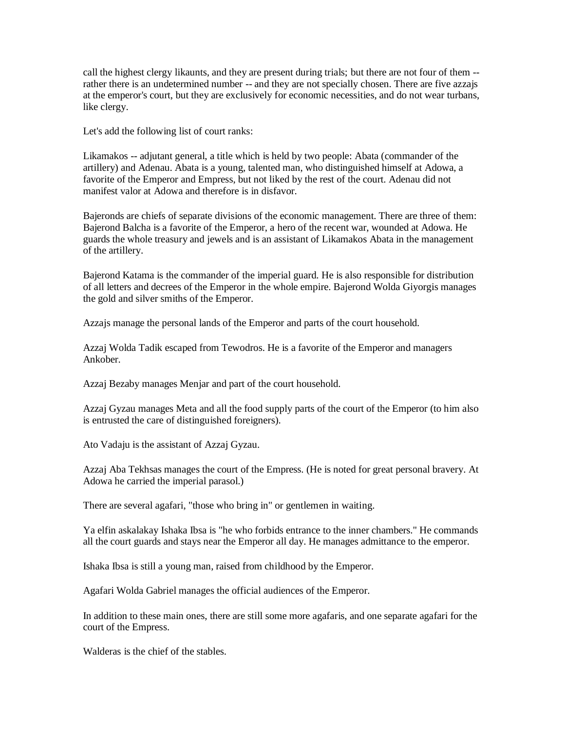call the highest clergy likaunts, and they are present during trials; but there are not four of them -- rather there is an undetermined number -- and they are not specially chosen. There are five azzajs at the emperor's court, but they are exclusively for economic necessities, and do not wear turbans, like clergy.

Let's add the following list of court ranks:

Likamakos -- adjutant general, a title which is held by two people: Abata (commander of the artillery) and Adenau. Abata is a young, talented man, who distinguished himself at Adowa, a favorite of the Emperor and Empress, but not liked by the rest of the court. Adenau did not manifest valor at Adowa and therefore is in disfavor.

Bajeronds are chiefs of separate divisions of the economic management. There are three of them: Bajerond Balcha is a favorite of the Emperor, a hero of the recent war, wounded at Adowa. He guards the whole treasury and jewels and is an assistant of Likamakos Abata in the management of the artillery.

Bajerond Katama is the commander of the imperial guard. He is also responsible for distribution of all letters and decrees of the Emperor in the whole empire. Bajerond Wolda Giyorgis manages the gold and silver smiths of the Emperor.

Azzajs manage the personal lands of the Emperor and parts of the court household.

Azzaj Wolda Tadik escaped from Tewodros. He is a favorite of the Emperor and managers Ankober.

Azzaj Bezaby manages Menjar and part of the court household.

Azzaj Gyzau manages Meta and all the food supply parts of the court of the Emperor (to him also is entrusted the care of distinguished foreigners).

Ato Vadaju is the assistant of Azzaj Gyzau.

Azzaj Aba Tekhsas manages the court of the Empress. (He is noted for great personal bravery. At Adowa he carried the imperial parasol.)

There are several agafari, "those who bring in" or gentlemen in waiting.

Ya elfin askalakay Ishaka Ibsa is "he who forbids entrance to the inner chambers." He commands all the court guards and stays near the Emperor all day. He manages admittance to the emperor.

Ishaka Ibsa is still a young man, raised from childhood by the Emperor.

Agafari Wolda Gabriel manages the official audiences of the Emperor.

In addition to these main ones, there are still some more agafaris, and one separate agafari for the court of the Empress.

Walderas is the chief of the stables.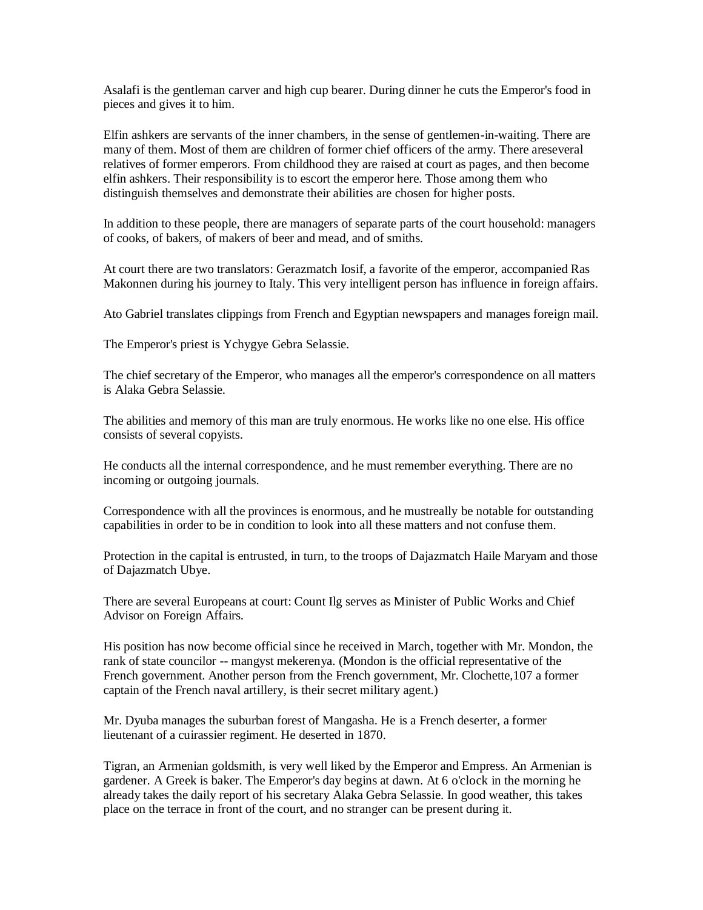Asalafi is the gentleman carver and high cup bearer. During dinner he cuts the Emperor's food in pieces and gives it to him.

Elfin ashkers are servants of the inner chambers, in the sense of gentlemen-in-waiting. There are many of them. Most of them are children of former chief officers of the army. There areseveral relatives of former emperors. From childhood they are raised at court as pages, and then become elfin ashkers. Their responsibility is to escort the emperor here. Those among them who distinguish themselves and demonstrate their abilities are chosen for higher posts.

In addition to these people, there are managers of separate parts of the court household: managers of cooks, of bakers, of makers of beer and mead, and of smiths.

At court there are two translators: Gerazmatch Iosif, a favorite of the emperor, accompanied Ras Makonnen during his journey to Italy. This very intelligent person has influence in foreign affairs.

Ato Gabriel translates clippings from French and Egyptian newspapers and manages foreign mail.

The Emperor's priest is Ychygye Gebra Selassie.

The chief secretary of the Emperor, who manages all the emperor's correspondence on all matters is Alaka Gebra Selassie.

The abilities and memory of this man are truly enormous. He works like no one else. His office consists of several copyists.

He conducts all the internal correspondence, and he must remember everything. There are no incoming or outgoing journals.

Correspondence with all the provinces is enormous, and he mustreally be notable for outstanding capabilities in order to be in condition to look into all these matters and not confuse them.

Protection in the capital is entrusted, in turn, to the troops of Dajazmatch Haile Maryam and those of Dajazmatch Ubye.

There are several Europeans at court: Count Ilg serves as Minister of Public Works and Chief Advisor on Foreign Affairs.

His position has now become official since he received in March, together with Mr. Mondon, the rank of state councilor -- mangyst mekerenya. (Mondon is the official representative of the French government. Another person from the French government, Mr. Clochette,107 a former captain of the French naval artillery, is their secret military agent.)

Mr. Dyuba manages the suburban forest of Mangasha. He is a French deserter, a former lieutenant of a cuirassier regiment. He deserted in 1870.

Tigran, an Armenian goldsmith, is very well liked by the Emperor and Empress. An Armenian is gardener. A Greek is baker. The Emperor's day begins at dawn. At 6 o'clock in the morning he already takes the daily report of his secretary Alaka Gebra Selassie. In good weather, this takes place on the terrace in front of the court, and no stranger can be present during it.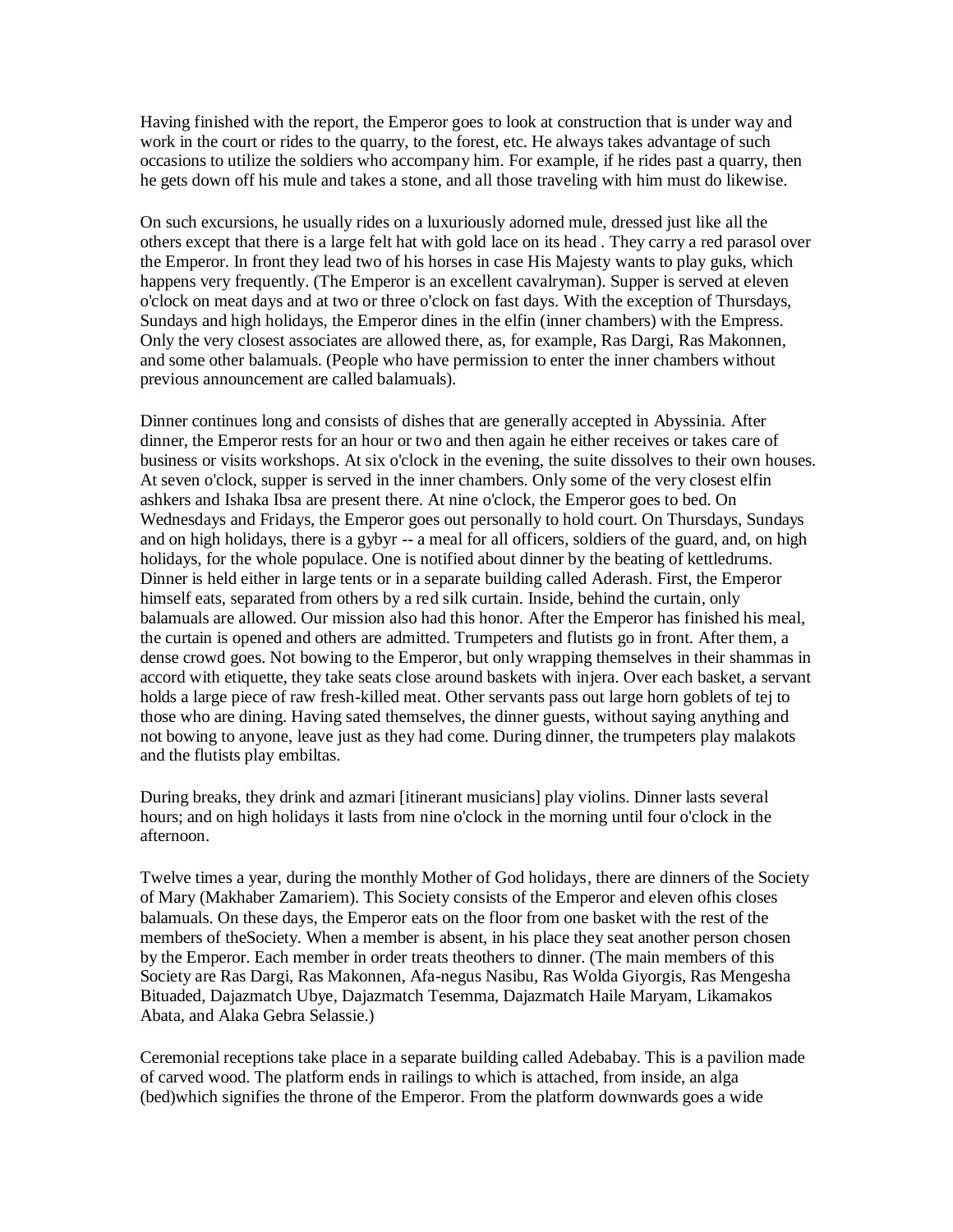Having finished with the report, the Emperor goes to look at construction that is under way and work in the court or rides to the quarry, to the forest, etc. He always takes advantage of such occasions to utilize the soldiers who accompany him. For example, if he rides past a quarry, then he gets down off his mule and takes a stone, and all those traveling with him must do likewise.

On such excursions, he usually rides on a luxuriously adorned mule, dressed just like all the others except that there is a large felt hat with gold lace on its head . They carry a red parasol over the Emperor. In front they lead two of his horses in case His Majesty wants to play guks, which happens very frequently. (The Emperor is an excellent cavalryman). Supper is served at eleven o'clock on meat days and at two or three o'clock on fast days. With the exception of Thursdays, Sundays and high holidays, the Emperor dines in the elfin (inner chambers) with the Empress. Only the very closest associates are allowed there, as, for example, Ras Dargi, Ras Makonnen, and some other balamuals. (People who have permission to enter the inner chambers without previous announcement are called balamuals).

Dinner continues long and consists of dishes that are generally accepted in Abyssinia. After dinner, the Emperor rests for an hour or two and then again he either receives or takes care of business or visits workshops. At six o'clock in the evening, the suite dissolves to their own houses. At seven o'clock, supper is served in the inner chambers. Only some of the very closest elfin ashkers and Ishaka Ibsa are present there. At nine o'clock, the Emperor goes to bed. On Wednesdays and Fridays, the Emperor goes out personally to hold court. On Thursdays, Sundays and on high holidays, there is a gybyr -- a meal for all officers, soldiers of the guard, and, on high holidays, for the whole populace. One is notified about dinner by the beating of kettledrums. Dinner is held either in large tents or in a separate building called Aderash. First, the Emperor himself eats, separated from others by a red silk curtain. Inside, behind the curtain, only balamuals are allowed. Our mission also had this honor. After the Emperor has finished his meal, the curtain is opened and others are admitted. Trumpeters and flutists go in front. After them, a dense crowd goes. Not bowing to the Emperor, but only wrapping themselves in their shammas in accord with etiquette, they take seats close around baskets with injera. Over each basket, a servant holds a large piece of raw fresh-killed meat. Other servants pass out large horn goblets of tej to those who are dining. Having sated themselves, the dinner guests, without saying anything and not bowing to anyone, leave just as they had come. During dinner, the trumpeters play malakots and the flutists play embiltas.

During breaks, they drink and azmari [itinerant musicians] play violins. Dinner lasts several hours; and on high holidays it lasts from nine o'clock in the morning until four o'clock in the afternoon.

Twelve times a year, during the monthly Mother of God holidays, there are dinners of the Society of Mary (Makhaber Zamariem). This Society consists of the Emperor and eleven ofhis closes balamuals. On these days, the Emperor eats on the floor from one basket with the rest of the members of theSociety. When a member is absent, in his place they seat another person chosen by the Emperor. Each member in order treats theothers to dinner. (The main members of this Society are Ras Dargi, Ras Makonnen, Afa-negus Nasibu, Ras Wolda Giyorgis, Ras Mengesha Bituaded, Dajazmatch Ubye, Dajazmatch Tesemma, Dajazmatch Haile Maryam, Likamakos Abata, and Alaka Gebra Selassie.)

Ceremonial receptions take place in a separate building called Adebabay. This is a pavilion made of carved wood. The platform ends in railings to which is attached, from inside, an alga (bed)which signifies the throne of the Emperor. From the platform downwards goes a wide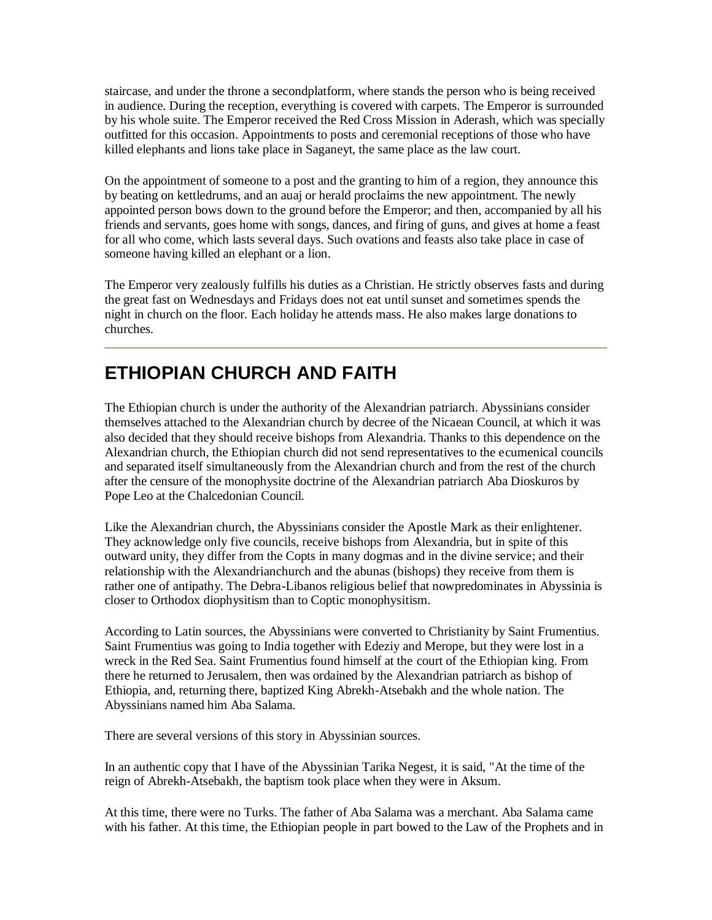staircase, and under the throne a secondplatform, where stands the person who is being received in audience. During the reception, everything is covered with carpets. The Emperor is surrounded by his whole suite. The Emperor received the Red Cross Mission in Aderash, which was specially outfitted for this occasion. Appointments to posts and ceremonial receptions of those who have killed elephants and lions take place in Saganeyt, the same place as the law court.

On the appointment of someone to a post and the granting to him of a region, they announce this by beating on kettledrums, and an auaj or herald proclaims the new appointment. The newly appointed person bows down to the ground before the Emperor; and then, accompanied by all his friends and servants, goes home with songs, dances, and firing of guns, and gives at home a feast for all who come, which lasts several days. Such ovations and feasts also take place in case of someone having killed an elephant or a lion.

The Emperor very zealously fulfills his duties as a Christian. He strictly observes fasts and during the great fast on Wednesdays and Fridays does not eat until sunset and sometimes spends the night in church on the floor. Each holiday he attends mass. He also makes large donations to churches.

---

## ETHIOPIAN CHURCH AND FAITH

The Ethiopian church is under the authority of the Alexandrian patriarch. Abyssinians consider themselves attached to the Alexandrian church by decree of the Nicaean Council, at which it was also decided that they should receive bishops from Alexandria. Thanks to this dependence on the Alexandrian church, the Ethiopian church did not send representatives to the ecumenical councils and separated itself simultaneously from the Alexandrian church and from the rest of the church after the censure of the monophysite doctrine of the Alexandrian patriarch Aba Dioskuros by Pope Leo at the Chalcedonian Council.

Like the Alexandrian church, the Abyssinians consider the Apostle Mark as their enlightener. They acknowledge only five councils, receive bishops from Alexandria, but in spite of this outward unity, they differ from the Copts in many dogmas and in the divine service; and their relationship with the Alexandrianchurch and the abunas (bishops) they receive from them is rather one of antipathy. The Debra-Libanos religious belief that nowpredominates in Abyssinia is closer to Orthodox diophysitism than to Coptic monophysitism.

According to Latin sources, the Abyssinians were converted to Christianity by Saint Frumentius. Saint Frumentius was going to India together with Edeziy and Merope, but they were lost in a wreck in the Red Sea. Saint Frumentius found himself at the court of the Ethiopian king. From there he returned to Jerusalem, then was ordained by the Alexandrian patriarch as bishop of Ethiopia, and, returning there, baptized King Abrekh-Atsebakh and the whole nation. The Abyssinians named him Aba Salama.

There are several versions of this story in Abyssinian sources.

In an authentic copy that I have of the Abyssinian Tarika Negest, it is said, "At the time of the reign of Abrekh-Atsebakh, the baptism took place when they were in Aksum.

At this time, there were no Turks. The father of Aba Salama was a merchant. Aba Salama came with his father. At this time, the Ethiopian people in part bowed to the Law of the Prophets and in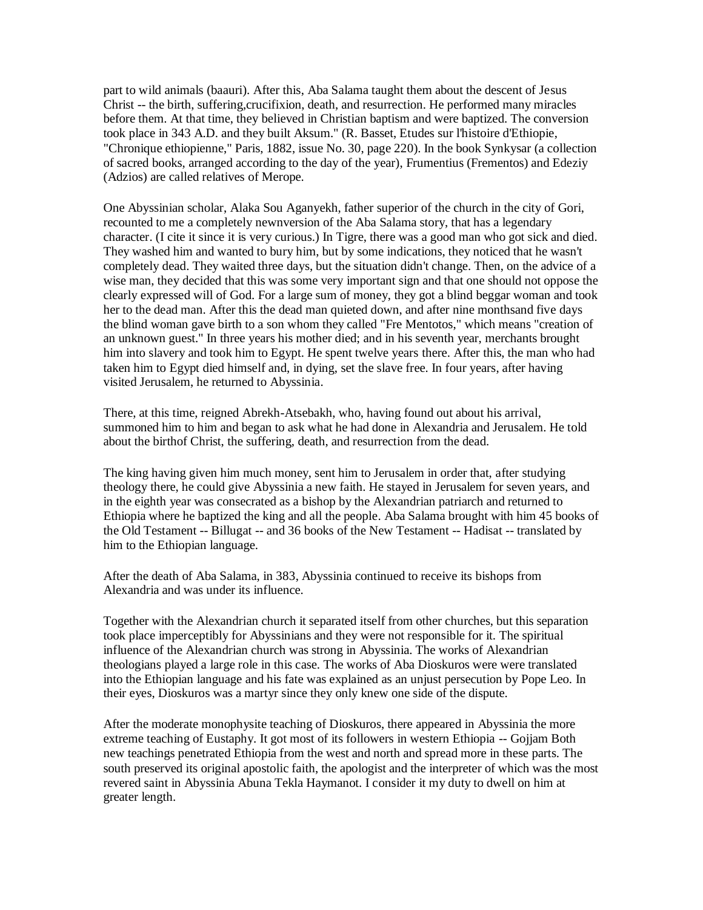part to wild animals (baauri). After this, Aba Salama taught them about the descent of Jesus Christ -- the birth, suffering,crucifixion, death, and resurrection. He performed many miracles before them. At that time, they believed in Christian baptism and were baptized. The conversion took place in 343 A.D. and they built Aksum." (R. Basset, Etudes sur l'histoire d'Ethiopie, "Chronique ethiopienne," Paris, 1882, issue No. 30, page 220). In the book Synkysar (a collection of sacred books, arranged according to the day of the year), Frumentius (Frementos) and Edeziy (Adzios) are called relatives of Merope.

One Abyssinian scholar, Alaka Sou Aganyekh, father superior of the church in the city of Gori, recounted to me a completely newnversion of the Aba Salama story, that has a legendary character. (I cite it since it is very curious.) In Tigre, there was a good man who got sick and died. They washed him and wanted to bury him, but by some indications, they noticed that he wasn't completely dead. They waited three days, but the situation didn't change. Then, on the advice of a wise man, they decided that this was some very important sign and that one should not oppose the clearly expressed will of God. For a large sum of money, they got a blind beggar woman and took her to the dead man. After this the dead man quieted down, and after nine monthsand five days the blind woman gave birth to a son whom they called "Fre Mentotos," which means "creation of an unknown guest." In three years his mother died; and in his seventh year, merchants brought him into slavery and took him to Egypt. He spent twelve years there. After this, the man who had taken him to Egypt died himself and, in dying, set the slave free. In four years, after having visited Jerusalem, he returned to Abyssinia.

There, at this time, reigned Abrekh-Atsebakh, who, having found out about his arrival, summoned him to him and began to ask what he had done in Alexandria and Jerusalem. He told about the birthof Christ, the suffering, death, and resurrection from the dead.

The king having given him much money, sent him to Jerusalem in order that, after studying theology there, he could give Abyssinia a new faith. He stayed in Jerusalem for seven years, and in the eighth year was consecrated as a bishop by the Alexandrian patriarch and returned to Ethiopia where he baptized the king and all the people. Aba Salama brought with him 45 books of the Old Testament -- Billugat -- and 36 books of the New Testament -- Hadisat -- translated by him to the Ethiopian language.

After the death of Aba Salama, in 383, Abyssinia continued to receive its bishops from Alexandria and was under its influence.

Together with the Alexandrian church it separated itself from other churches, but this separation took place imperceptibly for Abyssinians and they were not responsible for it. The spiritual influence of the Alexandrian church was strong in Abyssinia. The works of Alexandrian theologians played a large role in this case. The works of Aba Dioskuros were were translated into the Ethiopian language and his fate was explained as an unjust persecution by Pope Leo. In their eyes, Dioskuros was a martyr since they only knew one side of the dispute.

After the moderate monophysite teaching of Dioskuros, there appeared in Abyssinia the more extreme teaching of Eustaphy. It got most of its followers in western Ethiopia -- Gojjam Both new teachings penetrated Ethiopia from the west and north and spread more in these parts. The south preserved its original apostolic faith, the apologist and the interpreter of which was the most revered saint in Abyssinia Abuna Tekla Haymanot. I consider it my duty to dwell on him at greater length.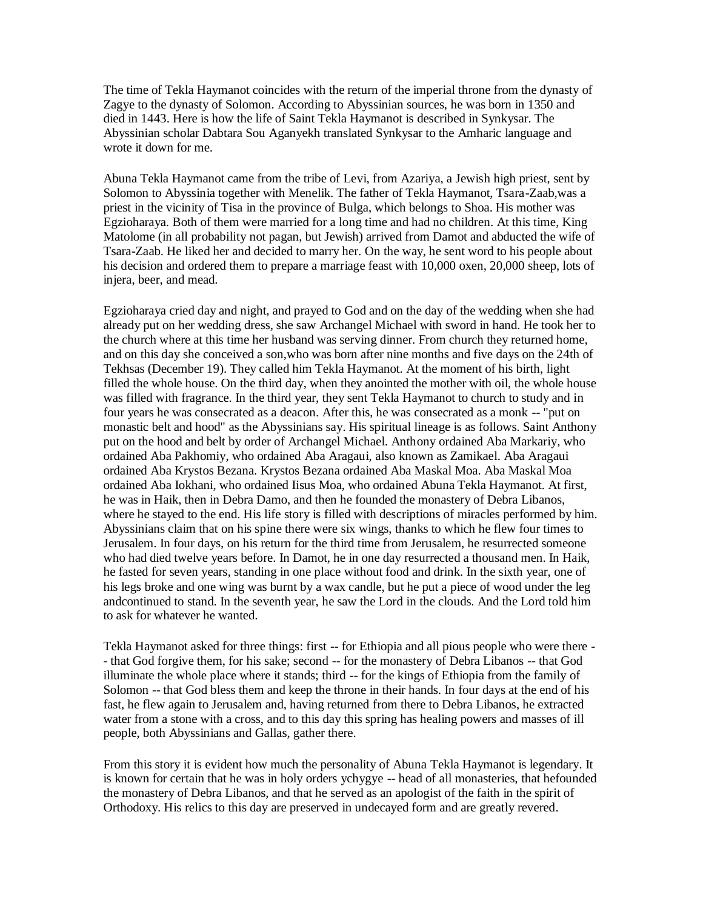The time of Tekla Haymanot coincides with the return of the imperial throne from the dynasty of Zagye to the dynasty of Solomon. According to Abyssinian sources, he was born in 1350 and died in 1443. Here is how the life of Saint Tekla Haymanot is described in Synkysar. The Abyssinian scholar Dabtara Sou Aganyekh translated Synkysar to the Amharic language and wrote it down for me.

Abuna Tekla Haymanot came from the tribe of Levi, from Azariya, a Jewish high priest, sent by Solomon to Abyssinia together with Menelik. The father of Tekla Haymanot, Tsara-Zaab,was a priest in the vicinity of Tisa in the province of Bulga, which belongs to Shoa. His mother was Egzioharaya. Both of them were married for a long time and had no children. At this time, King Matolome (in all probability not pagan, but Jewish) arrived from Damot and abducted the wife of Tsara-Zaab. He liked her and decided to marry her. On the way, he sent word to his people about his decision and ordered them to prepare a marriage feast with 10,000 oxen, 20,000 sheep, lots of injera, beer, and mead.

Egzioharaya cried day and night, and prayed to God and on the day of the wedding when she had already put on her wedding dress, she saw Archangel Michael with sword in hand. He took her to the church where at this time her husband was serving dinner. From church they returned home, and on this day she conceived a son,who was born after nine months and five days on the 24th of Tekhsas (December 19). They called him Tekla Haymanot. At the moment of his birth, light filled the whole house. On the third day, when they anointed the mother with oil, the whole house was filled with fragrance. In the third year, they sent Tekla Haymanot to church to study and in four years he was consecrated as a deacon. After this, he was consecrated as a monk -- "put on monastic belt and hood" as the Abyssinians say. His spiritual lineage is as follows. Saint Anthony put on the hood and belt by order of Archangel Michael. Anthony ordained Aba Markariy, who ordained Aba Pakhomiy, who ordained Aba Aragaui, also known as Zamikael. Aba Aragaui ordained Aba Krystos Bezana. Krystos Bezana ordained Aba Maskal Moa. Aba Maskal Moa ordained Aba Iokhani, who ordained Iisus Moa, who ordained Abuna Tekla Haymanot. At first, he was in Haik, then in Debra Damo, and then he founded the monastery of Debra Libanos, where he stayed to the end. His life story is filled with descriptions of miracles performed by him. Abyssinians claim that on his spine there were six wings, thanks to which he flew four times to Jerusalem. In four days, on his return for the third time from Jerusalem, he resurrected someone who had died twelve years before. In Damot, he in one day resurrected a thousand men. In Haik, he fasted for seven years, standing in one place without food and drink. In the sixth year, one of his legs broke and one wing was burnt by a wax candle, but he put a piece of wood under the leg andcontinued to stand. In the seventh year, he saw the Lord in the clouds. And the Lord told him to ask for whatever he wanted.

Tekla Haymanot asked for three things: first -- for Ethiopia and all pious people who were there -- that God forgive them, for his sake; second -- for the monastery of Debra Libanos -- that God illuminate the whole place where it stands; third -- for the kings of Ethiopia from the family of Solomon -- that God bless them and keep the throne in their hands. In four days at the end of his fast, he flew again to Jerusalem and, having returned from there to Debra Libanos, he extracted water from a stone with a cross, and to this day this spring has healing powers and masses of ill people, both Abyssinians and Gallas, gather there.

From this story it is evident how much the personality of Abuna Tekla Haymanot is legendary. It is known for certain that he was in holy orders ychygye -- head of all monasteries, that hefounded the monastery of Debra Libanos, and that he served as an apologist of the faith in the spirit of Orthodoxy. His relics to this day are preserved in undecayed form and are greatly revered.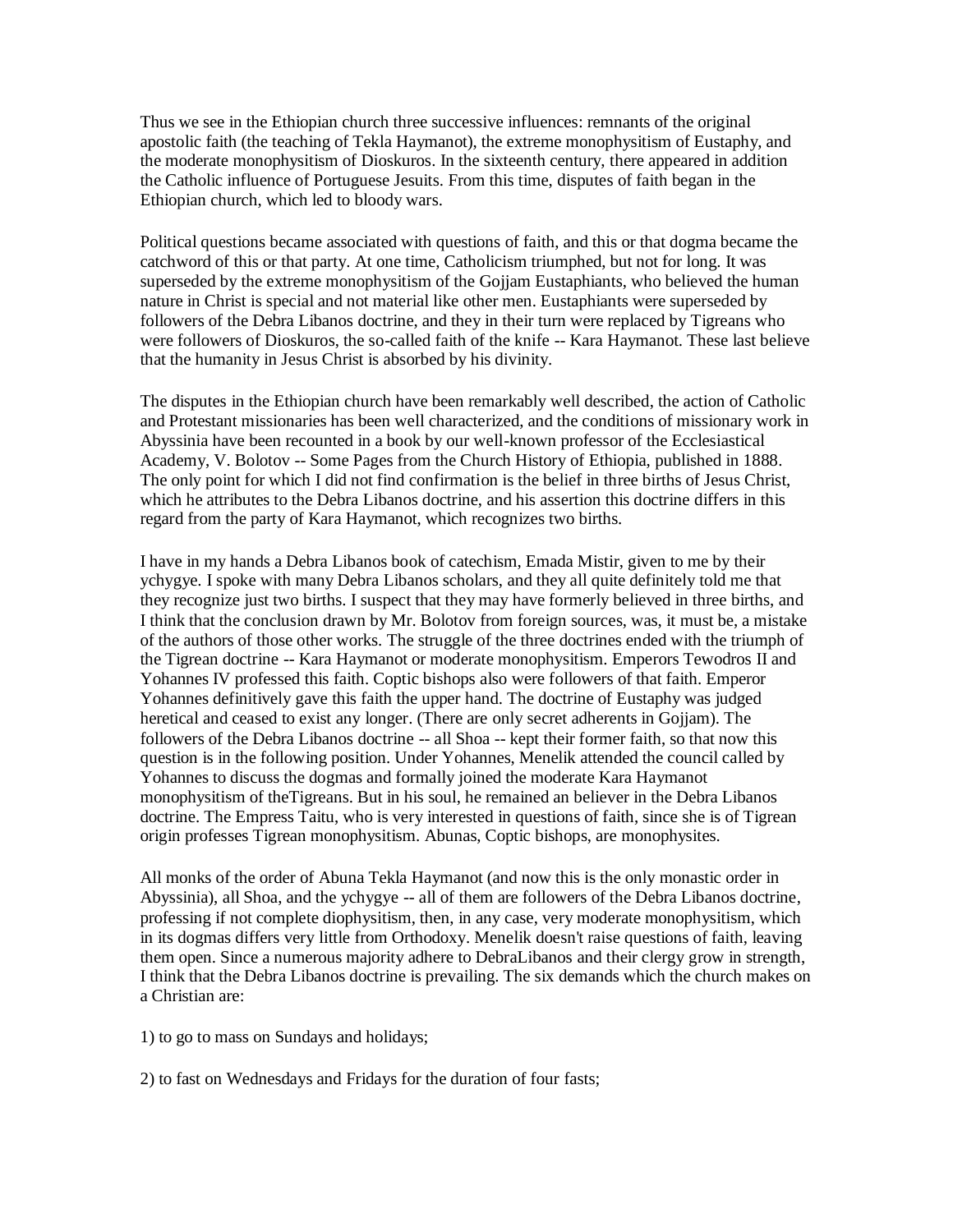Thus we see in the Ethiopian church three successive influences: remnants of the original apostolic faith (the teaching of Tekla Haymanot), the extreme monophysitism of Eustaphy, and the moderate monophysitism of Dioskuros. In the sixteenth century, there appeared in addition the Catholic influence of Portuguese Jesuits. From this time, disputes of faith began in the Ethiopian church, which led to bloody wars.

Political questions became associated with questions of faith, and this or that dogma became the catchword of this or that party. At one time, Catholicism triumphed, but not for long. It was superseded by the extreme monophysitism of the Gojjam Eustaphiants, who believed the human nature in Christ is special and not material like other men. Eustaphiants were superseded by followers of the Debra Libanos doctrine, and they in their turn were replaced by Tigreans who were followers of Dioskuros, the so-called faith of the knife -- Kara Haymanot. These last believe that the humanity in Jesus Christ is absorbed by his divinity.

The disputes in the Ethiopian church have been remarkably well described, the action of Catholic and Protestant missionaries has been well characterized, and the conditions of missionary work in Abyssinia have been recounted in a book by our well-known professor of the Ecclesiastical Academy, V. Bolotov -- Some Pages from the Church History of Ethiopia, published in 1888. The only point for which I did not find confirmation is the belief in three births of Jesus Christ, which he attributes to the Debra Libanos doctrine, and his assertion this doctrine differs in this regard from the party of Kara Haymanot, which recognizes two births.

I have in my hands a Debra Libanos book of catechism, Emada Mistir, given to me by their ychygye. I spoke with many Debra Libanos scholars, and they all quite definitely told me that they recognize just two births. I suspect that they may have formerly believed in three births, and I think that the conclusion drawn by Mr. Bolotov from foreign sources, was, it must be, a mistake of the authors of those other works. The struggle of the three doctrines ended with the triumph of the Tigrean doctrine -- Kara Haymanot or moderate monophysitism. Emperors Tewodros II and Yohannes IV professed this faith. Coptic bishops also were followers of that faith. Emperor Yohannes definitively gave this faith the upper hand. The doctrine of Eustaphy was judged heretical and ceased to exist any longer. (There are only secret adherents in Gojjam). The followers of the Debra Libanos doctrine -- all Shoa -- kept their former faith, so that now this question is in the following position. Under Yohannes, Menelik attended the council called by Yohannes to discuss the dogmas and formally joined the moderate Kara Haymanot monophysitism of theTigreans. But in his soul, he remained an believer in the Debra Libanos doctrine. The Empress Taitu, who is very interested in questions of faith, since she is of Tigrean origin professes Tigrean monophysitism. Abunas, Coptic bishops, are monophysites.

All monks of the order of Abuna Tekla Haymanot (and now this is the only monastic order in Abyssinia), all Shoa, and the ychygye -- all of them are followers of the Debra Libanos doctrine, professing if not complete diophysitism, then, in any case, very moderate monophysitism, which in its dogmas differs very little from Orthodoxy. Menelik doesn't raise questions of faith, leaving them open. Since a numerous majority adhere to DebraLibanos and their clergy grow in strength, I think that the Debra Libanos doctrine is prevailing. The six demands which the church makes on a Christian are:

1) to go to mass on Sundays and holidays;

2) to fast on Wednesdays and Fridays for the duration of four fasts;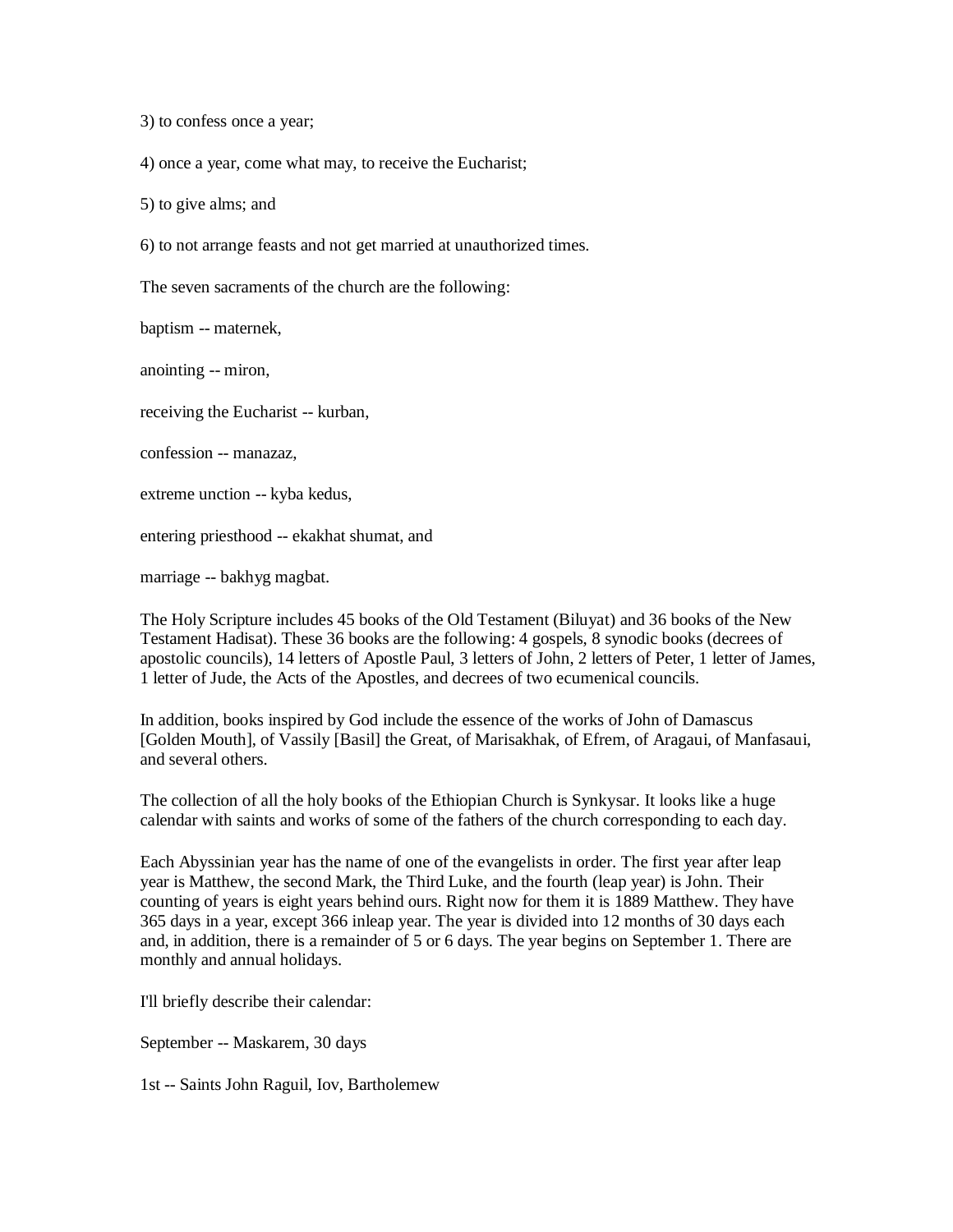3) to confess once a year;

4) once a year, come what may, to receive the Eucharist;

5) to give alms; and

6) to not arrange feasts and not get married at unauthorized times.

The seven sacraments of the church are the following:

baptism -- maternek,

anointing -- miron,

receiving the Eucharist -- kurban,

confession -- manazaz,

extreme unction -- kyba kedus,

entering priesthood -- ekakhat shumat, and

marriage -- bakhyg magbat.

The Holy Scripture includes 45 books of the Old Testament (Biluyat) and 36 books of the New Testament Hadisat). These 36 books are the following: 4 gospels, 8 synodic books (decrees of apostolic councils), 14 letters of Apostle Paul, 3 letters of John, 2 letters of Peter, 1 letter of James, 1 letter of Jude, the Acts of the Apostles, and decrees of two ecumenical councils.

In addition, books inspired by God include the essence of the works of John of Damascus [Golden Mouth], of Vassily [Basil] the Great, of Marisakhak, of Efrem, of Aragaui, of Manfasaui, and several others.

The collection of all the holy books of the Ethiopian Church is Synkysar. It looks like a huge calendar with saints and works of some of the fathers of the church corresponding to each day.

Each Abyssinian year has the name of one of the evangelists in order. The first year after leap year is Matthew, the second Mark, the Third Luke, and the fourth (leap year) is John. Their counting of years is eight years behind ours. Right now for them it is 1889 Matthew. They have 365 days in a year, except 366 inleap year. The year is divided into 12 months of 30 days each and, in addition, there is a remainder of 5 or 6 days. The year begins on September 1. There are monthly and annual holidays.

I'll briefly describe their calendar:

September -- Maskarem, 30 days

1st -- Saints John Raguil, Iov, Bartholemew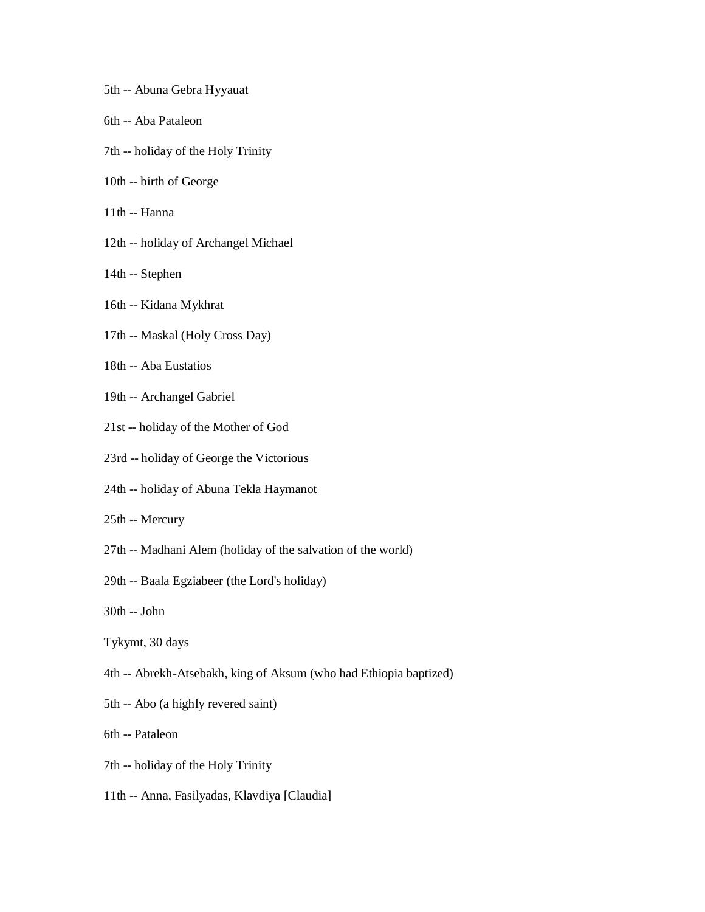5th -- Abuna Gebra Hyyauat

6th -- Aba Pataleon

7th -- holiday of the Holy Trinity

10th -- birth of George

11th -- Hanna

12th -- holiday of Archangel Michael

14th -- Stephen

16th -- Kidana Mykhrat

17th -- Maskal (Holy Cross Day)

18th -- Aba Eustatios

19th -- Archangel Gabriel

21st -- holiday of the Mother of God

23rd -- holiday of George the Victorious

24th -- holiday of Abuna Tekla Haymanot

25th -- Mercury

27th -- Madhani Alem (holiday of the salvation of the world)

29th -- Baala Egziabeer (the Lord's holiday)

30th -- John

Tykymt, 30 days

4th -- Abrekh-Atsebakh, king of Aksum (who had Ethiopia baptized)

5th -- Abo (a highly revered saint)

6th -- Pataleon

7th -- holiday of the Holy Trinity

11th -- Anna, Fasilyadas, Klavdiya [Claudia]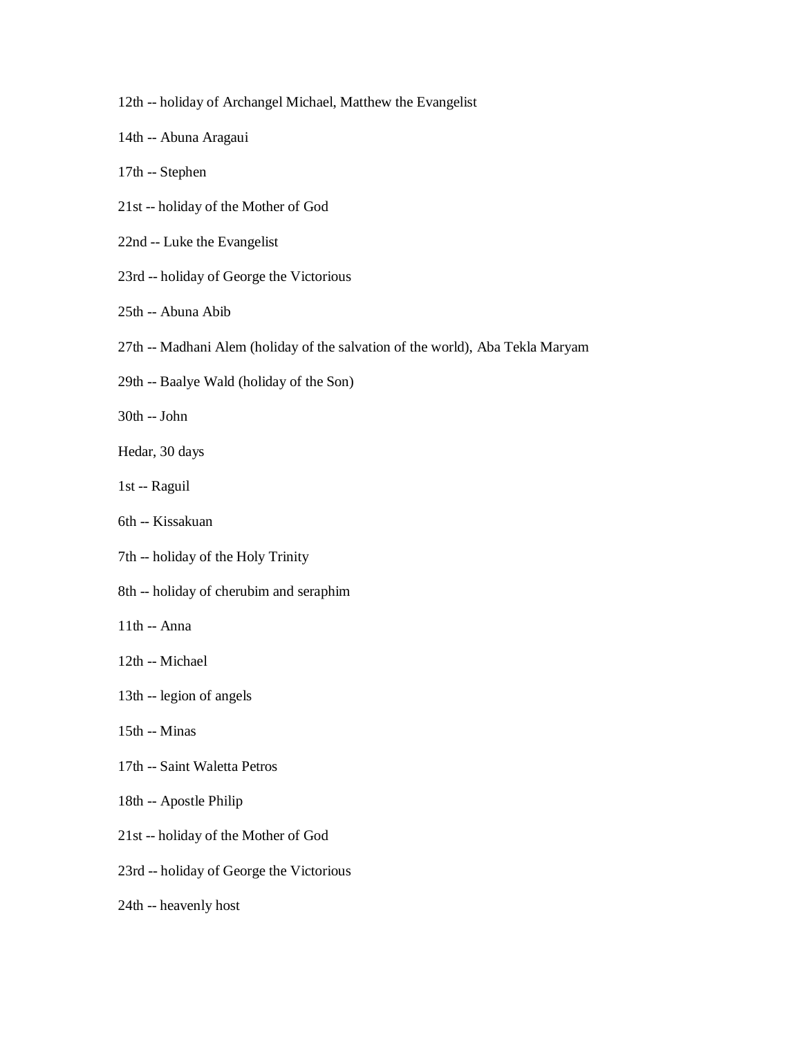12th -- holiday of Archangel Michael, Matthew the Evangelist

14th -- Abuna Aragaui

17th -- Stephen

21st -- holiday of the Mother of God

22nd -- Luke the Evangelist

23rd -- holiday of George the Victorious

25th -- Abuna Abib

27th -- Madhani Alem (holiday of the salvation of the world), Aba Tekla Maryam

29th -- Baalye Wald (holiday of the Son)

30th -- John

Hedar, 30 days

1st -- Raguil

6th -- Kissakuan

7th -- holiday of the Holy Trinity

8th -- holiday of cherubim and seraphim

11th -- Anna

12th -- Michael

13th -- legion of angels

15th -- Minas

17th -- Saint Waletta Petros

18th -- Apostle Philip

21st -- holiday of the Mother of God

23rd -- holiday of George the Victorious

24th -- heavenly host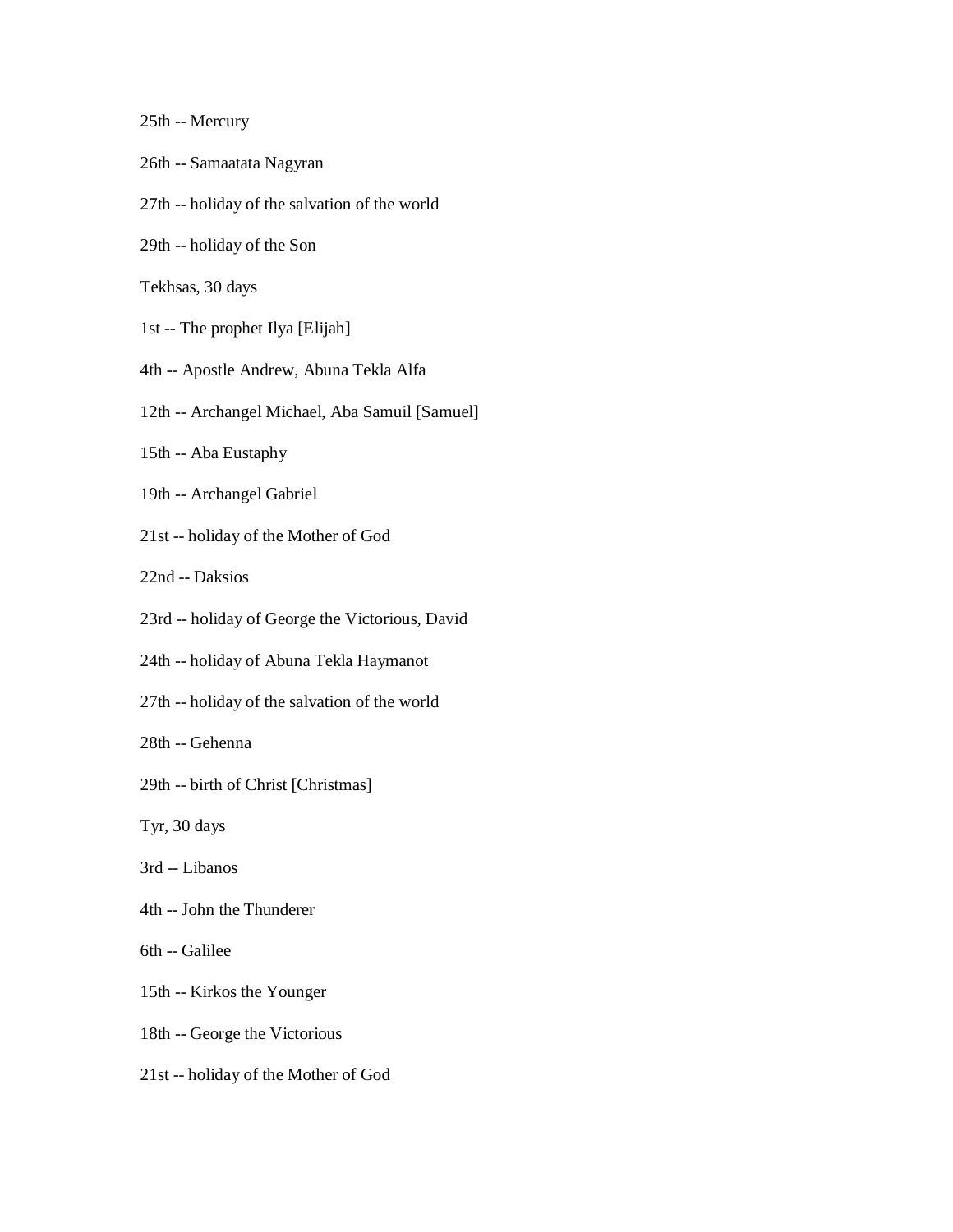25th -- Mercury

26th -- Samaatata Nagyran

27th -- holiday of the salvation of the world

29th -- holiday of the Son

Tekhsas, 30 days

1st -- The prophet Ilya [Elijah]

4th -- Apostle Andrew, Abuna Tekla Alfa

12th -- Archangel Michael, Aba Samuil [Samuel]

15th -- Aba Eustaphy

19th -- Archangel Gabriel

21st -- holiday of the Mother of God

22nd -- Daksios

23rd -- holiday of George the Victorious, David

24th -- holiday of Abuna Tekla Haymanot

27th -- holiday of the salvation of the world

28th -- Gehenna

29th -- birth of Christ [Christmas]

Tyr, 30 days

3rd -- Libanos

4th -- John the Thunderer

6th -- Galilee

15th -- Kirkos the Younger

18th -- George the Victorious

21st -- holiday of the Mother of God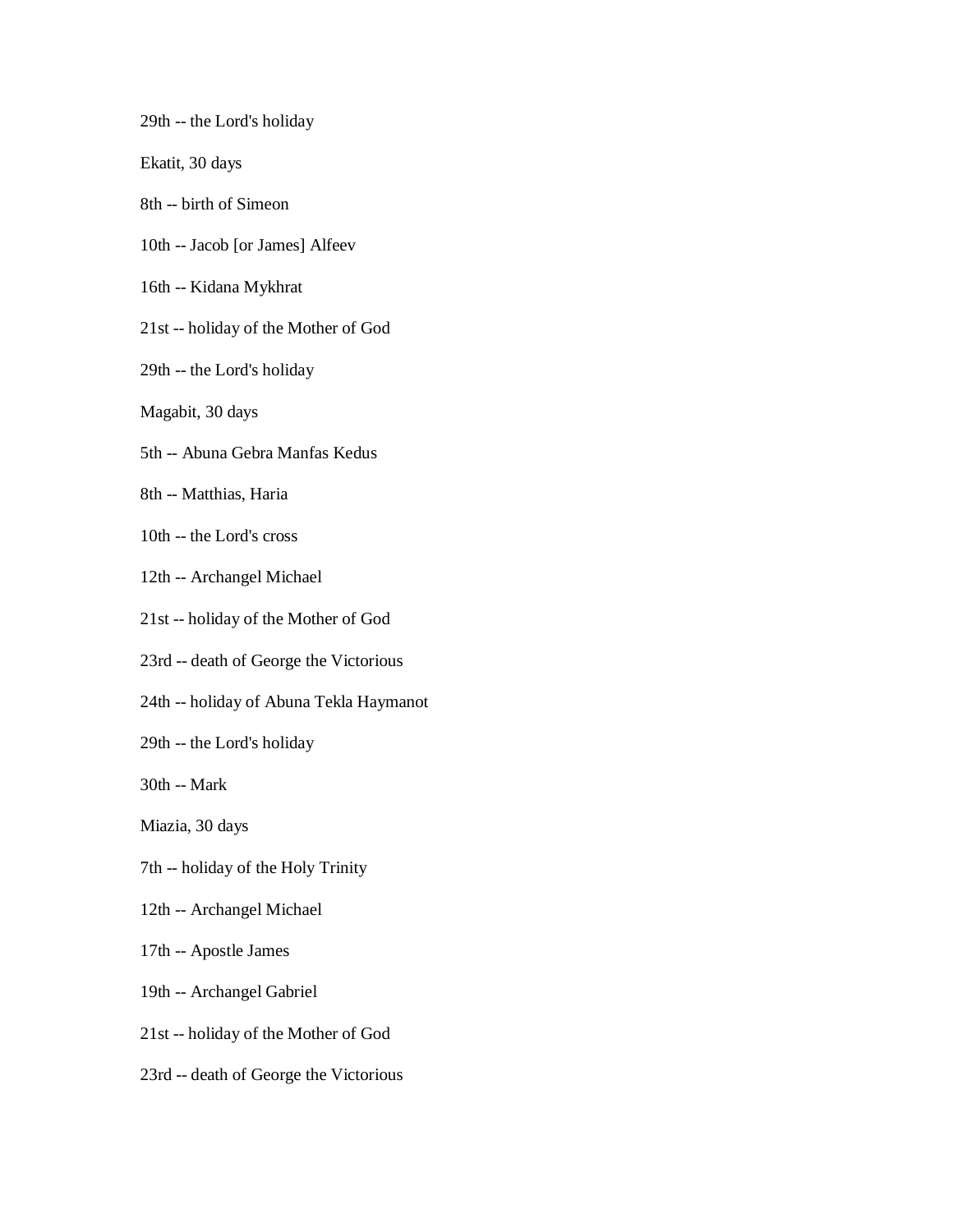29th -- the Lord's holiday

Ekatit, 30 days

8th -- birth of Simeon

10th -- Jacob [or James] Alfeev

16th -- Kidana Mykhrat

21st -- holiday of the Mother of God

29th -- the Lord's holiday

Magabit, 30 days

5th -- Abuna Gebra Manfas Kedus

8th -- Matthias, Haria

10th -- the Lord's cross

12th -- Archangel Michael

21st -- holiday of the Mother of God

23rd -- death of George the Victorious

24th -- holiday of Abuna Tekla Haymanot

29th -- the Lord's holiday

30th -- Mark

Miazia, 30 days

7th -- holiday of the Holy Trinity

12th -- Archangel Michael

17th -- Apostle James

19th -- Archangel Gabriel

21st -- holiday of the Mother of God

23rd -- death of George the Victorious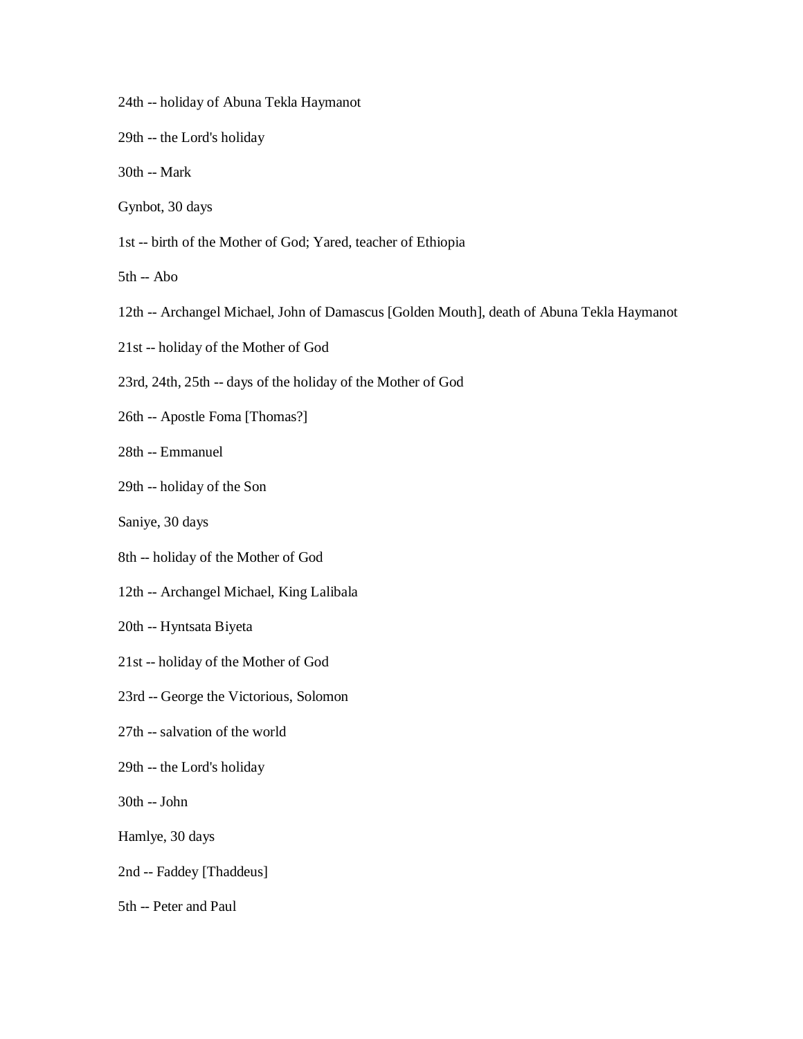24th -- holiday of Abuna Tekla Haymanot

29th -- the Lord's holiday

30th -- Mark

Gynbot, 30 days

1st -- birth of the Mother of God; Yared, teacher of Ethiopia

5th -- Abo

12th -- Archangel Michael, John of Damascus [Golden Mouth], death of Abuna Tekla Haymanot

21st -- holiday of the Mother of God

23rd, 24th, 25th -- days of the holiday of the Mother of God

26th -- Apostle Foma [Thomas?]

28th -- Emmanuel

29th -- holiday of the Son

Saniye, 30 days

8th -- holiday of the Mother of God

12th -- Archangel Michael, King Lalibala

20th -- Hyntsata Biyeta

21st -- holiday of the Mother of God

23rd -- George the Victorious, Solomon

27th -- salvation of the world

29th -- the Lord's holiday

30th -- John

Hamlye, 30 days

2nd -- Faddey [Thaddeus]

5th -- Peter and Paul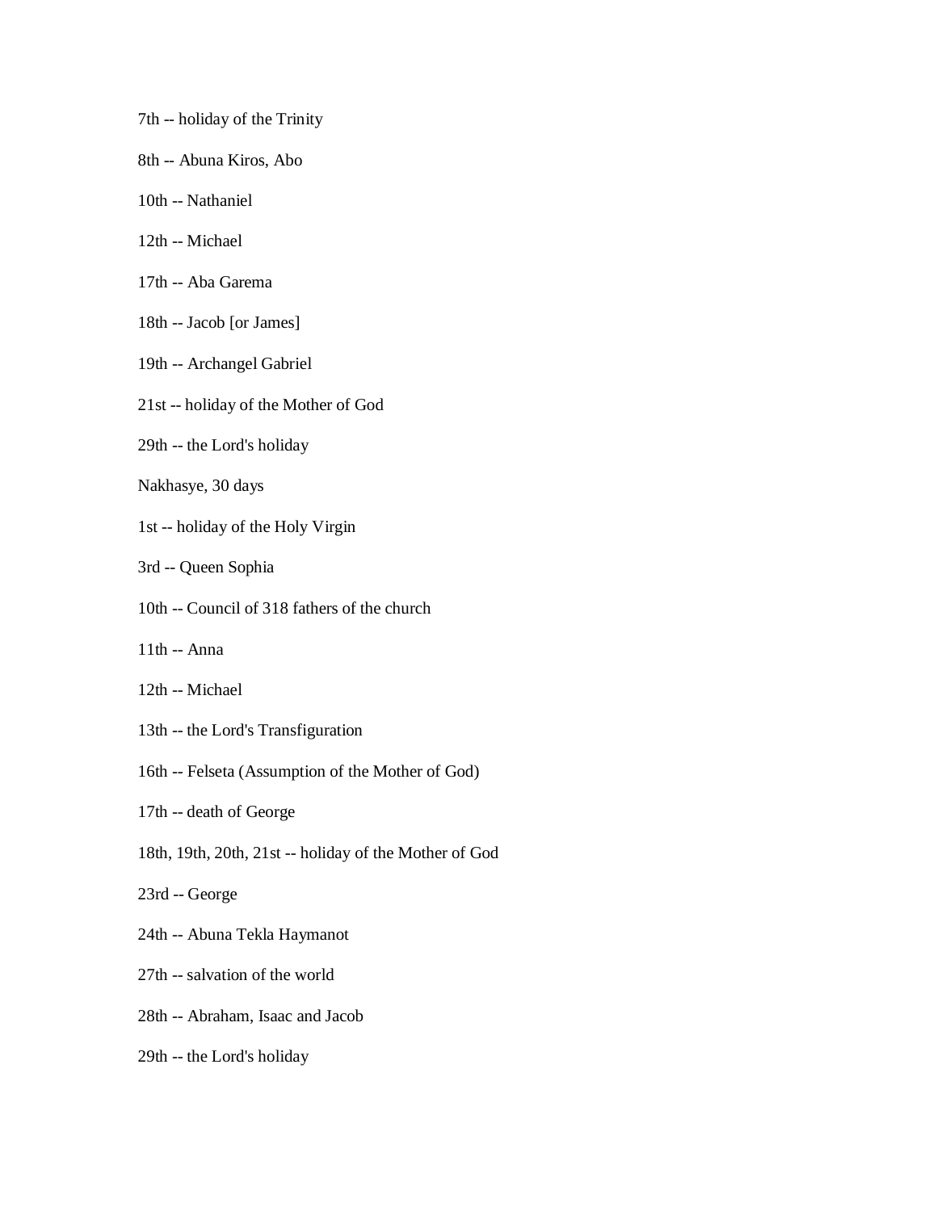7th -- holiday of the Trinity

8th -- Abuna Kiros, Abo

10th -- Nathaniel

12th -- Michael

17th -- Aba Garema

18th -- Jacob [or James]

19th -- Archangel Gabriel

21st -- holiday of the Mother of God

29th -- the Lord's holiday

Nakhasye, 30 days

1st -- holiday of the Holy Virgin

3rd -- Queen Sophia

10th -- Council of 318 fathers of the church

11th -- Anna

12th -- Michael

13th -- the Lord's Transfiguration

16th -- Felseta (Assumption of the Mother of God)

17th -- death of George

18th, 19th, 20th, 21st -- holiday of the Mother of God

23rd -- George

24th -- Abuna Tekla Haymanot

27th -- salvation of the world

28th -- Abraham, Isaac and Jacob

29th -- the Lord's holiday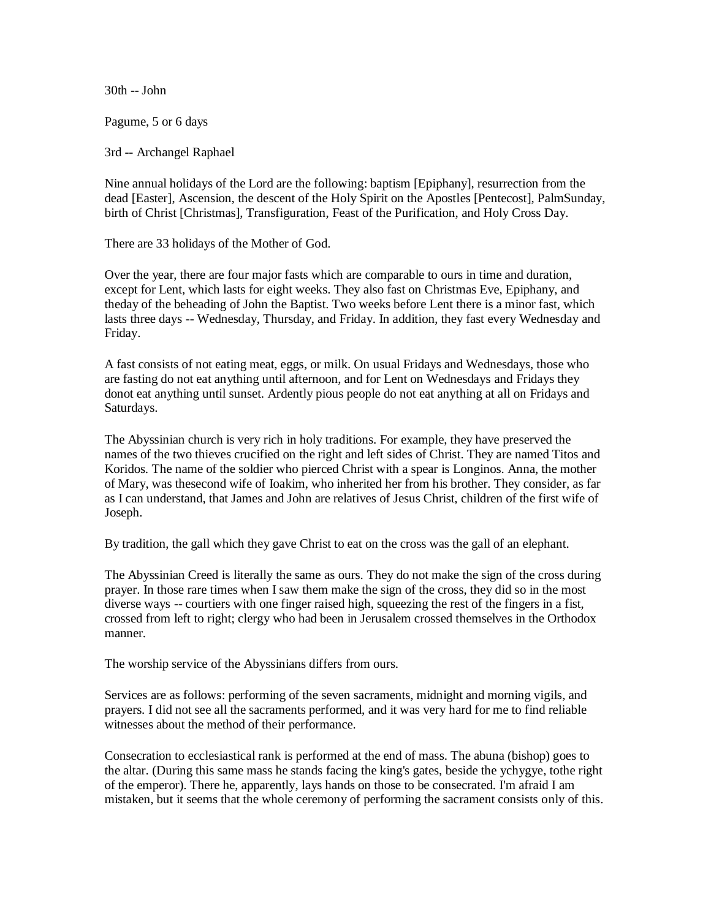30th -- John

Pagume, 5 or 6 days

3rd -- Archangel Raphael

Nine annual holidays of the Lord are the following: baptism [Epiphany], resurrection from the dead [Easter], Ascension, the descent of the Holy Spirit on the Apostles [Pentecost], PalmSunday, birth of Christ [Christmas], Transfiguration, Feast of the Purification, and Holy Cross Day.

There are 33 holidays of the Mother of God.

Over the year, there are four major fasts which are comparable to ours in time and duration, except for Lent, which lasts for eight weeks. They also fast on Christmas Eve, Epiphany, and theday of the beheading of John the Baptist. Two weeks before Lent there is a minor fast, which lasts three days -- Wednesday, Thursday, and Friday. In addition, they fast every Wednesday and Friday.

A fast consists of not eating meat, eggs, or milk. On usual Fridays and Wednesdays, those who are fasting do not eat anything until afternoon, and for Lent on Wednesdays and Fridays they donot eat anything until sunset. Ardently pious people do not eat anything at all on Fridays and Saturdays.

The Abyssinian church is very rich in holy traditions. For example, they have preserved the names of the two thieves crucified on the right and left sides of Christ. They are named Titos and Koridos. The name of the soldier who pierced Christ with a spear is Longinos. Anna, the mother of Mary, was thesecond wife of Ioakim, who inherited her from his brother. They consider, as far as I can understand, that James and John are relatives of Jesus Christ, children of the first wife of Joseph.

By tradition, the gall which they gave Christ to eat on the cross was the gall of an elephant.

The Abyssinian Creed is literally the same as ours. They do not make the sign of the cross during prayer. In those rare times when I saw them make the sign of the cross, they did so in the most diverse ways -- courtiers with one finger raised high, squeezing the rest of the fingers in a fist, crossed from left to right; clergy who had been in Jerusalem crossed themselves in the Orthodox manner.

The worship service of the Abyssinians differs from ours.

Services are as follows: performing of the seven sacraments, midnight and morning vigils, and prayers. I did not see all the sacraments performed, and it was very hard for me to find reliable witnesses about the method of their performance.

Consecration to ecclesiastical rank is performed at the end of mass. The abuna (bishop) goes to the altar. (During this same mass he stands facing the king's gates, beside the ychygye, tothe right of the emperor). There he, apparently, lays hands on those to be consecrated. I'm afraid I am mistaken, but it seems that the whole ceremony of performing the sacrament consists only of this.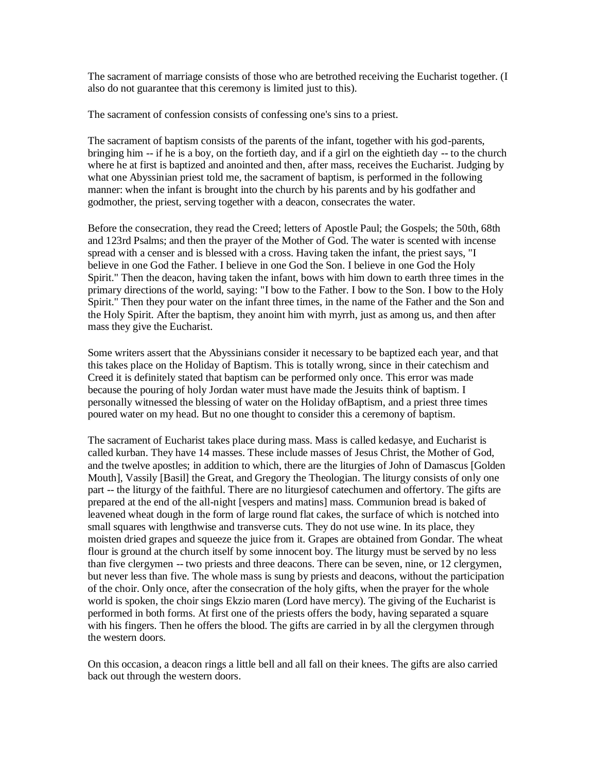The sacrament of marriage consists of those who are betrothed receiving the Eucharist together. (I also do not guarantee that this ceremony is limited just to this).

The sacrament of confession consists of confessing one's sins to a priest.

The sacrament of baptism consists of the parents of the infant, together with his god-parents, bringing him -- if he is a boy, on the fortieth day, and if a girl on the eightieth day -- to the church where he at first is baptized and anointed and then, after mass, receives the Eucharist. Judging by what one Abyssinian priest told me, the sacrament of baptism, is performed in the following manner: when the infant is brought into the church by his parents and by his godfather and godmother, the priest, serving together with a deacon, consecrates the water.

Before the consecration, they read the Creed; letters of Apostle Paul; the Gospels; the 50th, 68th and 123rd Psalms; and then the prayer of the Mother of God. The water is scented with incense spread with a censer and is blessed with a cross. Having taken the infant, the priest says, "I believe in one God the Father. I believe in one God the Son. I believe in one God the Holy Spirit." Then the deacon, having taken the infant, bows with him down to earth three times in the primary directions of the world, saying: "I bow to the Father. I bow to the Son. I bow to the Holy Spirit." Then they pour water on the infant three times, in the name of the Father and the Son and the Holy Spirit. After the baptism, they anoint him with myrrh, just as among us, and then after mass they give the Eucharist.

Some writers assert that the Abyssinians consider it necessary to be baptized each year, and that this takes place on the Holiday of Baptism. This is totally wrong, since in their catechism and Creed it is definitely stated that baptism can be performed only once. This error was made because the pouring of holy Jordan water must have made the Jesuits think of baptism. I personally witnessed the blessing of water on the Holiday ofBaptism, and a priest three times poured water on my head. But no one thought to consider this a ceremony of baptism.

The sacrament of Eucharist takes place during mass. Mass is called kedasye, and Eucharist is called kurban. They have 14 masses. These include masses of Jesus Christ, the Mother of God, and the twelve apostles; in addition to which, there are the liturgies of John of Damascus [Golden Mouth], Vassily [Basil] the Great, and Gregory the Theologian. The liturgy consists of only one part -- the liturgy of the faithful. There are no liturgiesof catechumen and offertory. The gifts are prepared at the end of the all-night [vespers and matins] mass. Communion bread is baked of leavened wheat dough in the form of large round flat cakes, the surface of which is notched into small squares with lengthwise and transverse cuts. They do not use wine. In its place, they moisten dried grapes and squeeze the juice from it. Grapes are obtained from Gondar. The wheat flour is ground at the church itself by some innocent boy. The liturgy must be served by no less than five clergymen -- two priests and three deacons. There can be seven, nine, or 12 clergymen, but never less than five. The whole mass is sung by priests and deacons, without the participation of the choir. Only once, after the consecration of the holy gifts, when the prayer for the whole world is spoken, the choir sings Ekzio maren (Lord have mercy). The giving of the Eucharist is performed in both forms. At first one of the priests offers the body, having separated a square with his fingers. Then he offers the blood. The gifts are carried in by all the clergymen through the western doors.

On this occasion, a deacon rings a little bell and all fall on their knees. The gifts are also carried back out through the western doors.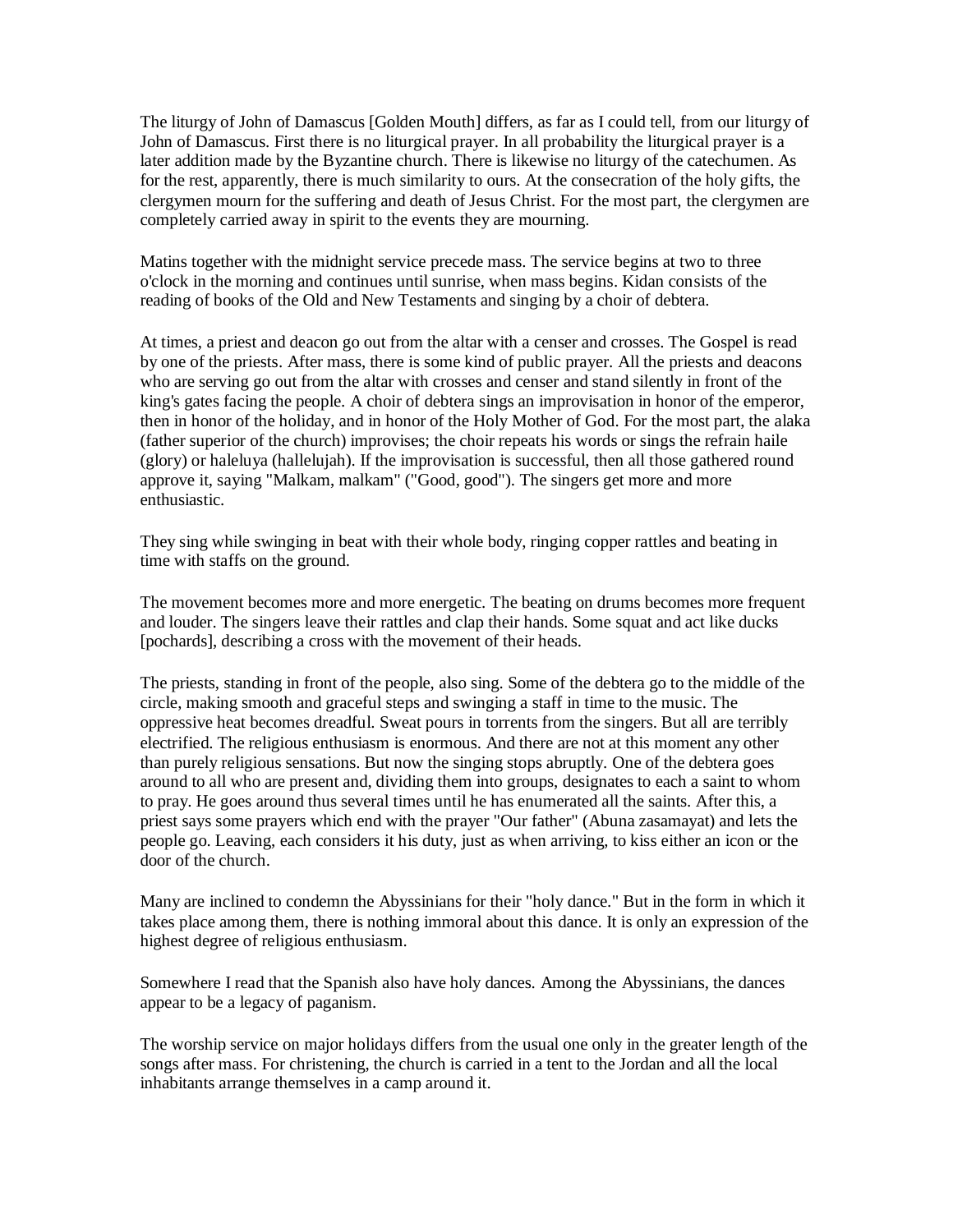The liturgy of John of Damascus [Golden Mouth] differs, as far as I could tell, from our liturgy of John of Damascus. First there is no liturgical prayer. In all probability the liturgical prayer is a later addition made by the Byzantine church. There is likewise no liturgy of the catechumen. As for the rest, apparently, there is much similarity to ours. At the consecration of the holy gifts, the clergymen mourn for the suffering and death of Jesus Christ. For the most part, the clergymen are completely carried away in spirit to the events they are mourning.

Matins together with the midnight service precede mass. The service begins at two to three o'clock in the morning and continues until sunrise, when mass begins. Kidan consists of the reading of books of the Old and New Testaments and singing by a choir of debtera.

At times, a priest and deacon go out from the altar with a censer and crosses. The Gospel is read by one of the priests. After mass, there is some kind of public prayer. All the priests and deacons who are serving go out from the altar with crosses and censer and stand silently in front of the king's gates facing the people. A choir of debtera sings an improvisation in honor of the emperor, then in honor of the holiday, and in honor of the Holy Mother of God. For the most part, the alaka (father superior of the church) improvises; the choir repeats his words or sings the refrain haile (glory) or haleluya (hallelujah). If the improvisation is successful, then all those gathered round approve it, saying "Malkam, malkam" ("Good, good"). The singers get more and more enthusiastic.

They sing while swinging in beat with their whole body, ringing copper rattles and beating in time with staffs on the ground.

The movement becomes more and more energetic. The beating on drums becomes more frequent and louder. The singers leave their rattles and clap their hands. Some squat and act like ducks [pochards], describing a cross with the movement of their heads.

The priests, standing in front of the people, also sing. Some of the debtera go to the middle of the circle, making smooth and graceful steps and swinging a staff in time to the music. The oppressive heat becomes dreadful. Sweat pours in torrents from the singers. But all are terribly electrified. The religious enthusiasm is enormous. And there are not at this moment any other than purely religious sensations. But now the singing stops abruptly. One of the debtera goes around to all who are present and, dividing them into groups, designates to each a saint to whom to pray. He goes around thus several times until he has enumerated all the saints. After this, a priest says some prayers which end with the prayer "Our father" (Abuna zasamayat) and lets the people go. Leaving, each considers it his duty, just as when arriving, to kiss either an icon or the door of the church.

Many are inclined to condemn the Abyssinians for their "holy dance." But in the form in which it takes place among them, there is nothing immoral about this dance. It is only an expression of the highest degree of religious enthusiasm.

Somewhere I read that the Spanish also have holy dances. Among the Abyssinians, the dances appear to be a legacy of paganism.

The worship service on major holidays differs from the usual one only in the greater length of the songs after mass. For christening, the church is carried in a tent to the Jordan and all the local inhabitants arrange themselves in a camp around it.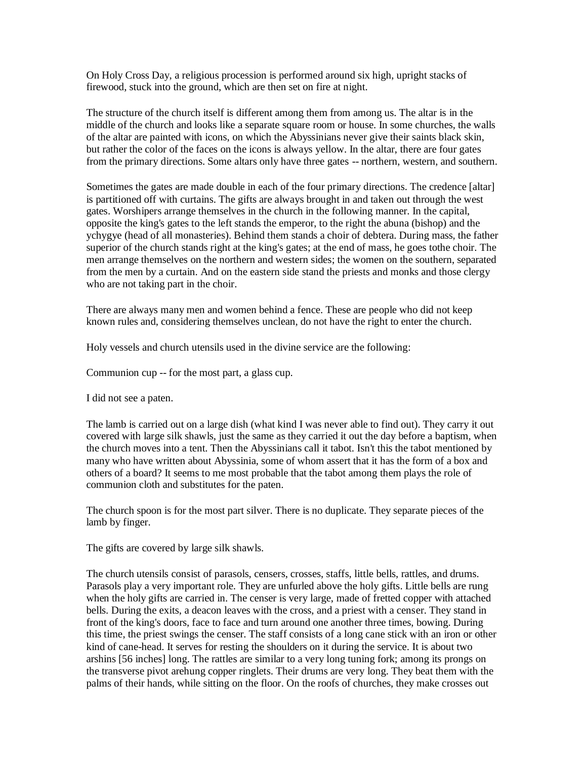On Holy Cross Day, a religious procession is performed around six high, upright stacks of firewood, stuck into the ground, which are then set on fire at night.

The structure of the church itself is different among them from among us. The altar is in the middle of the church and looks like a separate square room or house. In some churches, the walls of the altar are painted with icons, on which the Abyssinians never give their saints black skin, but rather the color of the faces on the icons is always yellow. In the altar, there are four gates from the primary directions. Some altars only have three gates -- northern, western, and southern.

Sometimes the gates are made double in each of the four primary directions. The credence [altar] is partitioned off with curtains. The gifts are always brought in and taken out through the west gates. Worshipers arrange themselves in the church in the following manner. In the capital, opposite the king's gates to the left stands the emperor, to the right the abuna (bishop) and the ychygye (head of all monasteries). Behind them stands a choir of debtera. During mass, the father superior of the church stands right at the king's gates; at the end of mass, he goes tothe choir. The men arrange themselves on the northern and western sides; the women on the southern, separated from the men by a curtain. And on the eastern side stand the priests and monks and those clergy who are not taking part in the choir.

There are always many men and women behind a fence. These are people who did not keep known rules and, considering themselves unclean, do not have the right to enter the church.

Holy vessels and church utensils used in the divine service are the following:

Communion cup -- for the most part, a glass cup.

I did not see a paten.

The lamb is carried out on a large dish (what kind I was never able to find out). They carry it out covered with large silk shawls, just the same as they carried it out the day before a baptism, when the church moves into a tent. Then the Abyssinians call it tabot. Isn't this the tabot mentioned by many who have written about Abyssinia, some of whom assert that it has the form of a box and others of a board? It seems to me most probable that the tabot among them plays the role of communion cloth and substitutes for the paten.

The church spoon is for the most part silver. There is no duplicate. They separate pieces of the lamb by finger.

The gifts are covered by large silk shawls.

The church utensils consist of parasols, censers, crosses, staffs, little bells, rattles, and drums. Parasols play a very important role. They are unfurled above the holy gifts. Little bells are rung when the holy gifts are carried in. The censer is very large, made of fretted copper with attached bells. During the exits, a deacon leaves with the cross, and a priest with a censer. They stand in front of the king's doors, face to face and turn around one another three times, bowing. During this time, the priest swings the censer. The staff consists of a long cane stick with an iron or other kind of cane-head. It serves for resting the shoulders on it during the service. It is about two arshins [56 inches] long. The rattles are similar to a very long tuning fork; among its prongs on the transverse pivot arehung copper ringlets. Their drums are very long. They beat them with the palms of their hands, while sitting on the floor. On the roofs of churches, they make crosses out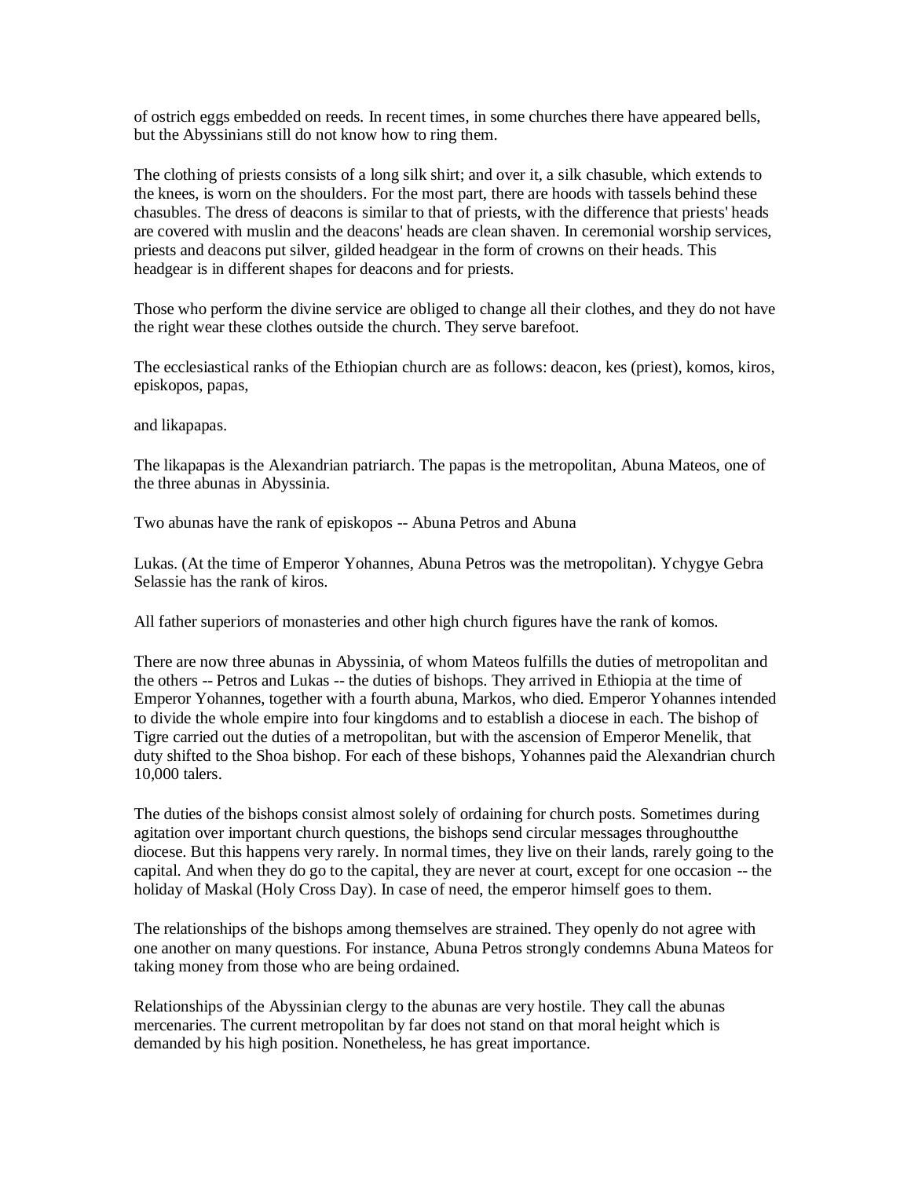of ostrich eggs embedded on reeds. In recent times, in some churches there have appeared bells, but the Abyssinians still do not know how to ring them.

The clothing of priests consists of a long silk shirt; and over it, a silk chasuble, which extends to the knees, is worn on the shoulders. For the most part, there are hoods with tassels behind these chasubles. The dress of deacons is similar to that of priests, with the difference that priests' heads are covered with muslin and the deacons' heads are clean shaven. In ceremonial worship services, priests and deacons put silver, gilded headgear in the form of crowns on their heads. This headgear is in different shapes for deacons and for priests.

Those who perform the divine service are obliged to change all their clothes, and they do not have the right wear these clothes outside the church. They serve barefoot.

The ecclesiastical ranks of the Ethiopian church are as follows: deacon, kes (priest), komos, kiros, episkopos, papas,

and likapapas.

The likapapas is the Alexandrian patriarch. The papas is the metropolitan, Abuna Mateos, one of the three abunas in Abyssinia.

Two abunas have the rank of episkopos -- Abuna Petros and Abuna

Lukas. (At the time of Emperor Yohannes, Abuna Petros was the metropolitan). Ychygye Gebra Selassie has the rank of kiros.

All father superiors of monasteries and other high church figures have the rank of komos.

There are now three abunas in Abyssinia, of whom Mateos fulfills the duties of metropolitan and the others -- Petros and Lukas -- the duties of bishops. They arrived in Ethiopia at the time of Emperor Yohannes, together with a fourth abuna, Markos, who died. Emperor Yohannes intended to divide the whole empire into four kingdoms and to establish a diocese in each. The bishop of Tigre carried out the duties of a metropolitan, but with the ascension of Emperor Menelik, that duty shifted to the Shoa bishop. For each of these bishops, Yohannes paid the Alexandrian church 10,000 talers.

The duties of the bishops consist almost solely of ordaining for church posts. Sometimes during agitation over important church questions, the bishops send circular messages throughoutthe diocese. But this happens very rarely. In normal times, they live on their lands, rarely going to the capital. And when they do go to the capital, they are never at court, except for one occasion -- the holiday of Maskal (Holy Cross Day). In case of need, the emperor himself goes to them.

The relationships of the bishops among themselves are strained. They openly do not agree with one another on many questions. For instance, Abuna Petros strongly condemns Abuna Mateos for taking money from those who are being ordained.

Relationships of the Abyssinian clergy to the abunas are very hostile. They call the abunas mercenaries. The current metropolitan by far does not stand on that moral height which is demanded by his high position. Nonetheless, he has great importance.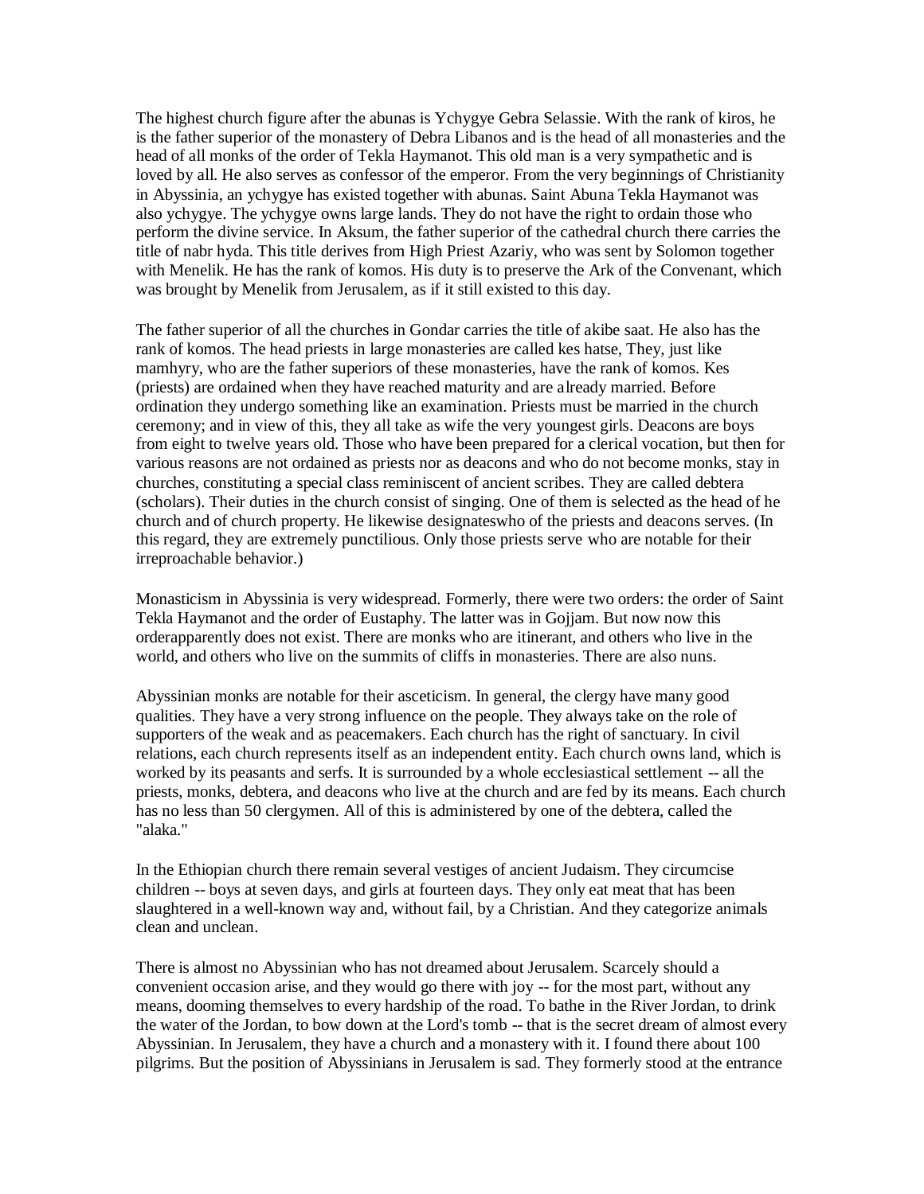The highest church figure after the abunas is Ychygye Gebra Selassie. With the rank of kiros, he is the father superior of the monastery of Debra Libanos and is the head of all monasteries and the head of all monks of the order of Tekla Haymanot. This old man is a very sympathetic and is loved by all. He also serves as confessor of the emperor. From the very beginnings of Christianity in Abyssinia, an ychygye has existed together with abunas. Saint Abuna Tekla Haymanot was also ychygye. The ychygye owns large lands. They do not have the right to ordain those who perform the divine service. In Aksum, the father superior of the cathedral church there carries the title of nabr hyda. This title derives from High Priest Azariy, who was sent by Solomon together with Menelik. He has the rank of komos. His duty is to preserve the Ark of the Convenant, which was brought by Menelik from Jerusalem, as if it still existed to this day.

The father superior of all the churches in Gondar carries the title of akibe saat. He also has the rank of komos. The head priests in large monasteries are called kes hatse, They, just like mamhyry, who are the father superiors of these monasteries, have the rank of komos. Kes (priests) are ordained when they have reached maturity and are already married. Before ordination they undergo something like an examination. Priests must be married in the church ceremony; and in view of this, they all take as wife the very youngest girls. Deacons are boys from eight to twelve years old. Those who have been prepared for a clerical vocation, but then for various reasons are not ordained as priests nor as deacons and who do not become monks, stay in churches, constituting a special class reminiscent of ancient scribes. They are called debtera (scholars). Their duties in the church consist of singing. One of them is selected as the head of he church and of church property. He likewise designateswho of the priests and deacons serves. (In this regard, they are extremely punctilious. Only those priests serve who are notable for their irreproachable behavior.)

Monasticism in Abyssinia is very widespread. Formerly, there were two orders: the order of Saint Tekla Haymanot and the order of Eustaphy. The latter was in Gojjam. But now now this orderapparently does not exist. There are monks who are itinerant, and others who live in the world, and others who live on the summits of cliffs in monasteries. There are also nuns.

Abyssinian monks are notable for their asceticism. In general, the clergy have many good qualities. They have a very strong influence on the people. They always take on the role of supporters of the weak and as peacemakers. Each church has the right of sanctuary. In civil relations, each church represents itself as an independent entity. Each church owns land, which is worked by its peasants and serfs. It is surrounded by a whole ecclesiastical settlement -- all the priests, monks, debtera, and deacons who live at the church and are fed by its means. Each church has no less than 50 clergymen. All of this is administered by one of the debtera, called the "alaka."

In the Ethiopian church there remain several vestiges of ancient Judaism. They circumcise children -- boys at seven days, and girls at fourteen days. They only eat meat that has been slaughtered in a well-known way and, without fail, by a Christian. And they categorize animals clean and unclean.

There is almost no Abyssinian who has not dreamed about Jerusalem. Scarcely should a convenient occasion arise, and they would go there with joy -- for the most part, without any means, dooming themselves to every hardship of the road. To bathe in the River Jordan, to drink the water of the Jordan, to bow down at the Lord's tomb -- that is the secret dream of almost every Abyssinian. In Jerusalem, they have a church and a monastery with it. I found there about 100 pilgrims. But the position of Abyssinians in Jerusalem is sad. They formerly stood at the entrance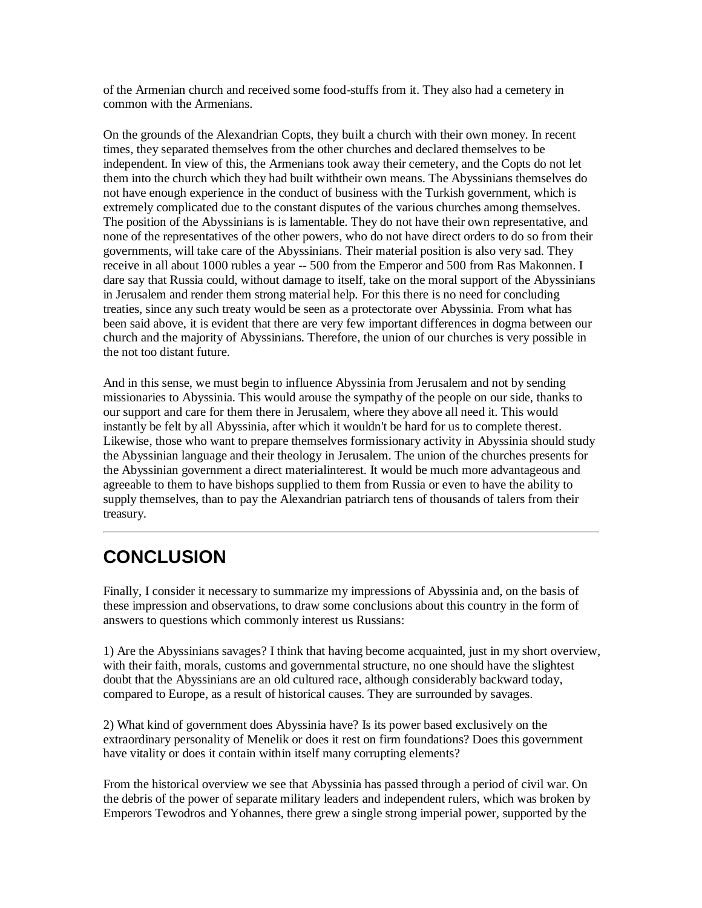of the Armenian church and received some food-stuffs from it. They also had a cemetery in common with the Armenians.

On the grounds of the Alexandrian Copts, they built a church with their own money. In recent times, they separated themselves from the other churches and declared themselves to be independent. In view of this, the Armenians took away their cemetery, and the Copts do not let them into the church which they had built withtheir own means. The Abyssinians themselves do not have enough experience in the conduct of business with the Turkish government, which is extremely complicated due to the constant disputes of the various churches among themselves. The position of the Abyssinians is is lamentable. They do not have their own representative, and none of the representatives of the other powers, who do not have direct orders to do so from their governments, will take care of the Abyssinians. Their material position is also very sad. They receive in all about 1000 rubles a year -- 500 from the Emperor and 500 from Ras Makonnen. I dare say that Russia could, without damage to itself, take on the moral support of the Abyssinians in Jerusalem and render them strong material help. For this there is no need for concluding treaties, since any such treaty would be seen as a protectorate over Abyssinia. From what has been said above, it is evident that there are very few important differences in dogma between our church and the majority of Abyssinians. Therefore, the union of our churches is very possible in the not too distant future.

And in this sense, we must begin to influence Abyssinia from Jerusalem and not by sending missionaries to Abyssinia. This would arouse the sympathy of the people on our side, thanks to our support and care for them there in Jerusalem, where they above all need it. This would instantly be felt by all Abyssinia, after which it wouldn't be hard for us to complete therest. Likewise, those who want to prepare themselves formissionary activity in Abyssinia should study the Abyssinian language and their theology in Jerusalem. The union of the churches presents for the Abyssinian government a direct materialinterest. It would be much more advantageous and agreeable to them to have bishops supplied to them from Russia or even to have the ability to supply themselves, than to pay the Alexandrian patriarch tens of thousands of talers from their treasury.

---

## CONCLUSION

Finally, I consider it necessary to summarize my impressions of Abyssinia and, on the basis of these impression and observations, to draw some conclusions about this country in the form of answers to questions which commonly interest us Russians:

1) Are the Abyssinians savages? I think that having become acquainted, just in my short overview, with their faith, morals, customs and governmental structure, no one should have the slightest doubt that the Abyssinians are an old cultured race, although considerably backward today, compared to Europe, as a result of historical causes. They are surrounded by savages.

2) What kind of government does Abyssinia have? Is its power based exclusively on the extraordinary personality of Menelik or does it rest on firm foundations? Does this government have vitality or does it contain within itself many corrupting elements?

From the historical overview we see that Abyssinia has passed through a period of civil war. On the debris of the power of separate military leaders and independent rulers, which was broken by Emperors Tewodros and Yohannes, there grew a single strong imperial power, supported by the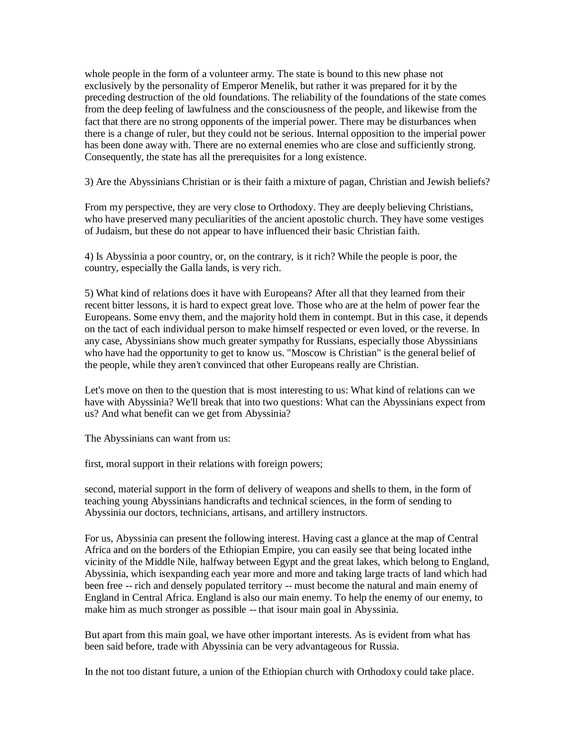whole people in the form of a volunteer army. The state is bound to this new phase not exclusively by the personality of Emperor Menelik, but rather it was prepared for it by the preceding destruction of the old foundations. The reliability of the foundations of the state comes from the deep feeling of lawfulness and the consciousness of the people, and likewise from the fact that there are no strong opponents of the imperial power. There may be disturbances when there is a change of ruler, but they could not be serious. Internal opposition to the imperial power has been done away with. There are no external enemies who are close and sufficiently strong. Consequently, the state has all the prerequisites for a long existence.

3) Are the Abyssinians Christian or is their faith a mixture of pagan, Christian and Jewish beliefs?

From my perspective, they are very close to Orthodoxy. They are deeply believing Christians, who have preserved many peculiarities of the ancient apostolic church. They have some vestiges of Judaism, but these do not appear to have influenced their basic Christian faith.

4) Is Abyssinia a poor country, or, on the contrary, is it rich? While the people is poor, the country, especially the Galla lands, is very rich.

5) What kind of relations does it have with Europeans? After all that they learned from their recent bitter lessons, it is hard to expect great love. Those who are at the helm of power fear the Europeans. Some envy them, and the majority hold them in contempt. But in this case, it depends on the tact of each individual person to make himself respected or even loved, or the reverse. In any case, Abyssinians show much greater sympathy for Russians, especially those Abyssinians who have had the opportunity to get to know us. "Moscow is Christian" is the general belief of the people, while they aren't convinced that other Europeans really are Christian.

Let's move on then to the question that is most interesting to us: What kind of relations can we have with Abyssinia? We'll break that into two questions: What can the Abyssinians expect from us? And what benefit can we get from Abyssinia?

The Abyssinians can want from us:

first, moral support in their relations with foreign powers;

second, material support in the form of delivery of weapons and shells to them, in the form of teaching young Abyssinians handicrafts and technical sciences, in the form of sending to Abyssinia our doctors, technicians, artisans, and artillery instructors.

For us, Abyssinia can present the following interest. Having cast a glance at the map of Central Africa and on the borders of the Ethiopian Empire, you can easily see that being located inthe vicinity of the Middle Nile, halfway between Egypt and the great lakes, which belong to England, Abyssinia, which isexpanding each year more and more and taking large tracts of land which had been free -- rich and densely populated territory -- must become the natural and main enemy of England in Central Africa. England is also our main enemy. To help the enemy of our enemy, to make him as much stronger as possible -- that isour main goal in Abyssinia.

But apart from this main goal, we have other important interests. As is evident from what has been said before, trade with Abyssinia can be very advantageous for Russia.

In the not too distant future, a union of the Ethiopian church with Orthodoxy could take place.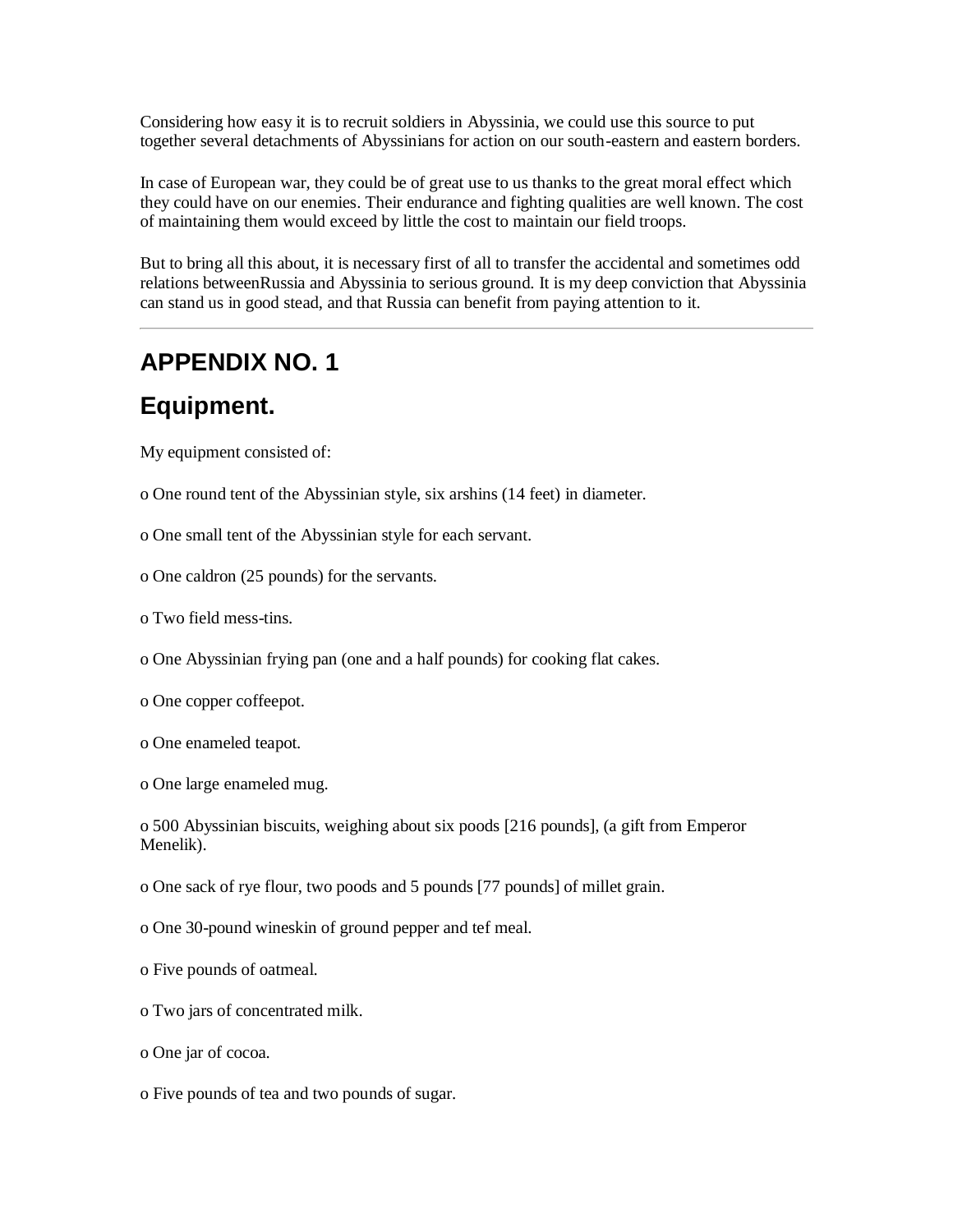Considering how easy it is to recruit soldiers in Abyssinia, we could use this source to put together several detachments of Abyssinians for action on our south-eastern and eastern borders.

In case of European war, they could be of great use to us thanks to the great moral effect which they could have on our enemies. Their endurance and fighting qualities are well known. The cost of maintaining them would exceed by little the cost to maintain our field troops.

But to bring all this about, it is necessary first of all to transfer the accidental and sometimes odd relations betweenRussia and Abyssinia to serious ground. It is my deep conviction that Abyssinia can stand us in good stead, and that Russia can benefit from paying attention to it.

---

## APPENDIX NO. 1

## Equipment.

My equipment consisted of:

o One round tent of the Abyssinian style, six arshins (14 feet) in diameter.

o One small tent of the Abyssinian style for each servant.

o One caldron (25 pounds) for the servants.

o Two field mess-tins.

o One Abyssinian frying pan (one and a half pounds) for cooking flat cakes.

o One copper coffeepot.

o One enameled teapot.

o One large enameled mug.

o 500 Abyssinian biscuits, weighing about six poods [216 pounds], (a gift from Emperor Menelik).

o One sack of rye flour, two poods and 5 pounds [77 pounds] of millet grain.

o One 30-pound wineskin of ground pepper and tef meal.

o Five pounds of oatmeal.

o Two jars of concentrated milk.

o One jar of cocoa.

o Five pounds of tea and two pounds of sugar.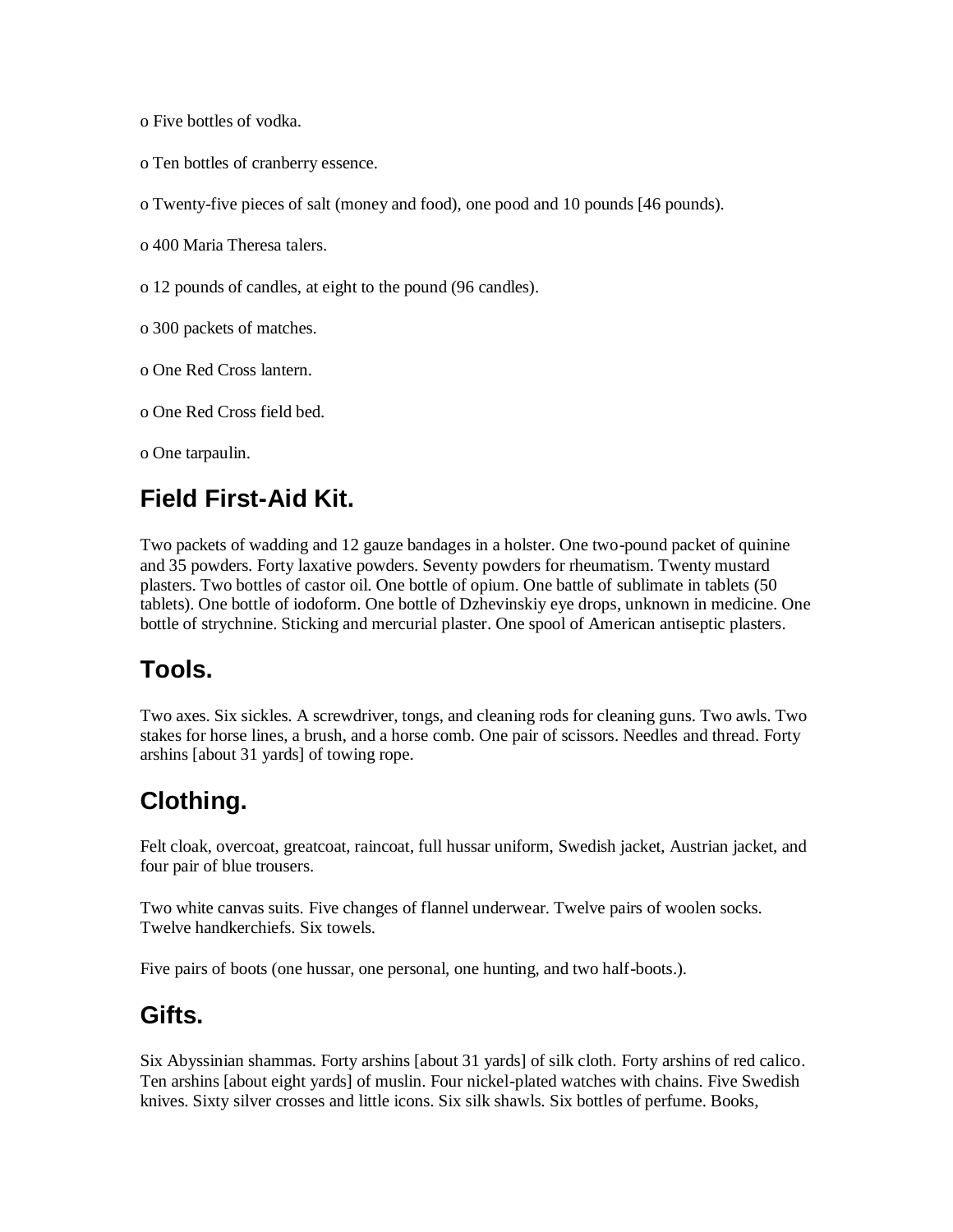- Five bottles of vodka.
- Ten bottles of cranberry essence.
- Twenty-five pieces of salt (money and food), one pood and 10 pounds [46 pounds).
- 400 Maria Theresa talers.
- 12 pounds of candles, at eight to the pound (96 candles).
- 300 packets of matches.
- One Red Cross lantern.
- One Red Cross field bed.
- One tarpaulin.

## Field First-Aid Kit.

Two packets of wadding and 12 gauze bandages in a holster. One two-pound packet of quinine and 35 powders. Forty laxative powders. Seventy powders for rheumatism. Twenty mustard plasters. Two bottles of castor oil. One bottle of opium. One battle of sublimate in tablets (50 tablets). One bottle of iodoform. One bottle of Dzhevinskiy eye drops, unknown in medicine. One bottle of strychnine. Sticking and mercurial plaster. One spool of American antiseptic plasters.

## Tools.

Two axes. Six sickles. A screwdriver, tongs, and cleaning rods for cleaning guns. Two awls. Two stakes for horse lines, a brush, and a horse comb. One pair of scissors. Needles and thread. Forty arshins [about 31 yards] of towing rope.

## Clothing.

Felt cloak, overcoat, greatcoat, raincoat, full hussar uniform, Swedish jacket, Austrian jacket, and four pair of blue trousers.

Two white canvas suits. Five changes of flannel underwear. Twelve pairs of woolen socks. Twelve handkerchiefs. Six towels.

Five pairs of boots (one hussar, one personal, one hunting, and two half-boots.).

## Gifts.

Six Abyssinian shammas. Forty arshins [about 31 yards] of silk cloth. Forty arshins of red calico. Ten arshins [about eight yards] of muslin. Four nickel-plated watches with chains. Five Swedish knives. Sixty silver crosses and little icons. Six silk shawls. Six bottles of perfume. Books,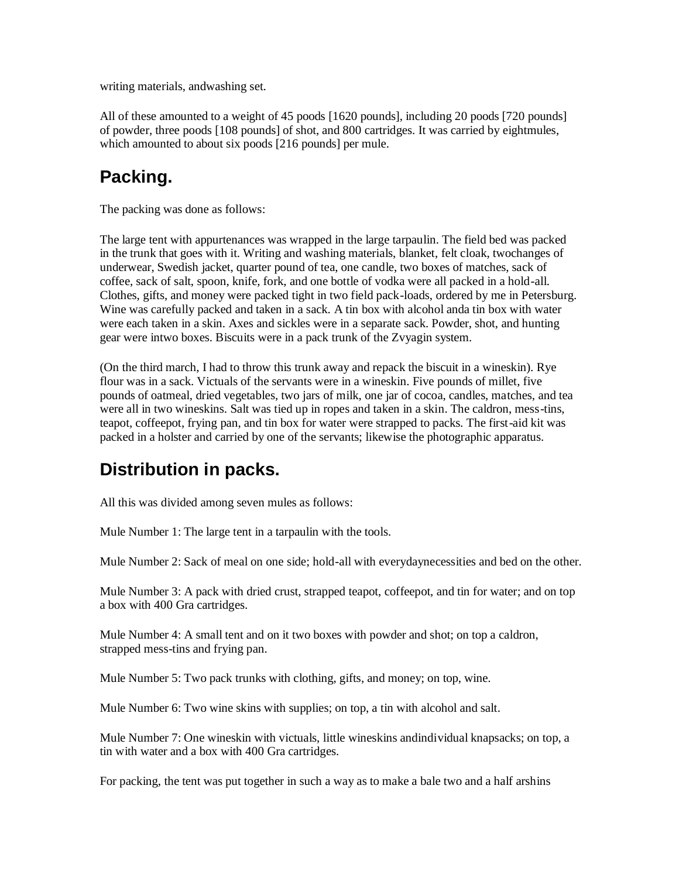writing materials, andwashing set.

All of these amounted to a weight of 45 poods [1620 pounds], including 20 poods [720 pounds] of powder, three poods [108 pounds] of shot, and 800 cartridges. It was carried by eightmules, which amounted to about six poods [216 pounds] per mule.

## Packing.

The packing was done as follows:

The large tent with appurtenances was wrapped in the large tarpaulin. The field bed was packed in the trunk that goes with it. Writing and washing materials, blanket, felt cloak, twochanges of underwear, Swedish jacket, quarter pound of tea, one candle, two boxes of matches, sack of coffee, sack of salt, spoon, knife, fork, and one bottle of vodka were all packed in a hold-all. Clothes, gifts, and money were packed tight in two field pack-loads, ordered by me in Petersburg. Wine was carefully packed and taken in a sack. A tin box with alcohol anda tin box with water were each taken in a skin. Axes and sickles were in a separate sack. Powder, shot, and hunting gear were intwo boxes. Biscuits were in a pack trunk of the Zvyagin system.

(On the third march, I had to throw this trunk away and repack the biscuit in a wineskin). Rye flour was in a sack. Victuals of the servants were in a wineskin. Five pounds of millet, five pounds of oatmeal, dried vegetables, two jars of milk, one jar of cocoa, candles, matches, and tea were all in two wineskins. Salt was tied up in ropes and taken in a skin. The caldron, mess-tins, teapot, coffeepot, frying pan, and tin box for water were strapped to packs. The first-aid kit was packed in a holster and carried by one of the servants; likewise the photographic apparatus.

## Distribution in packs.

All this was divided among seven mules as follows:

Mule Number 1: The large tent in a tarpaulin with the tools.

Mule Number 2: Sack of meal on one side; hold-all with everydaynecessities and bed on the other.

Mule Number 3: A pack with dried crust, strapped teapot, coffeepot, and tin for water; and on top a box with 400 Gra cartridges.

Mule Number 4: A small tent and on it two boxes with powder and shot; on top a caldron, strapped mess-tins and frying pan.

Mule Number 5: Two pack trunks with clothing, gifts, and money; on top, wine.

Mule Number 6: Two wine skins with supplies; on top, a tin with alcohol and salt.

Mule Number 7: One wineskin with victuals, little wineskins andindividual knapsacks; on top, a tin with water and a box with 400 Gra cartridges.

For packing, the tent was put together in such a way as to make a bale two and a half arshins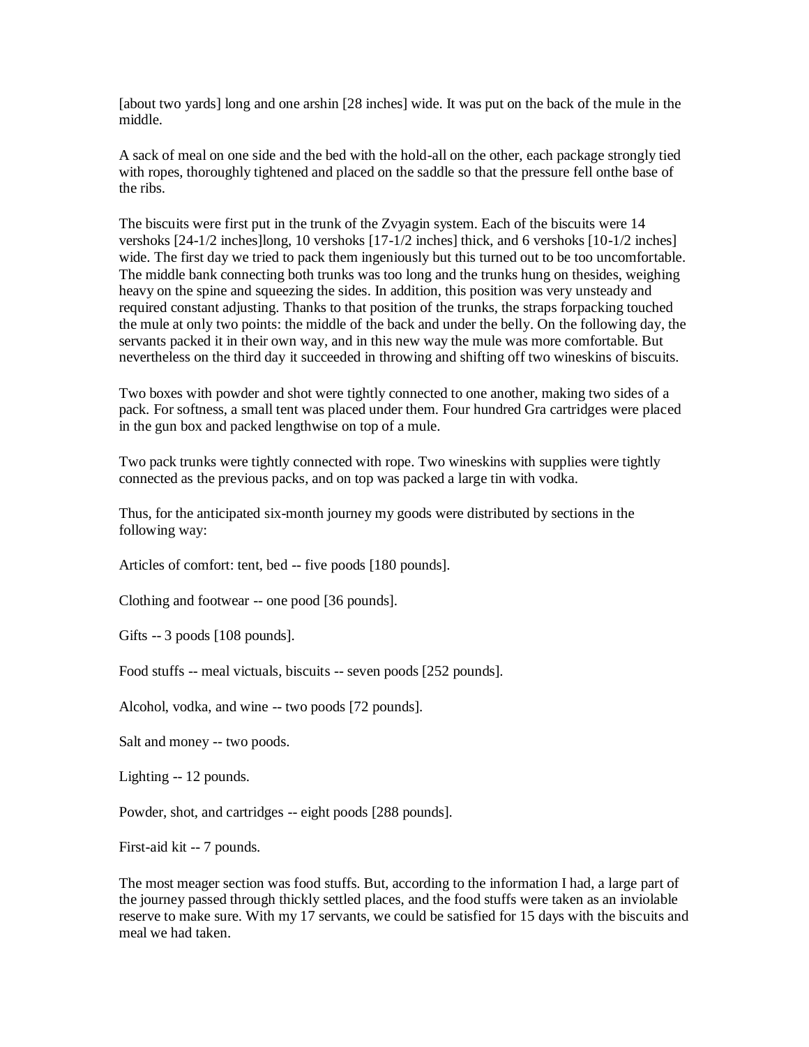[about two yards] long and one arshin [28 inches] wide. It was put on the back of the mule in the middle.

A sack of meal on one side and the bed with the hold-all on the other, each package strongly tied with ropes, thoroughly tightened and placed on the saddle so that the pressure fell onthe base of the ribs.

The biscuits were first put in the trunk of the Zvyagin system. Each of the biscuits were 14 vershoks [24-1/2 inches]long, 10 vershoks [17-1/2 inches] thick, and 6 vershoks [10-1/2 inches] wide. The first day we tried to pack them ingeniously but this turned out to be too uncomfortable. The middle bank connecting both trunks was too long and the trunks hung on thesides, weighing heavy on the spine and squeezing the sides. In addition, this position was very unsteady and required constant adjusting. Thanks to that position of the trunks, the straps forpacking touched the mule at only two points: the middle of the back and under the belly. On the following day, the servants packed it in their own way, and in this new way the mule was more comfortable. But nevertheless on the third day it succeeded in throwing and shifting off two wineskins of biscuits.

Two boxes with powder and shot were tightly connected to one another, making two sides of a pack. For softness, a small tent was placed under them. Four hundred Gra cartridges were placed in the gun box and packed lengthwise on top of a mule.

Two pack trunks were tightly connected with rope. Two wineskins with supplies were tightly connected as the previous packs, and on top was packed a large tin with vodka.

Thus, for the anticipated six-month journey my goods were distributed by sections in the following way:

Articles of comfort: tent, bed -- five poods [180 pounds].

Clothing and footwear -- one pood [36 pounds].

Gifts -- 3 poods [108 pounds].

Food stuffs -- meal victuals, biscuits -- seven poods [252 pounds].

Alcohol, vodka, and wine -- two poods [72 pounds].

Salt and money -- two poods.

Lighting -- 12 pounds.

Powder, shot, and cartridges -- eight poods [288 pounds].

First-aid kit -- 7 pounds.

The most meager section was food stuffs. But, according to the information I had, a large part of the journey passed through thickly settled places, and the food stuffs were taken as an inviolable reserve to make sure. With my 17 servants, we could be satisfied for 15 days with the biscuits and meal we had taken.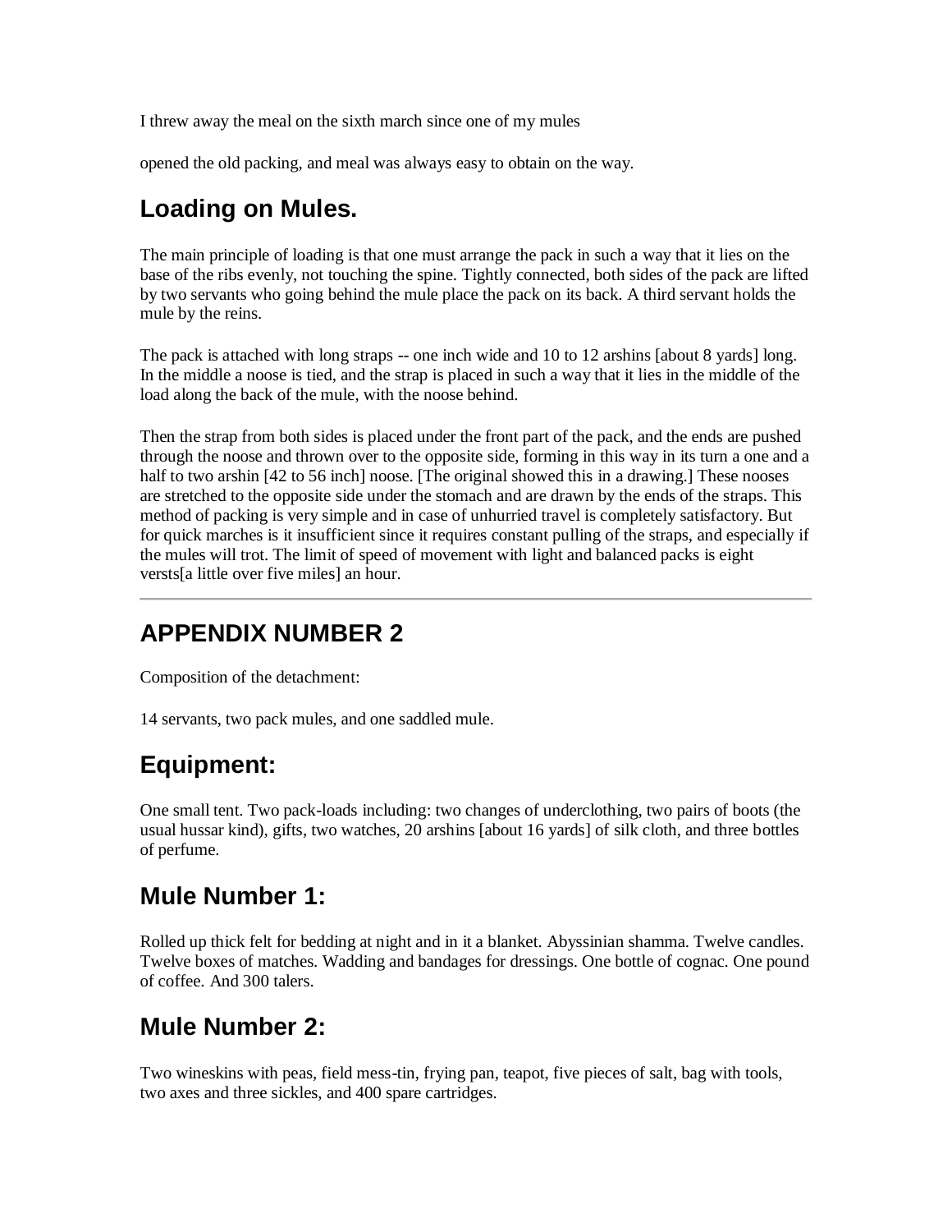I threw away the meal on the sixth march since one of my mules

opened the old packing, and meal was always easy to obtain on the way.

## Loading on Mules.

The main principle of loading is that one must arrange the pack in such a way that it lies on the base of the ribs evenly, not touching the spine. Tightly connected, both sides of the pack are lifted by two servants who going behind the mule place the pack on its back. A third servant holds the mule by the reins.

The pack is attached with long straps -- one inch wide and 10 to 12 arshins [about 8 yards] long. In the middle a noose is tied, and the strap is placed in such a way that it lies in the middle of the load along the back of the mule, with the noose behind.

Then the strap from both sides is placed under the front part of the pack, and the ends are pushed through the noose and thrown over to the opposite side, forming in this way in its turn a one and a half to two arshin [42 to 56 inch] noose. [The original showed this in a drawing.] These nooses are stretched to the opposite side under the stomach and are drawn by the ends of the straps. This method of packing is very simple and in case of unhurried travel is completely satisfactory. But for quick marches is it insufficient since it requires constant pulling of the straps, and especially if the mules will trot. The limit of speed of movement with light and balanced packs is eight versts[a little over five miles] an hour.

---

## APPENDIX NUMBER 2

Composition of the detachment:

14 servants, two pack mules, and one saddled mule.

## Equipment:

One small tent. Two pack-loads including: two changes of underclothing, two pairs of boots (the usual hussar kind), gifts, two watches, 20 arshins [about 16 yards] of silk cloth, and three bottles of perfume.

## Mule Number 1:

Rolled up thick felt for bedding at night and in it a blanket. Abyssinian shamma. Twelve candles. Twelve boxes of matches. Wadding and bandages for dressings. One bottle of cognac. One pound of coffee. And 300 talers.

## Mule Number 2:

Two wineskins with peas, field mess-tin, frying pan, teapot, five pieces of salt, bag with tools, two axes and three sickles, and 400 spare cartridges.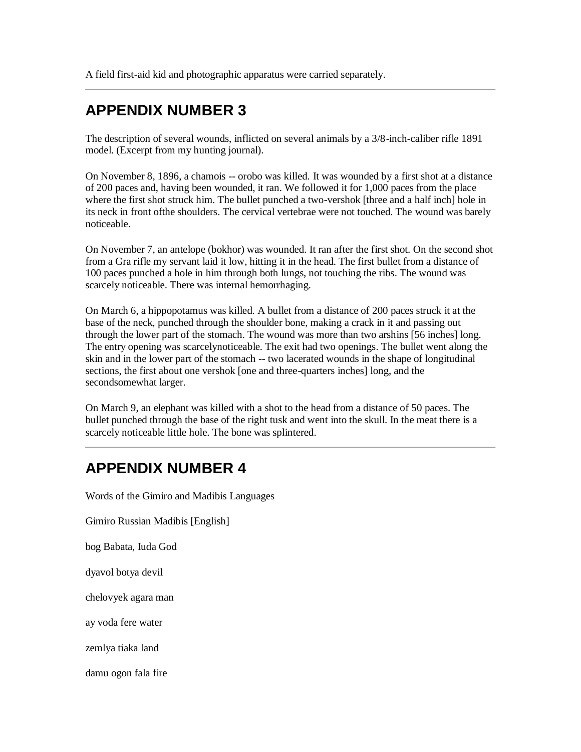A field first-aid kid and photographic apparatus were carried separately.

---

## APPENDIX NUMBER 3

The description of several wounds, inflicted on several animals by a 3/8-inch-caliber rifle 1891 model. (Excerpt from my hunting journal).

On November 8, 1896, a chamois -- orobo was killed. It was wounded by a first shot at a distance of 200 paces and, having been wounded, it ran. We followed it for 1,000 paces from the place where the first shot struck him. The bullet punched a two-vershok [three and a half inch] hole in its neck in front ofthe shoulders. The cervical vertebrae were not touched. The wound was barely noticeable.

On November 7, an antelope (bokhor) was wounded. It ran after the first shot. On the second shot from a Gra rifle my servant laid it low, hitting it in the head. The first bullet from a distance of 100 paces punched a hole in him through both lungs, not touching the ribs. The wound was scarcely noticeable. There was internal hemorrhaging.

On March 6, a hippopotamus was killed. A bullet from a distance of 200 paces struck it at the base of the neck, punched through the shoulder bone, making a crack in it and passing out through the lower part of the stomach. The wound was more than two arshins [56 inches] long. The entry opening was scarcelynoticeable. The exit had two openings. The bullet went along the skin and in the lower part of the stomach -- two lacerated wounds in the shape of longitudinal sections, the first about one vershok [one and three-quarters inches] long, and the secondsomewhat larger.

On March 9, an elephant was killed with a shot to the head from a distance of 50 paces. The bullet punched through the base of the right tusk and went into the skull. In the meat there is a scarcely noticeable little hole. The bone was splintered.

---

## APPENDIX NUMBER 4

Words of the Gimiro and Madibis Languages

Gimiro Russian Madibis [English]

bog Babata, Iuda God

dyavol botya devil

chelovyek agara man

ay voda fere water

zemlya tiaka land

damu ogon fala fire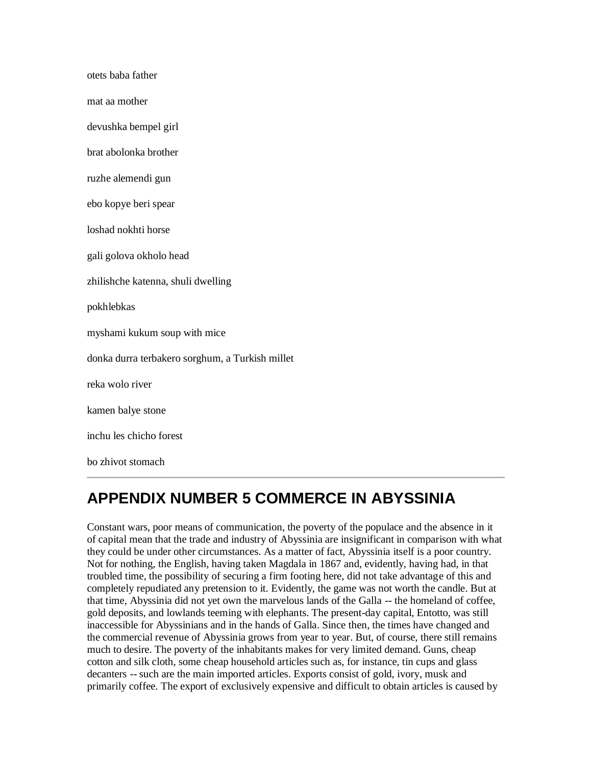otets baba father

mat aa mother

devushka bempel girl

brat abolonka brother

ruzhe alemendi gun

ebo kopye beri spear

loshad nokhti horse

gali golova okholo head

zhilishche katenna, shuli dwelling

pokhlebkas

myshami kukum soup with mice

donka durra terbakero sorghum, a Turkish millet

reka wolo river

kamen balye stone

inchu les chicho forest

bo zhivot stomach

---

## APPENDIX NUMBER 5 COMMERCE IN ABYSSINIA

Constant wars, poor means of communication, the poverty of the populace and the absence in it of capital mean that the trade and industry of Abyssinia are insignificant in comparison with what they could be under other circumstances. As a matter of fact, Abyssinia itself is a poor country. Not for nothing, the English, having taken Magdala in 1867 and, evidently, having had, in that troubled time, the possibility of securing a firm footing here, did not take advantage of this and completely repudiated any pretension to it. Evidently, the game was not worth the candle. But at that time, Abyssinia did not yet own the marvelous lands of the Galla -- the homeland of coffee, gold deposits, and lowlands teeming with elephants. The present-day capital, Entotto, was still inaccessible for Abyssinians and in the hands of Galla. Since then, the times have changed and the commercial revenue of Abyssinia grows from year to year. But, of course, there still remains much to desire. The poverty of the inhabitants makes for very limited demand. Guns, cheap cotton and silk cloth, some cheap household articles such as, for instance, tin cups and glass decanters -- such are the main imported articles. Exports consist of gold, ivory, musk and primarily coffee. The export of exclusively expensive and difficult to obtain articles is caused by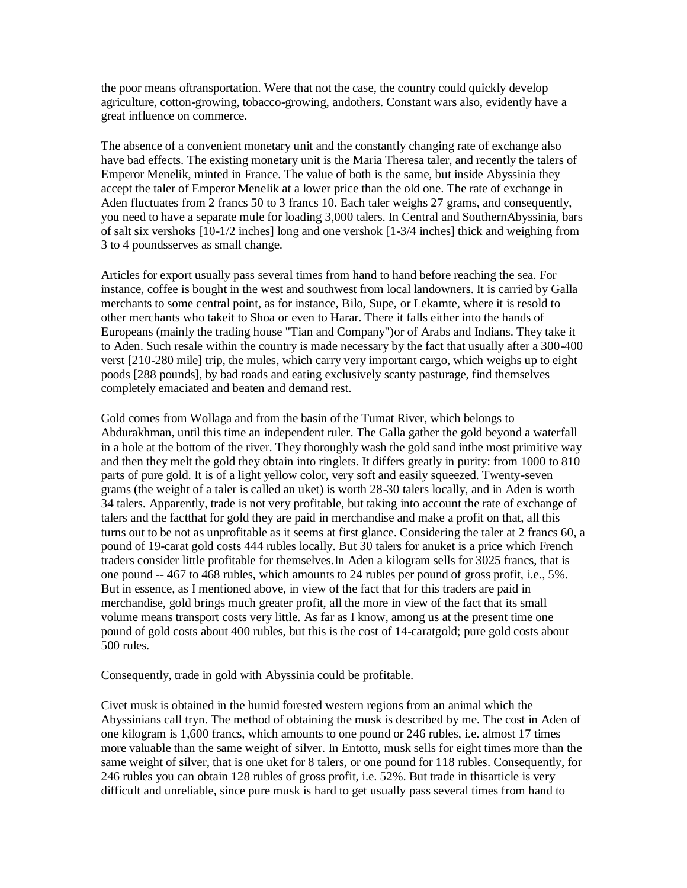the poor means oftransportation. Were that not the case, the country could quickly develop agriculture, cotton-growing, tobacco-growing, andothers. Constant wars also, evidently have a great influence on commerce.

The absence of a convenient monetary unit and the constantly changing rate of exchange also have bad effects. The existing monetary unit is the Maria Theresa taler, and recently the talers of Emperor Menelik, minted in France. The value of both is the same, but inside Abyssinia they accept the taler of Emperor Menelik at a lower price than the old one. The rate of exchange in Aden fluctuates from 2 francs 50 to 3 francs 10. Each taler weighs 27 grams, and consequently, you need to have a separate mule for loading 3,000 talers. In Central and SouthernAbyssinia, bars of salt six vershoks [10-1/2 inches] long and one vershok [1-3/4 inches] thick and weighing from 3 to 4 poundsserves as small change.

Articles for export usually pass several times from hand to hand before reaching the sea. For instance, coffee is bought in the west and southwest from local landowners. It is carried by Galla merchants to some central point, as for instance, Bilo, Supe, or Lekamte, where it is resold to other merchants who takeit to Shoa or even to Harar. There it falls either into the hands of Europeans (mainly the trading house "Tian and Company")or of Arabs and Indians. They take it to Aden. Such resale within the country is made necessary by the fact that usually after a 300-400 verst [210-280 mile] trip, the mules, which carry very important cargo, which weighs up to eight poods [288 pounds], by bad roads and eating exclusively scanty pasturage, find themselves completely emaciated and beaten and demand rest.

Gold comes from Wollaga and from the basin of the Tumat River, which belongs to Abdurakhman, until this time an independent ruler. The Galla gather the gold beyond a waterfall in a hole at the bottom of the river. They thoroughly wash the gold sand inthe most primitive way and then they melt the gold they obtain into ringlets. It differs greatly in purity: from 1000 to 810 parts of pure gold. It is of a light yellow color, very soft and easily squeezed. Twenty-seven grams (the weight of a taler is called an uket) is worth 28-30 talers locally, and in Aden is worth 34 talers. Apparently, trade is not very profitable, but taking into account the rate of exchange of talers and the factthat for gold they are paid in merchandise and make a profit on that, all this turns out to be not as unprofitable as it seems at first glance. Considering the taler at 2 francs 60, a pound of 19-carat gold costs 444 rubles locally. But 30 talers for anuket is a price which French traders consider little profitable for themselves.In Aden a kilogram sells for 3025 francs, that is one pound -- 467 to 468 rubles, which amounts to 24 rubles per pound of gross profit, i.e., 5%. But in essence, as I mentioned above, in view of the fact that for this traders are paid in merchandise, gold brings much greater profit, all the more in view of the fact that its small volume means transport costs very little. As far as I know, among us at the present time one pound of gold costs about 400 rubles, but this is the cost of 14-caratgold; pure gold costs about 500 rules.

Consequently, trade in gold with Abyssinia could be profitable.

Civet musk is obtained in the humid forested western regions from an animal which the Abyssinians call tryn. The method of obtaining the musk is described by me. The cost in Aden of one kilogram is 1,600 francs, which amounts to one pound or 246 rubles, i.e. almost 17 times more valuable than the same weight of silver. In Entotto, musk sells for eight times more than the same weight of silver, that is one uket for 8 talers, or one pound for 118 rubles. Consequently, for 246 rubles you can obtain 128 rubles of gross profit, i.e. 52%. But trade in thisarticle is very difficult and unreliable, since pure musk is hard to get usually pass several times from hand to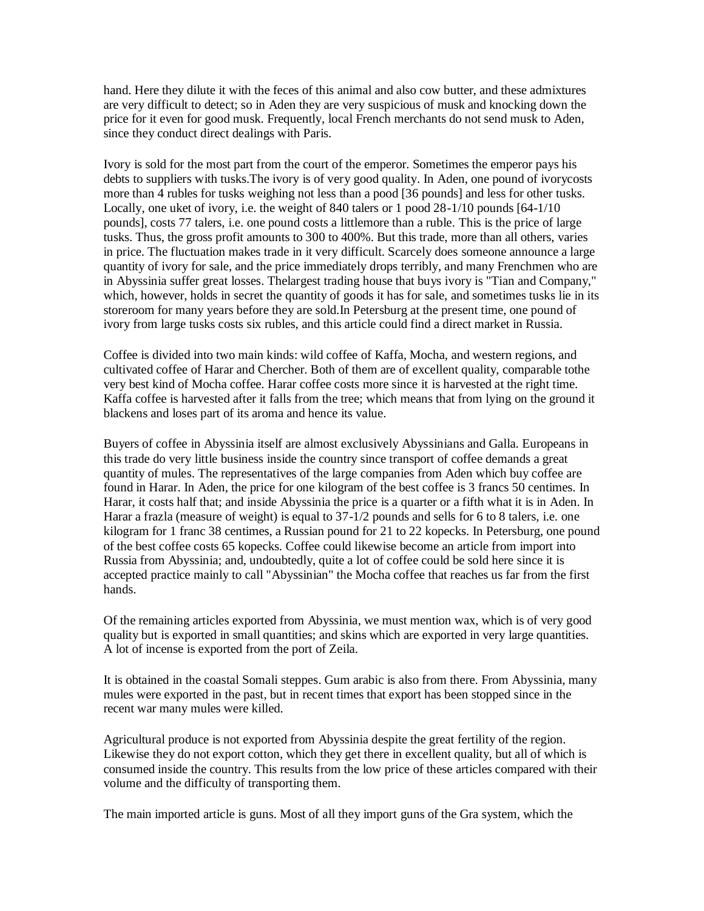hand. Here they dilute it with the feces of this animal and also cow butter, and these admixtures are very difficult to detect; so in Aden they are very suspicious of musk and knocking down the price for it even for good musk. Frequently, local French merchants do not send musk to Aden, since they conduct direct dealings with Paris.

Ivory is sold for the most part from the court of the emperor. Sometimes the emperor pays his debts to suppliers with tusks.The ivory is of very good quality. In Aden, one pound of ivorycosts more than 4 rubles for tusks weighing not less than a pood [36 pounds] and less for other tusks. Locally, one uket of ivory, i.e. the weight of 840 talers or 1 pood 28-1/10 pounds [64-1/10 pounds], costs 77 talers, i.e. one pound costs a littlemore than a ruble. This is the price of large tusks. Thus, the gross profit amounts to 300 to 400%. But this trade, more than all others, varies in price. The fluctuation makes trade in it very difficult. Scarcely does someone announce a large quantity of ivory for sale, and the price immediately drops terribly, and many Frenchmen who are in Abyssinia suffer great losses. Thelargest trading house that buys ivory is "Tian and Company," which, however, holds in secret the quantity of goods it has for sale, and sometimes tusks lie in its storeroom for many years before they are sold.In Petersburg at the present time, one pound of ivory from large tusks costs six rubles, and this article could find a direct market in Russia.

Coffee is divided into two main kinds: wild coffee of Kaffa, Mocha, and western regions, and cultivated coffee of Harar and Chercher. Both of them are of excellent quality, comparable tothe very best kind of Mocha coffee. Harar coffee costs more since it is harvested at the right time. Kaffa coffee is harvested after it falls from the tree; which means that from lying on the ground it blackens and loses part of its aroma and hence its value.

Buyers of coffee in Abyssinia itself are almost exclusively Abyssinians and Galla. Europeans in this trade do very little business inside the country since transport of coffee demands a great quantity of mules. The representatives of the large companies from Aden which buy coffee are found in Harar. In Aden, the price for one kilogram of the best coffee is 3 francs 50 centimes. In Harar, it costs half that; and inside Abyssinia the price is a quarter or a fifth what it is in Aden. In Harar a frazla (measure of weight) is equal to 37-1/2 pounds and sells for 6 to 8 talers, i.e. one kilogram for 1 franc 38 centimes, a Russian pound for 21 to 22 kopecks. In Petersburg, one pound of the best coffee costs 65 kopecks. Coffee could likewise become an article from import into Russia from Abyssinia; and, undoubtedly, quite a lot of coffee could be sold here since it is accepted practice mainly to call "Abyssinian" the Mocha coffee that reaches us far from the first hands.

Of the remaining articles exported from Abyssinia, we must mention wax, which is of very good quality but is exported in small quantities; and skins which are exported in very large quantities. A lot of incense is exported from the port of Zeila.

It is obtained in the coastal Somali steppes. Gum arabic is also from there. From Abyssinia, many mules were exported in the past, but in recent times that export has been stopped since in the recent war many mules were killed.

Agricultural produce is not exported from Abyssinia despite the great fertility of the region. Likewise they do not export cotton, which they get there in excellent quality, but all of which is consumed inside the country. This results from the low price of these articles compared with their volume and the difficulty of transporting them.

The main imported article is guns. Most of all they import guns of the Gra system, which the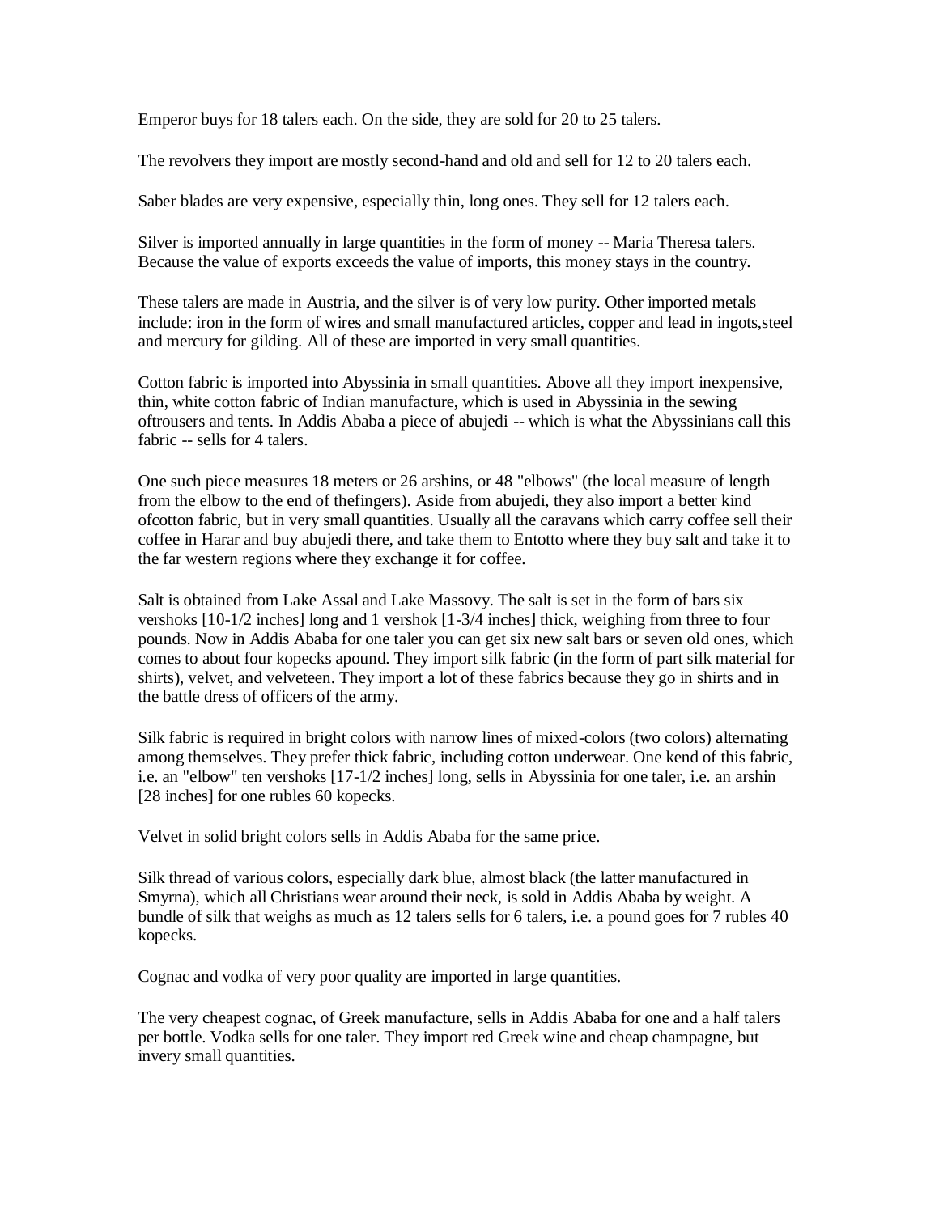Emperor buys for 18 talers each. On the side, they are sold for 20 to 25 talers.

The revolvers they import are mostly second-hand and old and sell for 12 to 20 talers each.

Saber blades are very expensive, especially thin, long ones. They sell for 12 talers each.

Silver is imported annually in large quantities in the form of money -- Maria Theresa talers. Because the value of exports exceeds the value of imports, this money stays in the country.

These talers are made in Austria, and the silver is of very low purity. Other imported metals include: iron in the form of wires and small manufactured articles, copper and lead in ingots,steel and mercury for gilding. All of these are imported in very small quantities.

Cotton fabric is imported into Abyssinia in small quantities. Above all they import inexpensive, thin, white cotton fabric of Indian manufacture, which is used in Abyssinia in the sewing oftrousers and tents. In Addis Ababa a piece of abujedi -- which is what the Abyssinians call this fabric -- sells for 4 talers.

One such piece measures 18 meters or 26 arshins, or 48 "elbows" (the local measure of length from the elbow to the end of thefingers). Aside from abujedi, they also import a better kind ofcotton fabric, but in very small quantities. Usually all the caravans which carry coffee sell their coffee in Harar and buy abujedi there, and take them to Entotto where they buy salt and take it to the far western regions where they exchange it for coffee.

Salt is obtained from Lake Assal and Lake Massovy. The salt is set in the form of bars six vershoks [10-1/2 inches] long and 1 vershok [1-3/4 inches] thick, weighing from three to four pounds. Now in Addis Ababa for one taler you can get six new salt bars or seven old ones, which comes to about four kopecks apound. They import silk fabric (in the form of part silk material for shirts), velvet, and velveteen. They import a lot of these fabrics because they go in shirts and in the battle dress of officers of the army.

Silk fabric is required in bright colors with narrow lines of mixed-colors (two colors) alternating among themselves. They prefer thick fabric, including cotton underwear. One kend of this fabric, i.e. an "elbow" ten vershoks [17-1/2 inches] long, sells in Abyssinia for one taler, i.e. an arshin [28 inches] for one rubles 60 kopecks.

Velvet in solid bright colors sells in Addis Ababa for the same price.

Silk thread of various colors, especially dark blue, almost black (the latter manufactured in Smyrna), which all Christians wear around their neck, is sold in Addis Ababa by weight. A bundle of silk that weighs as much as 12 talers sells for 6 talers, i.e. a pound goes for 7 rubles 40 kopecks.

Cognac and vodka of very poor quality are imported in large quantities.

The very cheapest cognac, of Greek manufacture, sells in Addis Ababa for one and a half talers per bottle. Vodka sells for one taler. They import red Greek wine and cheap champagne, but invery small quantities.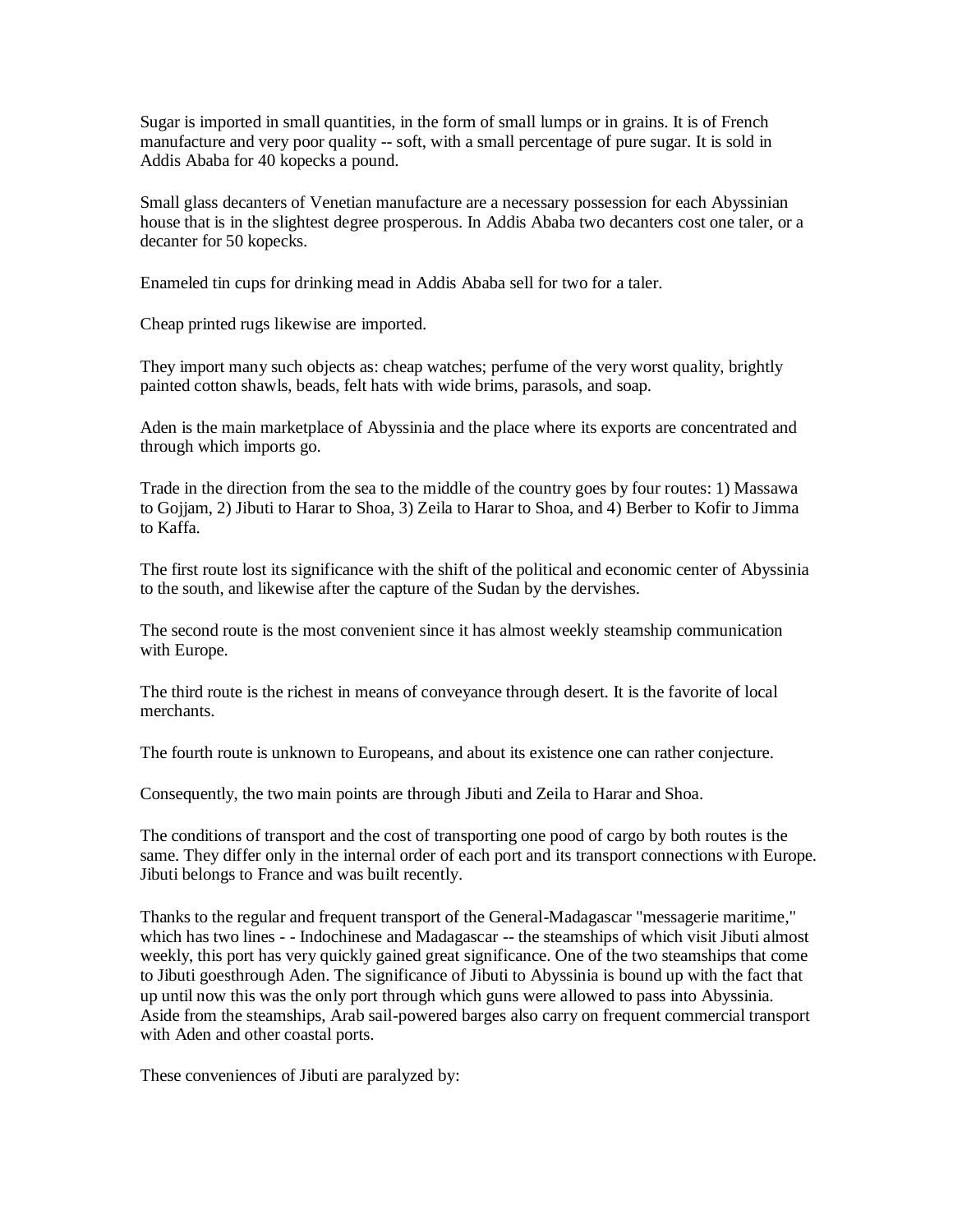Sugar is imported in small quantities, in the form of small lumps or in grains. It is of French manufacture and very poor quality -- soft, with a small percentage of pure sugar. It is sold in Addis Ababa for 40 kopecks a pound.

Small glass decanters of Venetian manufacture are a necessary possession for each Abyssinian house that is in the slightest degree prosperous. In Addis Ababa two decanters cost one taler, or a decanter for 50 kopecks.

Enameled tin cups for drinking mead in Addis Ababa sell for two for a taler.

Cheap printed rugs likewise are imported.

They import many such objects as: cheap watches; perfume of the very worst quality, brightly painted cotton shawls, beads, felt hats with wide brims, parasols, and soap.

Aden is the main marketplace of Abyssinia and the place where its exports are concentrated and through which imports go.

Trade in the direction from the sea to the middle of the country goes by four routes: 1) Massawa to Gojjam, 2) Jibuti to Harar to Shoa, 3) Zeila to Harar to Shoa, and 4) Berber to Kofir to Jimma to Kaffa.

The first route lost its significance with the shift of the political and economic center of Abyssinia to the south, and likewise after the capture of the Sudan by the dervishes.

The second route is the most convenient since it has almost weekly steamship communication with Europe.

The third route is the richest in means of conveyance through desert. It is the favorite of local merchants.

The fourth route is unknown to Europeans, and about its existence one can rather conjecture.

Consequently, the two main points are through Jibuti and Zeila to Harar and Shoa.

The conditions of transport and the cost of transporting one pood of cargo by both routes is the same. They differ only in the internal order of each port and its transport connections with Europe. Jibuti belongs to France and was built recently.

Thanks to the regular and frequent transport of the General-Madagascar "messagerie maritime," which has two lines - - Indochinese and Madagascar -- the steamships of which visit Jibuti almost weekly, this port has very quickly gained great significance. One of the two steamships that come to Jibuti goesthrough Aden. The significance of Jibuti to Abyssinia is bound up with the fact that up until now this was the only port through which guns were allowed to pass into Abyssinia. Aside from the steamships, Arab sail-powered barges also carry on frequent commercial transport with Aden and other coastal ports.

These conveniences of Jibuti are paralyzed by: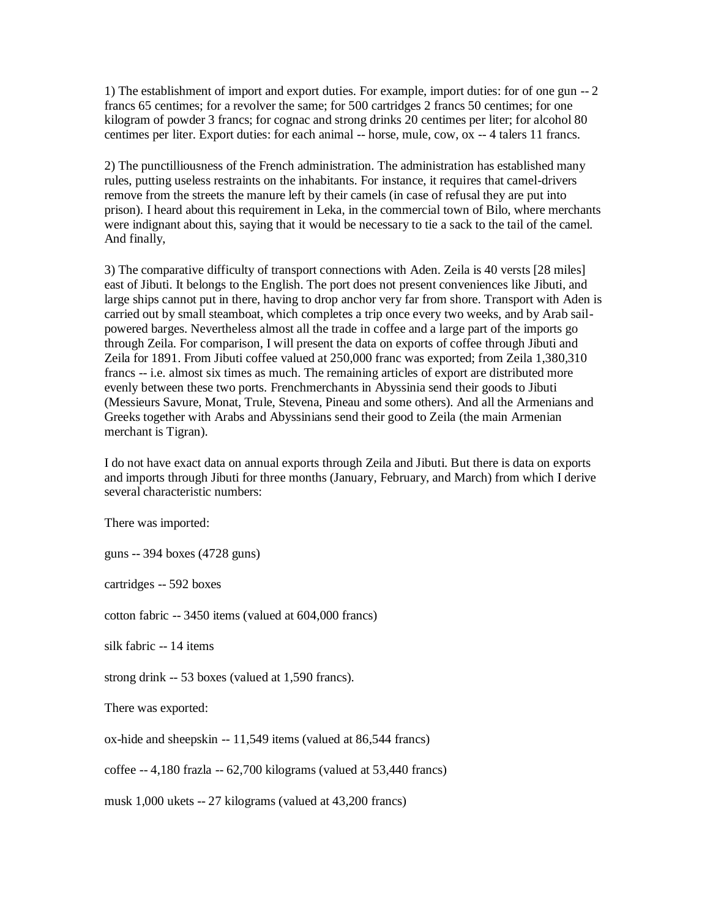1) The establishment of import and export duties. For example, import duties: for of one gun -- 2 francs 65 centimes; for a revolver the same; for 500 cartridges 2 francs 50 centimes; for one kilogram of powder 3 francs; for cognac and strong drinks 20 centimes per liter; for alcohol 80 centimes per liter. Export duties: for each animal -- horse, mule, cow, ox -- 4 talers 11 francs.

2) The punctilliousness of the French administration. The administration has established many rules, putting useless restraints on the inhabitants. For instance, it requires that camel-drivers remove from the streets the manure left by their camels (in case of refusal they are put into prison). I heard about this requirement in Leka, in the commercial town of Bilo, where merchants were indignant about this, saying that it would be necessary to tie a sack to the tail of the camel. And finally,

3) The comparative difficulty of transport connections with Aden. Zeila is 40 versts [28 miles] east of Jibuti. It belongs to the English. The port does not present conveniences like Jibuti, and large ships cannot put in there, having to drop anchor very far from shore. Transport with Aden is carried out by small steamboat, which completes a trip once every two weeks, and by Arab sail-powered barges. Nevertheless almost all the trade in coffee and a large part of the imports go through Zeila. For comparison, I will present the data on exports of coffee through Jibuti and Zeila for 1891. From Jibuti coffee valued at 250,000 franc was exported; from Zeila 1,380,310 francs -- i.e. almost six times as much. The remaining articles of export are distributed more evenly between these two ports. Frenchmerchants in Abyssinia send their goods to Jibuti (Messieurs Savure, Monat, Trule, Stevena, Pineau and some others). And all the Armenians and Greeks together with Arabs and Abyssinians send their good to Zeila (the main Armenian merchant is Tigran).

I do not have exact data on annual exports through Zeila and Jibuti. But there is data on exports and imports through Jibuti for three months (January, February, and March) from which I derive several characteristic numbers:

There was imported:

guns -- 394 boxes (4728 guns)

cartridges -- 592 boxes

cotton fabric -- 3450 items (valued at 604,000 francs)

silk fabric -- 14 items

strong drink -- 53 boxes (valued at 1,590 francs).

There was exported:

ox-hide and sheepskin -- 11,549 items (valued at 86,544 francs)

coffee -- 4,180 frazla -- 62,700 kilograms (valued at 53,440 francs)

musk 1,000 ukets -- 27 kilograms (valued at 43,200 francs)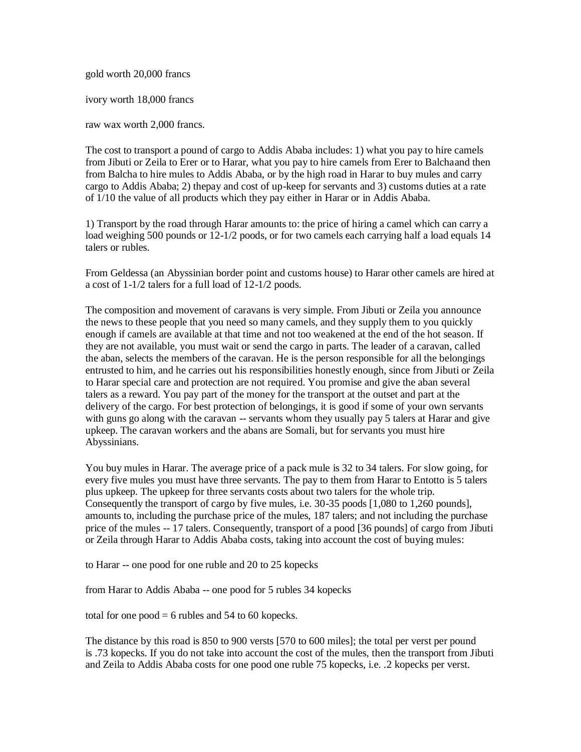gold worth 20,000 francs

ivory worth 18,000 francs

raw wax worth 2,000 francs.

The cost to transport a pound of cargo to Addis Ababa includes: 1) what you pay to hire camels from Jibuti or Zeila to Erer or to Harar, what you pay to hire camels from Erer to Balchaand then from Balcha to hire mules to Addis Ababa, or by the high road in Harar to buy mules and carry cargo to Addis Ababa; 2) thepay and cost of up-keep for servants and 3) customs duties at a rate of 1/10 the value of all products which they pay either in Harar or in Addis Ababa.

1) Transport by the road through Harar amounts to: the price of hiring a camel which can carry a load weighing 500 pounds or 12-1/2 poods, or for two camels each carrying half a load equals 14 talers or rubles.

From Geldessa (an Abyssinian border point and customs house) to Harar other camels are hired at a cost of 1-1/2 talers for a full load of 12-1/2 poods.

The composition and movement of caravans is very simple. From Jibuti or Zeila you announce the news to these people that you need so many camels, and they supply them to you quickly enough if camels are available at that time and not too weakened at the end of the hot season. If they are not available, you must wait or send the cargo in parts. The leader of a caravan, called the aban, selects the members of the caravan. He is the person responsible for all the belongings entrusted to him, and he carries out his responsibilities honestly enough, since from Jibuti or Zeila to Harar special care and protection are not required. You promise and give the aban several talers as a reward. You pay part of the money for the transport at the outset and part at the delivery of the cargo. For best protection of belongings, it is good if some of your own servants with guns go along with the caravan -- servants whom they usually pay 5 talers at Harar and give upkeep. The caravan workers and the abans are Somali, but for servants you must hire Abyssinians.

You buy mules in Harar. The average price of a pack mule is 32 to 34 talers. For slow going, for every five mules you must have three servants. The pay to them from Harar to Entotto is 5 talers plus upkeep. The upkeep for three servants costs about two talers for the whole trip. Consequently the transport of cargo by five mules, i.e. 30-35 poods [1,080 to 1,260 pounds], amounts to, including the purchase price of the mules, 187 talers; and not including the purchase price of the mules -- 17 talers. Consequently, transport of a pood [36 pounds] of cargo from Jibuti or Zeila through Harar to Addis Ababa costs, taking into account the cost of buying mules:

to Harar -- one pood for one ruble and 20 to 25 kopecks

from Harar to Addis Ababa -- one pood for 5 rubles 34 kopecks

total for one pood = 6 rubles and 54 to 60 kopecks.

The distance by this road is 850 to 900 versts [570 to 600 miles]; the total per verst per pound is .73 kopecks. If you do not take into account the cost of the mules, then the transport from Jibuti and Zeila to Addis Ababa costs for one pood one ruble 75 kopecks, i.e. .2 kopecks per verst.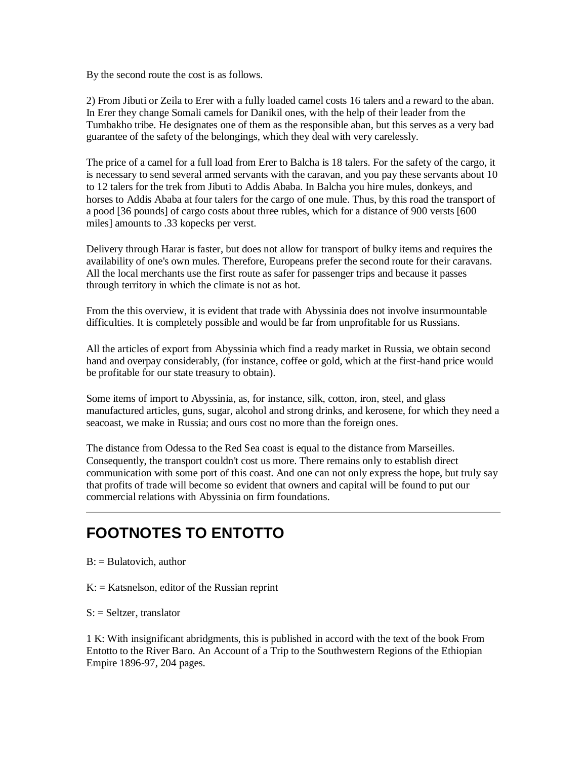By the second route the cost is as follows.

2) From Jibuti or Zeila to Erer with a fully loaded camel costs 16 talers and a reward to the aban. In Erer they change Somali camels for Danikil ones, with the help of their leader from the Tumbakho tribe. He designates one of them as the responsible aban, but this serves as a very bad guarantee of the safety of the belongings, which they deal with very carelessly.

The price of a camel for a full load from Erer to Balcha is 18 talers. For the safety of the cargo, it is necessary to send several armed servants with the caravan, and you pay these servants about 10 to 12 talers for the trek from Jibuti to Addis Ababa. In Balcha you hire mules, donkeys, and horses to Addis Ababa at four talers for the cargo of one mule. Thus, by this road the transport of a pood [36 pounds] of cargo costs about three rubles, which for a distance of 900 versts [600 miles] amounts to .33 kopecks per verst.

Delivery through Harar is faster, but does not allow for transport of bulky items and requires the availability of one's own mules. Therefore, Europeans prefer the second route for their caravans. All the local merchants use the first route as safer for passenger trips and because it passes through territory in which the climate is not as hot.

From the this overview, it is evident that trade with Abyssinia does not involve insurmountable difficulties. It is completely possible and would be far from unprofitable for us Russians.

All the articles of export from Abyssinia which find a ready market in Russia, we obtain second hand and overpay considerably, (for instance, coffee or gold, which at the first-hand price would be profitable for our state treasury to obtain).

Some items of import to Abyssinia, as, for instance, silk, cotton, iron, steel, and glass manufactured articles, guns, sugar, alcohol and strong drinks, and kerosene, for which they need a seacoast, we make in Russia; and ours cost no more than the foreign ones.

The distance from Odessa to the Red Sea coast is equal to the distance from Marseilles. Consequently, the transport couldn't cost us more. There remains only to establish direct communication with some port of this coast. And one can not only express the hope, but truly say that profits of trade will become so evident that owners and capital will be found to put our commercial relations with Abyssinia on firm foundations.

---

## FOOTNOTES TO ENTOTTO

B: = Bulatovich, author

K: = Katsnelson, editor of the Russian reprint

S: = Seltzer, translator

1 K: With insignificant abridgments, this is published in accord with the text of the book From Entotto to the River Baro. An Account of a Trip to the Southwestern Regions of the Ethiopian Empire 1896-97, 204 pages.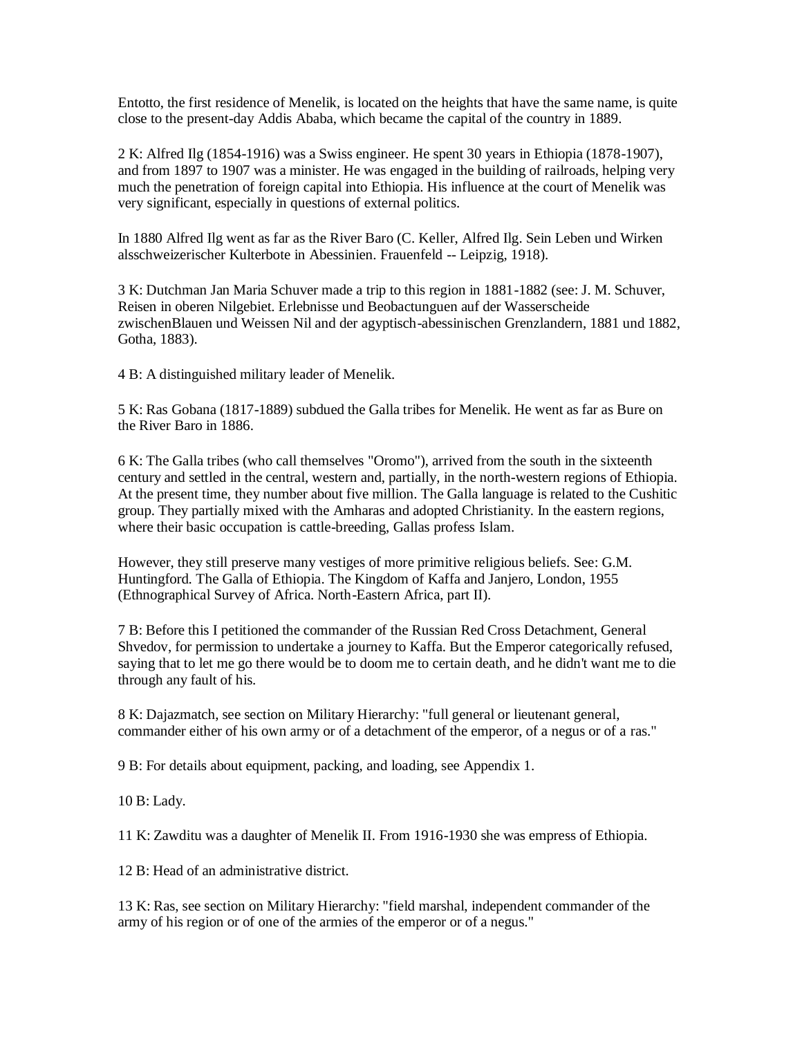Entotto, the first residence of Menelik, is located on the heights that have the same name, is quite close to the present-day Addis Ababa, which became the capital of the country in 1889.

2 K: Alfred Ilg (1854-1916) was a Swiss engineer. He spent 30 years in Ethiopia (1878-1907), and from 1897 to 1907 was a minister. He was engaged in the building of railroads, helping very much the penetration of foreign capital into Ethiopia. His influence at the court of Menelik was very significant, especially in questions of external politics.

In 1880 Alfred Ilg went as far as the River Baro (C. Keller, Alfred Ilg. Sein Leben und Wirken alsschweizerischer Kulterbote in Abessinien. Frauenfeld -- Leipzig, 1918).

3 K: Dutchman Jan Maria Schuver made a trip to this region in 1881-1882 (see: J. M. Schuver, Reisen in oberen Nilgebiet. Erlebnisse und Beobactunguen auf der Wasserscheide zwischenBlauen und Weissen Nil and der agyptisch-abessinischen Grenzlandern, 1881 und 1882, Gotha, 1883).

4 B: A distinguished military leader of Menelik.

5 K: Ras Gobana (1817-1889) subdued the Galla tribes for Menelik. He went as far as Bure on the River Baro in 1886.

6 K: The Galla tribes (who call themselves "Oromo"), arrived from the south in the sixteenth century and settled in the central, western and, partially, in the north-western regions of Ethiopia. At the present time, they number about five million. The Galla language is related to the Cushitic group. They partially mixed with the Amharas and adopted Christianity. In the eastern regions, where their basic occupation is cattle-breeding, Gallas profess Islam.

However, they still preserve many vestiges of more primitive religious beliefs. See: G.M. Huntingford. The Galla of Ethiopia. The Kingdom of Kaffa and Janjero, London, 1955 (Ethnographical Survey of Africa. North-Eastern Africa, part II).

7 B: Before this I petitioned the commander of the Russian Red Cross Detachment, General Shvedov, for permission to undertake a journey to Kaffa. But the Emperor categorically refused, saying that to let me go there would be to doom me to certain death, and he didn't want me to die through any fault of his.

8 K: Dajazmatch, see section on Military Hierarchy: "full general or lieutenant general, commander either of his own army or of a detachment of the emperor, of a negus or of a ras."

9 B: For details about equipment, packing, and loading, see Appendix 1.

10 B: Lady.

11 K: Zawditu was a daughter of Menelik II. From 1916-1930 she was empress of Ethiopia.

12 B: Head of an administrative district.

13 K: Ras, see section on Military Hierarchy: "field marshal, independent commander of the army of his region or of one of the armies of the emperor or of a negus."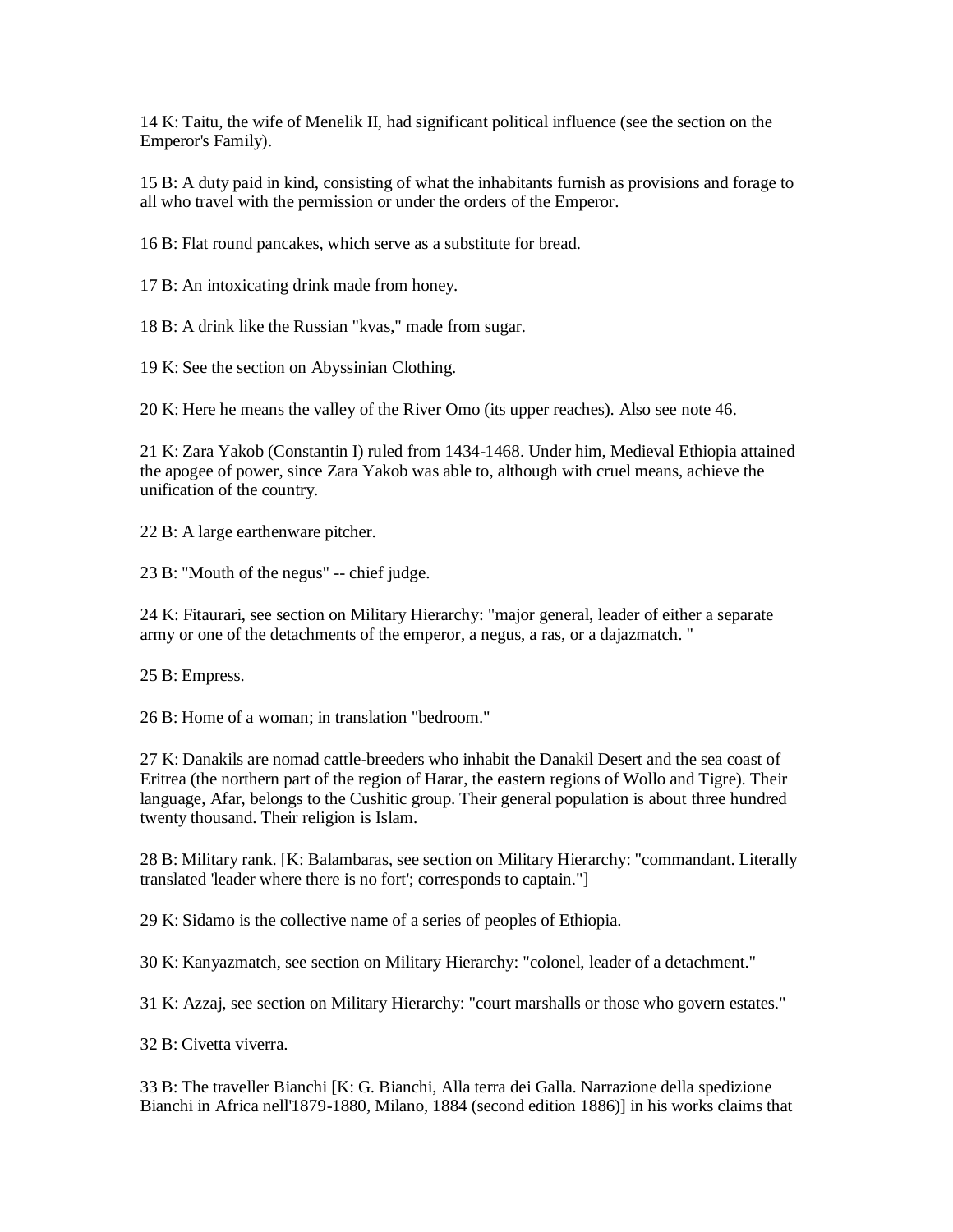14 K: Taitu, the wife of Menelik II, had significant political influence (see the section on the Emperor's Family).

15 B: A duty paid in kind, consisting of what the inhabitants furnish as provisions and forage to all who travel with the permission or under the orders of the Emperor.

16 B: Flat round pancakes, which serve as a substitute for bread.

17 B: An intoxicating drink made from honey.

18 B: A drink like the Russian "kvas," made from sugar.

19 K: See the section on Abyssinian Clothing.

20 K: Here he means the valley of the River Omo (its upper reaches). Also see note 46.

21 K: Zara Yakob (Constantin I) ruled from 1434-1468. Under him, Medieval Ethiopia attained the apogee of power, since Zara Yakob was able to, although with cruel means, achieve the unification of the country.

22 B: A large earthenware pitcher.

23 B: "Mouth of the negus" -- chief judge.

24 K: Fitaurari, see section on Military Hierarchy: "major general, leader of either a separate army or one of the detachments of the emperor, a negus, a ras, or a dajazmatch. "

25 B: Empress.

26 B: Home of a woman; in translation "bedroom."

27 K: Danakils are nomad cattle-breeders who inhabit the Danakil Desert and the sea coast of Eritrea (the northern part of the region of Harar, the eastern regions of Wollo and Tigre). Their language, Afar, belongs to the Cushitic group. Their general population is about three hundred twenty thousand. Their religion is Islam.

28 B: Military rank. [K: Balambaras, see section on Military Hierarchy: "commandant. Literally translated 'leader where there is no fort'; corresponds to captain."]

29 K: Sidamo is the collective name of a series of peoples of Ethiopia.

30 K: Kanyazmatch, see section on Military Hierarchy: "colonel, leader of a detachment."

31 K: Azzaj, see section on Military Hierarchy: "court marshalls or those who govern estates."

32 B: Civetta viverra.

33 B: The traveller Bianchi [K: G. Bianchi, Alla terra dei Galla. Narrazione della spedizione Bianchi in Africa nell'1879-1880, Milano, 1884 (second edition 1886)] in his works claims that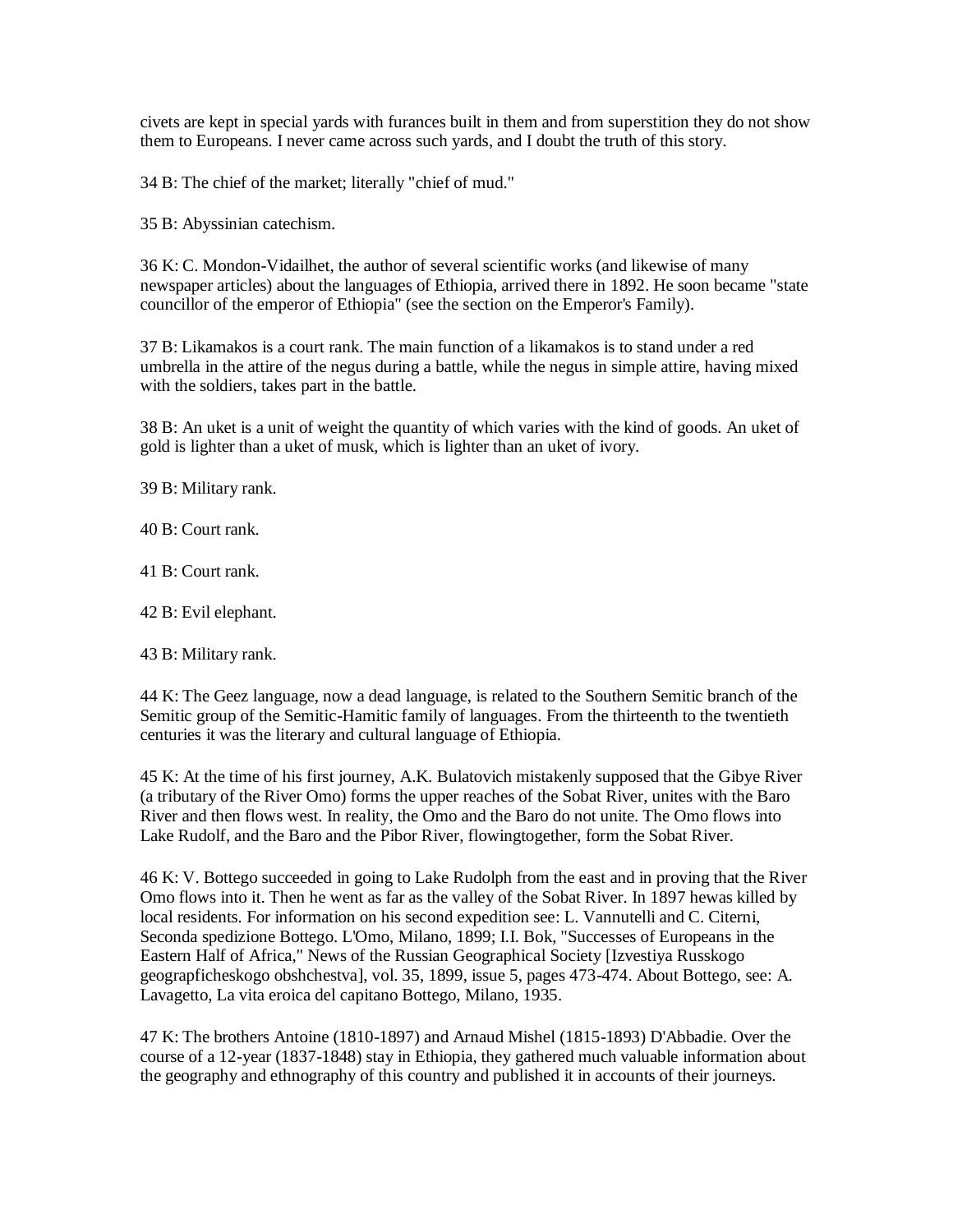civets are kept in special yards with furances built in them and from superstition they do not show them to Europeans. I never came across such yards, and I doubt the truth of this story.

34 B: The chief of the market; literally "chief of mud."

35 B: Abyssinian catechism.

36 K: C. Mondon-Vidailhet, the author of several scientific works (and likewise of many newspaper articles) about the languages of Ethiopia, arrived there in 1892. He soon became "state councillor of the emperor of Ethiopia" (see the section on the Emperor's Family).

37 B: Likamakos is a court rank. The main function of a likamakos is to stand under a red umbrella in the attire of the negus during a battle, while the negus in simple attire, having mixed with the soldiers, takes part in the battle.

38 B: An uket is a unit of weight the quantity of which varies with the kind of goods. An uket of gold is lighter than a uket of musk, which is lighter than an uket of ivory.

39 B: Military rank.

40 B: Court rank.

41 B: Court rank.

42 B: Evil elephant.

43 B: Military rank.

44 K: The Geez language, now a dead language, is related to the Southern Semitic branch of the Semitic group of the Semitic-Hamitic family of languages. From the thirteenth to the twentieth centuries it was the literary and cultural language of Ethiopia.

45 K: At the time of his first journey, A.K. Bulatovich mistakenly supposed that the Gibye River (a tributary of the River Omo) forms the upper reaches of the Sobat River, unites with the Baro River and then flows west. In reality, the Omo and the Baro do not unite. The Omo flows into Lake Rudolf, and the Baro and the Pibor River, flowingtogether, form the Sobat River.

46 K: V. Bottego succeeded in going to Lake Rudolph from the east and in proving that the River Omo flows into it. Then he went as far as the valley of the Sobat River. In 1897 hewas killed by local residents. For information on his second expedition see: L. Vannutelli and C. Citerni, Seconda spedizione Bottego. L'Omo, Milano, 1899; I.I. Bok, "Successes of Europeans in the Eastern Half of Africa," News of the Russian Geographical Society [Izvestiya Russkogo geograpficheskogo obshchestva], vol. 35, 1899, issue 5, pages 473-474. About Bottego, see: A. Lavagetto, La vita eroica del capitano Bottego, Milano, 1935.

47 K: The brothers Antoine (1810-1897) and Arnaud Mishel (1815-1893) D'Abbadie. Over the course of a 12-year (1837-1848) stay in Ethiopia, they gathered much valuable information about the geography and ethnography of this country and published it in accounts of their journeys.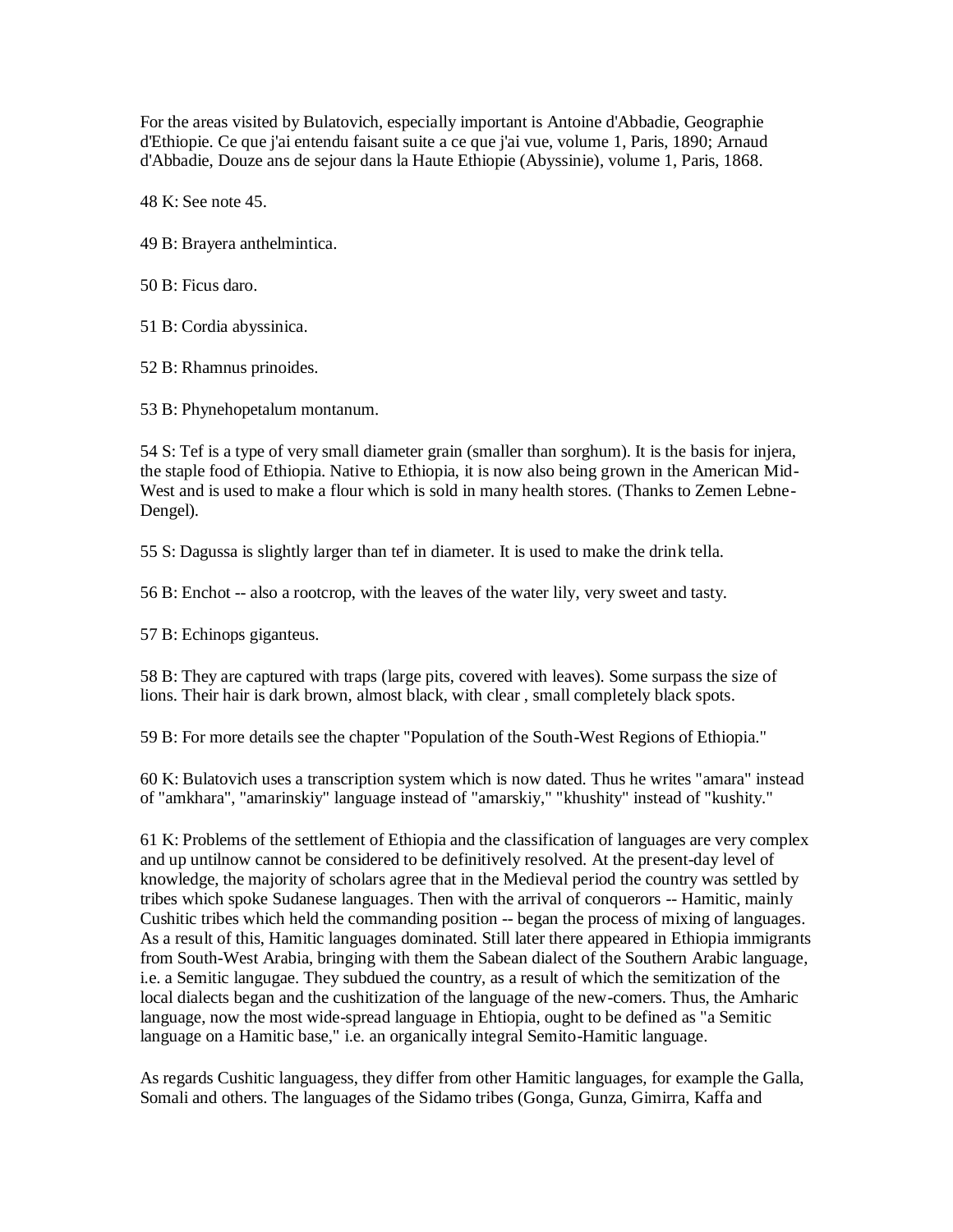For the areas visited by Bulatovich, especially important is Antoine d'Abbadie, Geographie d'Ethiopie. Ce que j'ai entendu faisant suite a ce que j'ai vue, volume 1, Paris, 1890; Arnaud d'Abbadie, Douze ans de sejour dans la Haute Ethiopie (Abyssinie), volume 1, Paris, 1868.

48 K: See note 45.

49 B: Brayera anthelmintica.

50 B: Ficus daro.

51 B: Cordia abyssinica.

52 B: Rhamnus prinoides.

53 B: Phynehopetalum montanum.

54 S: Tef is a type of very small diameter grain (smaller than sorghum). It is the basis for injera, the staple food of Ethiopia. Native to Ethiopia, it is now also being grown in the American Mid-West and is used to make a flour which is sold in many health stores. (Thanks to Zemen Lebne-Dengel).

55 S: Dagussa is slightly larger than tef in diameter. It is used to make the drink tella.

56 B: Enchot -- also a rootcrop, with the leaves of the water lily, very sweet and tasty.

57 B: Echinops giganteus.

58 B: They are captured with traps (large pits, covered with leaves). Some surpass the size of lions. Their hair is dark brown, almost black, with clear , small completely black spots.

59 B: For more details see the chapter "Population of the South-West Regions of Ethiopia."

60 K: Bulatovich uses a transcription system which is now dated. Thus he writes "amara" instead of "amkhara", "amarinskiy" language instead of "amarskiy," "khushity" instead of "kushity."

61 K: Problems of the settlement of Ethiopia and the classification of languages are very complex and up untilnow cannot be considered to be definitively resolved. At the present-day level of knowledge, the majority of scholars agree that in the Medieval period the country was settled by tribes which spoke Sudanese languages. Then with the arrival of conquerors -- Hamitic, mainly Cushitic tribes which held the commanding position -- began the process of mixing of languages. As a result of this, Hamitic languages dominated. Still later there appeared in Ethiopia immigrants from South-West Arabia, bringing with them the Sabean dialect of the Southern Arabic language, i.e. a Semitic langugae. They subdued the country, as a result of which the semitization of the local dialects began and the cushitization of the language of the new-comers. Thus, the Amharic language, now the most wide-spread language in Ehtiopia, ought to be defined as "a Semitic language on a Hamitic base," i.e. an organically integral Semito-Hamitic language.

As regards Cushitic languagess, they differ from other Hamitic languages, for example the Galla, Somali and others. The languages of the Sidamo tribes (Gonga, Gunza, Gimirra, Kaffa and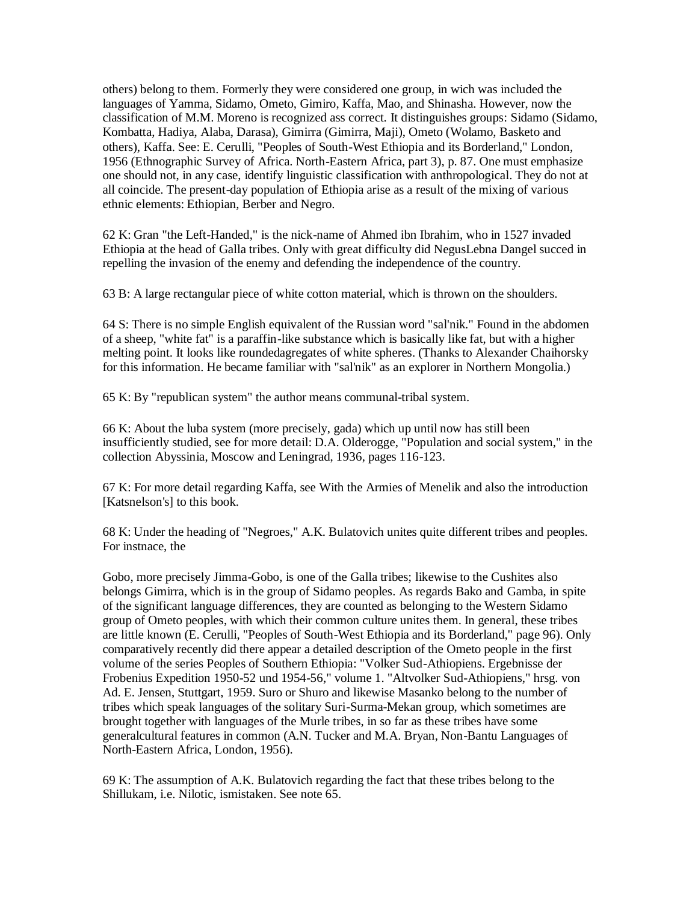others) belong to them. Formerly they were considered one group, in wich was included the languages of Yamma, Sidamo, Ometo, Gimiro, Kaffa, Mao, and Shinasha. However, now the classification of M.M. Moreno is recognized ass correct. It distinguishes groups: Sidamo (Sidamo, Kombatta, Hadiya, Alaba, Darasa), Gimirra (Gimirra, Maji), Ometo (Wolamo, Basketo and others), Kaffa. See: E. Cerulli, "Peoples of South-West Ethiopia and its Borderland," London, 1956 (Ethnographic Survey of Africa. North-Eastern Africa, part 3), p. 87. One must emphasize one should not, in any case, identify linguistic classification with anthropological. They do not at all coincide. The present-day population of Ethiopia arise as a result of the mixing of various ethnic elements: Ethiopian, Berber and Negro.

62 K: Gran "the Left-Handed," is the nick-name of Ahmed ibn Ibrahim, who in 1527 invaded Ethiopia at the head of Galla tribes. Only with great difficulty did NegusLebna Dangel succed in repelling the invasion of the enemy and defending the independence of the country.

63 B: A large rectangular piece of white cotton material, which is thrown on the shoulders.

64 S: There is no simple English equivalent of the Russian word "sal'nik." Found in the abdomen of a sheep, "white fat" is a paraffin-like substance which is basically like fat, but with a higher melting point. It looks like roundedagregates of white spheres. (Thanks to Alexander Chaihorsky for this information. He became familiar with "sal'nik" as an explorer in Northern Mongolia.)

65 K: By "republican system" the author means communal-tribal system.

66 K: About the luba system (more precisely, gada) which up until now has still been insufficiently studied, see for more detail: D.A. Olderogge, "Population and social system," in the collection Abyssinia, Moscow and Leningrad, 1936, pages 116-123.

67 K: For more detail regarding Kaffa, see With the Armies of Menelik and also the introduction [Katsnelson's] to this book.

68 K: Under the heading of "Negroes," A.K. Bulatovich unites quite different tribes and peoples. For instnace, the

Gobo, more precisely Jimma-Gobo, is one of the Galla tribes; likewise to the Cushites also belongs Gimirra, which is in the group of Sidamo peoples. As regards Bako and Gamba, in spite of the significant language differences, they are counted as belonging to the Western Sidamo group of Ometo peoples, with which their common culture unites them. In general, these tribes are little known (E. Cerulli, "Peoples of South-West Ethiopia and its Borderland," page 96). Only comparatively recently did there appear a detailed description of the Ometo people in the first volume of the series Peoples of Southern Ethiopia: "Volker Sud-Athiopiens. Ergebnisse der Frobenius Expedition 1950-52 und 1954-56," volume 1. "Altvolker Sud-Athiopiens," hrsg. von Ad. E. Jensen, Stuttgart, 1959. Suro or Shuro and likewise Masanko belong to the number of tribes which speak languages of the solitary Suri-Surma-Mekan group, which sometimes are brought together with languages of the Murle tribes, in so far as these tribes have some generalcultural features in common (A.N. Tucker and M.A. Bryan, Non-Bantu Languages of North-Eastern Africa, London, 1956).

69 K: The assumption of A.K. Bulatovich regarding the fact that these tribes belong to the Shillukam, i.e. Nilotic, ismistaken. See note 65.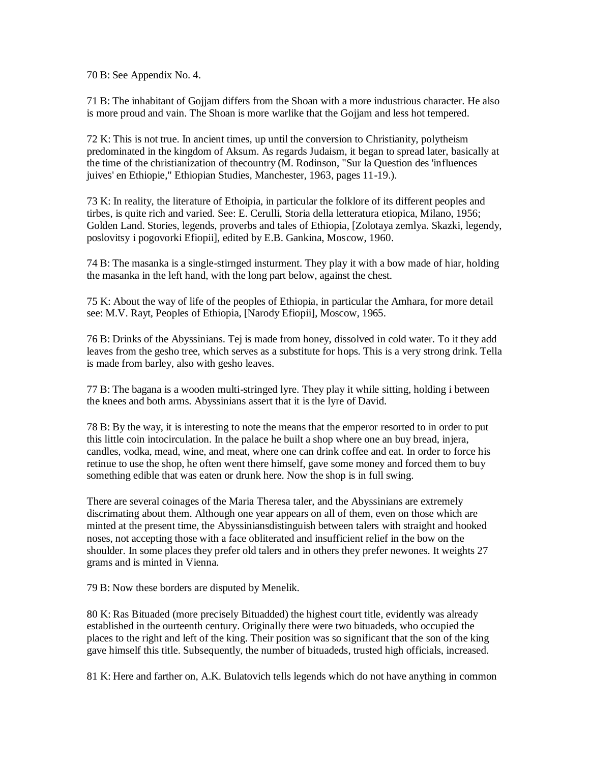70 B: See Appendix No. 4.

71 B: The inhabitant of Gojjam differs from the Shoan with a more industrious character. He also is more proud and vain. The Shoan is more warlike that the Gojjam and less hot tempered.

72 K: This is not true. In ancient times, up until the conversion to Christianity, polytheism predominated in the kingdom of Aksum. As regards Judaism, it began to spread later, basically at the time of the christianization of thecountry (M. Rodinson, "Sur la Question des 'influences juives' en Ethiopie," Ethiopian Studies, Manchester, 1963, pages 11-19.).

73 K: In reality, the literature of Ethoipia, in particular the folklore of its different peoples and tirbes, is quite rich and varied. See: E. Cerulli, Storia della letteratura etiopica, Milano, 1956; Golden Land. Stories, legends, proverbs and tales of Ethiopia, [Zolotaya zemlya. Skazki, legendy, poslovitsy i pogovorki Efiopii], edited by E.B. Gankina, Moscow, 1960.

74 B: The masanka is a single-stirnged insturment. They play it with a bow made of hiar, holding the masanka in the left hand, with the long part below, against the chest.

75 K: About the way of life of the peoples of Ethiopia, in particular the Amhara, for more detail see: M.V. Rayt, Peoples of Ethiopia, [Narody Efiopii], Moscow, 1965.

76 B: Drinks of the Abyssinians. Tej is made from honey, dissolved in cold water. To it they add leaves from the gesho tree, which serves as a substitute for hops. This is a very strong drink. Tella is made from barley, also with gesho leaves.

77 B: The bagana is a wooden multi-stringed lyre. They play it while sitting, holding i between the knees and both arms. Abyssinians assert that it is the lyre of David.

78 B: By the way, it is interesting to note the means that the emperor resorted to in order to put this little coin intocirculation. In the palace he built a shop where one an buy bread, injera, candles, vodka, mead, wine, and meat, where one can drink coffee and eat. In order to force his retinue to use the shop, he often went there himself, gave some money and forced them to buy something edible that was eaten or drunk here. Now the shop is in full swing.

There are several coinages of the Maria Theresa taler, and the Abyssinians are extremely discrimating about them. Although one year appears on all of them, even on those which are minted at the present time, the Abyssiniansdistinguish between talers with straight and hooked noses, not accepting those with a face obliterated and insufficient relief in the bow on the shoulder. In some places they prefer old talers and in others they prefer newones. It weights 27 grams and is minted in Vienna.

79 B: Now these borders are disputed by Menelik.

80 K: Ras Bituaded (more precisely Bituadded) the highest court title, evidently was already established in the ourteenth century. Originally there were two bituadeds, who occupied the places to the right and left of the king. Their position was so significant that the son of the king gave himself this title. Subsequently, the number of bituadeds, trusted high officials, increased.

81 K: Here and farther on, A.K. Bulatovich tells legends which do not have anything in common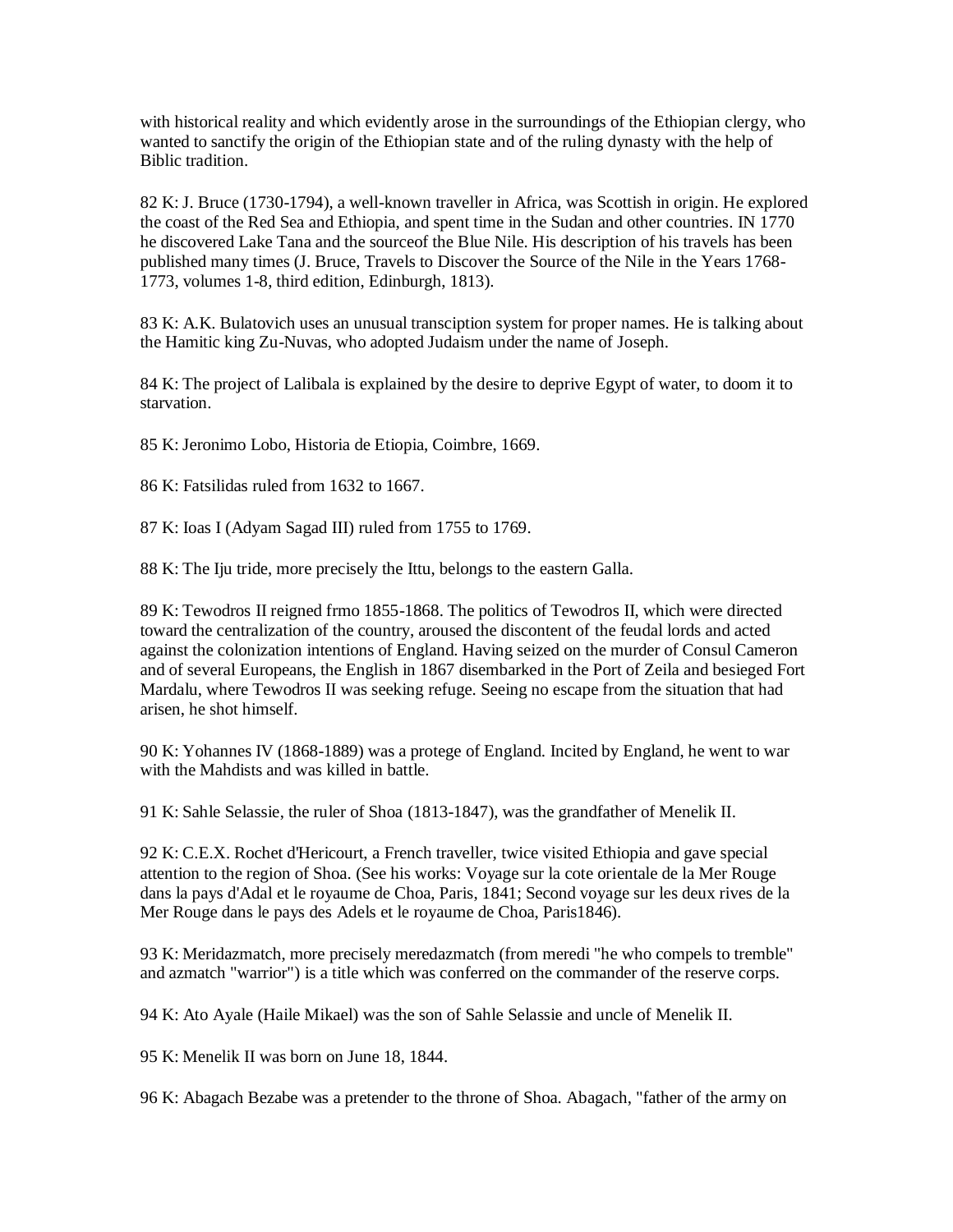with historical reality and which evidently arose in the surroundings of the Ethiopian clergy, who wanted to sanctify the origin of the Ethiopian state and of the ruling dynasty with the help of Biblic tradition.

82 K: J. Bruce (1730-1794), a well-known traveller in Africa, was Scottish in origin. He explored the coast of the Red Sea and Ethiopia, and spent time in the Sudan and other countries. IN 1770 he discovered Lake Tana and the sourceof the Blue Nile. His description of his travels has been published many times (J. Bruce, Travels to Discover the Source of the Nile in the Years 1768-1773, volumes 1-8, third edition, Edinburgh, 1813).

83 K: A.K. Bulatovich uses an unusual transciption system for proper names. He is talking about the Hamitic king Zu-Nuvas, who adopted Judaism under the name of Joseph.

84 K: The project of Lalibala is explained by the desire to deprive Egypt of water, to doom it to starvation.

85 K: Jeronimo Lobo, Historia de Etiopia, Coimbre, 1669.

86 K: Fatsilidas ruled from 1632 to 1667.

87 K: Ioas I (Adyam Sagad III) ruled from 1755 to 1769.

88 K: The Iju tride, more precisely the Ittu, belongs to the eastern Galla.

89 K: Tewodros II reigned frmo 1855-1868. The politics of Tewodros II, which were directed toward the centralization of the country, aroused the discontent of the feudal lords and acted against the colonization intentions of England. Having seized on the murder of Consul Cameron and of several Europeans, the English in 1867 disembarked in the Port of Zeila and besieged Fort Mardalu, where Tewodros II was seeking refuge. Seeing no escape from the situation that had arisen, he shot himself.

90 K: Yohannes IV (1868-1889) was a protege of England. Incited by England, he went to war with the Mahdists and was killed in battle.

91 K: Sahle Selassie, the ruler of Shoa (1813-1847), was the grandfather of Menelik II.

92 K: C.E.X. Rochet d'Hericourt, a French traveller, twice visited Ethiopia and gave special attention to the region of Shoa. (See his works: Voyage sur la cote orientale de la Mer Rouge dans la pays d'Adal et le royaume de Choa, Paris, 1841; Second voyage sur les deux rives de la Mer Rouge dans le pays des Adels et le royaume de Choa, Paris1846).

93 K: Meridazmatch, more precisely meredazmatch (from meredi "he who compels to tremble" and azmatch "warrior") is a title which was conferred on the commander of the reserve corps.

94 K: Ato Ayale (Haile Mikael) was the son of Sahle Selassie and uncle of Menelik II.

95 K: Menelik II was born on June 18, 1844.

96 K: Abagach Bezabe was a pretender to the throne of Shoa. Abagach, "father of the army on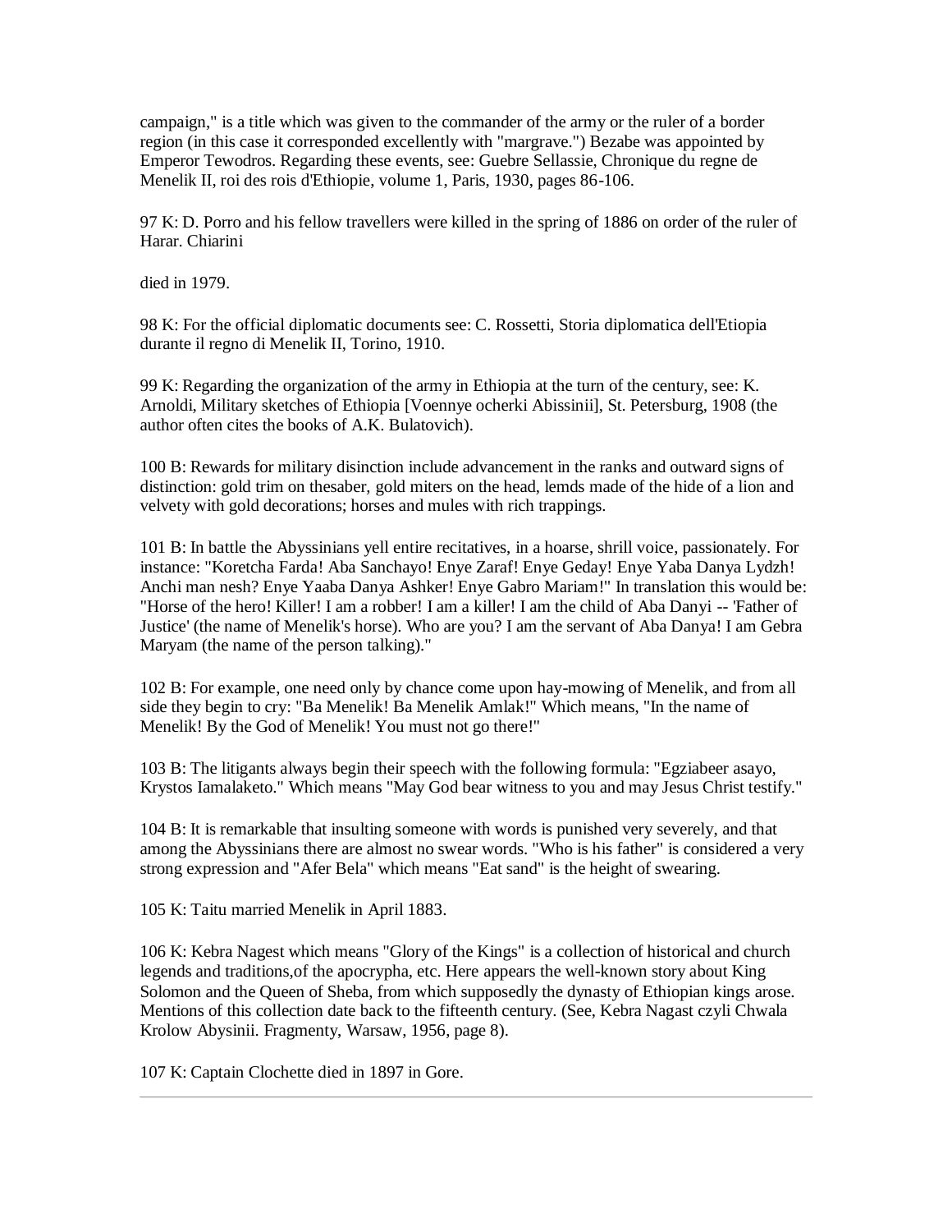campaign," is a title which was given to the commander of the army or the ruler of a border region (in this case it corresponded excellently with "margrave.") Bezabe was appointed by Emperor Tewodros. Regarding these events, see: Guebre Sellassie, Chronique du regne de Menelik II, roi des rois d'Ethiopie, volume 1, Paris, 1930, pages 86-106.

97 K: D. Porro and his fellow travellers were killed in the spring of 1886 on order of the ruler of Harar. Chiarini

died in 1979.

98 K: For the official diplomatic documents see: C. Rossetti, Storia diplomatica dell'Etiopia durante il regno di Menelik II, Torino, 1910.

99 K: Regarding the organization of the army in Ethiopia at the turn of the century, see: K. Arnoldi, Military sketches of Ethiopia [Voennye ocherki Abissinii], St. Petersburg, 1908 (the author often cites the books of A.K. Bulatovich).

100 B: Rewards for military disinction include advancement in the ranks and outward signs of distinction: gold trim on thesaber, gold miters on the head, lemds made of the hide of a lion and velvety with gold decorations; horses and mules with rich trappings.

101 B: In battle the Abyssinians yell entire recitatives, in a hoarse, shrill voice, passionately. For instance: "Koretcha Farda! Aba Sanchayo! Enye Zaraf! Enye Geday! Enye Yaba Danya Lydzh! Anchi man nesh? Enye Yaaba Danya Ashker! Enye Gabro Mariam!" In translation this would be: "Horse of the hero! Killer! I am a robber! I am a killer! I am the child of Aba Danyi -- 'Father of Justice' (the name of Menelik's horse). Who are you? I am the servant of Aba Danya! I am Gebra Maryam (the name of the person talking)."

102 B: For example, one need only by chance come upon hay-mowing of Menelik, and from all side they begin to cry: "Ba Menelik! Ba Menelik Amlak!" Which means, "In the name of Menelik! By the God of Menelik! You must not go there!"

103 B: The litigants always begin their speech with the following formula: "Egziabeer asayo, Krystos Iamalaketo." Which means "May God bear witness to you and may Jesus Christ testify."

104 B: It is remarkable that insulting someone with words is punished very severely, and that among the Abyssinians there are almost no swear words. "Who is his father" is considered a very strong expression and "Afer Bela" which means "Eat sand" is the height of swearing.

105 K: Taitu married Menelik in April 1883.

106 K: Kebra Nagest which means "Glory of the Kings" is a collection of historical and church legends and traditions,of the apocrypha, etc. Here appears the well-known story about King Solomon and the Queen of Sheba, from which supposedly the dynasty of Ethiopian kings arose. Mentions of this collection date back to the fifteenth century. (See, Kebra Nagast czyli Chwala Krolow Abysinii. Fragmenty, Warsaw, 1956, page 8).

107 K: Captain Clochette died in 1897 in Gore.

---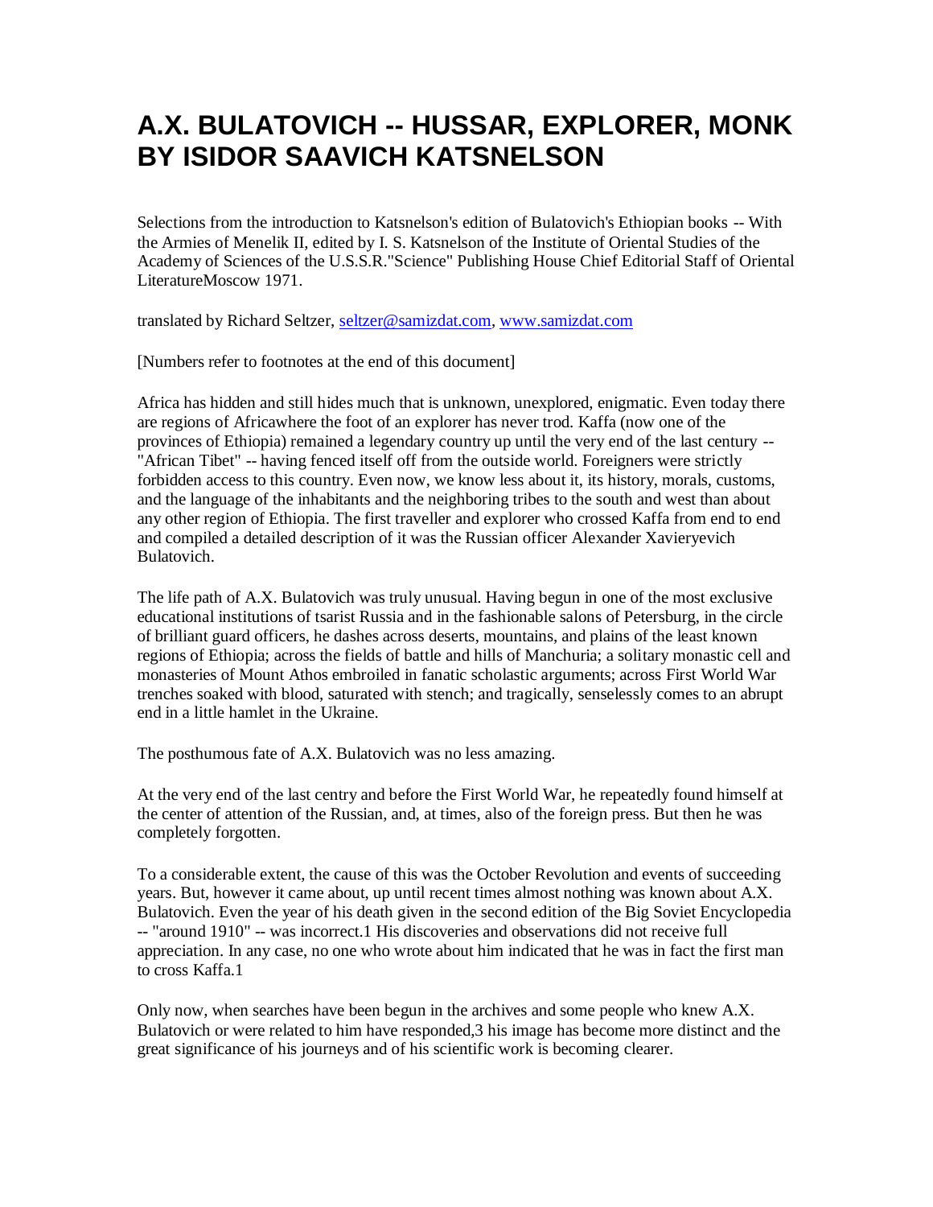# A.X. BULATOVICH -- HUSSAR, EXPLORER, MONK BY ISIDOR SAAVICH KATSNELSON

Selections from the introduction to Katsnelson's edition of Bulatovich's Ethiopian books -- With the Armies of Menelik II, edited by I. S. Katsnelson of the Institute of Oriental Studies of the Academy of Sciences of the U.S.S.R."Science" Publishing House Chief Editorial Staff of Oriental LiteratureMoscow 1971.

translated by Richard Seltzer, seltzer@samizdat.com, www.samizdat.com

[Numbers refer to footnotes at the end of this document]

Africa has hidden and still hides much that is unknown, unexplored, enigmatic. Even today there are regions of Africawhere the foot of an explorer has never trod. Kaffa (now one of the provinces of Ethiopia) remained a legendary country up until the very end of the last century -- "African Tibet" -- having fenced itself off from the outside world. Foreigners were strictly forbidden access to this country. Even now, we know less about it, its history, morals, customs, and the language of the inhabitants and the neighboring tribes to the south and west than about any other region of Ethiopia. The first traveller and explorer who crossed Kaffa from end to end and compiled a detailed description of it was the Russian officer Alexander Xavieryevich Bulatovich.

The life path of A.X. Bulatovich was truly unusual. Having begun in one of the most exclusive educational institutions of tsarist Russia and in the fashionable salons of Petersburg, in the circle of brilliant guard officers, he dashes across deserts, mountains, and plains of the least known regions of Ethiopia; across the fields of battle and hills of Manchuria; a solitary monastic cell and monasteries of Mount Athos embroiled in fanatic scholastic arguments; across First World War trenches soaked with blood, saturated with stench; and tragically, senselessly comes to an abrupt end in a little hamlet in the Ukraine.

The posthumous fate of A.X. Bulatovich was no less amazing.

At the very end of the last centry and before the First World War, he repeatedly found himself at the center of attention of the Russian, and, at times, also of the foreign press. But then he was completely forgotten.

To a considerable extent, the cause of this was the October Revolution and events of succeeding years. But, however it came about, up until recent times almost nothing was known about A.X. Bulatovich. Even the year of his death given in the second edition of the Big Soviet Encyclopedia -- "around 1910" -- was incorrect.1 His discoveries and observations did not receive full appreciation. In any case, no one who wrote about him indicated that he was in fact the first man to cross Kaffa.1

Only now, when searches have been begun in the archives and some people who knew A.X. Bulatovich or were related to him have responded,3 his image has become more distinct and the great significance of his journeys and of his scientific work is becoming clearer.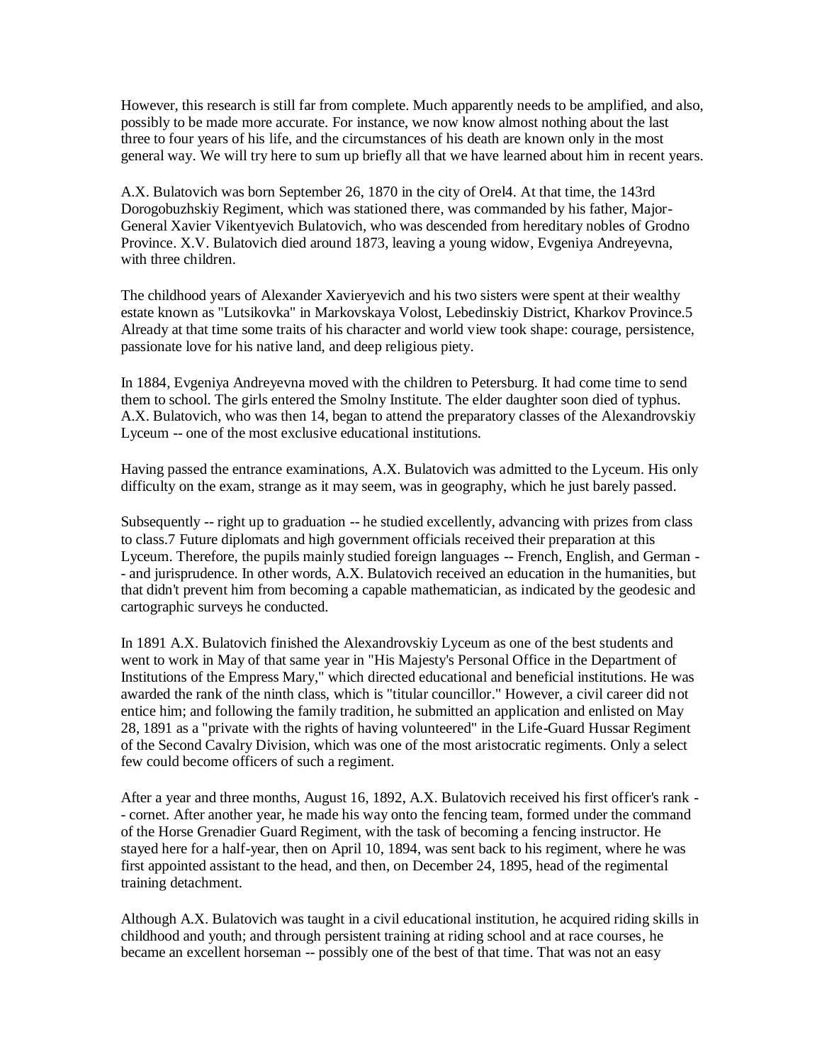However, this research is still far from complete. Much apparently needs to be amplified, and also, possibly to be made more accurate. For instance, we now know almost nothing about the last three to four years of his life, and the circumstances of his death are known only in the most general way. We will try here to sum up briefly all that we have learned about him in recent years.

A.X. Bulatovich was born September 26, 1870 in the city of Orel[4]. At that time, the 143rd Dorogobuzhskiy Regiment, which was stationed there, was commanded by his father, Major-General Xavier Vikentyevich Bulatovich, who was descended from hereditary nobles of Grodno Province. X.V. Bulatovich died around 1873, leaving a young widow, Evgeniya Andreyevna, with three children.

The childhood years of Alexander Xavieryevich and his two sisters were spent at their wealthy estate known as "Lutsikovka" in Markovskaya Volost, Lebedinskiy District, Kharkov Province.[5] Already at that time some traits of his character and world view took shape: courage, persistence, passionate love for his native land, and deep religious piety.

In 1884, Evgeniya Andreyevna moved with the children to Petersburg. It had come time to send them to school. The girls entered the Smolny Institute. The elder daughter soon died of typhus. A.X. Bulatovich, who was then 14, began to attend the preparatory classes of the Alexandrovskiy Lyceum -- one of the most exclusive educational institutions.

Having passed the entrance examinations, A.X. Bulatovich was admitted to the Lyceum. His only difficulty on the exam, strange as it may seem, was in geography, which he just barely passed.

Subsequently -- right up to graduation -- he studied excellently, advancing with prizes from class to class.[7] Future diplomats and high government officials received their preparation at this Lyceum. Therefore, the pupils mainly studied foreign languages -- French, English, and German -- and jurisprudence. In other words, A.X. Bulatovich received an education in the humanities, but that didn't prevent him from becoming a capable mathematician, as indicated by the geodesic and cartographic surveys he conducted.

In 1891 A.X. Bulatovich finished the Alexandrovskiy Lyceum as one of the best students and went to work in May of that same year in "His Majesty's Personal Office in the Department of Institutions of the Empress Mary," which directed educational and beneficial institutions. He was awarded the rank of the ninth class, which is "titular councillor." However, a civil career did not entice him; and following the family tradition, he submitted an application and enlisted on May 28, 1891 as a "private with the rights of having volunteered" in the Life-Guard Hussar Regiment of the Second Cavalry Division, which was one of the most aristocratic regiments. Only a select few could become officers of such a regiment.

After a year and three months, August 16, 1892, A.X. Bulatovich received his first officer's rank -- cornet. After another year, he made his way onto the fencing team, formed under the command of the Horse Grenadier Guard Regiment, with the task of becoming a fencing instructor. He stayed here for a half-year, then on April 10, 1894, was sent back to his regiment, where he was first appointed assistant to the head, and then, on December 24, 1895, head of the regimental training detachment.

Although A.X. Bulatovich was taught in a civil educational institution, he acquired riding skills in childhood and youth; and through persistent training at riding school and at race courses, he became an excellent horseman -- possibly one of the best of that time. That was not an easy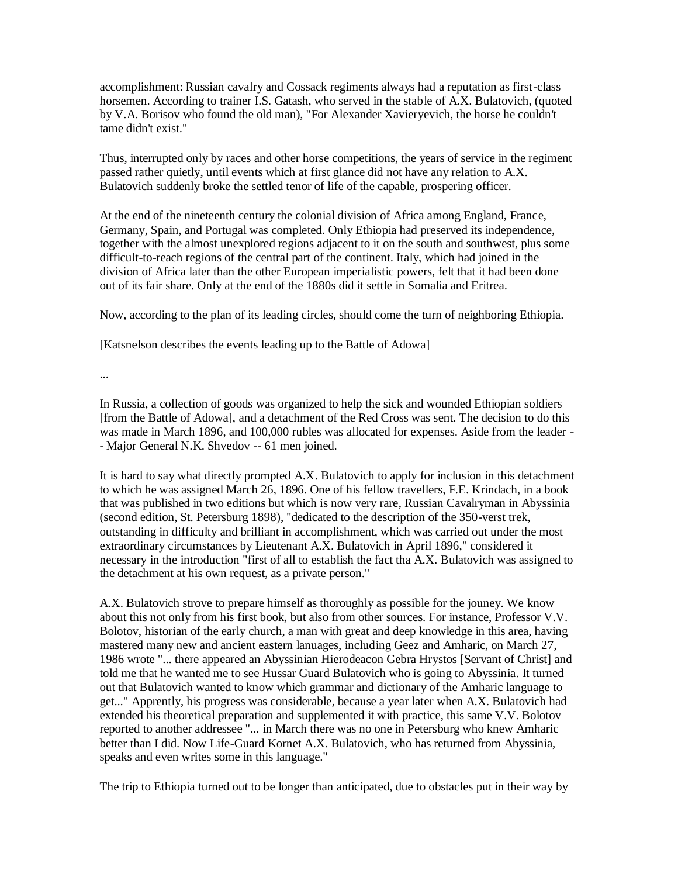accomplishment: Russian cavalry and Cossack regiments always had a reputation as first-class horsemen. According to trainer I.S. Gatash, who served in the stable of A.X. Bulatovich, (quoted by V.A. Borisov who found the old man), "For Alexander Xavieryevich, the horse he couldn't tame didn't exist."

Thus, interrupted only by races and other horse competitions, the years of service in the regiment passed rather quietly, until events which at first glance did not have any relation to A.X. Bulatovich suddenly broke the settled tenor of life of the capable, prospering officer.

At the end of the nineteenth century the colonial division of Africa among England, France, Germany, Spain, and Portugal was completed. Only Ethiopia had preserved its independence, together with the almost unexplored regions adjacent to it on the south and southwest, plus some difficult-to-reach regions of the central part of the continent. Italy, which had joined in the division of Africa later than the other European imperialistic powers, felt that it had been done out of its fair share. Only at the end of the 1880s did it settle in Somalia and Eritrea.

Now, according to the plan of its leading circles, should come the turn of neighboring Ethiopia.

[Katsnelson describes the events leading up to the Battle of Adowa]

...

In Russia, a collection of goods was organized to help the sick and wounded Ethiopian soldiers [from the Battle of Adowa], and a detachment of the Red Cross was sent. The decision to do this was made in March 1896, and 100,000 rubles was allocated for expenses. Aside from the leader -- Major General N.K. Shvedov -- 61 men joined.

It is hard to say what directly prompted A.X. Bulatovich to apply for inclusion in this detachment to which he was assigned March 26, 1896. One of his fellow travellers, F.E. Krindach, in a book that was published in two editions but which is now very rare, Russian Cavalryman in Abyssinia (second edition, St. Petersburg 1898), "dedicated to the description of the 350-verst trek, outstanding in difficulty and brilliant in accomplishment, which was carried out under the most extraordinary circumstances by Lieutenant A.X. Bulatovich in April 1896," considered it necessary in the introduction "first of all to establish the fact tha A.X. Bulatovich was assigned to the detachment at his own request, as a private person."

A.X. Bulatovich strove to prepare himself as thoroughly as possible for the jouney. We know about this not only from his first book, but also from other sources. For instance, Professor V.V. Bolotov, historian of the early church, a man with great and deep knowledge in this area, having mastered many new and ancient eastern lanuages, including Geez and Amharic, on March 27, 1986 wrote "... there appeared an Abyssinian Hierodeacon Gebra Hrystos [Servant of Christ] and told me that he wanted me to see Hussar Guard Bulatovich who is going to Abyssinia. It turned out that Bulatovich wanted to know which grammar and dictionary of the Amharic language to get..." Apparently, his progress was considerable, because a year later when A.X. Bulatovich had extended his theoretical preparation and supplemented it with practice, this same V.V. Bolotov reported to another addressee "... in March there was no one in Petersburg who knew Amharic better than I did. Now Life-Guard Kornet A.X. Bulatovich, who has returned from Abyssinia, speaks and even writes some in this language."

The trip to Ethiopia turned out to be longer than anticipated, due to obstacles put in their way by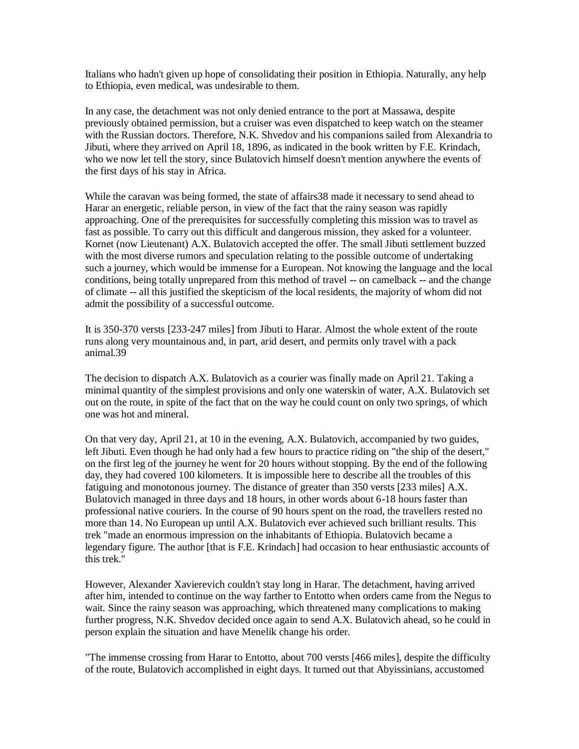Italians who hadn't given up hope of consolidating their position in Ethiopia. Naturally, any help to Ethiopia, even medical, was undesirable to them.

In any case, the detachment was not only denied entrance to the port at Massawa, despite previously obtained permission, but a cruiser was even dispatched to keep watch on the steamer with the Russian doctors. Therefore, N.K. Shvedov and his companions sailed from Alexandria to Jibuti, where they arrived on April 18, 1896, as indicated in the book written by F.E. Krindach, who we now let tell the story, since Bulatovich himself doesn't mention anywhere the events of the first days of his stay in Africa.

While the caravan was being formed, the state of affairs38 made it necessary to send ahead to Harar an energetic, reliable person, in view of the fact that the rainy season was rapidly approaching. One of the prerequisites for successfully completing this mission was to travel as fast as possible. To carry out this difficult and dangerous mission, they asked for a volunteer. Kornet (now Lieutenant) A.X. Bulatovich accepted the offer. The small Jibuti settlement buzzed with the most diverse rumors and speculation relating to the possible outcome of undertaking such a journey, which would be immense for a European. Not knowing the language and the local conditions, being totally unprepared from this method of travel -- on camelback -- and the change of climate -- all this justified the skepticism of the local residents, the majority of whom did not admit the possibility of a successful outcome.

It is 350-370 versts [233-247 miles] from Jibuti to Harar. Almost the whole extent of the route runs along very mountainous and, in part, arid desert, and permits only travel with a pack animal.39

The decision to dispatch A.X. Bulatovich as a courier was finally made on April 21. Taking a minimal quantity of the simplest provisions and only one waterskin of water, A.X. Bulatovich set out on the route, in spite of the fact that on the way he could count on only two springs, of which one was hot and mineral.

On that very day, April 21, at 10 in the evening, A.X. Bulatovich, accompanied by two guides, left Jibuti. Even though he had only had a few hours to practice riding on "the ship of the desert," on the first leg of the journey he went for 20 hours without stopping. By the end of the following day, they had covered 100 kilometers. It is impossible here to describe all the troubles of this fatiguing and monotonous journey. The distance of greater than 350 versts [233 miles] A.X. Bulatovich managed in three days and 18 hours, in other words about 6-18 hours faster than professional native couriers. In the course of 90 hours spent on the road, the travellers rested no more than 14. No European up until A.X. Bulatovich ever achieved such brilliant results. This trek "made an enormous impression on the inhabitants of Ethiopia. Bulatovich became a legendary figure. The author [that is F.E. Krindach] had occasion to hear enthusiastic accounts of this trek."

However, Alexander Xavierevich couldn't stay long in Harar. The detachment, having arrived after him, intended to continue on the way farther to Entotto when orders came from the Negus to wait. Since the rainy season was approaching, which threatened many complications to making further progress, N.K. Shvedov decided once again to send A.X. Bulatovich ahead, so he could in person explain the situation and have Menelik change his order.

"The immense crossing from Harar to Entotto, about 700 versts [466 miles], despite the difficulty of the route, Bulatovich accomplished in eight days. It turned out that Abyissinians, accustomed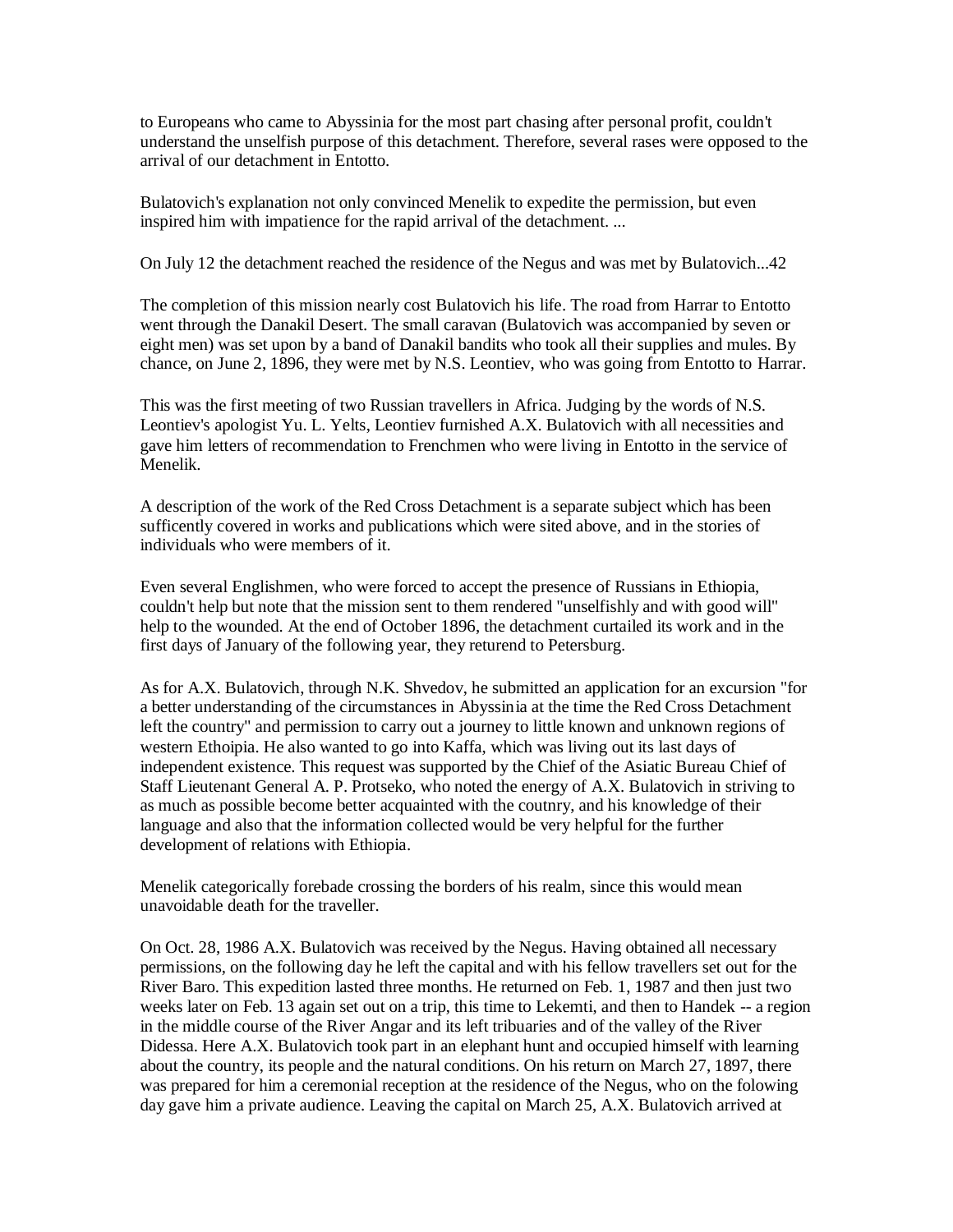to Europeans who came to Abyssinia for the most part chasing after personal profit, couldn't understand the unselfish purpose of this detachment. Therefore, several rases were opposed to the arrival of our detachment in Entotto.

Bulatovich's explanation not only convinced Menelik to expedite the permission, but even inspired him with impatience for the rapid arrival of the detachment. ...

On July 12 the detachment reached the residence of the Negus and was met by Bulatovich...42

The completion of this mission nearly cost Bulatovich his life. The road from Harrar to Entotto went through the Danakil Desert. The small caravan (Bulatovich was accompanied by seven or eight men) was set upon by a band of Danakil bandits who took all their supplies and mules. By chance, on June 2, 1896, they were met by N.S. Leontiev, who was going from Entotto to Harrar.

This was the first meeting of two Russian travellers in Africa. Judging by the words of N.S. Leontiev's apologist Yu. L. Yelts, Leontiev furnished A.X. Bulatovich with all necessities and gave him letters of recommendation to Frenchmen who were living in Entotto in the service of Menelik.

A description of the work of the Red Cross Detachment is a separate subject which has been sufficently covered in works and publications which were sited above, and in the stories of individuals who were members of it.

Even several Englishmen, who were forced to accept the presence of Russians in Ethiopia, couldn't help but note that the mission sent to them rendered "unselfishly and with good will" help to the wounded. At the end of October 1896, the detachment curtailed its work and in the first days of January of the following year, they returend to Petersburg.

As for A.X. Bulatovich, through N.K. Shvedov, he submitted an application for an excursion "for a better understanding of the circumstances in Abyssinia at the time the Red Cross Detachment left the country" and permission to carry out a journey to little known and unknown regions of western Ethoipia. He also wanted to go into Kaffa, which was living out its last days of independent existence. This request was supported by the Chief of the Asiatic Bureau Chief of Staff Lieutenant General A. P. Protseko, who noted the energy of A.X. Bulatovich in striving to as much as possible become better acquainted with the coutnry, and his knowledge of their language and also that the information collected would be very helpful for the further development of relations with Ethiopia.

Menelik categorically forebade crossing the borders of his realm, since this would mean unavoidable death for the traveller.

On Oct. 28, 1986 A.X. Bulatovich was received by the Negus. Having obtained all necessary permissions, on the following day he left the capital and with his fellow travellers set out for the River Baro. This expedition lasted three months. He returned on Feb. 1, 1987 and then just two weeks later on Feb. 13 again set out on a trip, this time to Lekemti, and then to Handek -- a region in the middle course of the River Angar and its left tribuaries and of the valley of the River Didessa. Here A.X. Bulatovich took part in an elephant hunt and occupied himself with learning about the country, its people and the natural conditions. On his return on March 27, 1897, there was prepared for him a ceremonial reception at the residence of the Negus, who on the folowing day gave him a private audience. Leaving the capital on March 25, A.X. Bulatovich arrived at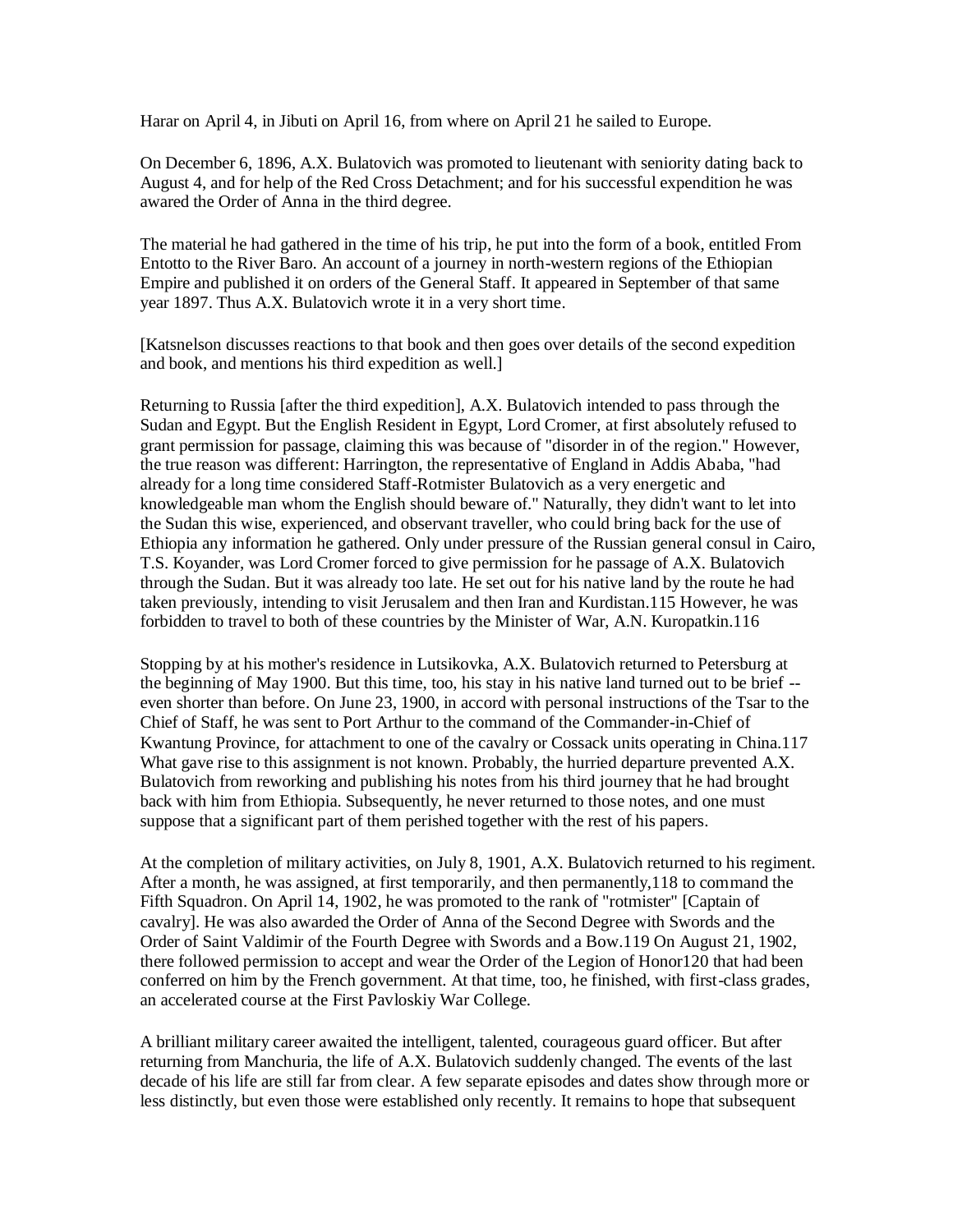Harar on April 4, in Jibuti on April 16, from where on April 21 he sailed to Europe.

On December 6, 1896, A.X. Bulatovich was promoted to lieutenant with seniority dating back to August 4, and for help of the Red Cross Detachment; and for his successful expendition he was awared the Order of Anna in the third degree.

The material he had gathered in the time of his trip, he put into the form of a book, entitled From Entotto to the River Baro. An account of a journey in north-western regions of the Ethiopian Empire and published it on orders of the General Staff. It appeared in September of that same year 1897. Thus A.X. Bulatovich wrote it in a very short time.

[Katsnelson discusses reactions to that book and then goes over details of the second expedition and book, and mentions his third expedition as well.]

Returning to Russia [after the third expedition], A.X. Bulatovich intended to pass through the Sudan and Egypt. But the English Resident in Egypt, Lord Cromer, at first absolutely refused to grant permission for passage, claiming this was because of "disorder in of the region." However, the true reason was different: Harrington, the representative of England in Addis Ababa, "had already for a long time considered Staff-Rotmister Bulatovich as a very energetic and knowledgeable man whom the English should beware of." Naturally, they didn't want to let into the Sudan this wise, experienced, and observant traveller, who could bring back for the use of Ethiopia any information he gathered. Only under pressure of the Russian general consul in Cairo, T.S. Koyander, was Lord Cromer forced to give permission for he passage of A.X. Bulatovich through the Sudan. But it was already too late. He set out for his native land by the route he had taken previously, intending to visit Jerusalem and then Iran and Kurdistan.115 However, he was forbidden to travel to both of these countries by the Minister of War, A.N. Kuropatkin.116

Stopping by at his mother's residence in Lutsikovka, A.X. Bulatovich returned to Petersburg at the beginning of May 1900. But this time, too, his stay in his native land turned out to be brief -- even shorter than before. On June 23, 1900, in accord with personal instructions of the Tsar to the Chief of Staff, he was sent to Port Arthur to the command of the Commander-in-Chief of Kwantung Province, for attachment to one of the cavalry or Cossack units operating in China.117 What gave rise to this assignment is not known. Probably, the hurried departure prevented A.X. Bulatovich from reworking and publishing his notes from his third journey that he had brought back with him from Ethiopia. Subsequently, he never returned to those notes, and one must suppose that a significant part of them perished together with the rest of his papers.

At the completion of military activities, on July 8, 1901, A.X. Bulatovich returned to his regiment. After a month, he was assigned, at first temporarily, and then permanently,118 to command the Fifth Squadron. On April 14, 1902, he was promoted to the rank of "rotmister" [Captain of cavalry]. He was also awarded the Order of Anna of the Second Degree with Swords and the Order of Saint Valdimir of the Fourth Degree with Swords and a Bow.119 On August 21, 1902, there followed permission to accept and wear the Order of the Legion of Honor120 that had been conferred on him by the French government. At that time, too, he finished, with first-class grades, an accelerated course at the First Pavloskiy War College.

A brilliant military career awaited the intelligent, talented, courageous guard officer. But after returning from Manchuria, the life of A.X. Bulatovich suddenly changed. The events of the last decade of his life are still far from clear. A few separate episodes and dates show through more or less distinctly, but even those were established only recently. It remains to hope that subsequent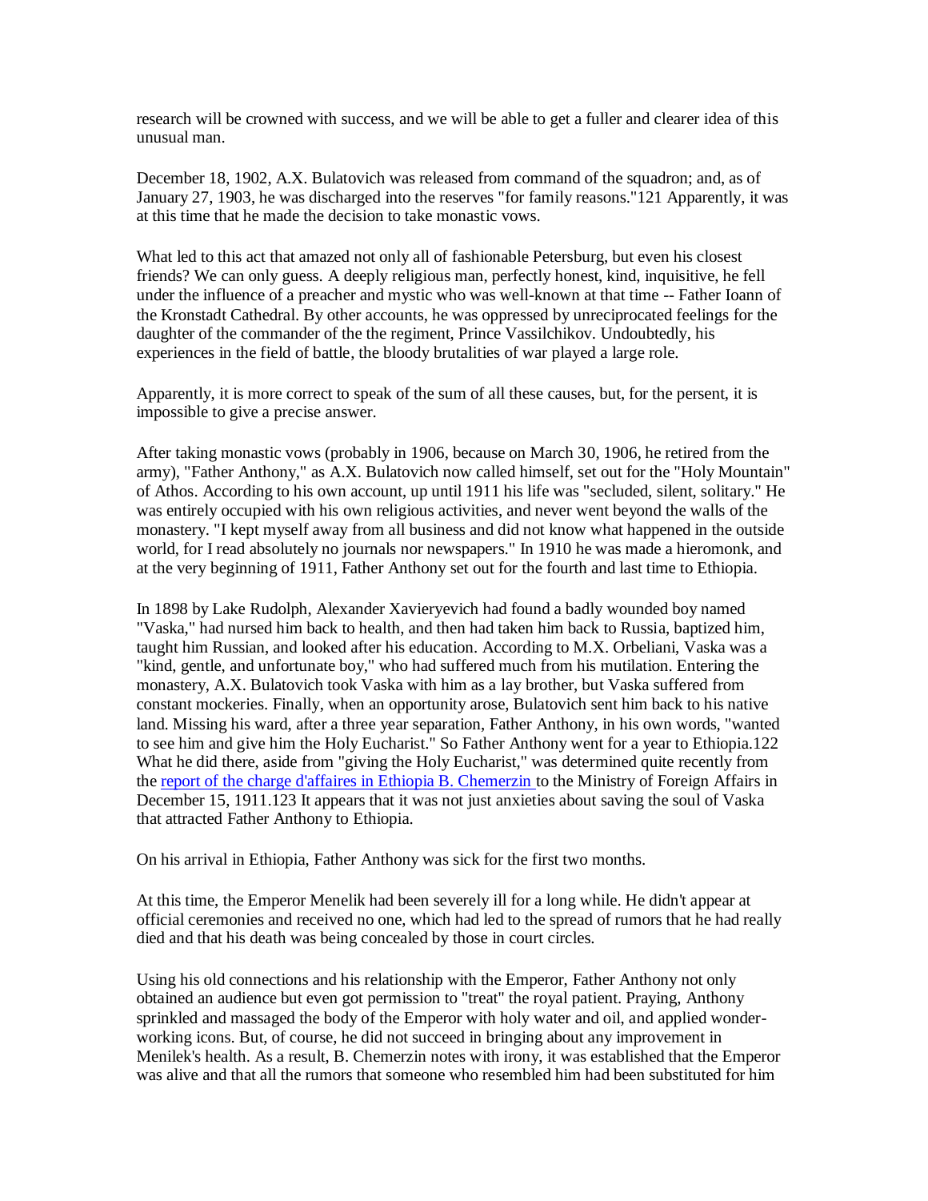research will be crowned with success, and we will be able to get a fuller and clearer idea of this unusual man.

December 18, 1902, A.X. Bulatovich was released from command of the squadron; and, as of January 27, 1903, he was discharged into the reserves "for family reasons."121 Apparently, it was at this time that he made the decision to take monastic vows.

What led to this act that amazed not only all of fashionable Petersburg, but even his closest friends? We can only guess. A deeply religious man, perfectly honest, kind, inquisitive, he fell under the influence of a preacher and mystic who was well-known at that time -- Father Ioann of the Kronstadt Cathedral. By other accounts, he was oppressed by unreciprocated feelings for the daughter of the commander of the the regiment, Prince Vassilchikov. Undoubtedly, his experiences in the field of battle, the bloody brutalities of war played a large role.

Apparently, it is more correct to speak of the sum of all these causes, but, for the persent, it is impossible to give a precise answer.

After taking monastic vows (probably in 1906, because on March 30, 1906, he retired from the army), "Father Anthony," as A.X. Bulatovich now called himself, set out for the "Holy Mountain" of Athos. According to his own account, up until 1911 his life was "secluded, silent, solitary." He was entirely occupied with his own religious activities, and never went beyond the walls of the monastery. "I kept myself away from all business and did not know what happened in the outside world, for I read absolutely no journals nor newspapers." In 1910 he was made a hieromonk, and at the very beginning of 1911, Father Anthony set out for the fourth and last time to Ethiopia.

In 1898 by Lake Rudolph, Alexander Xavieryevich had found a badly wounded boy named "Vaska," had nursed him back to health, and then had taken him back to Russia, baptized him, taught him Russian, and looked after his education. According to M.X. Orbeliani, Vaska was a "kind, gentle, and unfortunate boy," who had suffered much from his mutilation. Entering the monastery, A.X. Bulatovich took Vaska with him as a lay brother, but Vaska suffered from constant mockeries. Finally, when an opportunity arose, Bulatovich sent him back to his native land. Missing his ward, after a three year separation, Father Anthony, in his own words, "wanted to see him and give him the Holy Eucharist." So Father Anthony went for a year to Ethiopia.122 What he did there, aside from "giving the Holy Eucharist," was determined quite recently from the report of the charge d'affaires in Ethiopia B. Chemerzin to the Ministry of Foreign Affairs in December 15, 1911.123 It appears that it was not just anxieties about saving the soul of Vaska that attracted Father Anthony to Ethiopia.

On his arrival in Ethiopia, Father Anthony was sick for the first two months.

At this time, the Emperor Menelik had been severely ill for a long while. He didn't appear at official ceremonies and received no one, which had led to the spread of rumors that he had really died and that his death was being concealed by those in court circles.

Using his old connections and his relationship with the Emperor, Father Anthony not only obtained an audience but even got permission to "treat" the royal patient. Praying, Anthony sprinkled and massaged the body of the Emperor with holy water and oil, and applied wonder-working icons. But, of course, he did not succeed in bringing about any improvement in Menilek's health. As a result, B. Chemerzin notes with irony, it was established that the Emperor was alive and that all the rumors that someone who resembled him had been substituted for him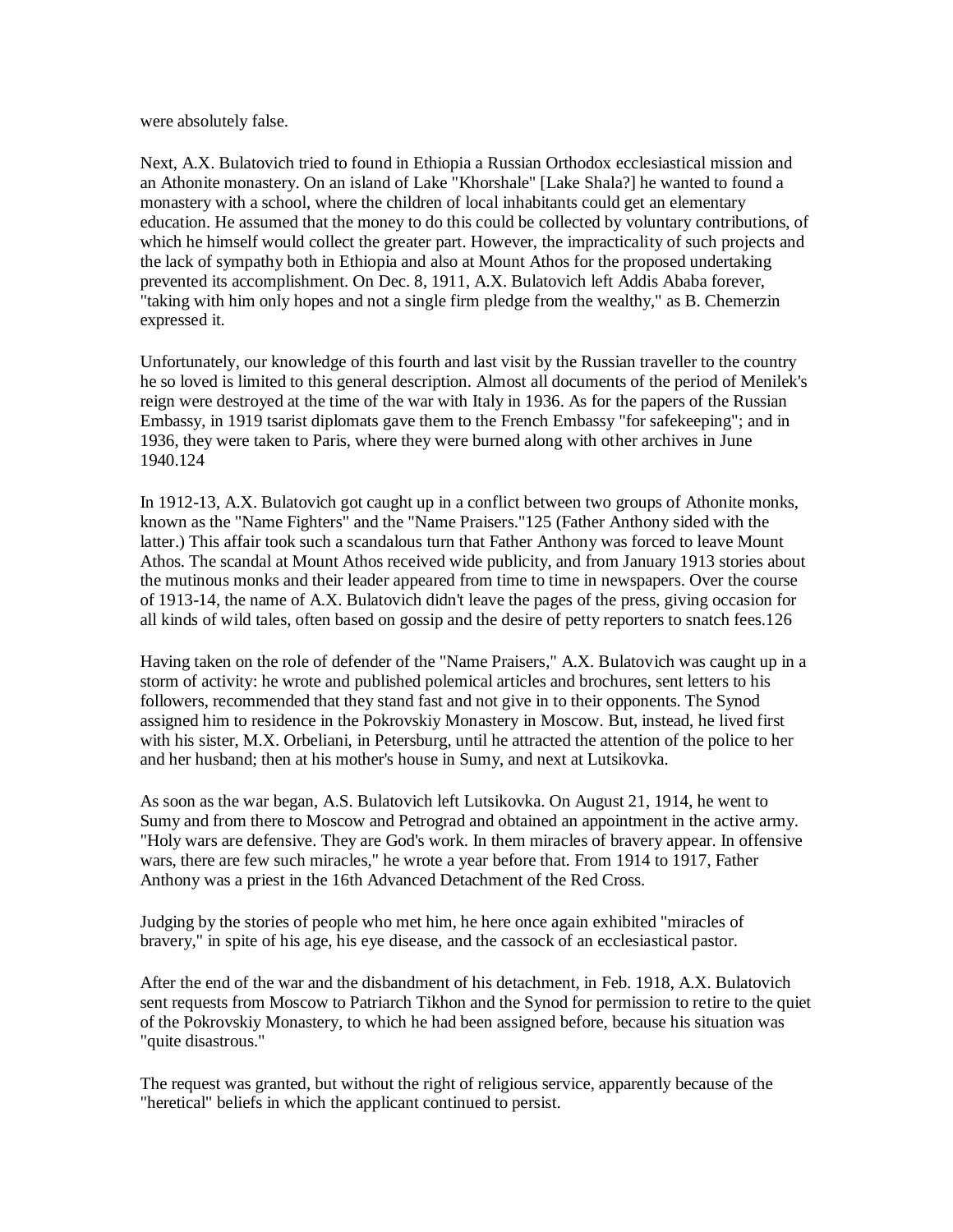were absolutely false.

Next, A.X. Bulatovich tried to found in Ethiopia a Russian Orthodox ecclesiastical mission and an Athonite monastery. On an island of Lake "Khorshale" [Lake Shala?] he wanted to found a monastery with a school, where the children of local inhabitants could get an elementary education. He assumed that the money to do this could be collected by voluntary contributions, of which he himself would collect the greater part. However, the impracticality of such projects and the lack of sympathy both in Ethiopia and also at Mount Athos for the proposed undertaking prevented its accomplishment. On Dec. 8, 1911, A.X. Bulatovich left Addis Ababa forever, "taking with him only hopes and not a single firm pledge from the wealthy," as B. Chemerzin expressed it.

Unfortunately, our knowledge of this fourth and last visit by the Russian traveller to the country he so loved is limited to this general description. Almost all documents of the period of Menilek's reign were destroyed at the time of the war with Italy in 1936. As for the papers of the Russian Embassy, in 1919 tsarist diplomats gave them to the French Embassy "for safekeeping"; and in 1936, they were taken to Paris, where they were burned along with other archives in June 1940.124

In 1912-13, A.X. Bulatovich got caught up in a conflict between two groups of Athonite monks, known as the "Name Fighters" and the "Name Praisers."125 (Father Anthony sided with the latter.) This affair took such a scandalous turn that Father Anthony was forced to leave Mount Athos. The scandal at Mount Athos received wide publicity, and from January 1913 stories about the mutinous monks and their leader appeared from time to time in newspapers. Over the course of 1913-14, the name of A.X. Bulatovich didn't leave the pages of the press, giving occasion for all kinds of wild tales, often based on gossip and the desire of petty reporters to snatch fees.126

Having taken on the role of defender of the "Name Praisers," A.X. Bulatovich was caught up in a storm of activity: he wrote and published polemical articles and brochures, sent letters to his followers, recommended that they stand fast and not give in to their opponents. The Synod assigned him to residence in the Pokrovskiy Monastery in Moscow. But, instead, he lived first with his sister, M.X. Orbeliani, in Petersburg, until he attracted the attention of the police to her and her husband; then at his mother's house in Sumy, and next at Lutsikovka.

As soon as the war began, A.S. Bulatovich left Lutsikovka. On August 21, 1914, he went to Sumy and from there to Moscow and Petrograd and obtained an appointment in the active army. "Holy wars are defensive. They are God's work. In them miracles of bravery appear. In offensive wars, there are few such miracles," he wrote a year before that. From 1914 to 1917, Father Anthony was a priest in the 16th Advanced Detachment of the Red Cross.

Judging by the stories of people who met him, he here once again exhibited "miracles of bravery," in spite of his age, his eye disease, and the cassock of an ecclesiastical pastor.

After the end of the war and the disbandment of his detachment, in Feb. 1918, A.X. Bulatovich sent requests from Moscow to Patriarch Tikhon and the Synod for permission to retire to the quiet of the Pokrovskiy Monastery, to which he had been assigned before, because his situation was "quite disastrous."

The request was granted, but without the right of religious service, apparently because of the "heretical" beliefs in which the applicant continued to persist.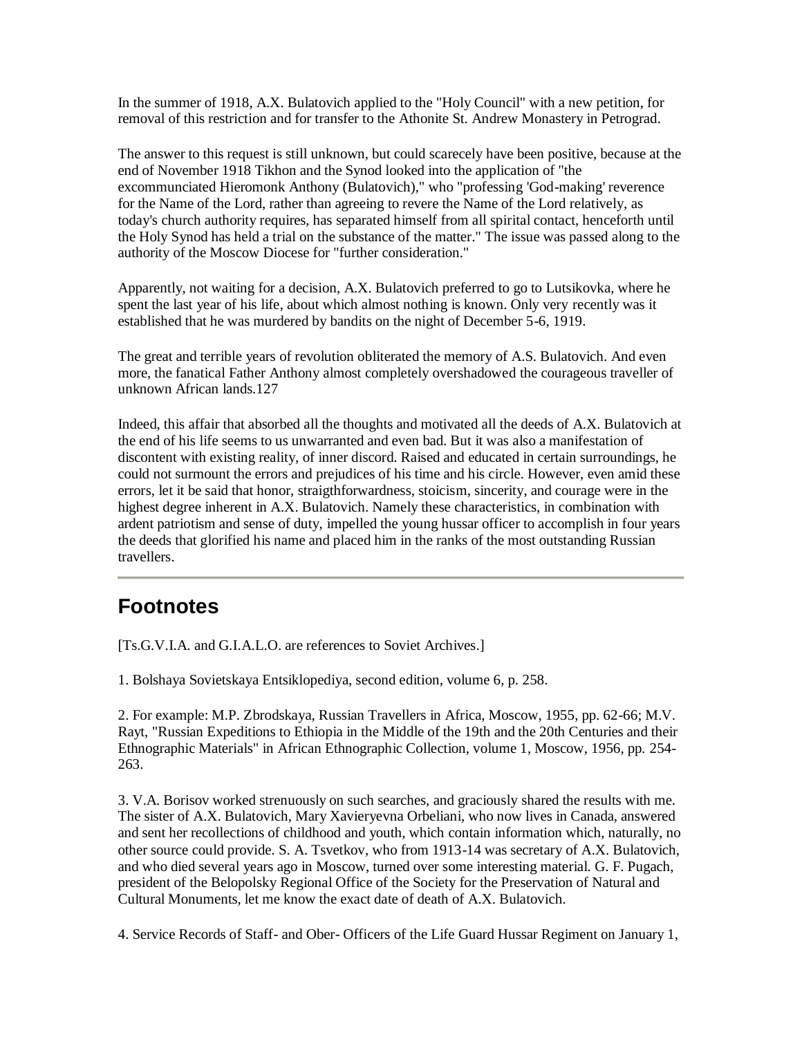In the summer of 1918, A.X. Bulatovich applied to the "Holy Council" with a new petition, for removal of this restriction and for transfer to the Athonite St. Andrew Monastery in Petrograd.

The answer to this request is still unknown, but could scarecely have been positive, because at the end of November 1918 Tikhon and the Synod looked into the application of "the excommunciated Hieromonk Anthony (Bulatovich)," who "professing 'God-making' reverence for the Name of the Lord, rather than agreeing to revere the Name of the Lord relatively, as today's church authority requires, has separated himself from all spirital contact, henceforth until the Holy Synod has held a trial on the substance of the matter." The issue was passed along to the authority of the Moscow Diocese for "further consideration."

Apparently, not waiting for a decision, A.X. Bulatovich preferred to go to Lutsikovka, where he spent the last year of his life, about which almost nothing is known. Only very recently was it established that he was murdered by bandits on the night of December 5-6, 1919.

The great and terrible years of revolution obliterated the memory of A.S. Bulatovich. And even more, the fanatical Father Anthony almost completely overshadowed the courageous traveller of unknown African lands.127

Indeed, this affair that absorbed all the thoughts and motivated all the deeds of A.X. Bulatovich at the end of his life seems to us unwarranted and even bad. But it was also a manifestation of discontent with existing reality, of inner discord. Raised and educated in certain surroundings, he could not surmount the errors and prejudices of his time and his circle. However, even amid these errors, let it be said that honor, straigthforwardness, stoicism, sincerity, and courage were in the highest degree inherent in A.X. Bulatovich. Namely these characteristics, in combination with ardent patriotism and sense of duty, impelled the young hussar officer to accomplish in four years the deeds that glorified his name and placed him in the ranks of the most outstanding Russian travellers.

---

## Footnotes

[Ts.G.V.I.A. and G.I.A.L.O. are references to Soviet Archives.]

1. Bolshaya Sovietskaya Entsiklopediya, second edition, volume 6, p. 258.

2. For example: M.P. Zbrodskaya, Russian Travellers in Africa, Moscow, 1955, pp. 62-66; M.V. Rayt, "Russian Expeditions to Ethiopia in the Middle of the 19th and the 20th Centuries and their Ethnographic Materials" in African Ethnographic Collection, volume 1, Moscow, 1956, pp. 254-263.

3. V.A. Borisov worked strenuously on such searches, and graciously shared the results with me. The sister of A.X. Bulatovich, Mary Xavieryevna Orbeliani, who now lives in Canada, answered and sent her recollections of childhood and youth, which contain information which, naturally, no other source could provide. S. A. Tsvetkov, who from 1913-14 was secretary of A.X. Bulatovich, and who died several years ago in Moscow, turned over some interesting material. G. F. Pugach, president of the Belopolsky Regional Office of the Society for the Preservation of Natural and Cultural Monuments, let me know the exact date of death of A.X. Bulatovich.

4. Service Records of Staff- and Ober- Officers of the Life Guard Hussar Regiment on January 1,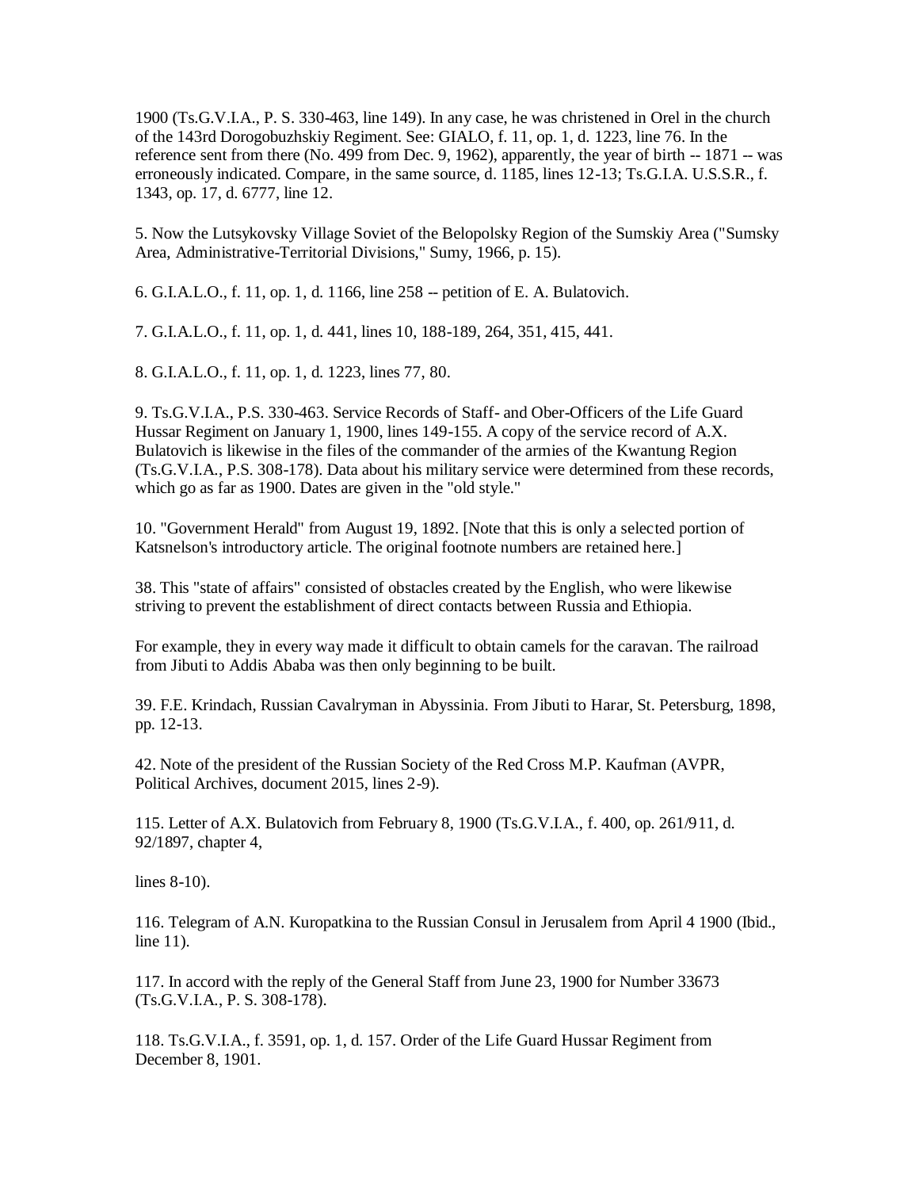1900 (Ts.G.V.I.A., P. S. 330-463, line 149). In any case, he was christened in Orel in the church of the 143rd Dorogobuzhskiy Regiment. See: GIALO, f. 11, op. 1, d. 1223, line 76. In the reference sent from there (No. 499 from Dec. 9, 1962), apparently, the year of birth -- 1871 -- was erroneously indicated. Compare, in the same source, d. 1185, lines 12-13; Ts.G.I.A. U.S.S.R., f. 1343, op. 17, d. 6777, line 12.

5. Now the Lutsykovsky Village Soviet of the Belopolsky Region of the Sumskiy Area ("Sumsky Area, Administrative-Territorial Divisions," Sumy, 1966, p. 15).

6. G.I.A.L.O., f. 11, op. 1, d. 1166, line 258 -- petition of E. A. Bulatovich.

7. G.I.A.L.O., f. 11, op. 1, d. 441, lines 10, 188-189, 264, 351, 415, 441.

8. G.I.A.L.O., f. 11, op. 1, d. 1223, lines 77, 80.

9. Ts.G.V.I.A., P.S. 330-463. Service Records of Staff- and Ober-Officers of the Life Guard Hussar Regiment on January 1, 1900, lines 149-155. A copy of the service record of A.X. Bulatovich is likewise in the files of the commander of the armies of the Kwantung Region (Ts.G.V.I.A., P.S. 308-178). Data about his military service were determined from these records, which go as far as 1900. Dates are given in the "old style."

10. "Government Herald" from August 19, 1892. [Note that this is only a selected portion of Katsnelson's introductory article. The original footnote numbers are retained here.]

38. This "state of affairs" consisted of obstacles created by the English, who were likewise striving to prevent the establishment of direct contacts between Russia and Ethiopia.

For example, they in every way made it difficult to obtain camels for the caravan. The railroad from Jibuti to Addis Ababa was then only beginning to be built.

39. F.E. Krindach, Russian Cavalryman in Abyssinia. From Jibuti to Harar, St. Petersburg, 1898, pp. 12-13.

42. Note of the president of the Russian Society of the Red Cross M.P. Kaufman (AVPR, Political Archives, document 2015, lines 2-9).

115. Letter of A.X. Bulatovich from February 8, 1900 (Ts.G.V.I.A., f. 400, op. 261/911, d. 92/1897, chapter 4,

lines 8-10).

116. Telegram of A.N. Kuropatkina to the Russian Consul in Jerusalem from April 4 1900 (Ibid., line 11).

117. In accord with the reply of the General Staff from June 23, 1900 for Number 33673 (Ts.G.V.I.A., P. S. 308-178).

118. Ts.G.V.I.A., f. 3591, op. 1, d. 157. Order of the Life Guard Hussar Regiment from December 8, 1901.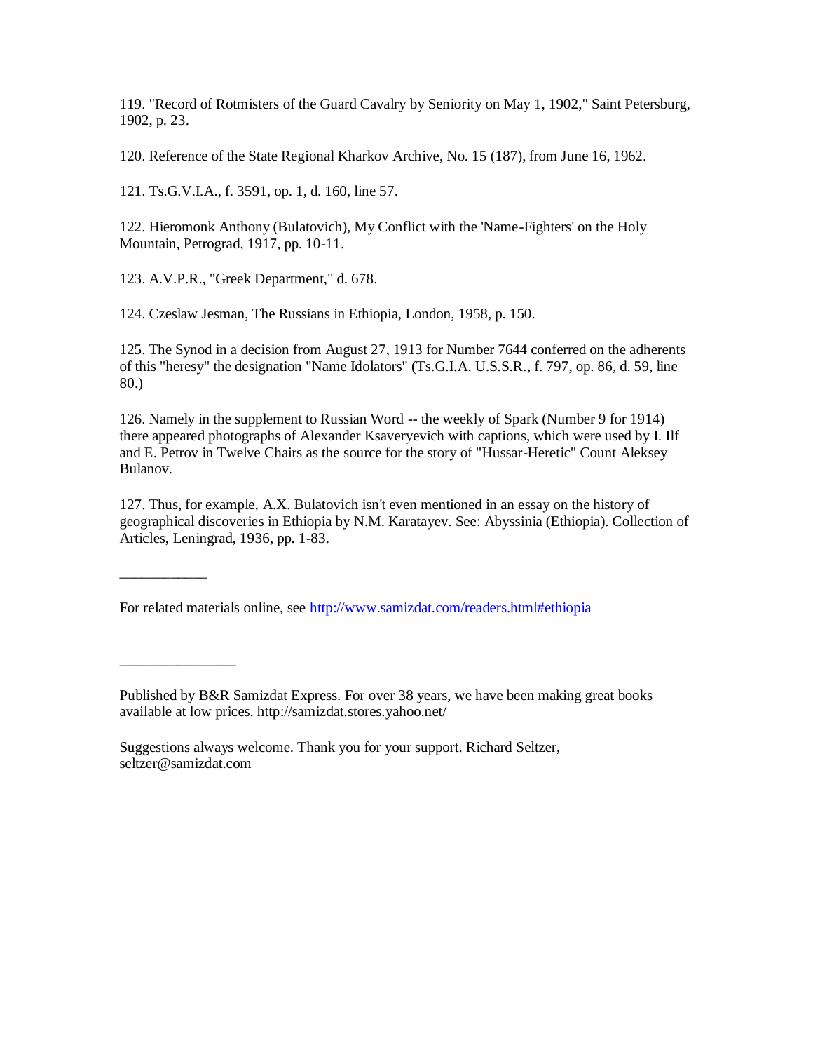119. "Record of Rotmisters of the Guard Cavalry by Seniority on May 1, 1902," Saint Petersburg, 1902, p. 23.

120. Reference of the State Regional Kharkov Archive, No. 15 (187), from June 16, 1962.

121. Ts.G.V.I.A., f. 3591, op. 1, d. 160, line 57.

122. Hieromonk Anthony (Bulatovich), My Conflict with the 'Name-Fighters' on the Holy Mountain, Petrograd, 1917, pp. 10-11.

123. A.V.P.R., "Greek Department," d. 678.

124. Czeslaw Jesman, The Russians in Ethiopia, London, 1958, p. 150.

125. The Synod in a decision from August 27, 1913 for Number 7644 conferred on the adherents of this "heresy" the designation "Name Idolators" (Ts.G.I.A. U.S.S.R., f. 797, op. 86, d. 59, line 80.)

126. Namely in the supplement to Russian Word -- the weekly of Spark (Number 9 for 1914) there appeared photographs of Alexander Ksaveryevich with captions, which were used by I. Ilf and E. Petrov in Twelve Chairs as the source for the story of "Hussar-Heretic" Count Aleksey Bulanov.

127. Thus, for example, A.X. Bulatovich isn't even mentioned in an essay on the history of geographical discoveries in Ethiopia by N.M. Karatayev. See: Abyssinia (Ethiopia). Collection of Articles, Leningrad, 1936, pp. 1-83.

---

For related materials online, see http://www.samizdat.com/readers.html#ethiopia

---

Published by B&R Samizdat Express. For over 38 years, we have been making great books available at low prices. http://samizdat.stores.yahoo.net/

Suggestions always welcome. Thank you for your support. Richard Seltzer, seltzer@samizdat.com